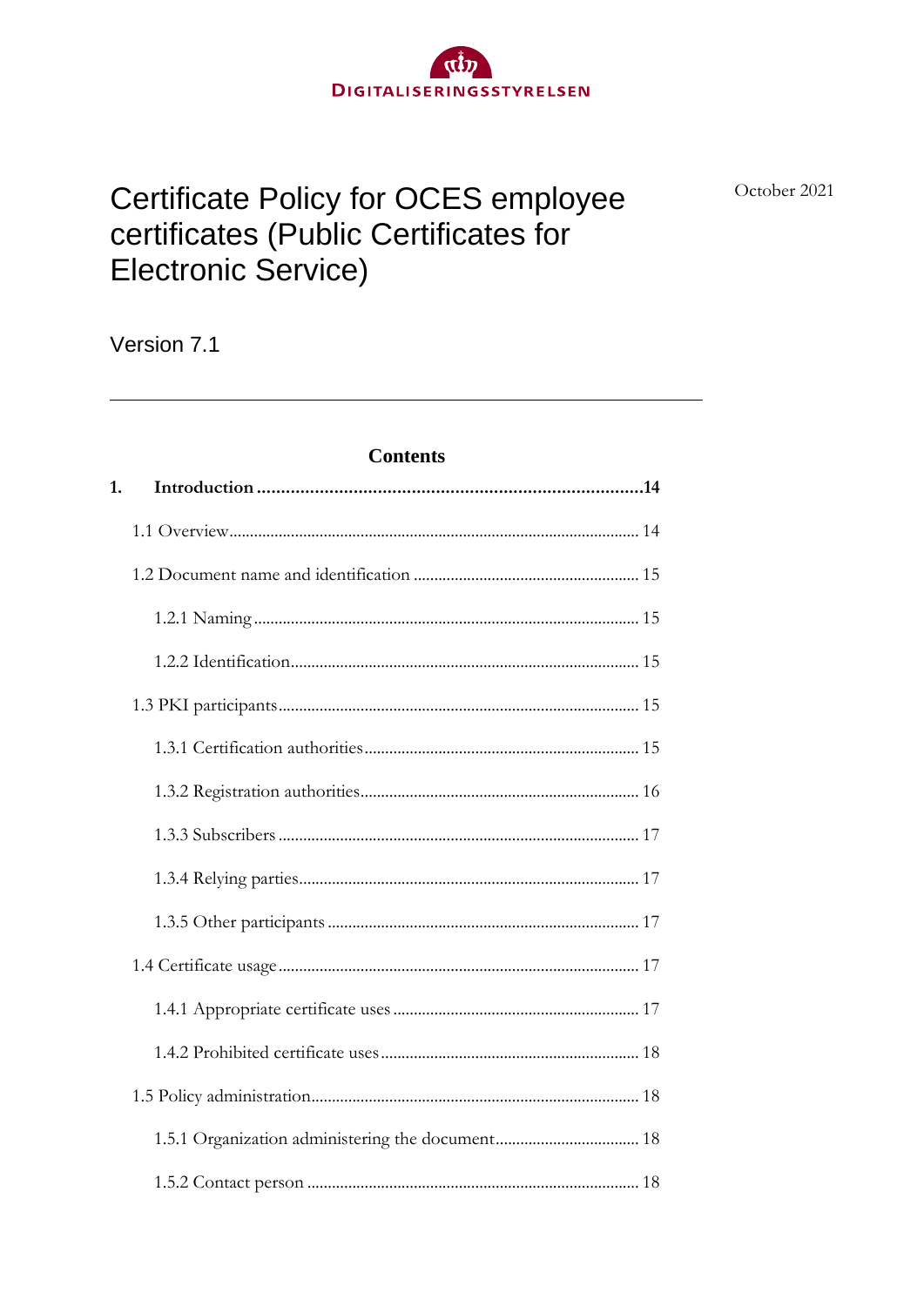DIGITALISERINGSSTYRELSEN

October 2021

# Certificate Policy for OCES employee certificates (Public Certificates for Electronic Service)

Version 7.1

---

**Contents**

**1. Introduction ......14**

1.1 Overview ...... 14

1.2 Document name and identification ...... 15

1.2.1 Naming ...... 15

1.2.2 Identification ...... 15

1.3 PKI participants ...... 15

1.3.1 Certification authorities ...... 15

1.3.2 Registration authorities ...... 16

1.3.3 Subscribers ...... 17

1.3.4 Relying parties ...... 17

1.3.5 Other participants ...... 17

1.4 Certificate usage ...... 17

1.4.1 Appropriate certificate uses ...... 17

1.4.2 Prohibited certificate uses ...... 18

1.5 Policy administration ...... 18

1.5.1 Organization administering the document ...... 18

1.5.2 Contact person ...... 18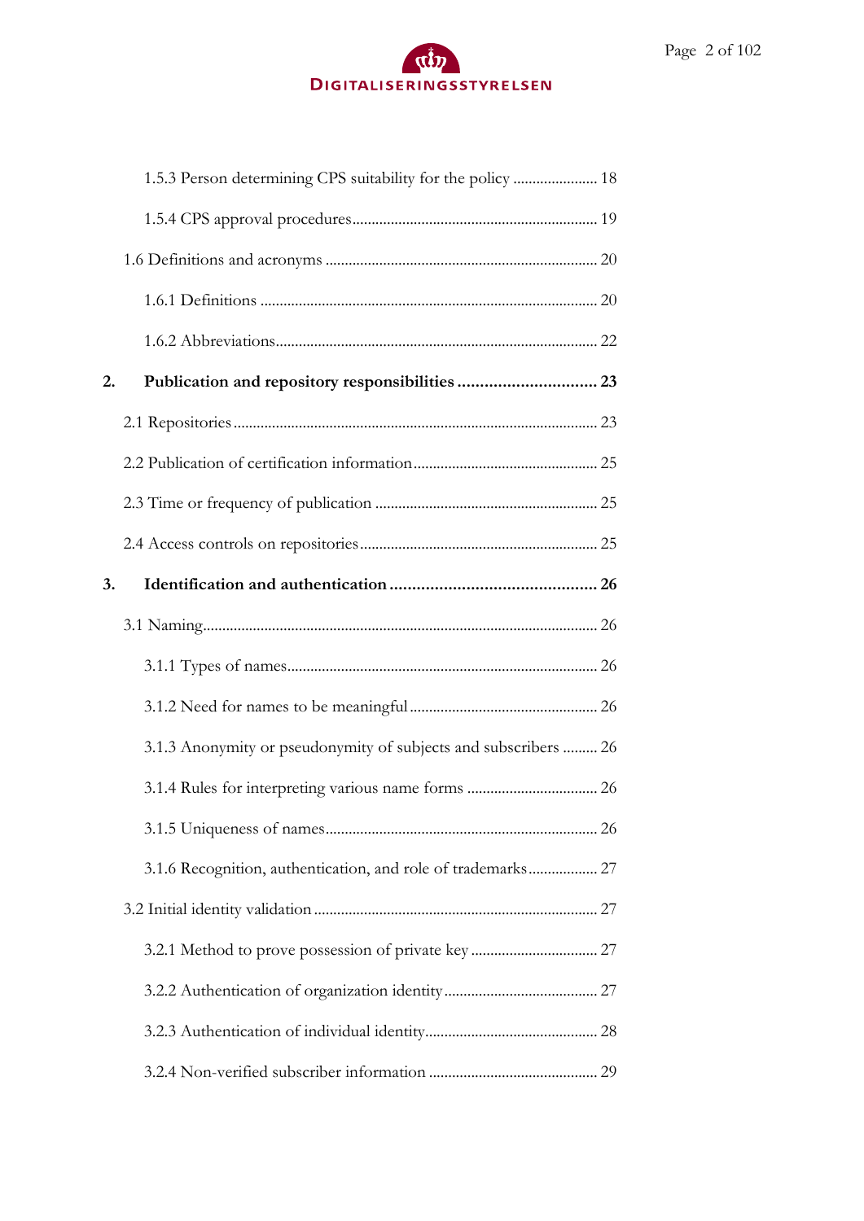1.5.3 Person determining CPS suitability for the policy ...................... 18

1.5.4 CPS approval procedures............................................................... 19

1.6 Definitions and acronyms ...................................................................... 20

1.6.1 Definitions ...................................................................................... 20

1.6.2 Abbreviations.................................................................................. 22

**2. Publication and repository responsibilities ............................... 23**

2.1 Repositories ............................................................................................ 23

2.2 Publication of certification information ............................................... 25

2.3 Time or frequency of publication ......................................................... 25

2.4 Access controls on repositories ............................................................. 25

**3. Identification and authentication .............................................. 26**

3.1 Naming..................................................................................................... 26

3.1.1 Types of names................................................................................ 26

3.1.2 Need for names to be meaningful ................................................ 26

3.1.3 Anonymity or pseudonymity of subjects and subscribers ......... 26

3.1.4 Rules for interpreting various name forms ................................. 26

3.1.5 Uniqueness of names...................................................................... 26

3.1.6 Recognition, authentication, and role of trademarks.................. 27

3.2 Initial identity validation ......................................................................... 27

3.2.1 Method to prove possession of private key ................................ 27

3.2.2 Authentication of organization identity ....................................... 27

3.2.3 Authentication of individual identity............................................ 28

3.2.4 Non-verified subscriber information ........................................... 29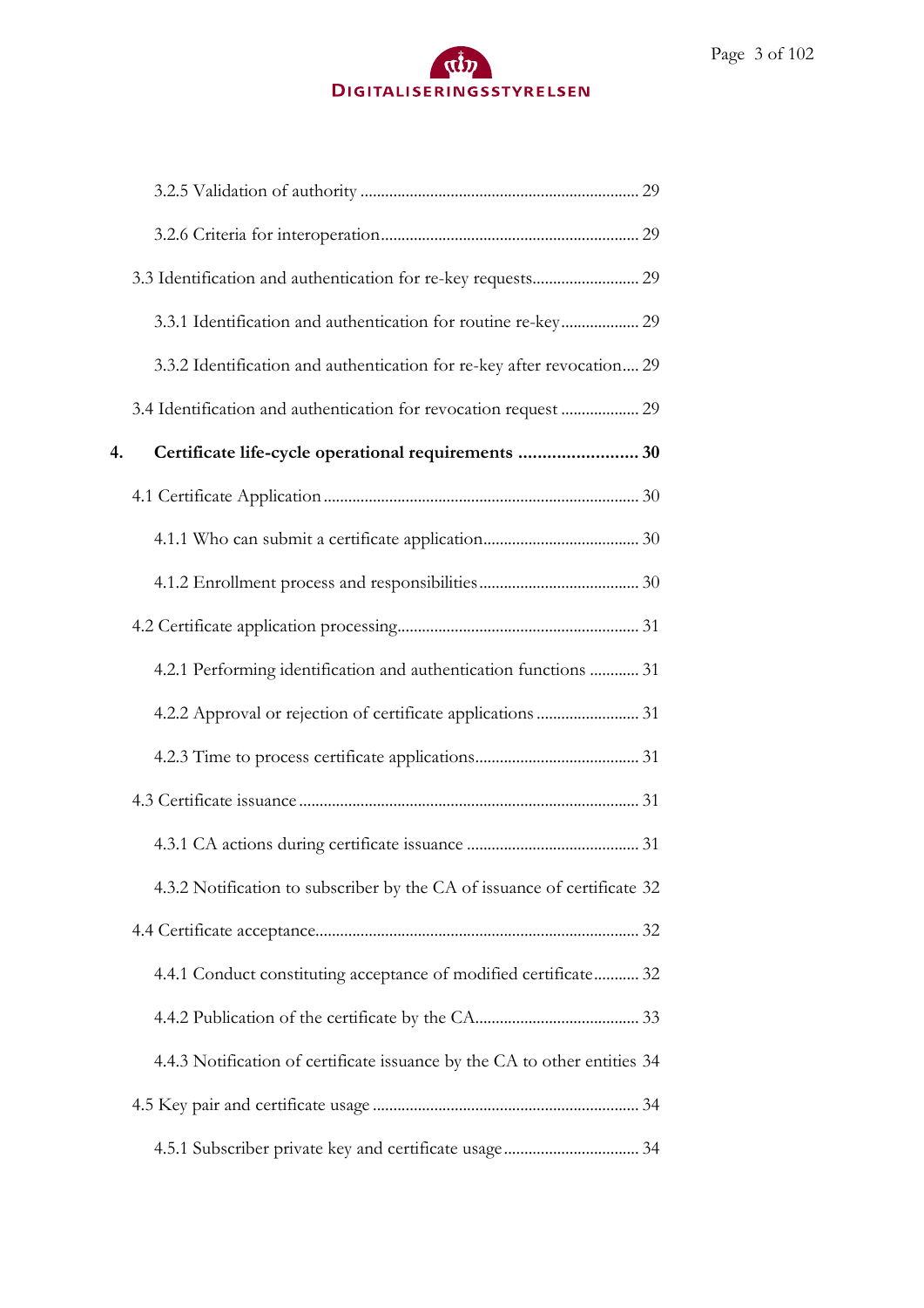3.2.5 Validation of authority ..................................................................... 29

3.2.6 Criteria for interoperation ............................................................... 29

3.3 Identification and authentication for re-key requests .......................... 29

3.3.1 Identification and authentication for routine re-key ................... 29

3.3.2 Identification and authentication for re-key after revocation .... 29

3.4 Identification and authentication for revocation request ................... 29

**4. Certificate life-cycle operational requirements ......................... 30**

4.1 Certificate Application ............................................................................. 30

4.1.1 Who can submit a certificate application ...................................... 30

4.1.2 Enrollment process and responsibilities ....................................... 30

4.2 Certificate application processing ........................................................... 31

4.2.1 Performing identification and authentication functions ............ 31

4.2.2 Approval or rejection of certificate applications ......................... 31

4.2.3 Time to process certificate applications ........................................ 31

4.3 Certificate issuance .................................................................................. 31

4.3.1 CA actions during certificate issuance .......................................... 31

4.3.2 Notification to subscriber by the CA of issuance of certificate 32

4.4 Certificate acceptance .............................................................................. 32

4.4.1 Conduct constituting acceptance of modified certificate ........... 32

4.4.2 Publication of the certificate by the CA ........................................ 33

4.4.3 Notification of certificate issuance by the CA to other entities 34

4.5 Key pair and certificate usage ................................................................. 34

4.5.1 Subscriber private key and certificate usage ................................. 34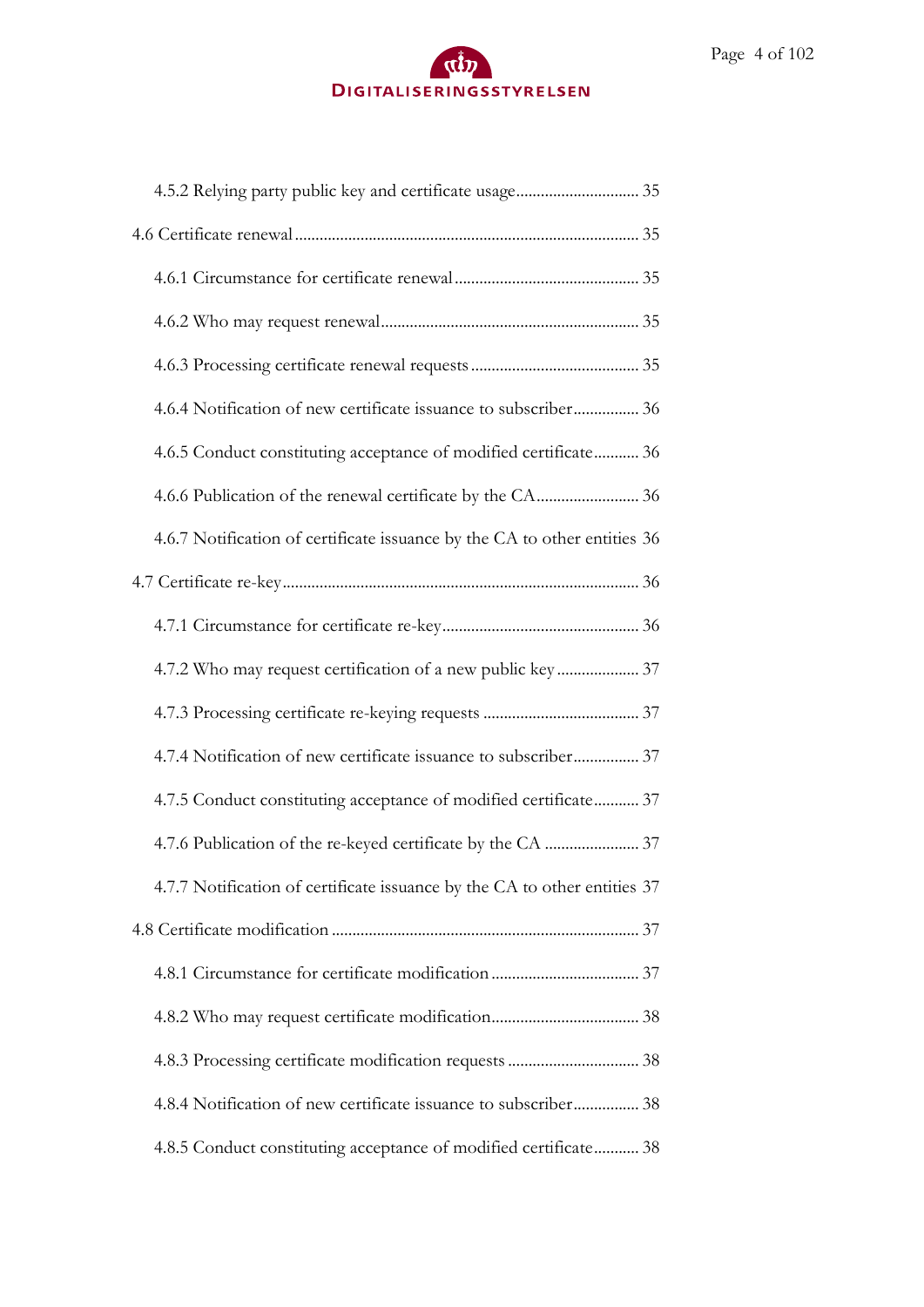4.5.2 Relying party public key and certificate usage .............................. 35

4.6 Certificate renewal .................................................................................. 35

4.6.1 Circumstance for certificate renewal ............................................. 35

4.6.2 Who may request renewal ............................................................... 35

4.6.3 Processing certificate renewal requests ......................................... 35

4.6.4 Notification of new certificate issuance to subscriber ................ 36

4.6.5 Conduct constituting acceptance of modified certificate ........... 36

4.6.6 Publication of the renewal certificate by the CA ......................... 36

4.6.7 Notification of certificate issuance by the CA to other entities 36

4.7 Certificate re-key ..................................................................................... 36

4.7.1 Circumstance for certificate re-key ................................................ 36

4.7.2 Who may request certification of a new public key .................... 37

4.7.3 Processing certificate re-keying requests ...................................... 37

4.7.4 Notification of new certificate issuance to subscriber ................ 37

4.7.5 Conduct constituting acceptance of modified certificate ........... 37

4.7.6 Publication of the re-keyed certificate by the CA ....................... 37

4.7.7 Notification of certificate issuance by the CA to other entities 37

4.8 Certificate modification .......................................................................... 37

4.8.1 Circumstance for certificate modification .................................... 37

4.8.2 Who may request certificate modification .................................... 38

4.8.3 Processing certificate modification requests ................................ 38

4.8.4 Notification of new certificate issuance to subscriber ................ 38

4.8.5 Conduct constituting acceptance of modified certificate ........... 38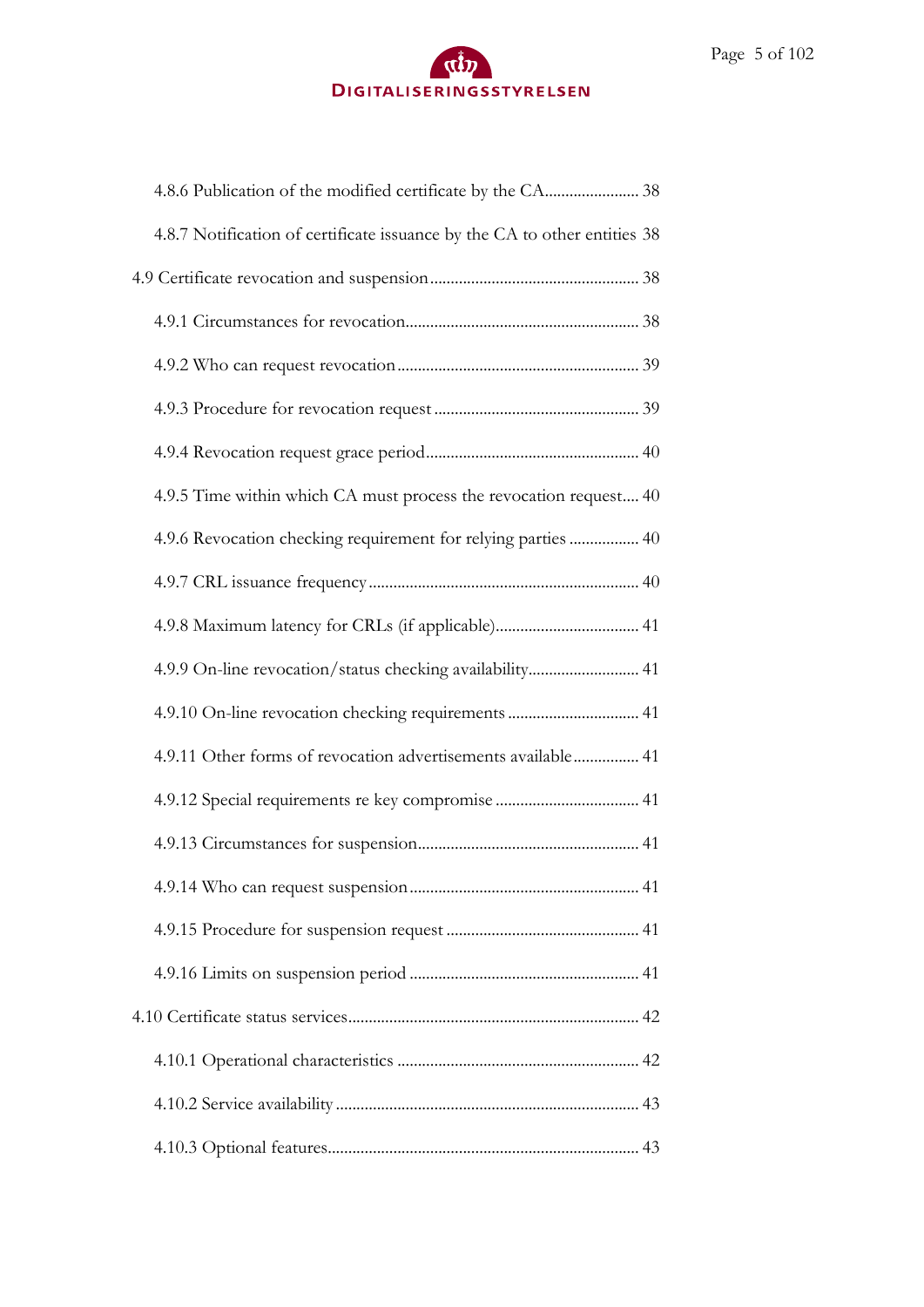4.8.6 Publication of the modified certificate by the CA....................... 38

4.8.7 Notification of certificate issuance by the CA to other entities 38

4.9 Certificate revocation and suspension.................................................. 38

4.9.1 Circumstances for revocation........................................................ 38

4.9.2 Who can request revocation.......................................................... 39

4.9.3 Procedure for revocation request................................................. 39

4.9.4 Revocation request grace period................................................... 40

4.9.5 Time within which CA must process the revocation request.... 40

4.9.6 Revocation checking requirement for relying parties ................ 40

4.9.7 CRL issuance frequency................................................................. 40

4.9.8 Maximum latency for CRLs (if applicable).................................. 41

4.9.9 On-line revocation/status checking availability.......................... 41

4.9.10 On-line revocation checking requirements ............................... 41

4.9.11 Other forms of revocation advertisements available................ 41

4.9.12 Special requirements re key compromise .................................. 41

4.9.13 Circumstances for suspension..................................................... 41

4.9.14 Who can request suspension....................................................... 41

4.9.15 Procedure for suspension request .............................................. 41

4.9.16 Limits on suspension period ....................................................... 41

4.10 Certificate status services...................................................................... 42

4.10.1 Operational characteristics .......................................................... 42

4.10.2 Service availability ........................................................................ 43

4.10.3 Optional features........................................................................... 43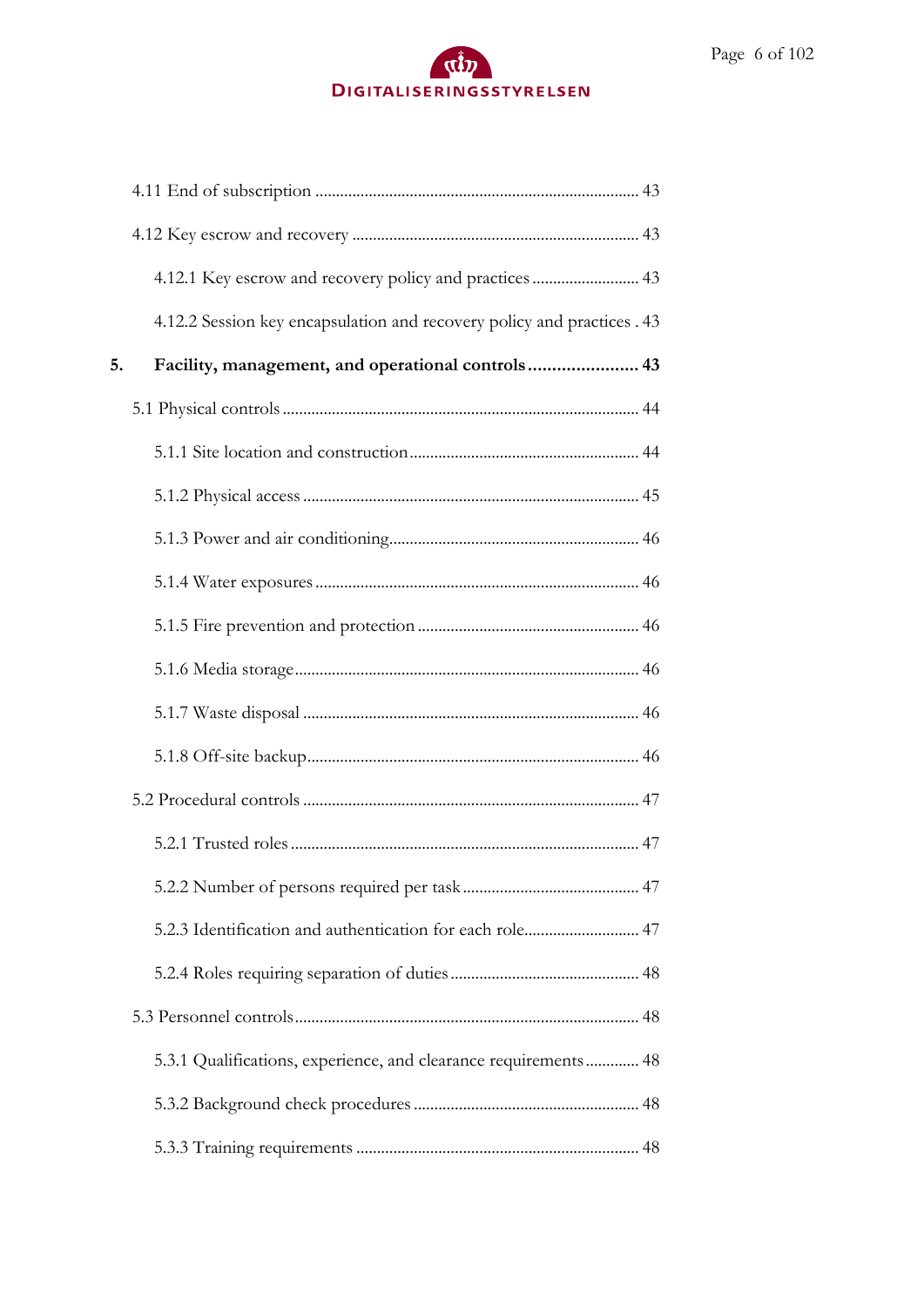4.11 End of subscription ............................................................................ 43

4.12 Key escrow and recovery ..................................................................... 43

4.12.1 Key escrow and recovery policy and practices ......................... 43

4.12.2 Session key encapsulation and recovery policy and practices . 43

**5. Facility, management, and operational controls ....................... 43**

5.1 Physical controls ...................................................................................... 44

5.1.1 Site location and construction ....................................................... 44

5.1.2 Physical access ................................................................................. 45

5.1.3 Power and air conditioning ............................................................ 46

5.1.4 Water exposures .............................................................................. 46

5.1.5 Fire prevention and protection ..................................................... 46

5.1.6 Media storage ................................................................................... 46

5.1.7 Waste disposal ................................................................................. 46

5.1.8 Off-site backup ................................................................................ 46

5.2 Procedural controls ................................................................................. 47

5.2.1 Trusted roles .................................................................................... 47

5.2.2 Number of persons required per task ........................................... 47

5.2.3 Identification and authentication for each role ........................... 47

5.2.4 Roles requiring separation of duties ............................................. 48

5.3 Personnel controls ................................................................................... 48

5.3.1 Qualifications, experience, and clearance requirements ............ 48

5.3.2 Background check procedures ...................................................... 48

5.3.3 Training requirements .................................................................... 48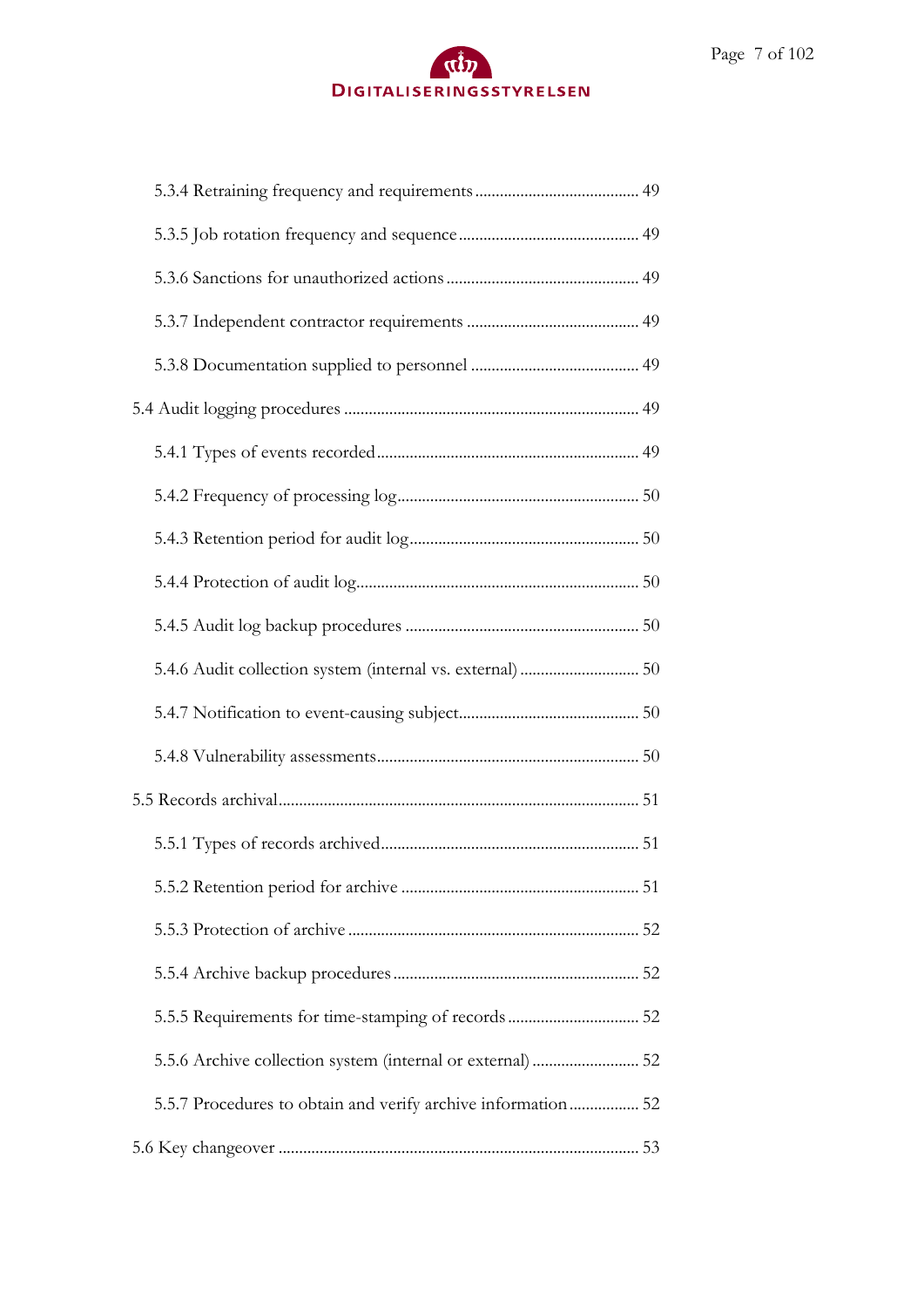5.3.4 Retraining frequency and requirements ........................................ 49

5.3.5 Job rotation frequency and sequence ............................................ 49

5.3.6 Sanctions for unauthorized actions ............................................... 49

5.3.7 Independent contractor requirements .......................................... 49

5.3.8 Documentation supplied to personnel ......................................... 49

5.4 Audit logging procedures ....................................................................... 49

5.4.1 Types of events recorded ............................................................... 49

5.4.2 Frequency of processing log .......................................................... 50

5.4.3 Retention period for audit log ....................................................... 50

5.4.4 Protection of audit log .................................................................... 50

5.4.5 Audit log backup procedures ........................................................ 50

5.4.6 Audit collection system (internal vs. external) ............................ 50

5.4.7 Notification to event-causing subject ........................................... 50

5.4.8 Vulnerability assessments .............................................................. 50

5.5 Records archival ....................................................................................... 51

5.5.1 Types of records archived .............................................................. 51

5.5.2 Retention period for archive ......................................................... 51

5.5.3 Protection of archive ...................................................................... 52

5.5.4 Archive backup procedures ........................................................... 52

5.5.5 Requirements for time-stamping of records ............................... 52

5.5.6 Archive collection system (internal or external) .......................... 52

5.5.7 Procedures to obtain and verify archive information ................. 52

5.6 Key changeover ....................................................................................... 53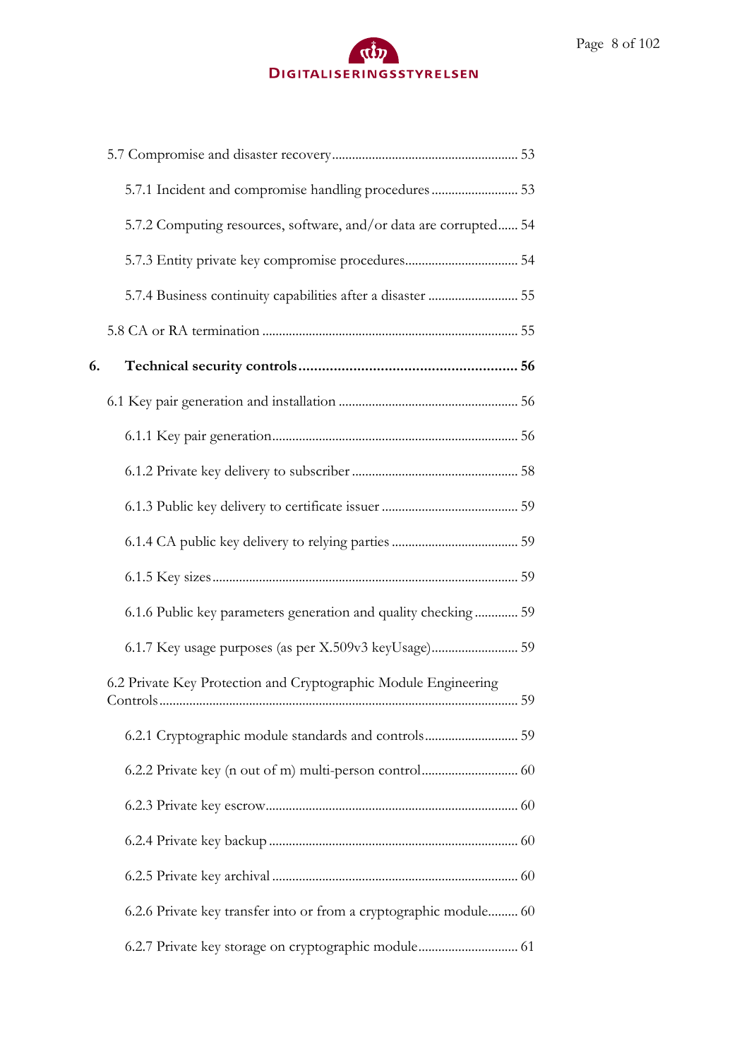5.7 Compromise and disaster recovery ........................................................ 53

5.7.1 Incident and compromise handling procedures .......................... 53

5.7.2 Computing resources, software, and/or data are corrupted...... 54

5.7.3 Entity private key compromise procedures.................................. 54

5.7.4 Business continuity capabilities after a disaster ........................... 55

5.8 CA or RA termination ............................................................................ 55

**6. Technical security controls ........................................................ 56**

6.1 Key pair generation and installation ..................................................... 56

6.1.1 Key pair generation......................................................................... 56

6.1.2 Private key delivery to subscriber ................................................. 58

6.1.3 Public key delivery to certificate issuer ......................................... 59

6.1.4 CA public key delivery to relying parties ...................................... 59

6.1.5 Key sizes........................................................................................... 59

6.1.6 Public key parameters generation and quality checking ............. 59

6.1.7 Key usage purposes (as per X.509v3 keyUsage).......................... 59

6.2 Private Key Protection and Cryptographic Module Engineering Controls............................................................................................................ 59

6.2.1 Cryptographic module standards and controls............................ 59

6.2.2 Private key (n out of m) multi-person control............................. 60

6.2.3 Private key escrow........................................................................... 60

6.2.4 Private key backup .......................................................................... 60

6.2.5 Private key archival ......................................................................... 60

6.2.6 Private key transfer into or from a cryptographic module......... 60

6.2.7 Private key storage on cryptographic module.............................. 61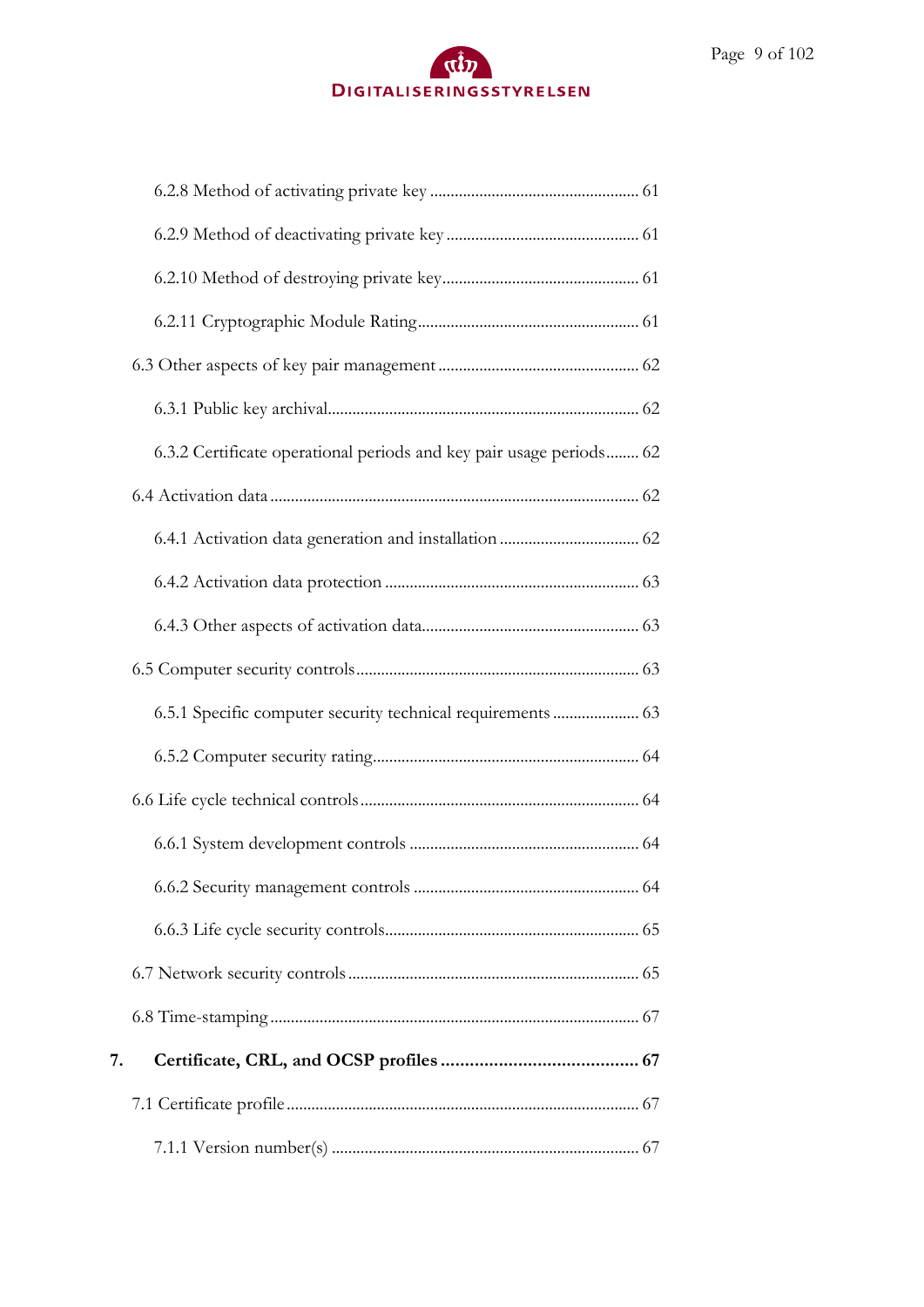6.2.8 Method of activating private key .................................................... 61

6.2.9 Method of deactivating private key ................................................ 61

6.2.10 Method of destroying private key.................................................. 61

6.2.11 Cryptographic Module Rating........................................................ 61

6.3 Other aspects of key pair management ................................................. 62

6.3.1 Public key archival.............................................................................. 62

6.3.2 Certificate operational periods and key pair usage periods........ 62

6.4 Activation data ............................................................................................ 62

6.4.1 Activation data generation and installation .................................. 62

6.4.2 Activation data protection ............................................................... 63

6.4.3 Other aspects of activation data...................................................... 63

6.5 Computer security controls...................................................................... 63

6.5.1 Specific computer security technical requirements ..................... 63

6.5.2 Computer security rating.................................................................. 64

6.6 Life cycle technical controls ..................................................................... 64

6.6.1 System development controls ......................................................... 64

6.6.2 Security management controls ....................................................... 64

6.6.3 Life cycle security controls............................................................... 65

6.7 Network security controls ........................................................................ 65

6.8 Time-stamping ............................................................................................ 67

**7. Certificate, CRL, and OCSP profiles ........................................... 67**

7.1 Certificate profile ....................................................................................... 67

7.1.1 Version number(s) ............................................................................ 67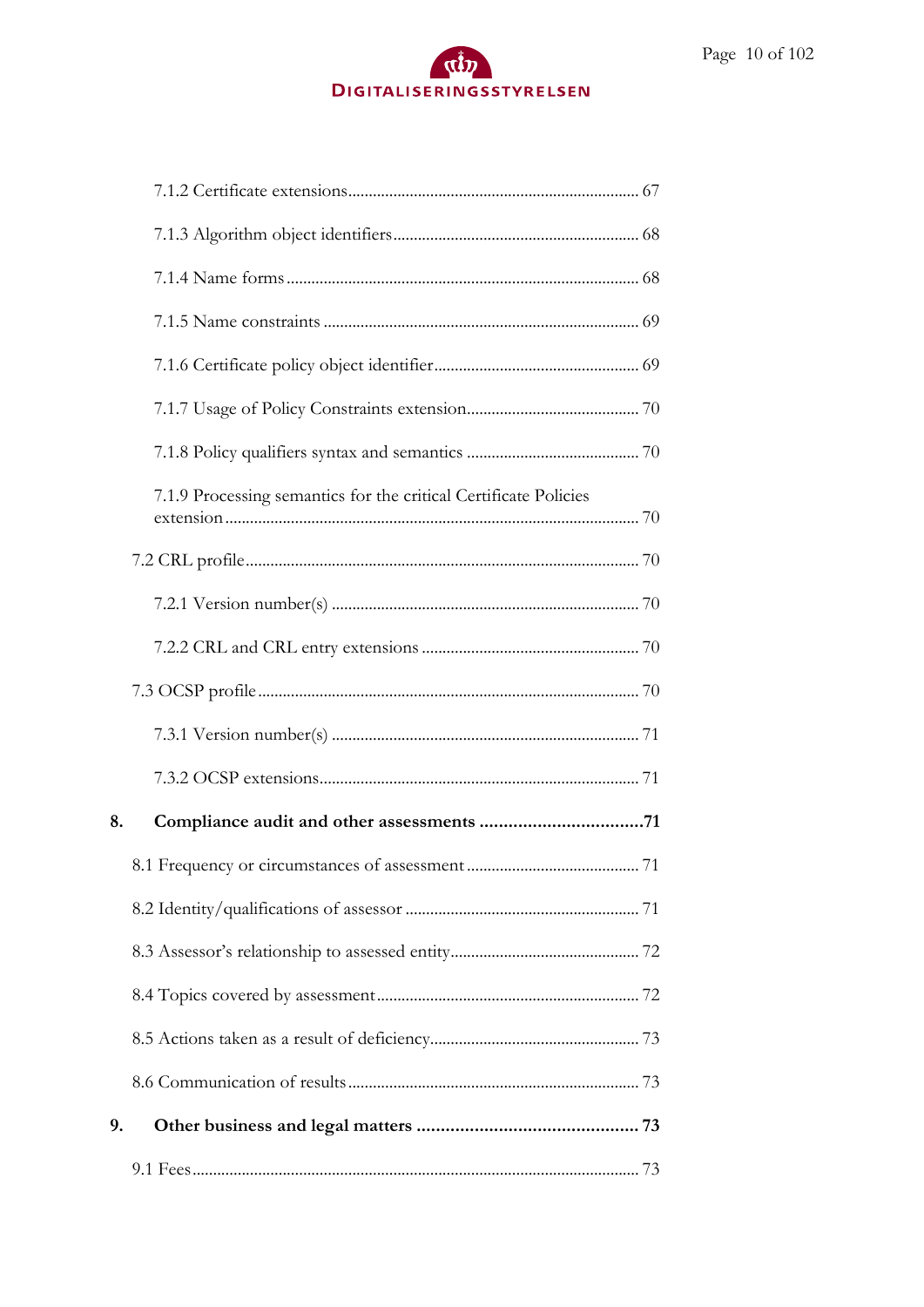7.1.2 Certificate extensions ........................................................................ 67

7.1.3 Algorithm object identifiers ................................................................ 68

7.1.4 Name forms ........................................................................................ 68

7.1.5 Name constraints ................................................................................ 69

7.1.6 Certificate policy object identifier ....................................................... 69

7.1.7 Usage of Policy Constraints extension ................................................ 70

7.1.8 Policy qualifiers syntax and semantics ................................................ 70

7.1.9 Processing semantics for the critical Certificate Policies extension ........................................................................................................ 70

7.2 CRL profile ................................................................................................. 70

7.2.1 Version number(s) ............................................................................... 70

7.2.2 CRL and CRL entry extensions ........................................................... 70

7.3 OCSP profile .............................................................................................. 70

7.3.1 Version number(s) ............................................................................... 71

7.3.2 OCSP extensions ................................................................................. 71

**8. Compliance audit and other assessments .................................... 71**

8.1 Frequency or circumstances of assessment ............................................... 71

8.2 Identity/qualifications of assessor ............................................................. 71

8.3 Assessor's relationship to assessed entity .................................................. 72

8.4 Topics covered by assessment ................................................................... 72

8.5 Actions taken as a result of deficiency ....................................................... 73

8.6 Communication of results .......................................................................... 73

**9. Other business and legal matters ................................................ 73**

9.1 Fees ............................................................................................................ 73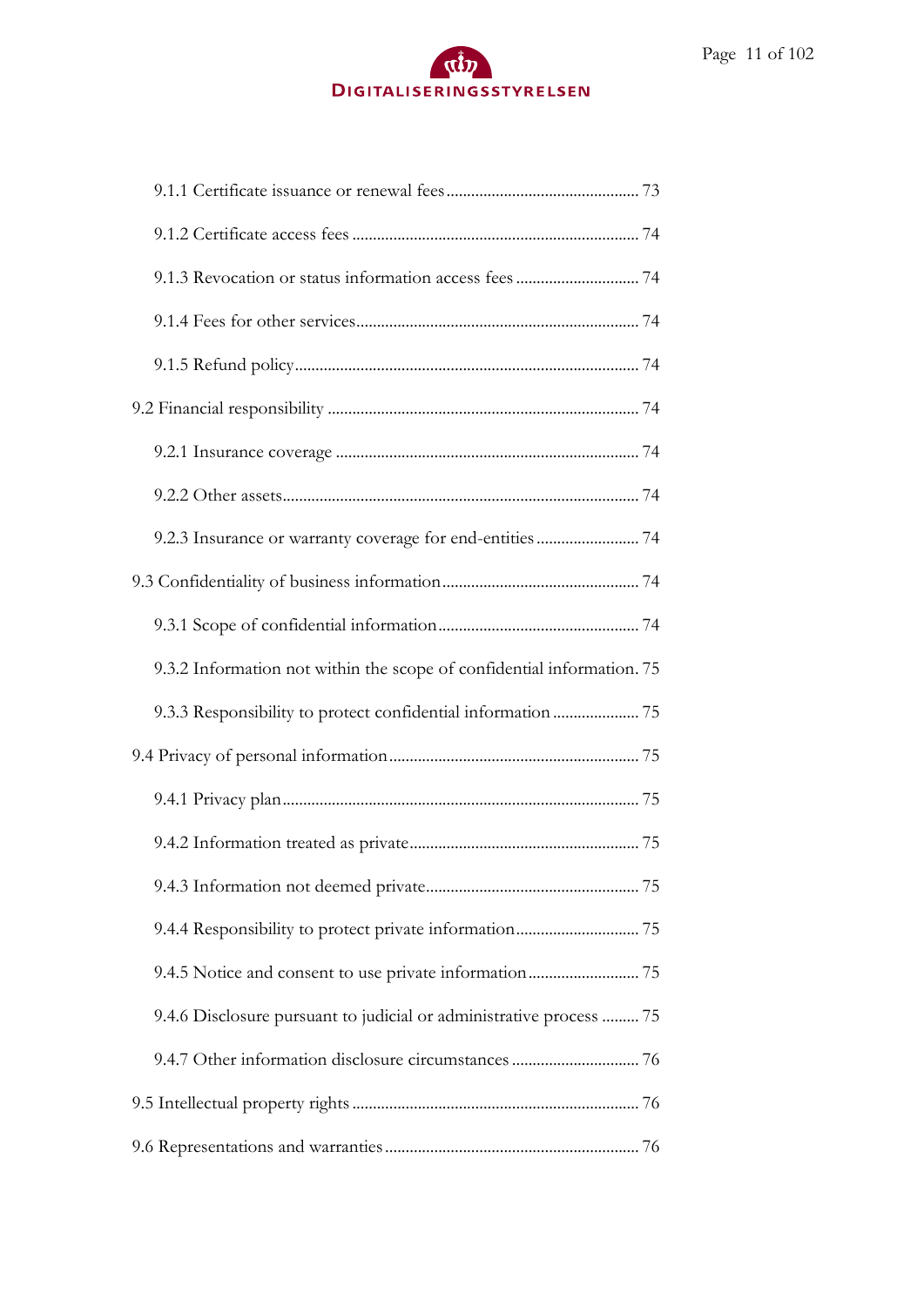9.1.1 Certificate issuance or renewal fees ............................................... 73

9.1.2 Certificate access fees ..................................................................... 74

9.1.3 Revocation or status information access fees .............................. 74

9.1.4 Fees for other services.................................................................... 74

9.1.5 Refund policy................................................................................... 74

9.2 Financial responsibility ........................................................................... 74

9.2.1 Insurance coverage ......................................................................... 74

9.2.2 Other assets...................................................................................... 74

9.2.3 Insurance or warranty coverage for end-entities ......................... 74

9.3 Confidentiality of business information................................................ 74

9.3.1 Scope of confidential information................................................. 74

9.3.2 Information not within the scope of confidential information. 75

9.3.3 Responsibility to protect confidential information ..................... 75

9.4 Privacy of personal information............................................................ 75

9.4.1 Privacy plan...................................................................................... 75

9.4.2 Information treated as private....................................................... 75

9.4.3 Information not deemed private................................................... 75

9.4.4 Responsibility to protect private information.............................. 75

9.4.5 Notice and consent to use private information........................... 75

9.4.6 Disclosure pursuant to judicial or administrative process ......... 75

9.4.7 Other information disclosure circumstances ............................... 76

9.5 Intellectual property rights ..................................................................... 76

9.6 Representations and warranties............................................................. 76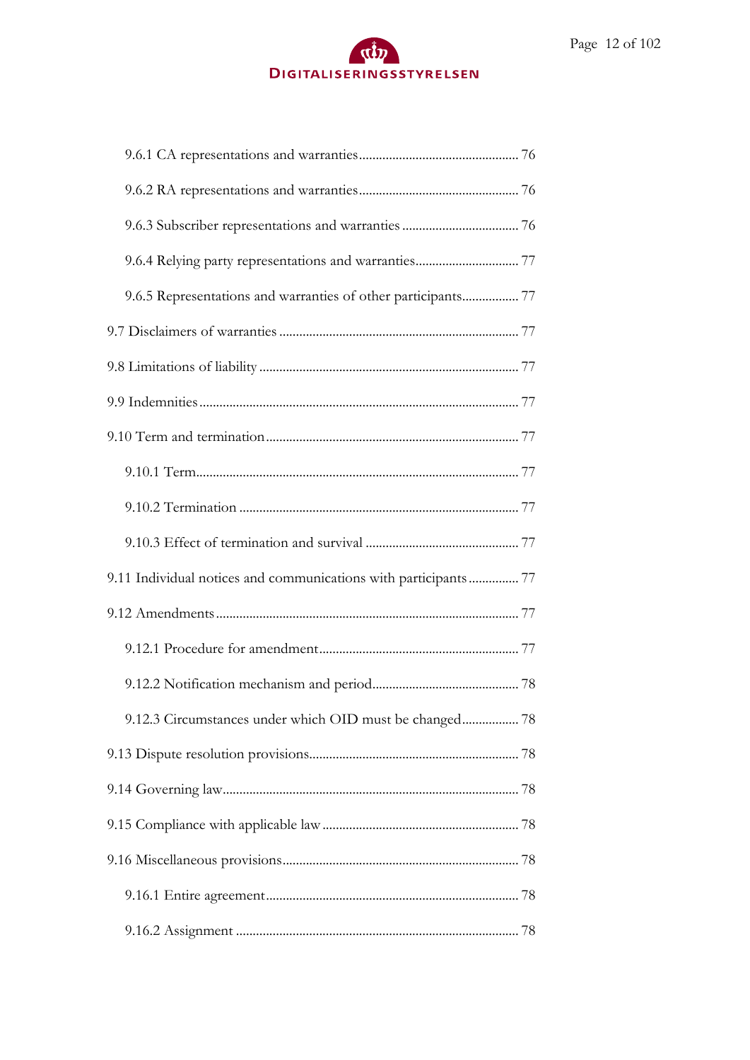- 9.6.1 CA representations and warranties ... 76
- 9.6.2 RA representations and warranties ... 76
- 9.6.3 Subscriber representations and warranties ... 76
- 9.6.4 Relying party representations and warranties ... 77
- 9.6.5 Representations and warranties of other participants ... 77

9.7 Disclaimers of warranties ... 77

9.8 Limitations of liability ... 77

9.9 Indemnities ... 77

9.10 Term and termination ... 77

- 9.10.1 Term ... 77
- 9.10.2 Termination ... 77
- 9.10.3 Effect of termination and survival ... 77

9.11 Individual notices and communications with participants ... 77

9.12 Amendments ... 77

- 9.12.1 Procedure for amendment ... 77
- 9.12.2 Notification mechanism and period ... 78
- 9.12.3 Circumstances under which OID must be changed ... 78

9.13 Dispute resolution provisions ... 78

9.14 Governing law ... 78

9.15 Compliance with applicable law ... 78

9.16 Miscellaneous provisions ... 78

- 9.16.1 Entire agreement ... 78
- 9.16.2 Assignment ... 78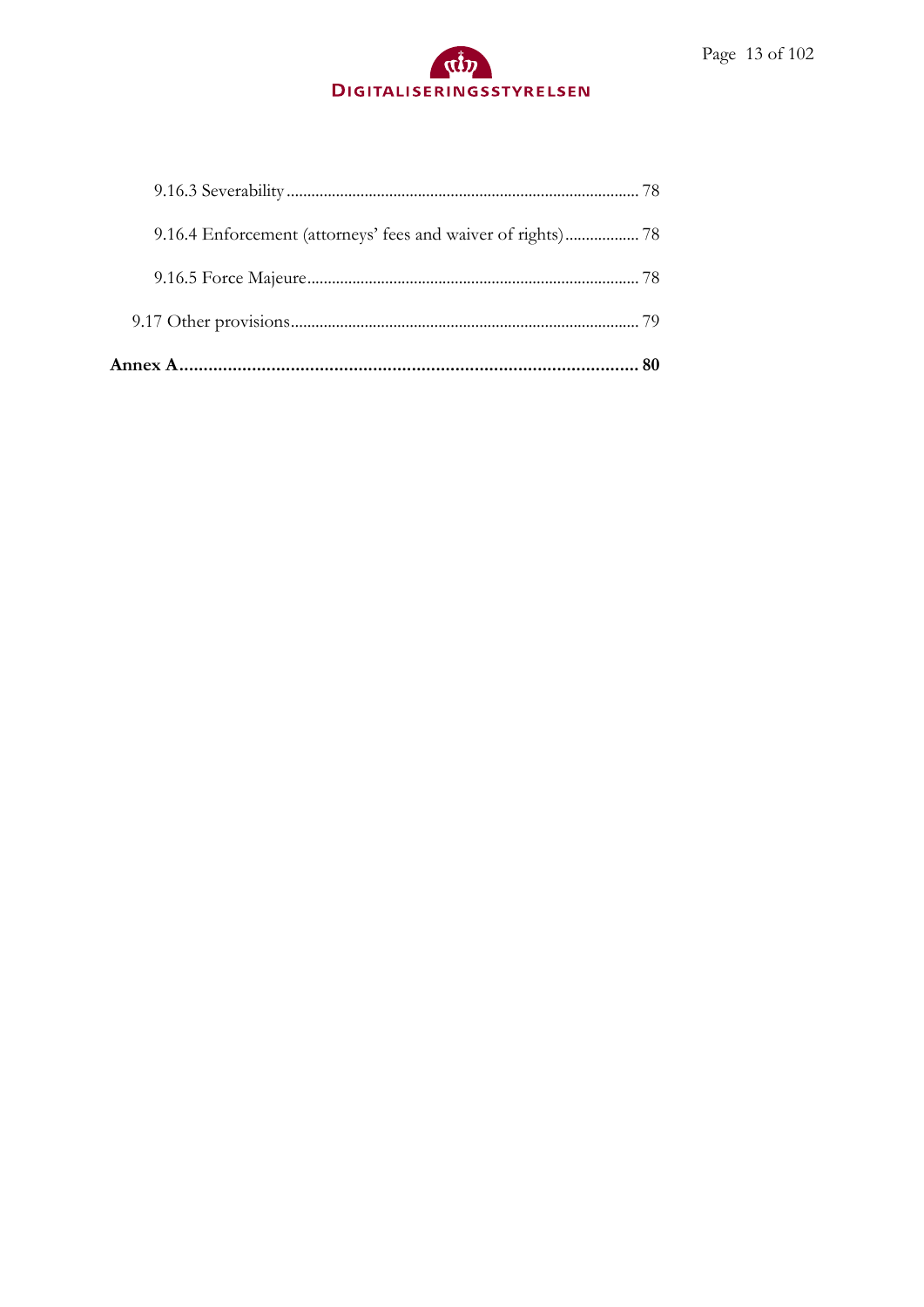9.16.3 Severability ........................................................................................ 78

9.16.4 Enforcement (attorneys' fees and waiver of rights) .................. 78

9.16.5 Force Majeure ................................................................................ 78

9.17 Other provisions ................................................................................... 79

**Annex A ............................................................................................... 80**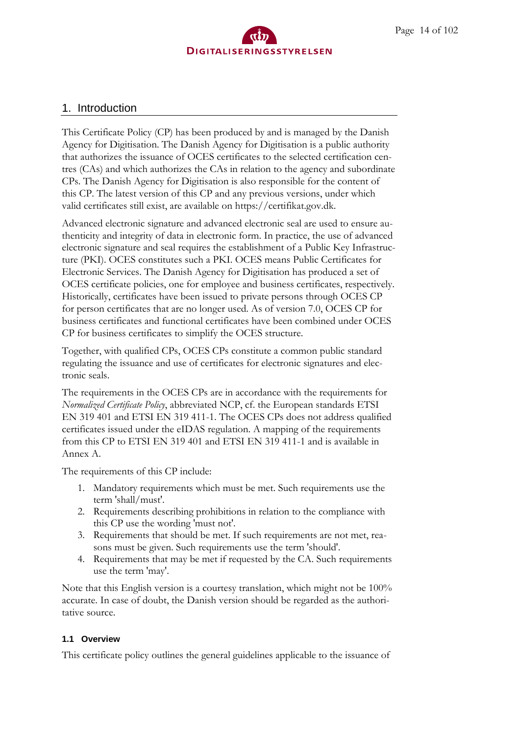# 1. Introduction

This Certificate Policy (CP) has been produced by and is managed by the Danish Agency for Digitisation. The Danish Agency for Digitisation is a public authority that authorizes the issuance of OCES certificates to the selected certification centres (CAs) and which authorizes the CAs in relation to the agency and subordinate CPs. The Danish Agency for Digitisation is also responsible for the content of this CP. The latest version of this CP and any previous versions, under which valid certificates still exist, are available on https://certifikat.gov.dk.

Advanced electronic signature and advanced electronic seal are used to ensure authenticity and integrity of data in electronic form. In practice, the use of advanced electronic signature and seal requires the establishment of a Public Key Infrastructure (PKI). OCES constitutes such a PKI. OCES means Public Certificates for Electronic Services. The Danish Agency for Digitisation has produced a set of OCES certificate policies, one for employee and business certificates, respectively. Historically, certificates have been issued to private persons through OCES CP for person certificates that are no longer used. As of version 7.0, OCES CP for business certificates and functional certificates have been combined under OCES CP for business certificates to simplify the OCES structure.

Together, with qualified CPs, OCES CPs constitute a common public standard regulating the issuance and use of certificates for electronic signatures and electronic seals.

The requirements in the OCES CPs are in accordance with the requirements for *Normalized Certificate Policy*, abbreviated NCP, cf. the European standards ETSI EN 319 401 and ETSI EN 319 411-1. The OCES CPs does not address qualified certificates issued under the eIDAS regulation. A mapping of the requirements from this CP to ETSI EN 319 401 and ETSI EN 319 411-1 and is available in Annex A.

The requirements of this CP include:

1. Mandatory requirements which must be met. Such requirements use the term 'shall/must'.
2. Requirements describing prohibitions in relation to the compliance with this CP use the wording 'must not'.
3. Requirements that should be met. If such requirements are not met, reasons must be given. Such requirements use the term 'should'.
4. Requirements that may be met if requested by the CA. Such requirements use the term 'may'.

Note that this English version is a courtesy translation, which might not be 100% accurate. In case of doubt, the Danish version should be regarded as the authoritative source.

### 1.1 Overview

This certificate policy outlines the general guidelines applicable to the issuance of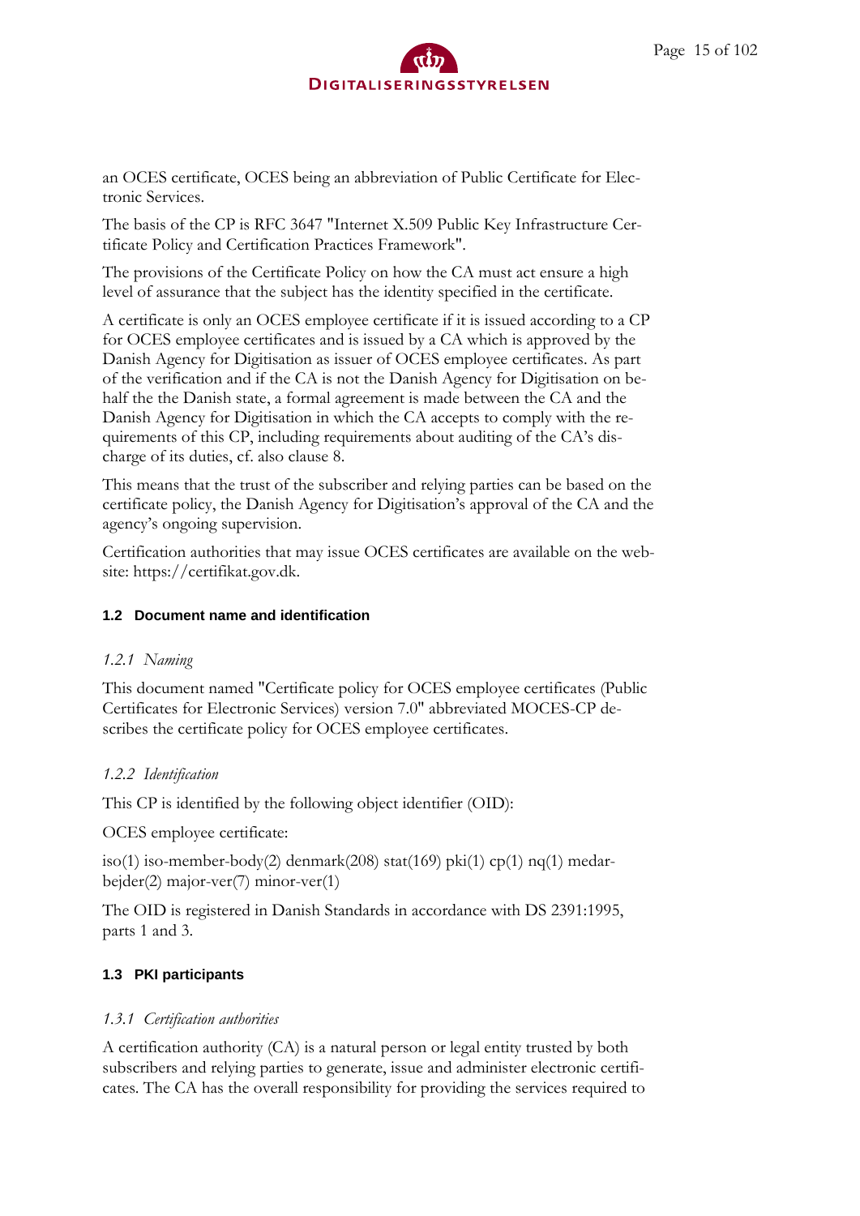an OCES certificate, OCES being an abbreviation of Public Certificate for Electronic Services.

The basis of the CP is RFC 3647 "Internet X.509 Public Key Infrastructure Certificate Policy and Certification Practices Framework".

The provisions of the Certificate Policy on how the CA must act ensure a high level of assurance that the subject has the identity specified in the certificate.

A certificate is only an OCES employee certificate if it is issued according to a CP for OCES employee certificates and is issued by a CA which is approved by the Danish Agency for Digitisation as issuer of OCES employee certificates. As part of the verification and if the CA is not the Danish Agency for Digitisation on behalf the the Danish state, a formal agreement is made between the CA and the Danish Agency for Digitisation in which the CA accepts to comply with the requirements of this CP, including requirements about auditing of the CA's discharge of its duties, cf. also clause 8.

This means that the trust of the subscriber and relying parties can be based on the certificate policy, the Danish Agency for Digitisation's approval of the CA and the agency's ongoing supervision.

Certification authorities that may issue OCES certificates are available on the website: https://certifikat.gov.dk.

## 1.2 Document name and identification

### *1.2.1 Naming*

This document named "Certificate policy for OCES employee certificates (Public Certificates for Electronic Services) version 7.0" abbreviated MOCES-CP describes the certificate policy for OCES employee certificates.

### *1.2.2 Identification*

This CP is identified by the following object identifier (OID):

OCES employee certificate:

iso(1) iso-member-body(2) denmark(208) stat(169) pki(1) cp(1) nq(1) medarbejder(2) major-ver(7) minor-ver(1)

The OID is registered in Danish Standards in accordance with DS 2391:1995, parts 1 and 3.

## 1.3 PKI participants

### *1.3.1 Certification authorities*

A certification authority (CA) is a natural person or legal entity trusted by both subscribers and relying parties to generate, issue and administer electronic certificates. The CA has the overall responsibility for providing the services required to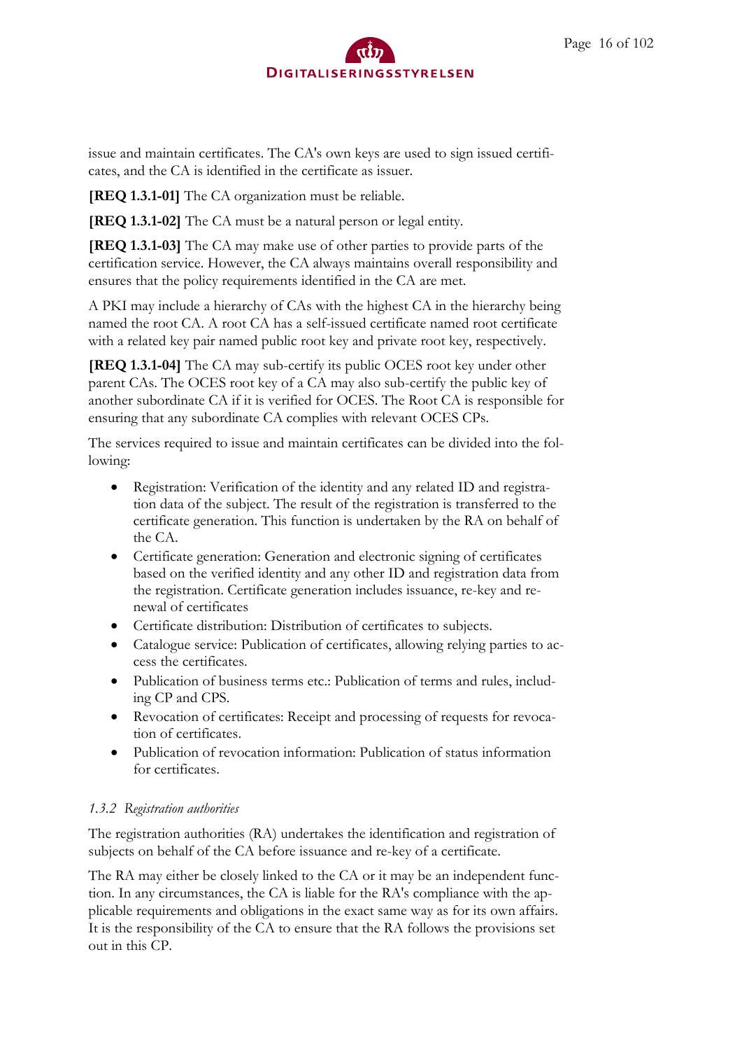issue and maintain certificates. The CA's own keys are used to sign issued certificates, and the CA is identified in the certificate as issuer.

**[REQ 1.3.1-01]** The CA organization must be reliable.

**[REQ 1.3.1-02]** The CA must be a natural person or legal entity.

**[REQ 1.3.1-03]** The CA may make use of other parties to provide parts of the certification service. However, the CA always maintains overall responsibility and ensures that the policy requirements identified in the CA are met.

A PKI may include a hierarchy of CAs with the highest CA in the hierarchy being named the root CA. A root CA has a self-issued certificate named root certificate with a related key pair named public root key and private root key, respectively.

**[REQ 1.3.1-04]** The CA may sub-certify its public OCES root key under other parent CAs. The OCES root key of a CA may also sub-certify the public key of another subordinate CA if it is verified for OCES. The Root CA is responsible for ensuring that any subordinate CA complies with relevant OCES CPs.

The services required to issue and maintain certificates can be divided into the following:

- Registration: Verification of the identity and any related ID and registration data of the subject. The result of the registration is transferred to the certificate generation. This function is undertaken by the RA on behalf of the CA.
- Certificate generation: Generation and electronic signing of certificates based on the verified identity and any other ID and registration data from the registration. Certificate generation includes issuance, re-key and renewal of certificates
- Certificate distribution: Distribution of certificates to subjects.
- Catalogue service: Publication of certificates, allowing relying parties to access the certificates.
- Publication of business terms etc.: Publication of terms and rules, including CP and CPS.
- Revocation of certificates: Receipt and processing of requests for revocation of certificates.
- Publication of revocation information: Publication of status information for certificates.

### *1.3.2 Registration authorities*

The registration authorities (RA) undertakes the identification and registration of subjects on behalf of the CA before issuance and re-key of a certificate.

The RA may either be closely linked to the CA or it may be an independent function. In any circumstances, the CA is liable for the RA's compliance with the applicable requirements and obligations in the exact same way as for its own affairs. It is the responsibility of the CA to ensure that the RA follows the provisions set out in this CP.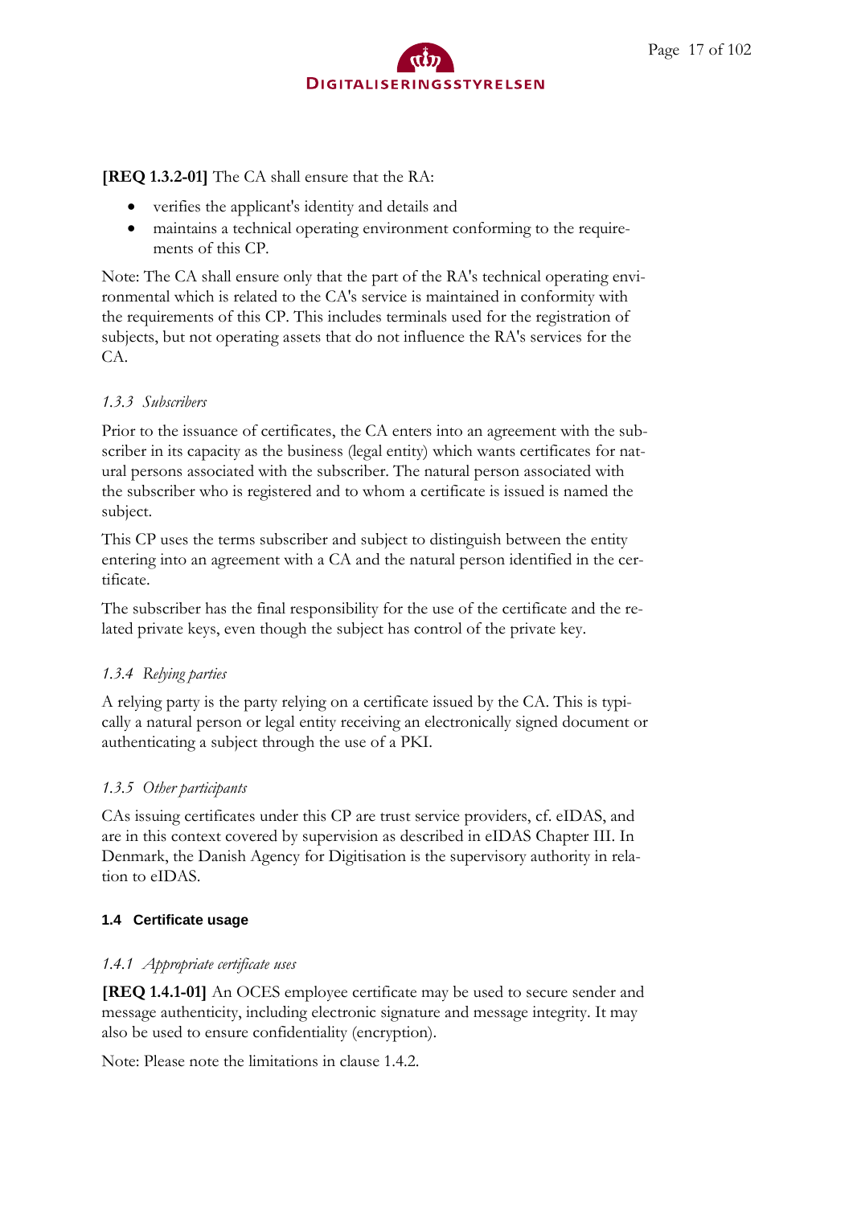**[REQ 1.3.2-01]** The CA shall ensure that the RA:

- verifies the applicant's identity and details and
- maintains a technical operating environment conforming to the requirements of this CP.

Note: The CA shall ensure only that the part of the RA's technical operating environmental which is related to the CA's service is maintained in conformity with the requirements of this CP. This includes terminals used for the registration of subjects, but not operating assets that do not influence the RA's services for the CA.

### *1.3.3 Subscribers*

Prior to the issuance of certificates, the CA enters into an agreement with the subscriber in its capacity as the business (legal entity) which wants certificates for natural persons associated with the subscriber. The natural person associated with the subscriber who is registered and to whom a certificate is issued is named the subject.

This CP uses the terms subscriber and subject to distinguish between the entity entering into an agreement with a CA and the natural person identified in the certificate.

The subscriber has the final responsibility for the use of the certificate and the related private keys, even though the subject has control of the private key.

### *1.3.4 Relying parties*

A relying party is the party relying on a certificate issued by the CA. This is typically a natural person or legal entity receiving an electronically signed document or authenticating a subject through the use of a PKI.

### *1.3.5 Other participants*

CAs issuing certificates under this CP are trust service providers, cf. eIDAS, and are in this context covered by supervision as described in eIDAS Chapter III. In Denmark, the Danish Agency for Digitisation is the supervisory authority in relation to eIDAS.

## 1.4 Certificate usage

### *1.4.1 Appropriate certificate uses*

**[REQ 1.4.1-01]** An OCES employee certificate may be used to secure sender and message authenticity, including electronic signature and message integrity. It may also be used to ensure confidentiality (encryption).

Note: Please note the limitations in clause 1.4.2.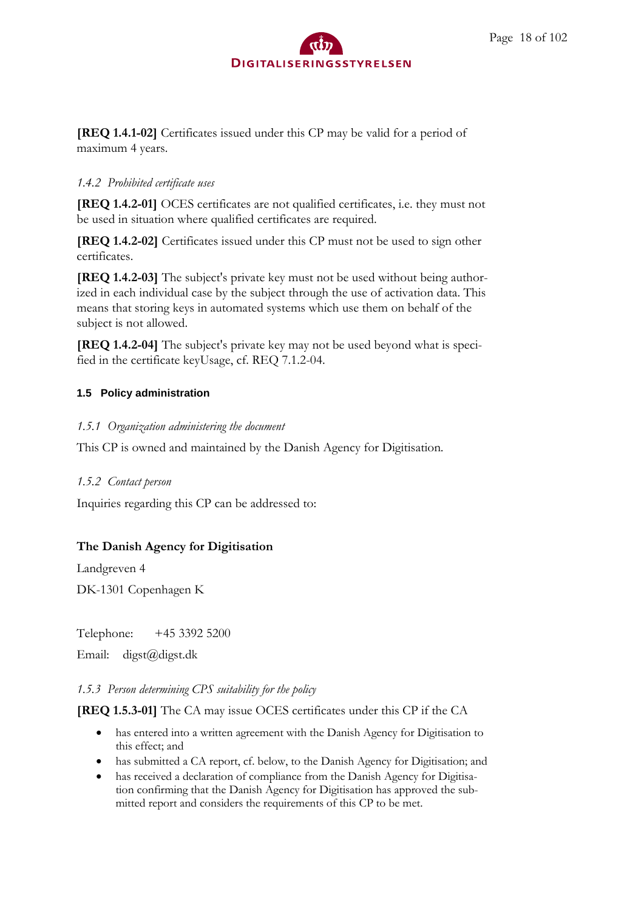**[REQ 1.4.1-02]** Certificates issued under this CP may be valid for a period of maximum 4 years.

#### *1.4.2 Prohibited certificate uses*

**[REQ 1.4.2-01]** OCES certificates are not qualified certificates, i.e. they must not be used in situation where qualified certificates are required.

**[REQ 1.4.2-02]** Certificates issued under this CP must not be used to sign other certificates.

**[REQ 1.4.2-03]** The subject's private key must not be used without being authorized in each individual case by the subject through the use of activation data. This means that storing keys in automated systems which use them on behalf of the subject is not allowed.

**[REQ 1.4.2-04]** The subject's private key may not be used beyond what is specified in the certificate keyUsage, cf. REQ 7.1.2-04.

### 1.5 Policy administration

#### *1.5.1 Organization administering the document*

This CP is owned and maintained by the Danish Agency for Digitisation.

#### *1.5.2 Contact person*

Inquiries regarding this CP can be addressed to:

**The Danish Agency for Digitisation**

Landgreven 4

DK-1301 Copenhagen K

Telephone: +45 3392 5200

Email: digst@digst.dk

#### *1.5.3 Person determining CPS suitability for the policy*

**[REQ 1.5.3-01]** The CA may issue OCES certificates under this CP if the CA

- has entered into a written agreement with the Danish Agency for Digitisation to this effect; and
- has submitted a CA report, cf. below, to the Danish Agency for Digitisation; and
- has received a declaration of compliance from the Danish Agency for Digitisation confirming that the Danish Agency for Digitisation has approved the submitted report and considers the requirements of this CP to be met.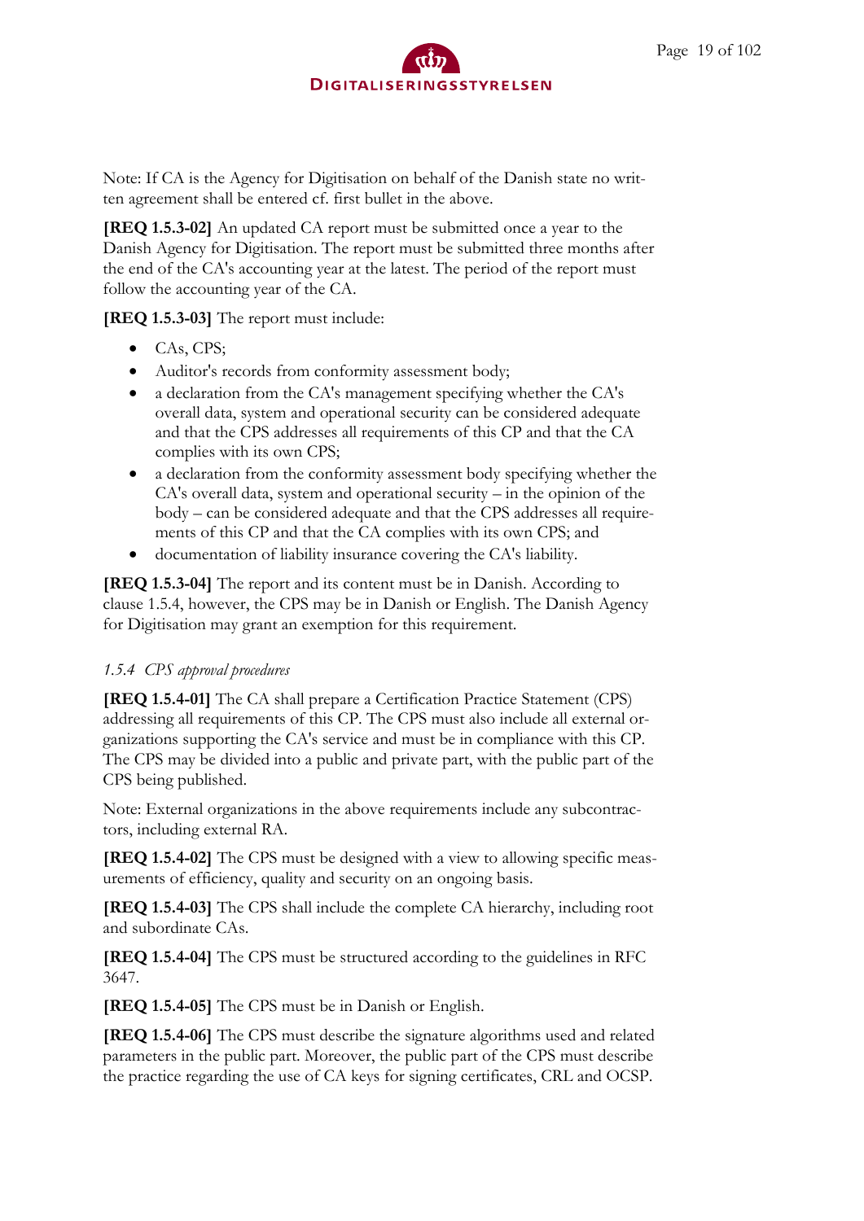Note: If CA is the Agency for Digitisation on behalf of the Danish state no written agreement shall be entered cf. first bullet in the above.

**[REQ 1.5.3-02]** An updated CA report must be submitted once a year to the Danish Agency for Digitisation. The report must be submitted three months after the end of the CA's accounting year at the latest. The period of the report must follow the accounting year of the CA.

**[REQ 1.5.3-03]** The report must include:

- CAs, CPS;
- Auditor's records from conformity assessment body;
- a declaration from the CA's management specifying whether the CA's overall data, system and operational security can be considered adequate and that the CPS addresses all requirements of this CP and that the CA complies with its own CPS;
- a declaration from the conformity assessment body specifying whether the CA's overall data, system and operational security – in the opinion of the body – can be considered adequate and that the CPS addresses all requirements of this CP and that the CA complies with its own CPS; and
- documentation of liability insurance covering the CA's liability.

**[REQ 1.5.3-04]** The report and its content must be in Danish. According to clause 1.5.4, however, the CPS may be in Danish or English. The Danish Agency for Digitisation may grant an exemption for this requirement.

### *1.5.4 CPS approval procedures*

**[REQ 1.5.4-01]** The CA shall prepare a Certification Practice Statement (CPS) addressing all requirements of this CP. The CPS must also include all external organizations supporting the CA's service and must be in compliance with this CP. The CPS may be divided into a public and private part, with the public part of the CPS being published.

Note: External organizations in the above requirements include any subcontractors, including external RA.

**[REQ 1.5.4-02]** The CPS must be designed with a view to allowing specific measurements of efficiency, quality and security on an ongoing basis.

**[REQ 1.5.4-03]** The CPS shall include the complete CA hierarchy, including root and subordinate CAs.

**[REQ 1.5.4-04]** The CPS must be structured according to the guidelines in RFC 3647.

**[REQ 1.5.4-05]** The CPS must be in Danish or English.

**[REQ 1.5.4-06]** The CPS must describe the signature algorithms used and related parameters in the public part. Moreover, the public part of the CPS must describe the practice regarding the use of CA keys for signing certificates, CRL and OCSP.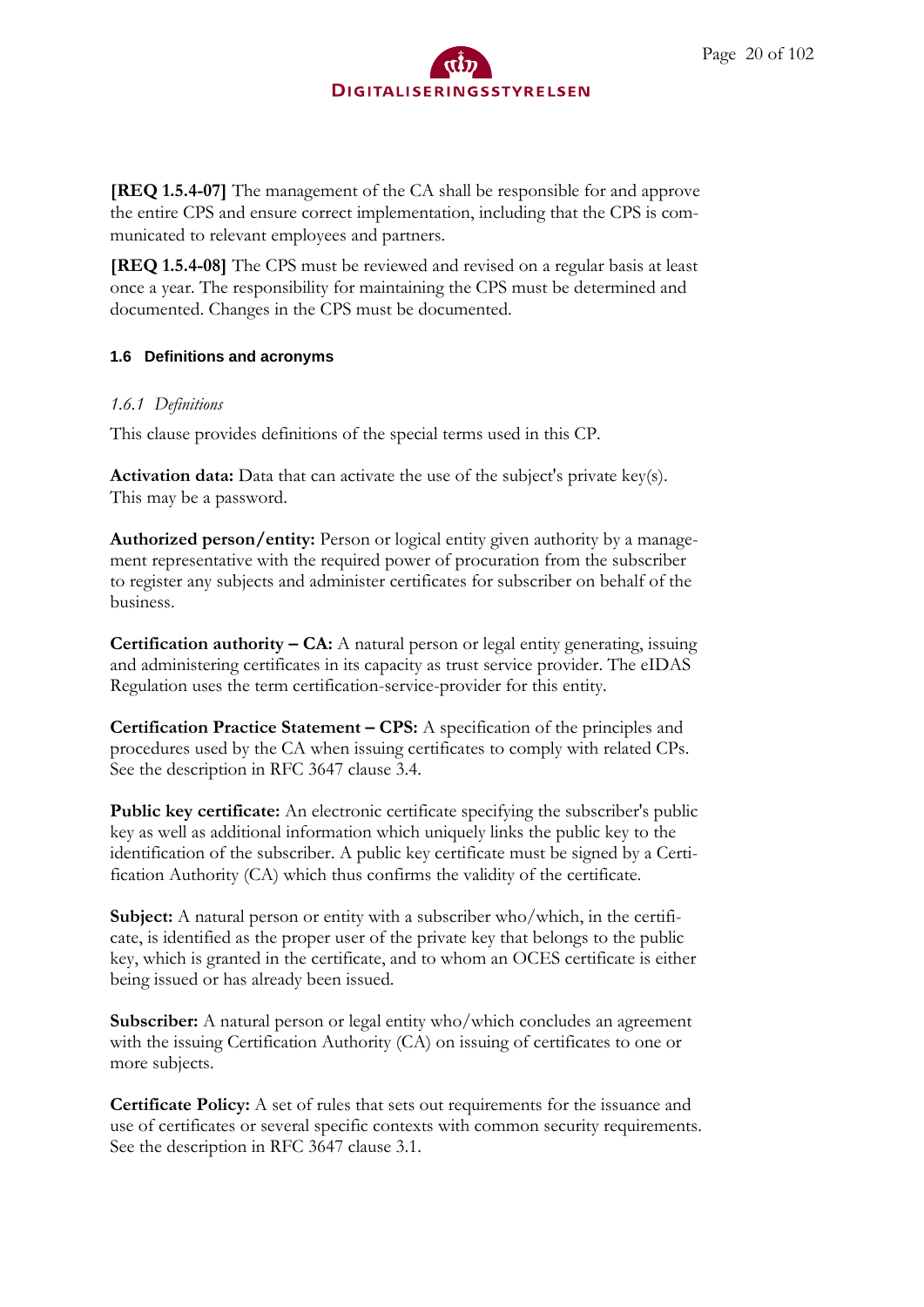**[REQ 1.5.4-07]** The management of the CA shall be responsible for and approve the entire CPS and ensure correct implementation, including that the CPS is communicated to relevant employees and partners.

**[REQ 1.5.4-08]** The CPS must be reviewed and revised on a regular basis at least once a year. The responsibility for maintaining the CPS must be determined and documented. Changes in the CPS must be documented.

## 1.6 Definitions and acronyms

### *1.6.1 Definitions*

This clause provides definitions of the special terms used in this CP.

**Activation data:** Data that can activate the use of the subject's private key(s). This may be a password.

**Authorized person/entity:** Person or logical entity given authority by a management representative with the required power of procuration from the subscriber to register any subjects and administer certificates for subscriber on behalf of the business.

**Certification authority – CA:** A natural person or legal entity generating, issuing and administering certificates in its capacity as trust service provider. The eIDAS Regulation uses the term certification-service-provider for this entity.

**Certification Practice Statement – CPS:** A specification of the principles and procedures used by the CA when issuing certificates to comply with related CPs. See the description in RFC 3647 clause 3.4.

**Public key certificate:** An electronic certificate specifying the subscriber's public key as well as additional information which uniquely links the public key to the identification of the subscriber. A public key certificate must be signed by a Certification Authority (CA) which thus confirms the validity of the certificate.

**Subject:** A natural person or entity with a subscriber who/which, in the certificate, is identified as the proper user of the private key that belongs to the public key, which is granted in the certificate, and to whom an OCES certificate is either being issued or has already been issued.

**Subscriber:** A natural person or legal entity who/which concludes an agreement with the issuing Certification Authority (CA) on issuing of certificates to one or more subjects.

**Certificate Policy:** A set of rules that sets out requirements for the issuance and use of certificates or several specific contexts with common security requirements. See the description in RFC 3647 clause 3.1.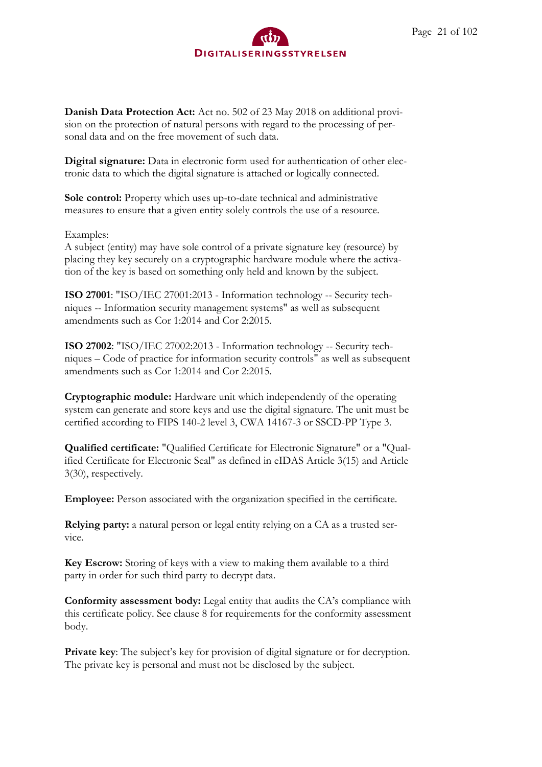**Danish Data Protection Act:** Act no. 502 of 23 May 2018 on additional provision on the protection of natural persons with regard to the processing of personal data and on the free movement of such data.

**Digital signature:** Data in electronic form used for authentication of other electronic data to which the digital signature is attached or logically connected.

**Sole control:** Property which uses up-to-date technical and administrative measures to ensure that a given entity solely controls the use of a resource.

Examples:
A subject (entity) may have sole control of a private signature key (resource) by placing they key securely on a cryptographic hardware module where the activation of the key is based on something only held and known by the subject.

**ISO 27001**: "ISO/IEC 27001:2013 - Information technology -- Security techniques -- Information security management systems" as well as subsequent amendments such as Cor 1:2014 and Cor 2:2015.

**ISO 27002**: "ISO/IEC 27002:2013 - Information technology -- Security techniques – Code of practice for information security controls" as well as subsequent amendments such as Cor 1:2014 and Cor 2:2015.

**Cryptographic module:** Hardware unit which independently of the operating system can generate and store keys and use the digital signature. The unit must be certified according to FIPS 140-2 level 3, CWA 14167-3 or SSCD-PP Type 3.

**Qualified certificate:** "Qualified Certificate for Electronic Signature" or a "Qualified Certificate for Electronic Seal" as defined in eIDAS Article 3(15) and Article 3(30), respectively.

**Employee:** Person associated with the organization specified in the certificate.

**Relying party:** a natural person or legal entity relying on a CA as a trusted service.

**Key Escrow:** Storing of keys with a view to making them available to a third party in order for such third party to decrypt data.

**Conformity assessment body:** Legal entity that audits the CA's compliance with this certificate policy. See clause 8 for requirements for the conformity assessment body.

**Private key**: The subject's key for provision of digital signature or for decryption. The private key is personal and must not be disclosed by the subject.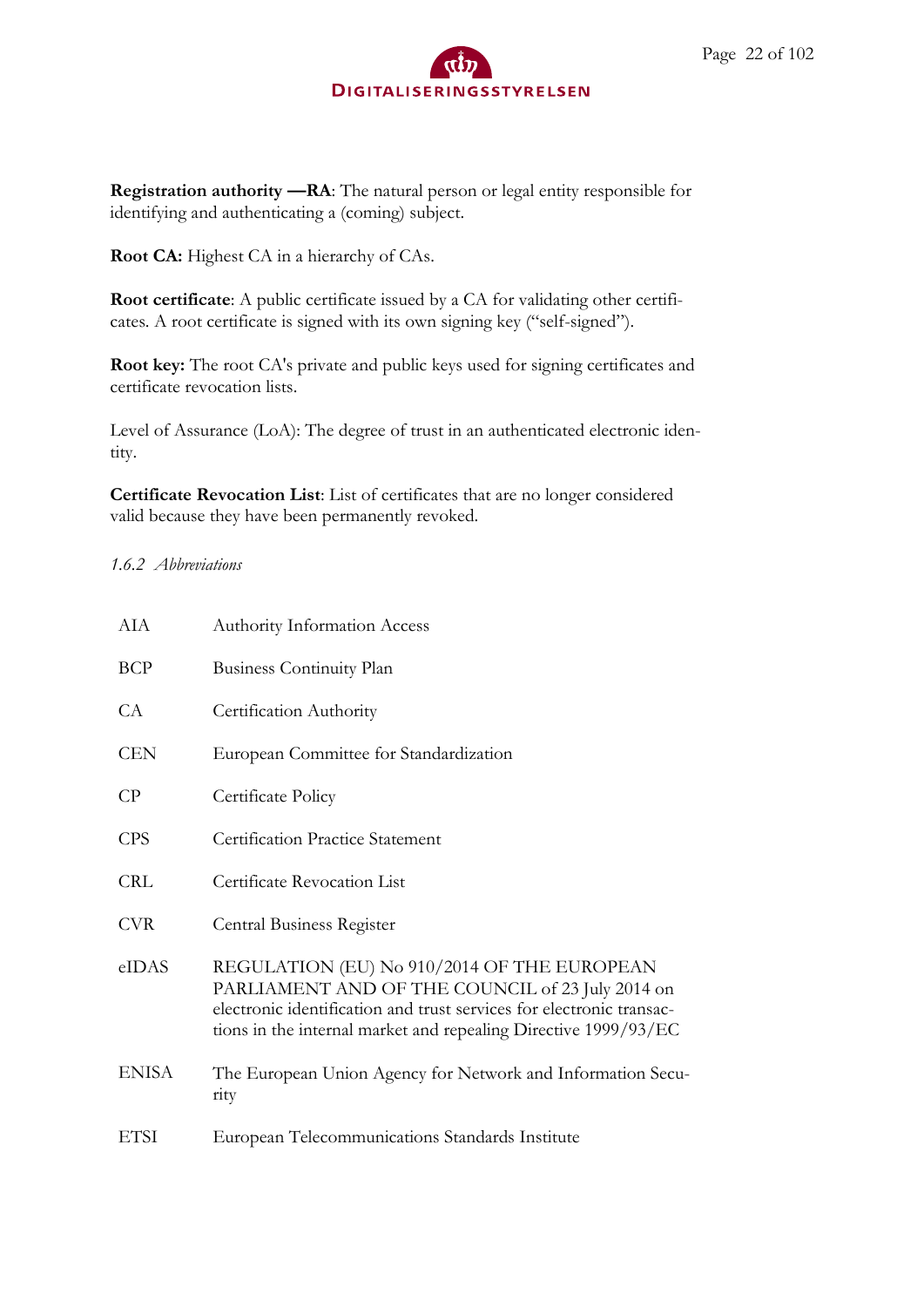**Registration authority —RA**: The natural person or legal entity responsible for identifying and authenticating a (coming) subject.

**Root CA:** Highest CA in a hierarchy of CAs.

**Root certificate**: A public certificate issued by a CA for validating other certificates. A root certificate is signed with its own signing key ("self-signed").

**Root key:** The root CA's private and public keys used for signing certificates and certificate revocation lists.

Level of Assurance (LoA): The degree of trust in an authenticated electronic identity.

**Certificate Revocation List**: List of certificates that are no longer considered valid because they have been permanently revoked.

*1.6.2 Abbreviations*

| | |
|---|---|
| AIA | Authority Information Access |
| BCP | Business Continuity Plan |
| CA | Certification Authority |
| CEN | European Committee for Standardization |
| CP | Certificate Policy |
| CPS | Certification Practice Statement |
| CRL | Certificate Revocation List |
| CVR | Central Business Register |
| eIDAS | REGULATION (EU) No 910/2014 OF THE EUROPEAN PARLIAMENT AND OF THE COUNCIL of 23 July 2014 on electronic identification and trust services for electronic transactions in the internal market and repealing Directive 1999/93/EC |
| ENISA | The European Union Agency for Network and Information Security |
| ETSI | European Telecommunications Standards Institute |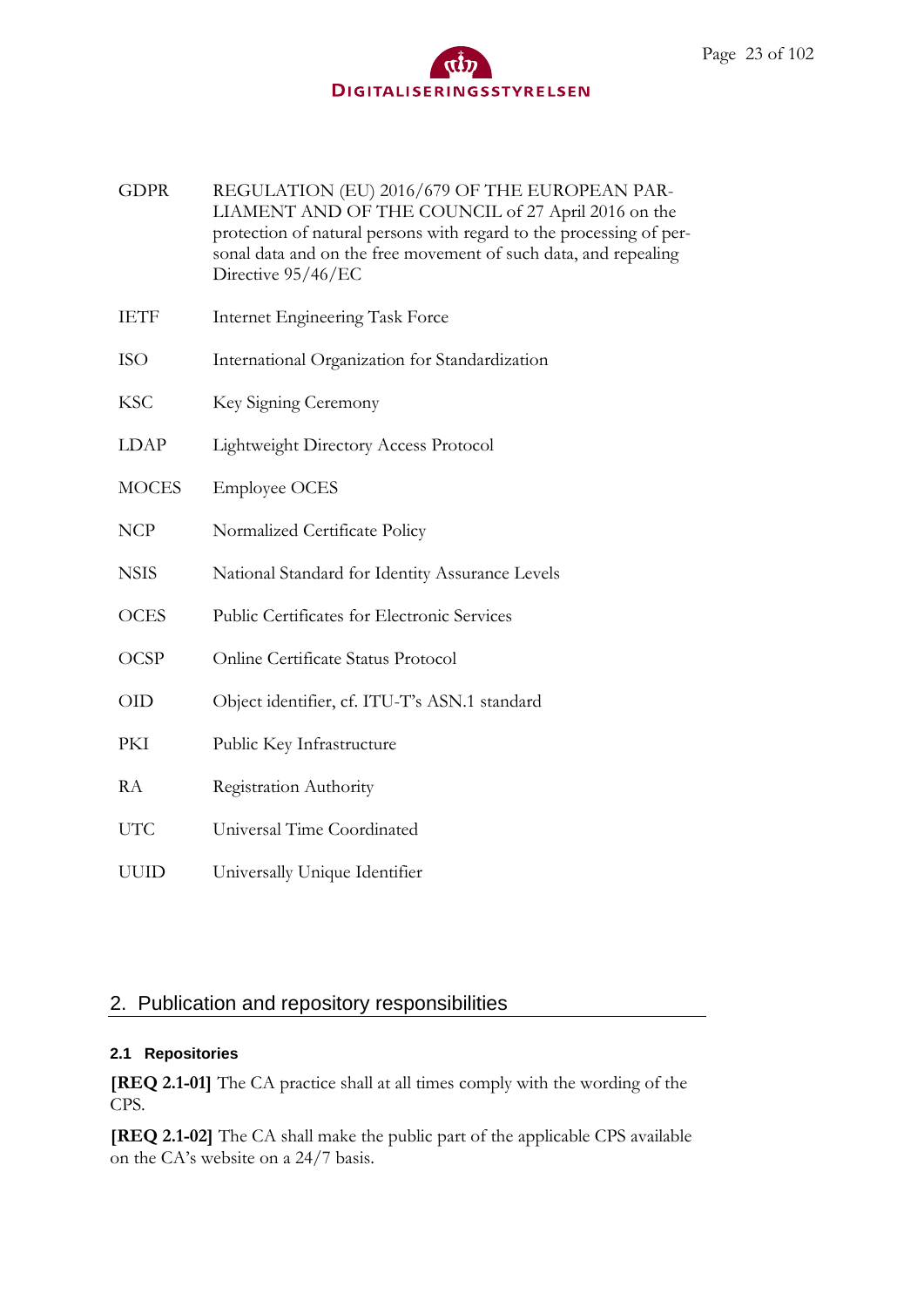| | |
|---|---|
| GDPR | REGULATION (EU) 2016/679 OF THE EUROPEAN PARLIAMENT AND OF THE COUNCIL of 27 April 2016 on the protection of natural persons with regard to the processing of personal data and on the free movement of such data, and repealing Directive 95/46/EC |
| IETF | Internet Engineering Task Force |
| ISO | International Organization for Standardization |
| KSC | Key Signing Ceremony |
| LDAP | Lightweight Directory Access Protocol |
| MOCES | Employee OCES |
| NCP | Normalized Certificate Policy |
| NSIS | National Standard for Identity Assurance Levels |
| OCES | Public Certificates for Electronic Services |
| OCSP | Online Certificate Status Protocol |
| OID | Object identifier, cf. ITU-T's ASN.1 standard |
| PKI | Public Key Infrastructure |
| RA | Registration Authority |
| UTC | Universal Time Coordinated |
| UUID | Universally Unique Identifier |

## 2. Publication and repository responsibilities

### 2.1 Repositories

**[REQ 2.1-01]** The CA practice shall at all times comply with the wording of the CPS.

**[REQ 2.1-02]** The CA shall make the public part of the applicable CPS available on the CA's website on a 24/7 basis.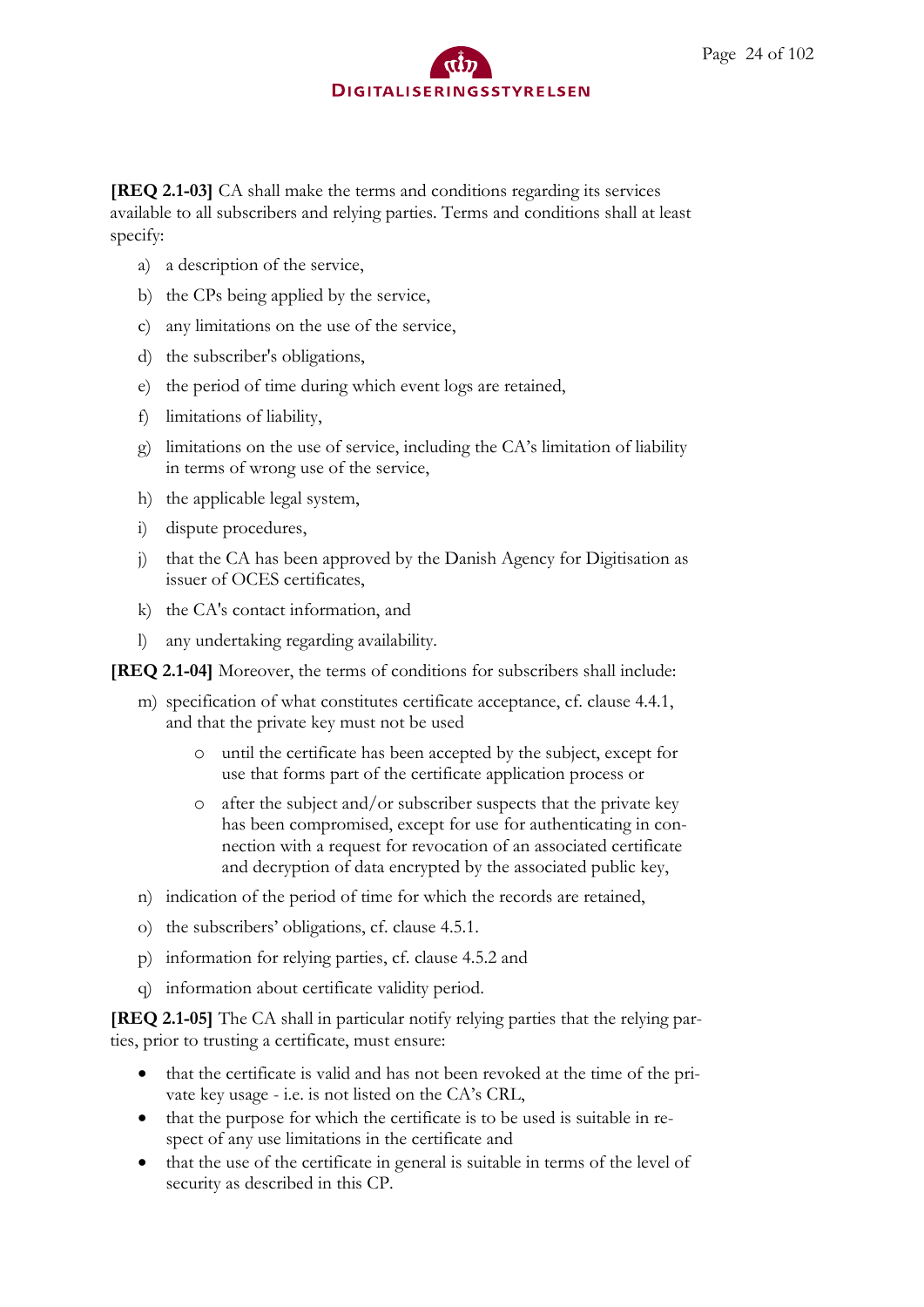**[REQ 2.1-03]** CA shall make the terms and conditions regarding its services available to all subscribers and relying parties. Terms and conditions shall at least specify:

a) a description of the service,

b) the CPs being applied by the service,

c) any limitations on the use of the service,

d) the subscriber's obligations,

e) the period of time during which event logs are retained,

f) limitations of liability,

g) limitations on the use of service, including the CA's limitation of liability in terms of wrong use of the service,

h) the applicable legal system,

i) dispute procedures,

j) that the CA has been approved by the Danish Agency for Digitisation as issuer of OCES certificates,

k) the CA's contact information, and

l) any undertaking regarding availability.

**[REQ 2.1-04]** Moreover, the terms of conditions for subscribers shall include:

m) specification of what constitutes certificate acceptance, cf. clause 4.4.1, and that the private key must not be used

- until the certificate has been accepted by the subject, except for use that forms part of the certificate application process or
- after the subject and/or subscriber suspects that the private key has been compromised, except for use for authenticating in connection with a request for revocation of an associated certificate and decryption of data encrypted by the associated public key,

n) indication of the period of time for which the records are retained,

o) the subscribers' obligations, cf. clause 4.5.1.

p) information for relying parties, cf. clause 4.5.2 and

q) information about certificate validity period.

**[REQ 2.1-05]** The CA shall in particular notify relying parties that the relying parties, prior to trusting a certificate, must ensure:

- that the certificate is valid and has not been revoked at the time of the private key usage - i.e. is not listed on the CA's CRL,
- that the purpose for which the certificate is to be used is suitable in respect of any use limitations in the certificate and
- that the use of the certificate in general is suitable in terms of the level of security as described in this CP.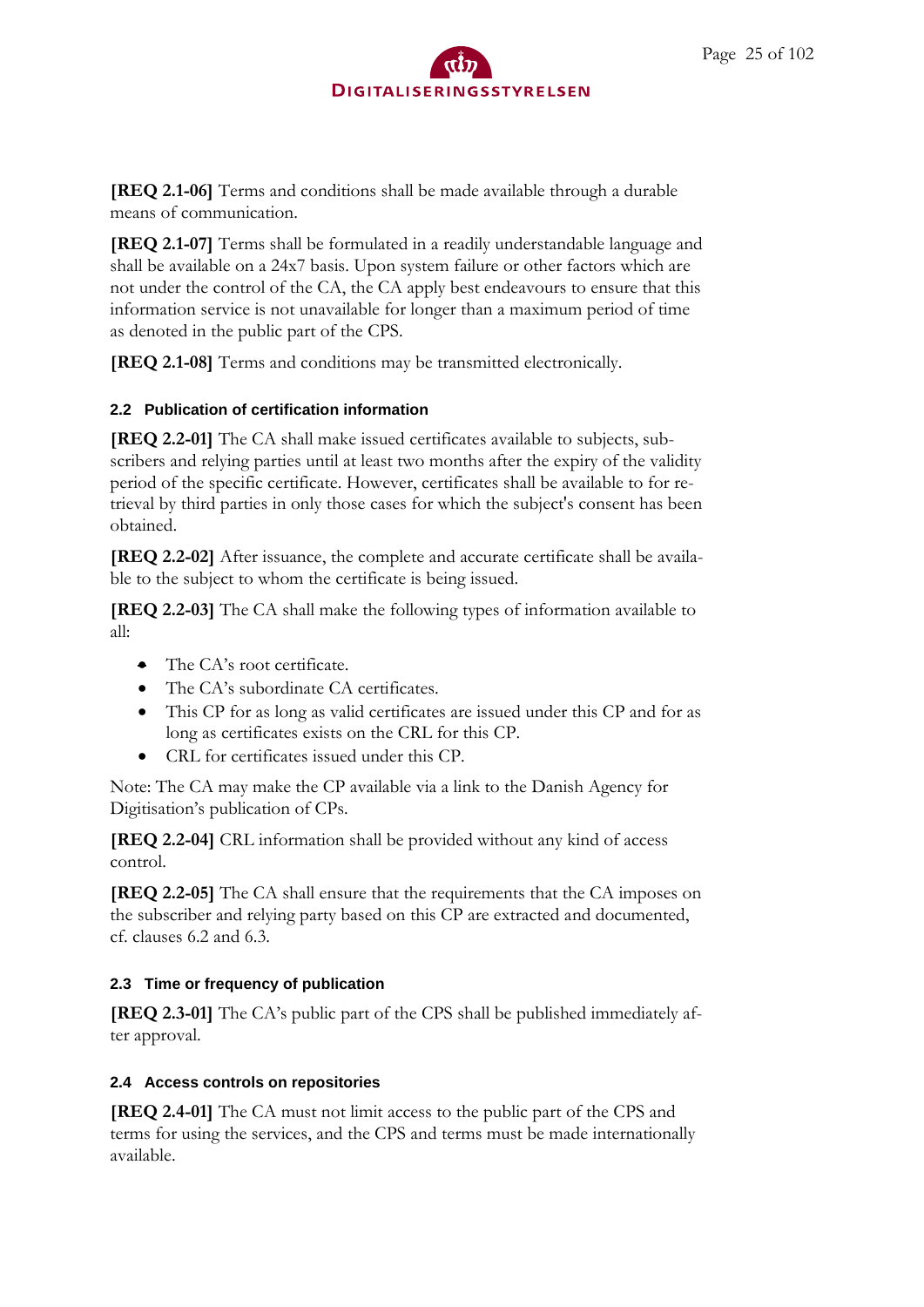**[REQ 2.1-06]** Terms and conditions shall be made available through a durable means of communication.

**[REQ 2.1-07]** Terms shall be formulated in a readily understandable language and shall be available on a 24x7 basis. Upon system failure or other factors which are not under the control of the CA, the CA apply best endeavours to ensure that this information service is not unavailable for longer than a maximum period of time as denoted in the public part of the CPS.

**[REQ 2.1-08]** Terms and conditions may be transmitted electronically.

### 2.2 Publication of certification information

**[REQ 2.2-01]** The CA shall make issued certificates available to subjects, subscribers and relying parties until at least two months after the expiry of the validity period of the specific certificate. However, certificates shall be available to for retrieval by third parties in only those cases for which the subject's consent has been obtained.

**[REQ 2.2-02]** After issuance, the complete and accurate certificate shall be available to the subject to whom the certificate is being issued.

**[REQ 2.2-03]** The CA shall make the following types of information available to all:

- The CA's root certificate.
- The CA's subordinate CA certificates.
- This CP for as long as valid certificates are issued under this CP and for as long as certificates exists on the CRL for this CP.
- CRL for certificates issued under this CP.

Note: The CA may make the CP available via a link to the Danish Agency for Digitisation's publication of CPs.

**[REQ 2.2-04]** CRL information shall be provided without any kind of access control.

**[REQ 2.2-05]** The CA shall ensure that the requirements that the CA imposes on the subscriber and relying party based on this CP are extracted and documented, cf. clauses 6.2 and 6.3.

### 2.3 Time or frequency of publication

**[REQ 2.3-01]** The CA's public part of the CPS shall be published immediately after approval.

### 2.4 Access controls on repositories

**[REQ 2.4-01]** The CA must not limit access to the public part of the CPS and terms for using the services, and the CPS and terms must be made internationally available.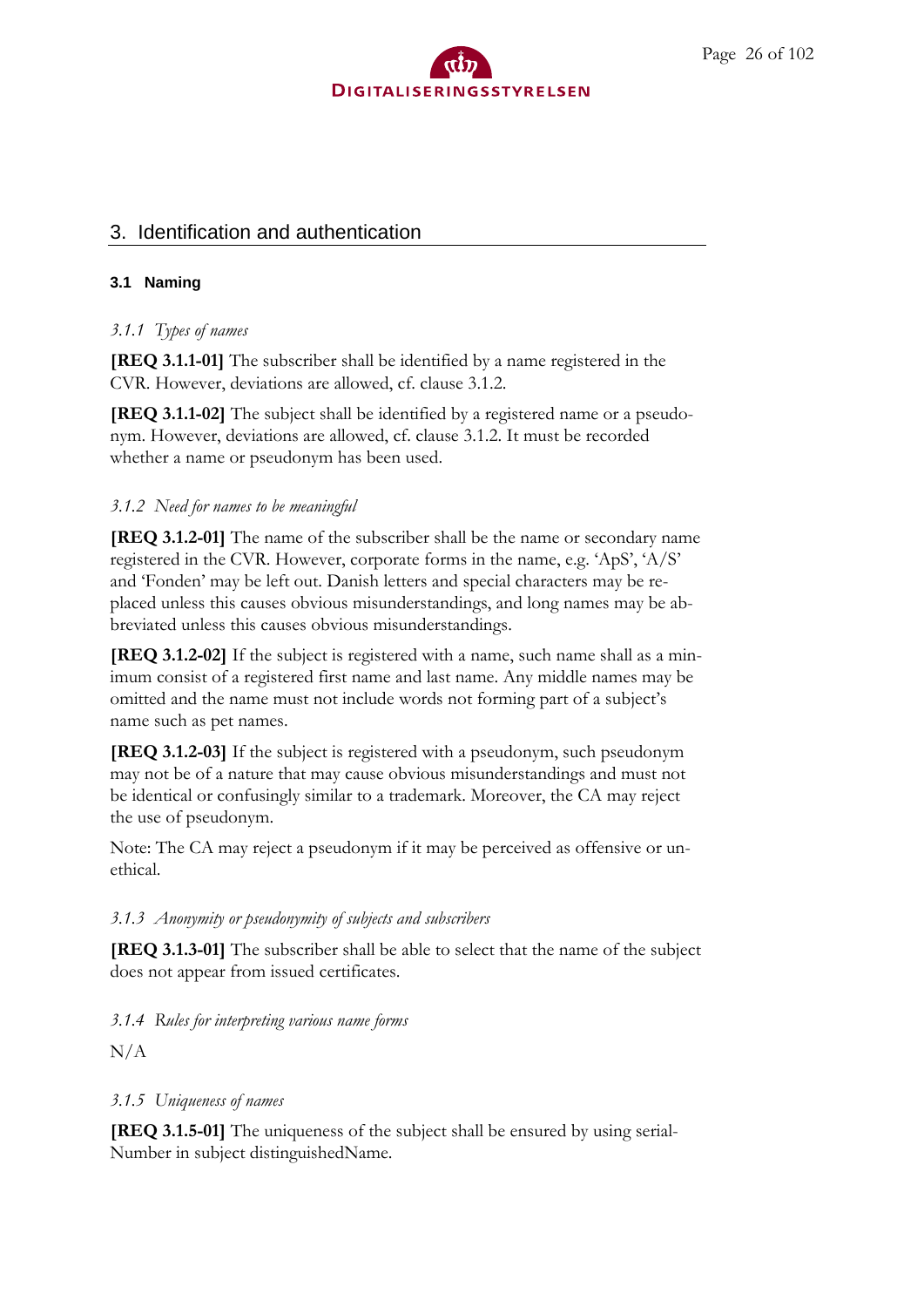# 3. Identification and authentication

## 3.1 Naming

### *3.1.1 Types of names*

**[REQ 3.1.1-01]** The subscriber shall be identified by a name registered in the CVR. However, deviations are allowed, cf. clause 3.1.2.

**[REQ 3.1.1-02]** The subject shall be identified by a registered name or a pseudonym. However, deviations are allowed, cf. clause 3.1.2. It must be recorded whether a name or pseudonym has been used.

### *3.1.2 Need for names to be meaningful*

**[REQ 3.1.2-01]** The name of the subscriber shall be the name or secondary name registered in the CVR. However, corporate forms in the name, e.g. 'ApS', 'A/S' and 'Fonden' may be left out. Danish letters and special characters may be replaced unless this causes obvious misunderstandings, and long names may be abbreviated unless this causes obvious misunderstandings.

**[REQ 3.1.2-02]** If the subject is registered with a name, such name shall as a minimum consist of a registered first name and last name. Any middle names may be omitted and the name must not include words not forming part of a subject's name such as pet names.

**[REQ 3.1.2-03]** If the subject is registered with a pseudonym, such pseudonym may not be of a nature that may cause obvious misunderstandings and must not be identical or confusingly similar to a trademark. Moreover, the CA may reject the use of pseudonym.

Note: The CA may reject a pseudonym if it may be perceived as offensive or unethical.

### *3.1.3 Anonymity or pseudonymity of subjects and subscribers*

**[REQ 3.1.3-01]** The subscriber shall be able to select that the name of the subject does not appear from issued certificates.

### *3.1.4 Rules for interpreting various name forms*

N/A

### *3.1.5 Uniqueness of names*

**[REQ 3.1.5-01]** The uniqueness of the subject shall be ensured by using serialNumber in subject distinguishedName.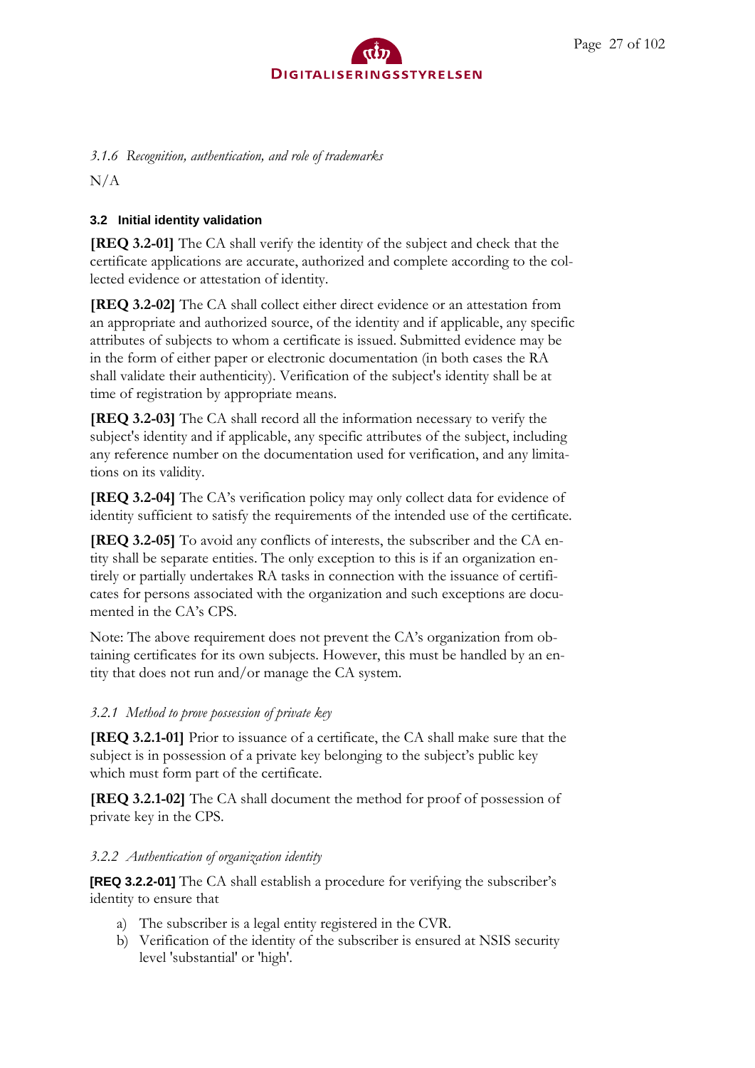*3.1.6 Recognition, authentication, and role of trademarks*

N/A

### 3.2 Initial identity validation

**[REQ 3.2-01]** The CA shall verify the identity of the subject and check that the certificate applications are accurate, authorized and complete according to the collected evidence or attestation of identity.

**[REQ 3.2-02]** The CA shall collect either direct evidence or an attestation from an appropriate and authorized source, of the identity and if applicable, any specific attributes of subjects to whom a certificate is issued. Submitted evidence may be in the form of either paper or electronic documentation (in both cases the RA shall validate their authenticity). Verification of the subject's identity shall be at time of registration by appropriate means.

**[REQ 3.2-03]** The CA shall record all the information necessary to verify the subject's identity and if applicable, any specific attributes of the subject, including any reference number on the documentation used for verification, and any limitations on its validity.

**[REQ 3.2-04]** The CA's verification policy may only collect data for evidence of identity sufficient to satisfy the requirements of the intended use of the certificate.

**[REQ 3.2-05]** To avoid any conflicts of interests, the subscriber and the CA entity shall be separate entities. The only exception to this is if an organization entirely or partially undertakes RA tasks in connection with the issuance of certificates for persons associated with the organization and such exceptions are documented in the CA's CPS.

Note: The above requirement does not prevent the CA's organization from obtaining certificates for its own subjects. However, this must be handled by an entity that does not run and/or manage the CA system.

*3.2.1 Method to prove possession of private key*

**[REQ 3.2.1-01]** Prior to issuance of a certificate, the CA shall make sure that the subject is in possession of a private key belonging to the subject's public key which must form part of the certificate.

**[REQ 3.2.1-02]** The CA shall document the method for proof of possession of private key in the CPS.

*3.2.2 Authentication of organization identity*

**[REQ 3.2.2-01]** The CA shall establish a procedure for verifying the subscriber's identity to ensure that

a) The subscriber is a legal entity registered in the CVR.
b) Verification of the identity of the subscriber is ensured at NSIS security level 'substantial' or 'high'.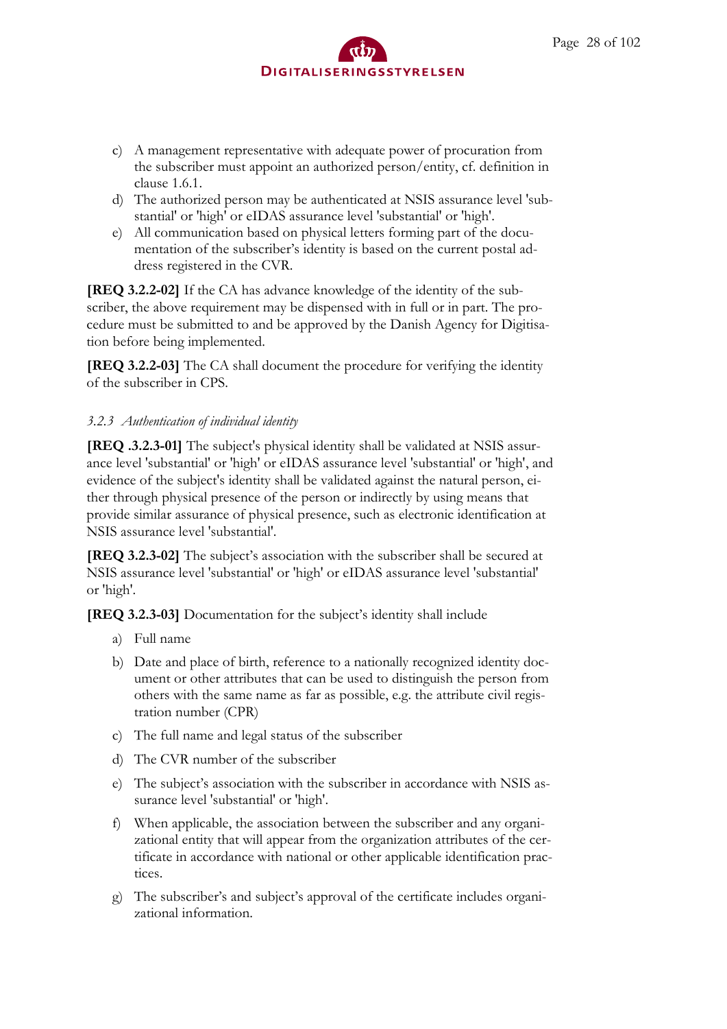c) A management representative with adequate power of procuration from the subscriber must appoint an authorized person/entity, cf. definition in clause 1.6.1.
d) The authorized person may be authenticated at NSIS assurance level 'substantial' or 'high' or eIDAS assurance level 'substantial' or 'high'.
e) All communication based on physical letters forming part of the documentation of the subscriber's identity is based on the current postal address registered in the CVR.

**[REQ 3.2.2-02]** If the CA has advance knowledge of the identity of the subscriber, the above requirement may be dispensed with in full or in part. The procedure must be submitted to and be approved by the Danish Agency for Digitisation before being implemented.

**[REQ 3.2.2-03]** The CA shall document the procedure for verifying the identity of the subscriber in CPS.

### *3.2.3 Authentication of individual identity*

**[REQ .3.2.3-01]** The subject's physical identity shall be validated at NSIS assurance level 'substantial' or 'high' or eIDAS assurance level 'substantial' or 'high', and evidence of the subject's identity shall be validated against the natural person, either through physical presence of the person or indirectly by using means that provide similar assurance of physical presence, such as electronic identification at NSIS assurance level 'substantial'.

**[REQ 3.2.3-02]** The subject's association with the subscriber shall be secured at NSIS assurance level 'substantial' or 'high' or eIDAS assurance level 'substantial' or 'high'.

**[REQ 3.2.3-03]** Documentation for the subject's identity shall include

a) Full name
b) Date and place of birth, reference to a nationally recognized identity document or other attributes that can be used to distinguish the person from others with the same name as far as possible, e.g. the attribute civil registration number (CPR)
c) The full name and legal status of the subscriber
d) The CVR number of the subscriber
e) The subject's association with the subscriber in accordance with NSIS assurance level 'substantial' or 'high'.
f) When applicable, the association between the subscriber and any organizational entity that will appear from the organization attributes of the certificate in accordance with national or other applicable identification practices.
g) The subscriber's and subject's approval of the certificate includes organizational information.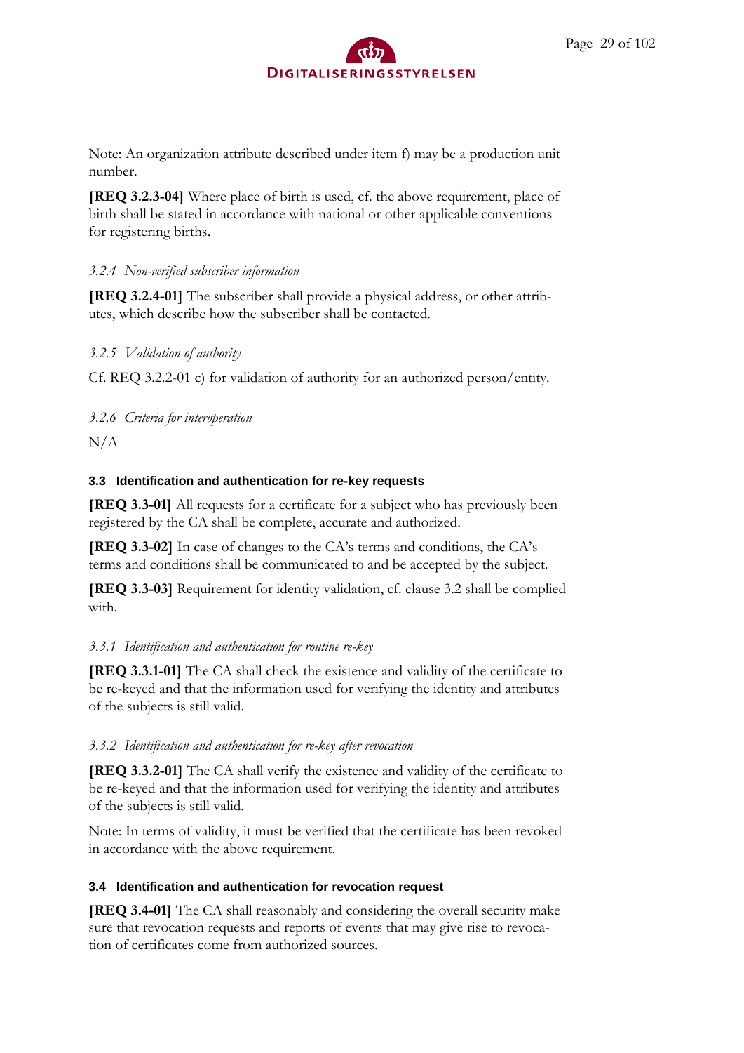Note: An organization attribute described under item f) may be a production unit number.

**[REQ 3.2.3-04]** Where place of birth is used, cf. the above requirement, place of birth shall be stated in accordance with national or other applicable conventions for registering births.

#### *3.2.4 Non-verified subscriber information*

**[REQ 3.2.4-01]** The subscriber shall provide a physical address, or other attributes, which describe how the subscriber shall be contacted.

#### *3.2.5 Validation of authority*

Cf. REQ 3.2.2-01 c) for validation of authority for an authorized person/entity.

#### *3.2.6 Criteria for interoperation*

N/A

### 3.3 Identification and authentication for re-key requests

**[REQ 3.3-01]** All requests for a certificate for a subject who has previously been registered by the CA shall be complete, accurate and authorized.

**[REQ 3.3-02]** In case of changes to the CA's terms and conditions, the CA's terms and conditions shall be communicated to and be accepted by the subject.

**[REQ 3.3-03]** Requirement for identity validation, cf. clause 3.2 shall be complied with.

#### *3.3.1 Identification and authentication for routine re-key*

**[REQ 3.3.1-01]** The CA shall check the existence and validity of the certificate to be re-keyed and that the information used for verifying the identity and attributes of the subjects is still valid.

#### *3.3.2 Identification and authentication for re-key after revocation*

**[REQ 3.3.2-01]** The CA shall verify the existence and validity of the certificate to be re-keyed and that the information used for verifying the identity and attributes of the subjects is still valid.

Note: In terms of validity, it must be verified that the certificate has been revoked in accordance with the above requirement.

### 3.4 Identification and authentication for revocation request

**[REQ 3.4-01]** The CA shall reasonably and considering the overall security make sure that revocation requests and reports of events that may give rise to revocation of certificates come from authorized sources.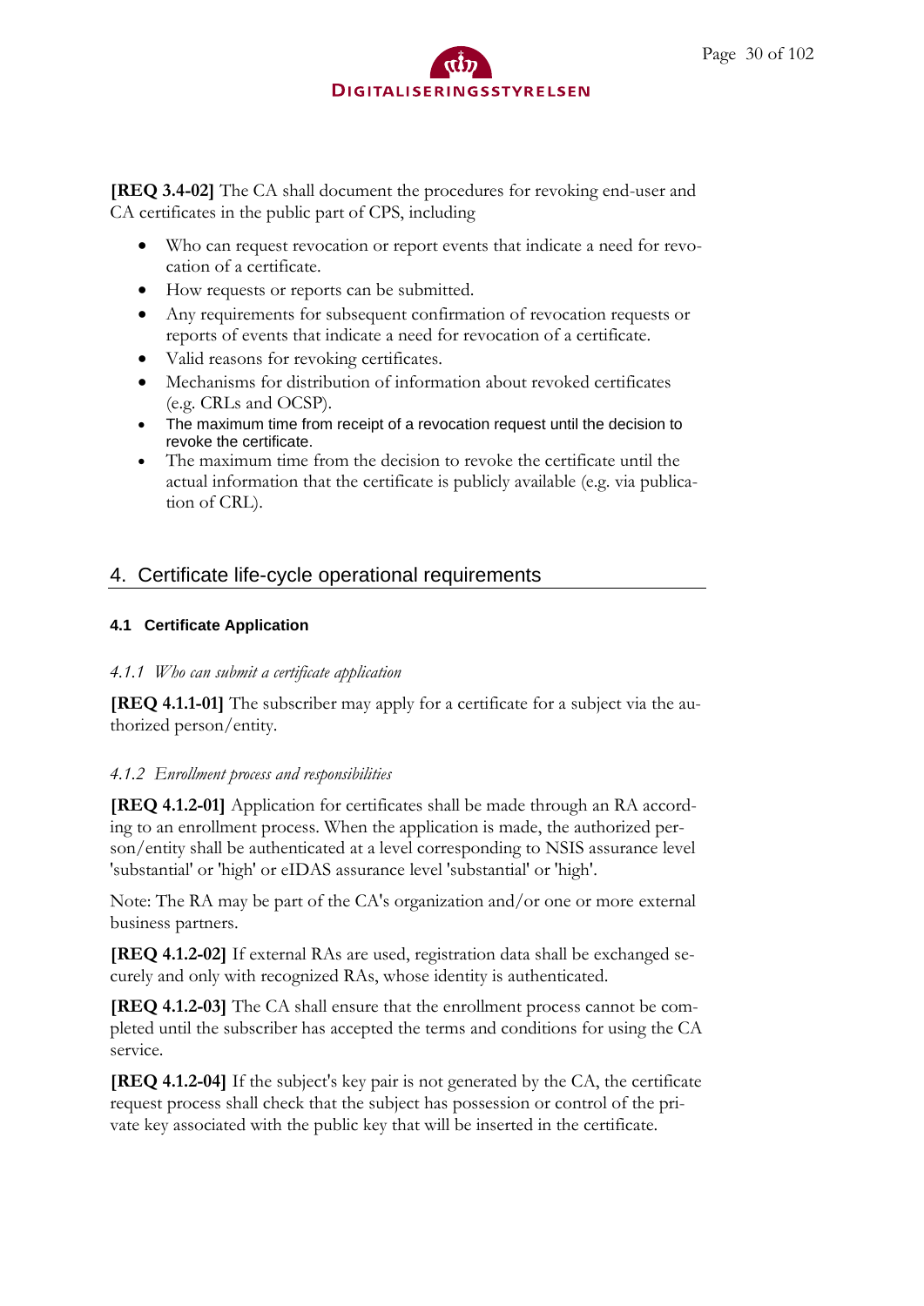**[REQ 3.4-02]** The CA shall document the procedures for revoking end-user and CA certificates in the public part of CPS, including

- Who can request revocation or report events that indicate a need for revocation of a certificate.
- How requests or reports can be submitted.
- Any requirements for subsequent confirmation of revocation requests or reports of events that indicate a need for revocation of a certificate.
- Valid reasons for revoking certificates.
- Mechanisms for distribution of information about revoked certificates (e.g. CRLs and OCSP).
- The maximum time from receipt of a revocation request until the decision to revoke the certificate.
- The maximum time from the decision to revoke the certificate until the actual information that the certificate is publicly available (e.g. via publication of CRL).

# 4. Certificate life-cycle operational requirements

## 4.1 Certificate Application

### *4.1.1 Who can submit a certificate application*

**[REQ 4.1.1-01]** The subscriber may apply for a certificate for a subject via the authorized person/entity.

### *4.1.2 Enrollment process and responsibilities*

**[REQ 4.1.2-01]** Application for certificates shall be made through an RA according to an enrollment process. When the application is made, the authorized person/entity shall be authenticated at a level corresponding to NSIS assurance level 'substantial' or 'high' or eIDAS assurance level 'substantial' or 'high'.

Note: The RA may be part of the CA's organization and/or one or more external business partners.

**[REQ 4.1.2-02]** If external RAs are used, registration data shall be exchanged securely and only with recognized RAs, whose identity is authenticated.

**[REQ 4.1.2-03]** The CA shall ensure that the enrollment process cannot be completed until the subscriber has accepted the terms and conditions for using the CA service.

**[REQ 4.1.2-04]** If the subject's key pair is not generated by the CA, the certificate request process shall check that the subject has possession or control of the private key associated with the public key that will be inserted in the certificate.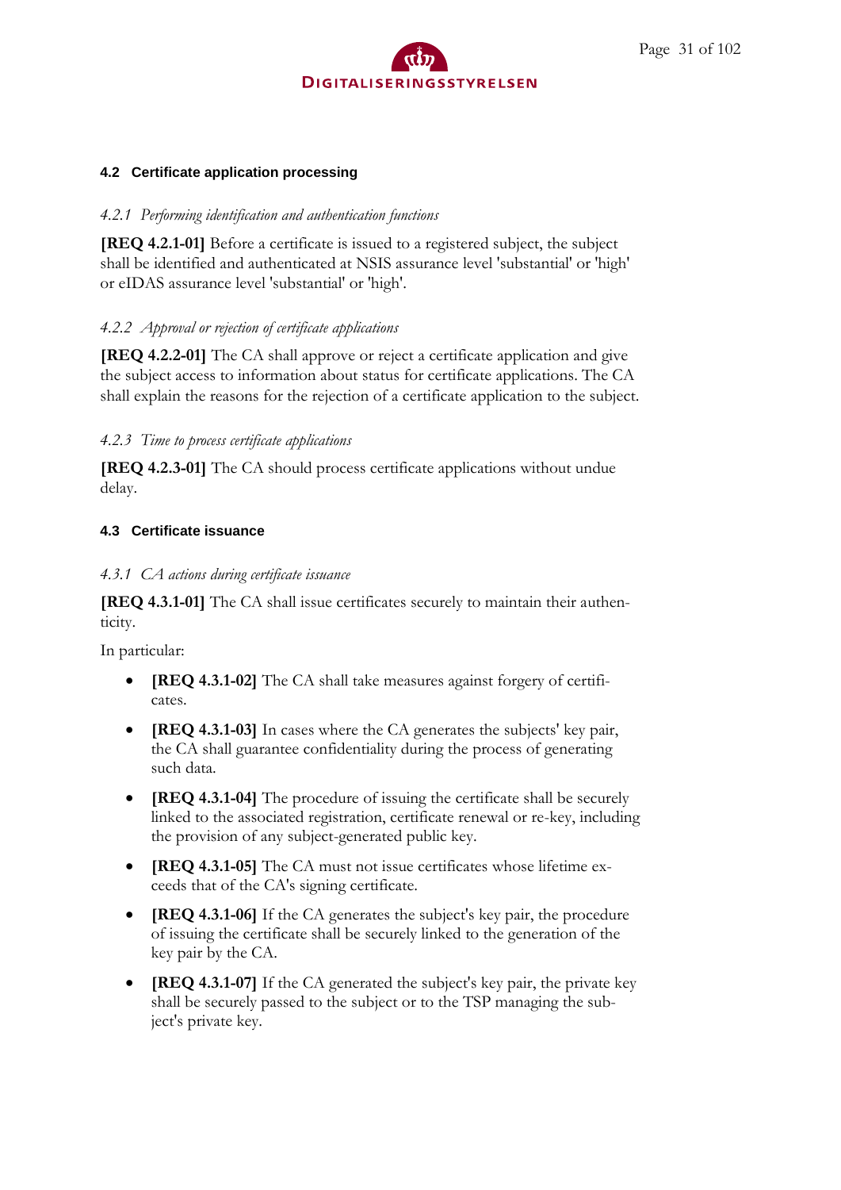### 4.2 Certificate application processing

#### *4.2.1 Performing identification and authentication functions*

**[REQ 4.2.1-01]** Before a certificate is issued to a registered subject, the subject shall be identified and authenticated at NSIS assurance level 'substantial' or 'high' or eIDAS assurance level 'substantial' or 'high'.

#### *4.2.2 Approval or rejection of certificate applications*

**[REQ 4.2.2-01]** The CA shall approve or reject a certificate application and give the subject access to information about status for certificate applications. The CA shall explain the reasons for the rejection of a certificate application to the subject.

#### *4.2.3 Time to process certificate applications*

**[REQ 4.2.3-01]** The CA should process certificate applications without undue delay.

### 4.3 Certificate issuance

#### *4.3.1 CA actions during certificate issuance*

**[REQ 4.3.1-01]** The CA shall issue certificates securely to maintain their authenticity.

In particular:

- **[REQ 4.3.1-02]** The CA shall take measures against forgery of certificates.
- **[REQ 4.3.1-03]** In cases where the CA generates the subjects' key pair, the CA shall guarantee confidentiality during the process of generating such data.
- **[REQ 4.3.1-04]** The procedure of issuing the certificate shall be securely linked to the associated registration, certificate renewal or re-key, including the provision of any subject-generated public key.
- **[REQ 4.3.1-05]** The CA must not issue certificates whose lifetime exceeds that of the CA's signing certificate.
- **[REQ 4.3.1-06]** If the CA generates the subject's key pair, the procedure of issuing the certificate shall be securely linked to the generation of the key pair by the CA.
- **[REQ 4.3.1-07]** If the CA generated the subject's key pair, the private key shall be securely passed to the subject or to the TSP managing the subject's private key.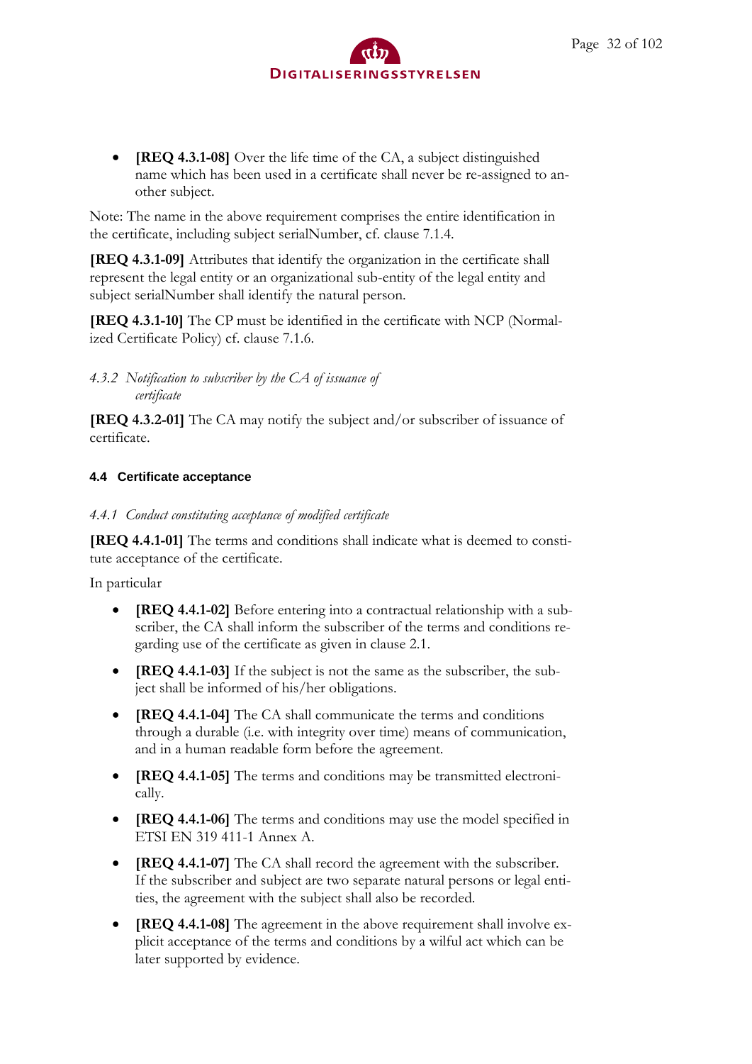- **[REQ 4.3.1-08]** Over the life time of the CA, a subject distinguished name which has been used in a certificate shall never be re-assigned to another subject.

Note: The name in the above requirement comprises the entire identification in the certificate, including subject serialNumber, cf. clause 7.1.4.

**[REQ 4.3.1-09]** Attributes that identify the organization in the certificate shall represent the legal entity or an organizational sub-entity of the legal entity and subject serialNumber shall identify the natural person.

**[REQ 4.3.1-10]** The CP must be identified in the certificate with NCP (Normalized Certificate Policy) cf. clause 7.1.6.

#### *4.3.2 Notification to subscriber by the CA of issuance of certificate*

**[REQ 4.3.2-01]** The CA may notify the subject and/or subscriber of issuance of certificate.

### 4.4 Certificate acceptance

#### *4.4.1 Conduct constituting acceptance of modified certificate*

**[REQ 4.4.1-01]** The terms and conditions shall indicate what is deemed to constitute acceptance of the certificate.

In particular

- **[REQ 4.4.1-02]** Before entering into a contractual relationship with a subscriber, the CA shall inform the subscriber of the terms and conditions regarding use of the certificate as given in clause 2.1.
- **[REQ 4.4.1-03]** If the subject is not the same as the subscriber, the subject shall be informed of his/her obligations.
- **[REQ 4.4.1-04]** The CA shall communicate the terms and conditions through a durable (i.e. with integrity over time) means of communication, and in a human readable form before the agreement.
- **[REQ 4.4.1-05]** The terms and conditions may be transmitted electronically.
- **[REQ 4.4.1-06]** The terms and conditions may use the model specified in ETSI EN 319 411-1 Annex A.
- **[REQ 4.4.1-07]** The CA shall record the agreement with the subscriber. If the subscriber and subject are two separate natural persons or legal entities, the agreement with the subject shall also be recorded.
- **[REQ 4.4.1-08]** The agreement in the above requirement shall involve explicit acceptance of the terms and conditions by a wilful act which can be later supported by evidence.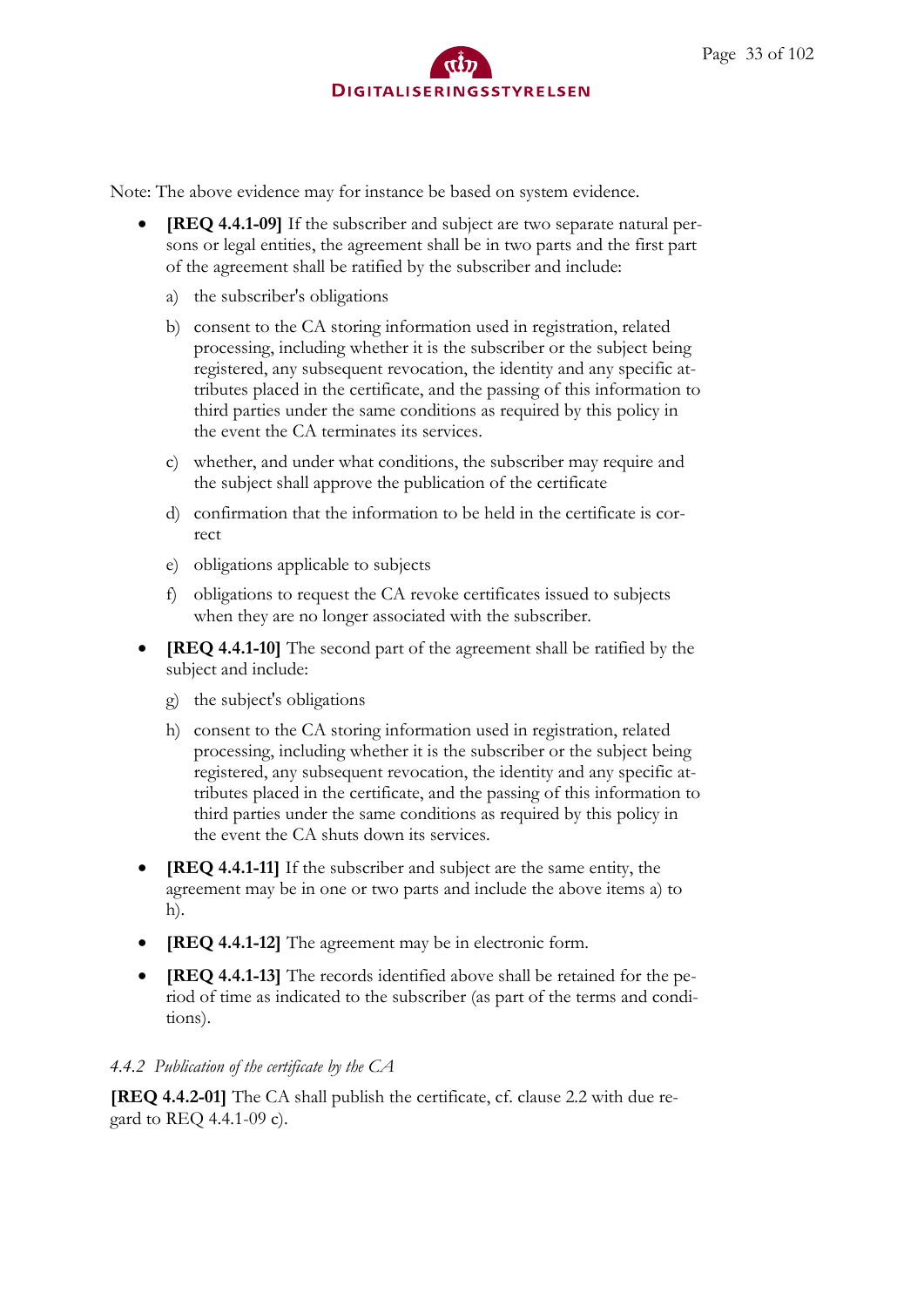Note: The above evidence may for instance be based on system evidence.

- **[REQ 4.4.1-09]** If the subscriber and subject are two separate natural persons or legal entities, the agreement shall be in two parts and the first part of the agreement shall be ratified by the subscriber and include:

    a) the subscriber's obligations

    b) consent to the CA storing information used in registration, related processing, including whether it is the subscriber or the subject being registered, any subsequent revocation, the identity and any specific attributes placed in the certificate, and the passing of this information to third parties under the same conditions as required by this policy in the event the CA terminates its services.

    c) whether, and under what conditions, the subscriber may require and the subject shall approve the publication of the certificate

    d) confirmation that the information to be held in the certificate is correct

    e) obligations applicable to subjects

    f) obligations to request the CA revoke certificates issued to subjects when they are no longer associated with the subscriber.

- **[REQ 4.4.1-10]** The second part of the agreement shall be ratified by the subject and include:

    g) the subject's obligations

    h) consent to the CA storing information used in registration, related processing, including whether it is the subscriber or the subject being registered, any subsequent revocation, the identity and any specific attributes placed in the certificate, and the passing of this information to third parties under the same conditions as required by this policy in the event the CA shuts down its services.

- **[REQ 4.4.1-11]** If the subscriber and subject are the same entity, the agreement may be in one or two parts and include the above items a) to h).

- **[REQ 4.4.1-12]** The agreement may be in electronic form.

- **[REQ 4.4.1-13]** The records identified above shall be retained for the period of time as indicated to the subscriber (as part of the terms and conditions).

#### *4.4.2 Publication of the certificate by the CA*

**[REQ 4.4.2-01]** The CA shall publish the certificate, cf. clause 2.2 with due regard to REQ 4.4.1-09 c).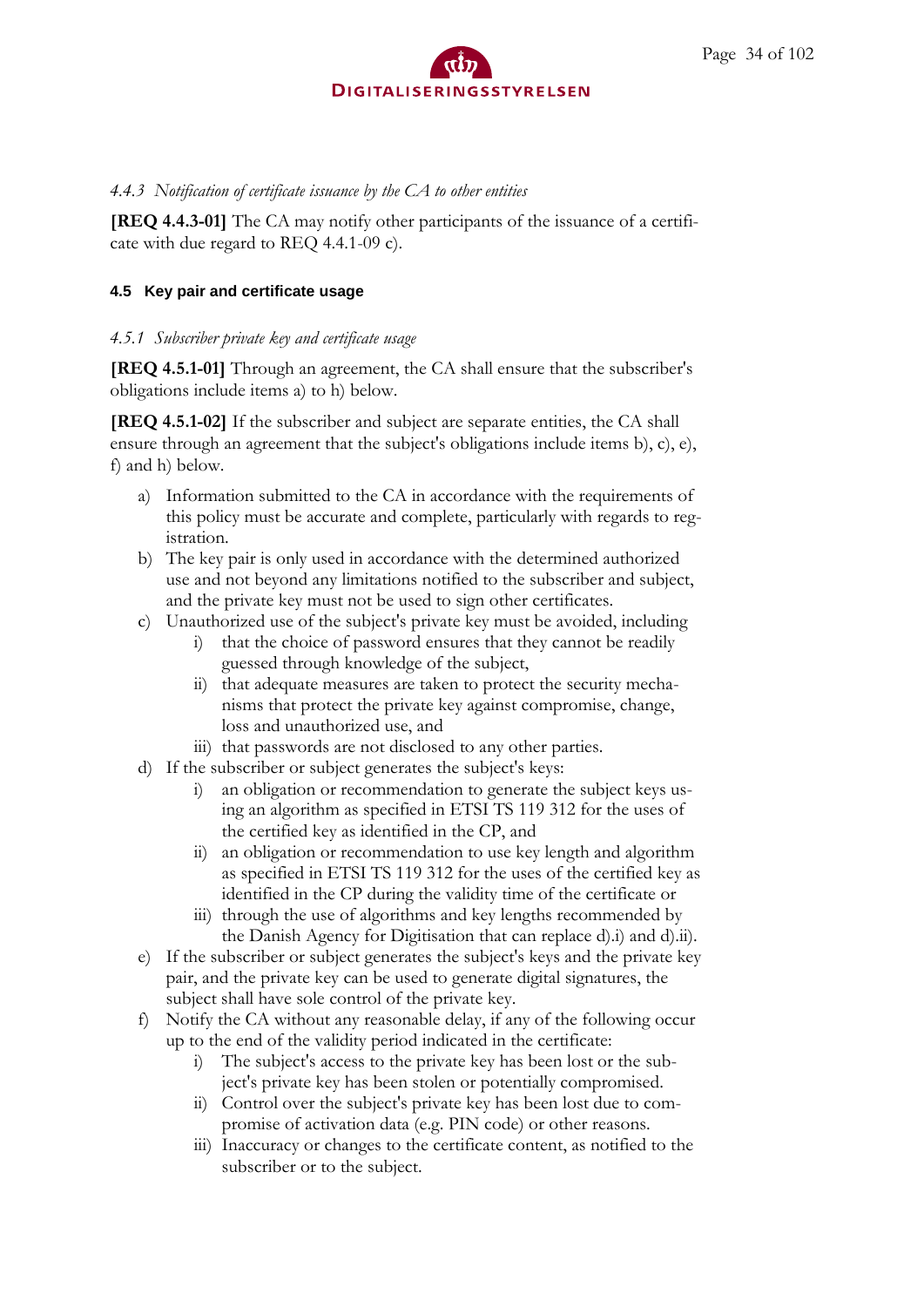#### *4.4.3 Notification of certificate issuance by the CA to other entities*

**[REQ 4.4.3-01]** The CA may notify other participants of the issuance of a certificate with due regard to REQ 4.4.1-09 c).

### 4.5 Key pair and certificate usage

#### *4.5.1 Subscriber private key and certificate usage*

**[REQ 4.5.1-01]** Through an agreement, the CA shall ensure that the subscriber's obligations include items a) to h) below.

**[REQ 4.5.1-02]** If the subscriber and subject are separate entities, the CA shall ensure through an agreement that the subject's obligations include items b), c), e), f) and h) below.

a) Information submitted to the CA in accordance with the requirements of this policy must be accurate and complete, particularly with regards to registration.

b) The key pair is only used in accordance with the determined authorized use and not beyond any limitations notified to the subscriber and subject, and the private key must not be used to sign other certificates.

c) Unauthorized use of the subject's private key must be avoided, including
   i) that the choice of password ensures that they cannot be readily guessed through knowledge of the subject,
   ii) that adequate measures are taken to protect the security mechanisms that protect the private key against compromise, change, loss and unauthorized use, and
   iii) that passwords are not disclosed to any other parties.

d) If the subscriber or subject generates the subject's keys:
   i) an obligation or recommendation to generate the subject keys using an algorithm as specified in ETSI TS 119 312 for the uses of the certified key as identified in the CP, and
   ii) an obligation or recommendation to use key length and algorithm as specified in ETSI TS 119 312 for the uses of the certified key as identified in the CP during the validity time of the certificate or
   iii) through the use of algorithms and key lengths recommended by the Danish Agency for Digitisation that can replace d).i) and d).ii).

e) If the subscriber or subject generates the subject's keys and the private key pair, and the private key can be used to generate digital signatures, the subject shall have sole control of the private key.

f) Notify the CA without any reasonable delay, if any of the following occur up to the end of the validity period indicated in the certificate:
   i) The subject's access to the private key has been lost or the subject's private key has been stolen or potentially compromised.
   ii) Control over the subject's private key has been lost due to compromise of activation data (e.g. PIN code) or other reasons.
   iii) Inaccuracy or changes to the certificate content, as notified to the subscriber or to the subject.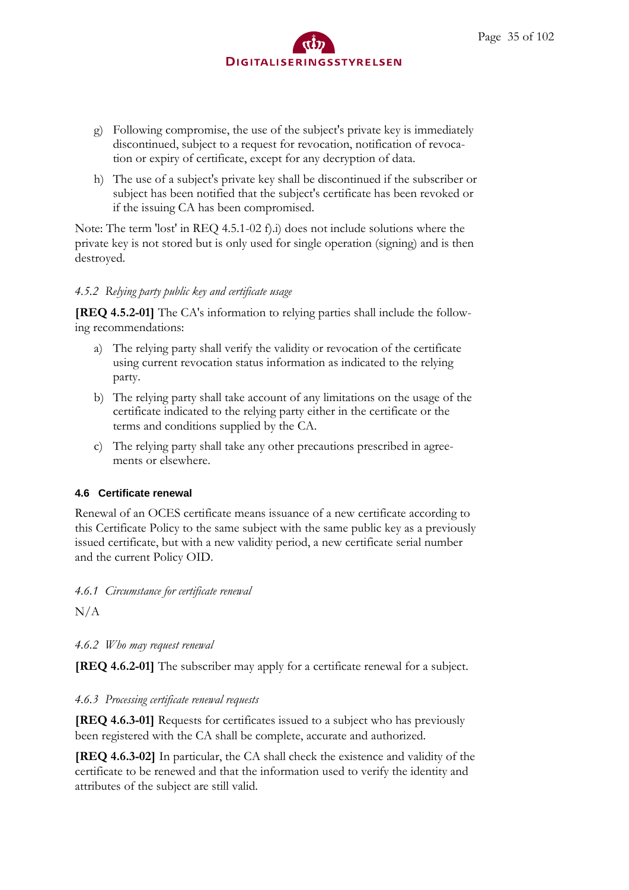g) Following compromise, the use of the subject's private key is immediately discontinued, subject to a request for revocation, notification of revocation or expiry of certificate, except for any decryption of data.

h) The use of a subject's private key shall be discontinued if the subscriber or subject has been notified that the subject's certificate has been revoked or if the issuing CA has been compromised.

Note: The term 'lost' in REQ 4.5.1-02 f).i) does not include solutions where the private key is not stored but is only used for single operation (signing) and is then destroyed.

#### *4.5.2 Relying party public key and certificate usage*

**[REQ 4.5.2-01]** The CA's information to relying parties shall include the following recommendations:

a) The relying party shall verify the validity or revocation of the certificate using current revocation status information as indicated to the relying party.

b) The relying party shall take account of any limitations on the usage of the certificate indicated to the relying party either in the certificate or the terms and conditions supplied by the CA.

c) The relying party shall take any other precautions prescribed in agreements or elsewhere.

### 4.6 Certificate renewal

Renewal of an OCES certificate means issuance of a new certificate according to this Certificate Policy to the same subject with the same public key as a previously issued certificate, but with a new validity period, a new certificate serial number and the current Policy OID.

#### *4.6.1 Circumstance for certificate renewal*

N/A

#### *4.6.2 Who may request renewal*

**[REQ 4.6.2-01]** The subscriber may apply for a certificate renewal for a subject.

#### *4.6.3 Processing certificate renewal requests*

**[REQ 4.6.3-01]** Requests for certificates issued to a subject who has previously been registered with the CA shall be complete, accurate and authorized.

**[REQ 4.6.3-02]** In particular, the CA shall check the existence and validity of the certificate to be renewed and that the information used to verify the identity and attributes of the subject are still valid.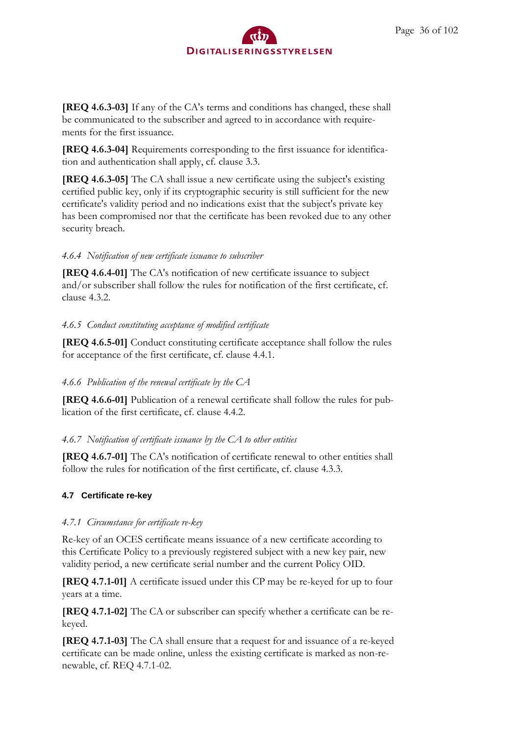**[REQ 4.6.3-03]** If any of the CA's terms and conditions has changed, these shall be communicated to the subscriber and agreed to in accordance with requirements for the first issuance.

**[REQ 4.6.3-04]** Requirements corresponding to the first issuance for identification and authentication shall apply, cf. clause 3.3.

**[REQ 4.6.3-05]** The CA shall issue a new certificate using the subject's existing certified public key, only if its cryptographic security is still sufficient for the new certificate's validity period and no indications exist that the subject's private key has been compromised nor that the certificate has been revoked due to any other security breach.

#### *4.6.4 Notification of new certificate issuance to subscriber*

**[REQ 4.6.4-01]** The CA's notification of new certificate issuance to subject and/or subscriber shall follow the rules for notification of the first certificate, cf. clause 4.3.2.

#### *4.6.5 Conduct constituting acceptance of modified certificate*

**[REQ 4.6.5-01]** Conduct constituting certificate acceptance shall follow the rules for acceptance of the first certificate, cf. clause 4.4.1.

#### *4.6.6 Publication of the renewal certificate by the CA*

**[REQ 4.6.6-01]** Publication of a renewal certificate shall follow the rules for publication of the first certificate, cf. clause 4.4.2.

#### *4.6.7 Notification of certificate issuance by the CA to other entities*

**[REQ 4.6.7-01]** The CA's notification of certificate renewal to other entities shall follow the rules for notification of the first certificate, cf. clause 4.3.3.

### 4.7 Certificate re-key

#### *4.7.1 Circumstance for certificate re-key*

Re-key of an OCES certificate means issuance of a new certificate according to this Certificate Policy to a previously registered subject with a new key pair, new validity period, a new certificate serial number and the current Policy OID.

**[REQ 4.7.1-01]** A certificate issued under this CP may be re-keyed for up to four years at a time.

**[REQ 4.7.1-02]** The CA or subscriber can specify whether a certificate can be re-keyed.

**[REQ 4.7.1-03]** The CA shall ensure that a request for and issuance of a re-keyed certificate can be made online, unless the existing certificate is marked as non-renewable, cf. REQ 4.7.1-02.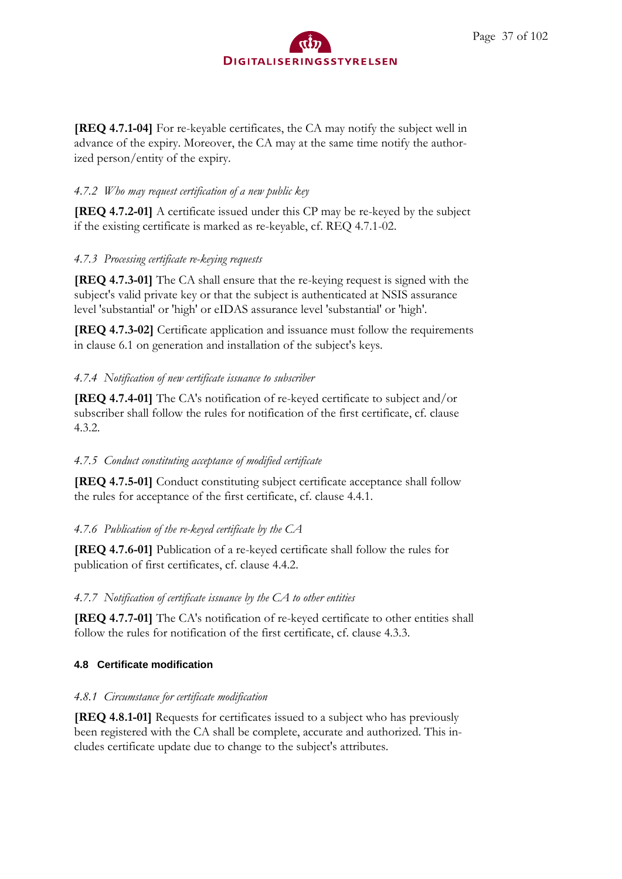**[REQ 4.7.1-04]** For re-keyable certificates, the CA may notify the subject well in advance of the expiry. Moreover, the CA may at the same time notify the authorized person/entity of the expiry.

#### *4.7.2 Who may request certification of a new public key*

**[REQ 4.7.2-01]** A certificate issued under this CP may be re-keyed by the subject if the existing certificate is marked as re-keyable, cf. REQ 4.7.1-02.

#### *4.7.3 Processing certificate re-keying requests*

**[REQ 4.7.3-01]** The CA shall ensure that the re-keying request is signed with the subject's valid private key or that the subject is authenticated at NSIS assurance level 'substantial' or 'high' or eIDAS assurance level 'substantial' or 'high'.

**[REQ 4.7.3-02]** Certificate application and issuance must follow the requirements in clause 6.1 on generation and installation of the subject's keys.

#### *4.7.4 Notification of new certificate issuance to subscriber*

**[REQ 4.7.4-01]** The CA's notification of re-keyed certificate to subject and/or subscriber shall follow the rules for notification of the first certificate, cf. clause 4.3.2.

#### *4.7.5 Conduct constituting acceptance of modified certificate*

**[REQ 4.7.5-01]** Conduct constituting subject certificate acceptance shall follow the rules for acceptance of the first certificate, cf. clause 4.4.1.

#### *4.7.6 Publication of the re-keyed certificate by the CA*

**[REQ 4.7.6-01]** Publication of a re-keyed certificate shall follow the rules for publication of first certificates, cf. clause 4.4.2.

#### *4.7.7 Notification of certificate issuance by the CA to other entities*

**[REQ 4.7.7-01]** The CA's notification of re-keyed certificate to other entities shall follow the rules for notification of the first certificate, cf. clause 4.3.3.

### 4.8 Certificate modification

#### *4.8.1 Circumstance for certificate modification*

**[REQ 4.8.1-01]** Requests for certificates issued to a subject who has previously been registered with the CA shall be complete, accurate and authorized. This includes certificate update due to change to the subject's attributes.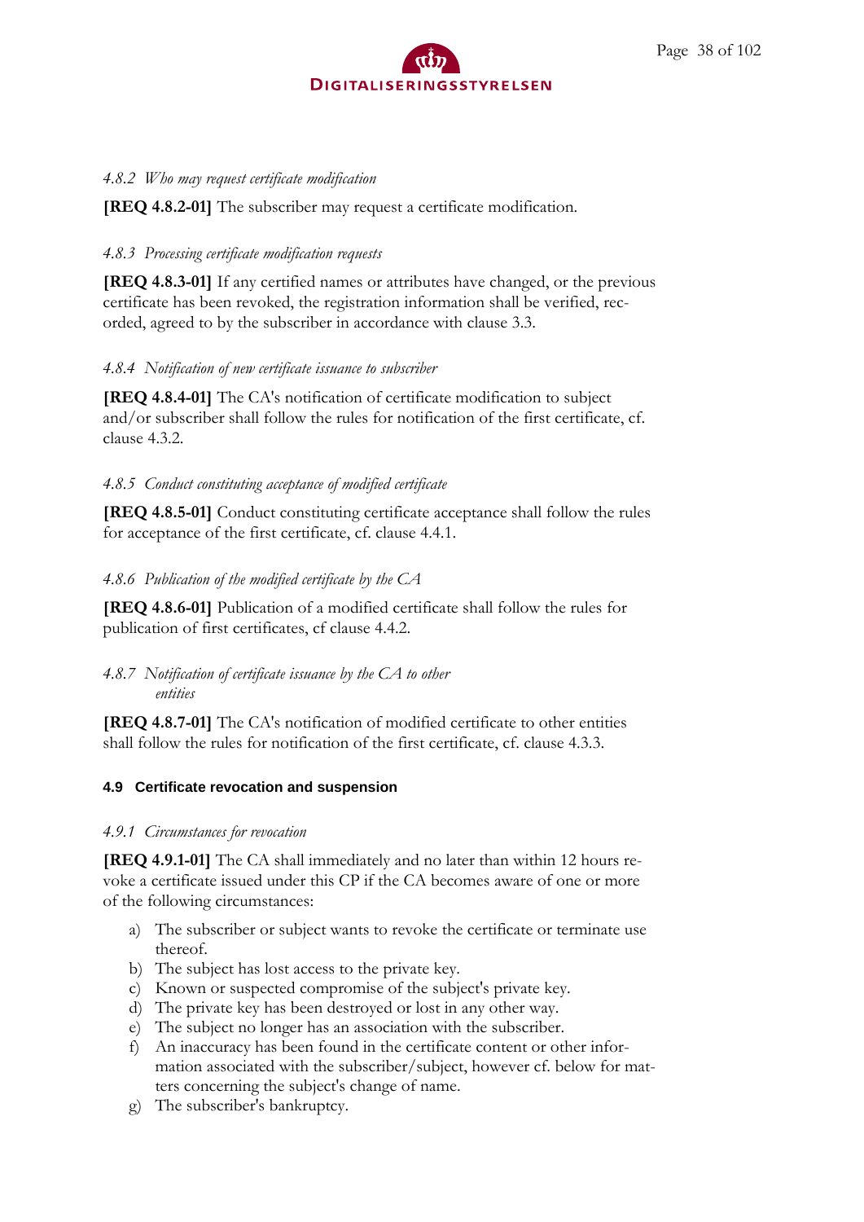#### *4.8.2 Who may request certificate modification*

**[REQ 4.8.2-01]** The subscriber may request a certificate modification.

#### *4.8.3 Processing certificate modification requests*

**[REQ 4.8.3-01]** If any certified names or attributes have changed, or the previous certificate has been revoked, the registration information shall be verified, recorded, agreed to by the subscriber in accordance with clause 3.3.

#### *4.8.4 Notification of new certificate issuance to subscriber*

**[REQ 4.8.4-01]** The CA's notification of certificate modification to subject and/or subscriber shall follow the rules for notification of the first certificate, cf. clause 4.3.2.

#### *4.8.5 Conduct constituting acceptance of modified certificate*

**[REQ 4.8.5-01]** Conduct constituting certificate acceptance shall follow the rules for acceptance of the first certificate, cf. clause 4.4.1.

#### *4.8.6 Publication of the modified certificate by the CA*

**[REQ 4.8.6-01]** Publication of a modified certificate shall follow the rules for publication of first certificates, cf clause 4.4.2.

#### *4.8.7 Notification of certificate issuance by the CA to other entities*

**[REQ 4.8.7-01]** The CA's notification of modified certificate to other entities shall follow the rules for notification of the first certificate, cf. clause 4.3.3.

### 4.9 Certificate revocation and suspension

#### *4.9.1 Circumstances for revocation*

**[REQ 4.9.1-01]** The CA shall immediately and no later than within 12 hours revoke a certificate issued under this CP if the CA becomes aware of one or more of the following circumstances:

a) The subscriber or subject wants to revoke the certificate or terminate use thereof.
b) The subject has lost access to the private key.
c) Known or suspected compromise of the subject's private key.
d) The private key has been destroyed or lost in any other way.
e) The subject no longer has an association with the subscriber.
f) An inaccuracy has been found in the certificate content or other information associated with the subscriber/subject, however cf. below for matters concerning the subject's change of name.
g) The subscriber's bankruptcy.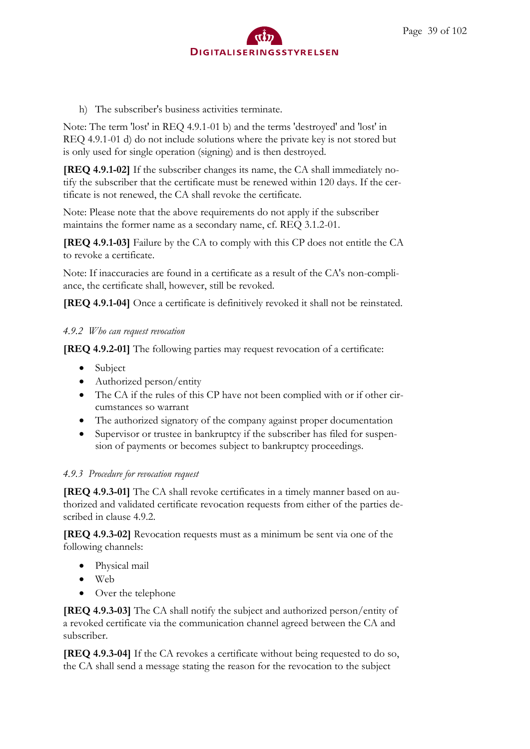h) The subscriber's business activities terminate.

Note: The term 'lost' in REQ 4.9.1-01 b) and the terms 'destroyed' and 'lost' in REQ 4.9.1-01 d) do not include solutions where the private key is not stored but is only used for single operation (signing) and is then destroyed.

**[REQ 4.9.1-02]** If the subscriber changes its name, the CA shall immediately notify the subscriber that the certificate must be renewed within 120 days. If the certificate is not renewed, the CA shall revoke the certificate.

Note: Please note that the above requirements do not apply if the subscriber maintains the former name as a secondary name, cf. REQ 3.1.2-01.

**[REQ 4.9.1-03]** Failure by the CA to comply with this CP does not entitle the CA to revoke a certificate.

Note: If inaccuracies are found in a certificate as a result of the CA's non-compliance, the certificate shall, however, still be revoked.

**[REQ 4.9.1-04]** Once a certificate is definitively revoked it shall not be reinstated.

#### *4.9.2 Who can request revocation*

**[REQ 4.9.2-01]** The following parties may request revocation of a certificate:

- Subject
- Authorized person/entity
- The CA if the rules of this CP have not been complied with or if other circumstances so warrant
- The authorized signatory of the company against proper documentation
- Supervisor or trustee in bankruptcy if the subscriber has filed for suspension of payments or becomes subject to bankruptcy proceedings.

#### *4.9.3 Procedure for revocation request*

**[REQ 4.9.3-01]** The CA shall revoke certificates in a timely manner based on authorized and validated certificate revocation requests from either of the parties described in clause 4.9.2.

**[REQ 4.9.3-02]** Revocation requests must as a minimum be sent via one of the following channels:

- Physical mail
- Web
- Over the telephone

**[REQ 4.9.3-03]** The CA shall notify the subject and authorized person/entity of a revoked certificate via the communication channel agreed between the CA and subscriber.

**[REQ 4.9.3-04]** If the CA revokes a certificate without being requested to do so, the CA shall send a message stating the reason for the revocation to the subject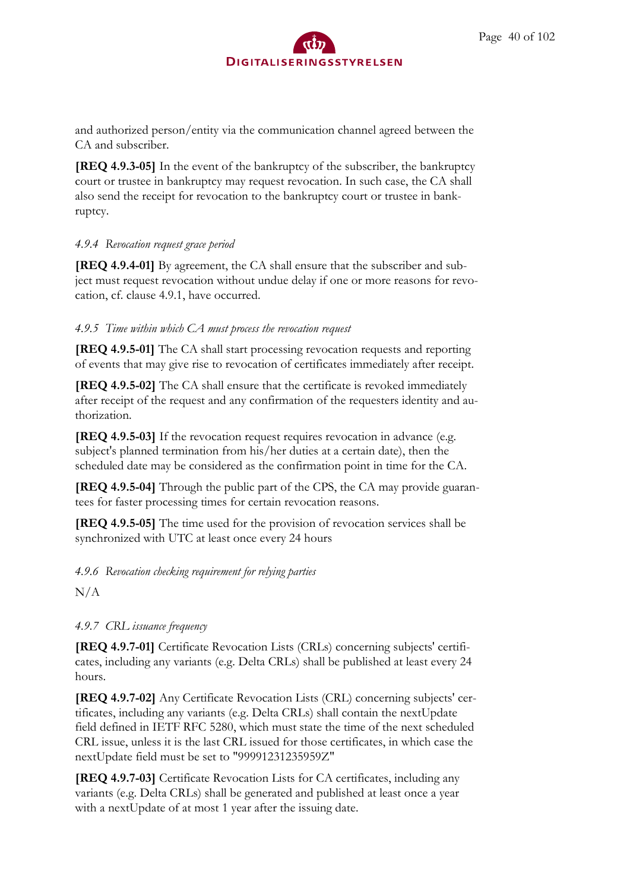and authorized person/entity via the communication channel agreed between the CA and subscriber.

**[REQ 4.9.3-05]** In the event of the bankruptcy of the subscriber, the bankruptcy court or trustee in bankruptcy may request revocation. In such case, the CA shall also send the receipt for revocation to the bankruptcy court or trustee in bankruptcy.

#### *4.9.4 Revocation request grace period*

**[REQ 4.9.4-01]** By agreement, the CA shall ensure that the subscriber and subject must request revocation without undue delay if one or more reasons for revocation, cf. clause 4.9.1, have occurred.

#### *4.9.5 Time within which CA must process the revocation request*

**[REQ 4.9.5-01]** The CA shall start processing revocation requests and reporting of events that may give rise to revocation of certificates immediately after receipt.

**[REQ 4.9.5-02]** The CA shall ensure that the certificate is revoked immediately after receipt of the request and any confirmation of the requesters identity and authorization.

**[REQ 4.9.5-03]** If the revocation request requires revocation in advance (e.g. subject's planned termination from his/her duties at a certain date), then the scheduled date may be considered as the confirmation point in time for the CA.

**[REQ 4.9.5-04]** Through the public part of the CPS, the CA may provide guarantees for faster processing times for certain revocation reasons.

**[REQ 4.9.5-05]** The time used for the provision of revocation services shall be synchronized with UTC at least once every 24 hours

#### *4.9.6 Revocation checking requirement for relying parties*

N/A

#### *4.9.7 CRL issuance frequency*

**[REQ 4.9.7-01]** Certificate Revocation Lists (CRLs) concerning subjects' certificates, including any variants (e.g. Delta CRLs) shall be published at least every 24 hours.

**[REQ 4.9.7-02]** Any Certificate Revocation Lists (CRL) concerning subjects' certificates, including any variants (e.g. Delta CRLs) shall contain the nextUpdate field defined in IETF RFC 5280, which must state the time of the next scheduled CRL issue, unless it is the last CRL issued for those certificates, in which case the nextUpdate field must be set to "99991231235959Z"

**[REQ 4.9.7-03]** Certificate Revocation Lists for CA certificates, including any variants (e.g. Delta CRLs) shall be generated and published at least once a year with a nextUpdate of at most 1 year after the issuing date.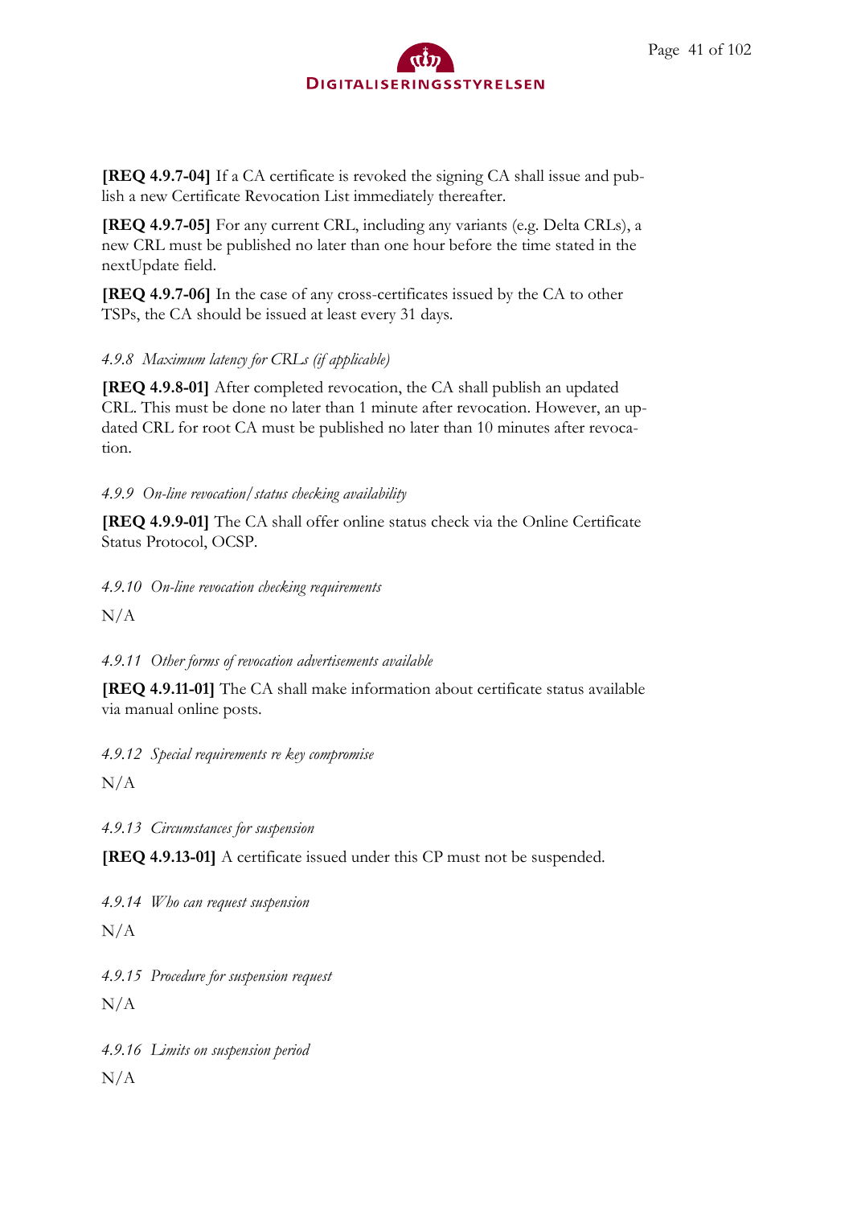**[REQ 4.9.7-04]** If a CA certificate is revoked the signing CA shall issue and publish a new Certificate Revocation List immediately thereafter.

**[REQ 4.9.7-05]** For any current CRL, including any variants (e.g. Delta CRLs), a new CRL must be published no later than one hour before the time stated in the nextUpdate field.

**[REQ 4.9.7-06]** In the case of any cross-certificates issued by the CA to other TSPs, the CA should be issued at least every 31 days.

#### *4.9.8 Maximum latency for CRLs (if applicable)*

**[REQ 4.9.8-01]** After completed revocation, the CA shall publish an updated CRL. This must be done no later than 1 minute after revocation. However, an updated CRL for root CA must be published no later than 10 minutes after revocation.

#### *4.9.9 On-line revocation/status checking availability*

**[REQ 4.9.9-01]** The CA shall offer online status check via the Online Certificate Status Protocol, OCSP.

#### *4.9.10 On-line revocation checking requirements*

N/A

#### *4.9.11 Other forms of revocation advertisements available*

**[REQ 4.9.11-01]** The CA shall make information about certificate status available via manual online posts.

#### *4.9.12 Special requirements re key compromise*

N/A

#### *4.9.13 Circumstances for suspension*

**[REQ 4.9.13-01]** A certificate issued under this CP must not be suspended.

#### *4.9.14 Who can request suspension*

N/A

#### *4.9.15 Procedure for suspension request*

N/A

#### *4.9.16 Limits on suspension period*

N/A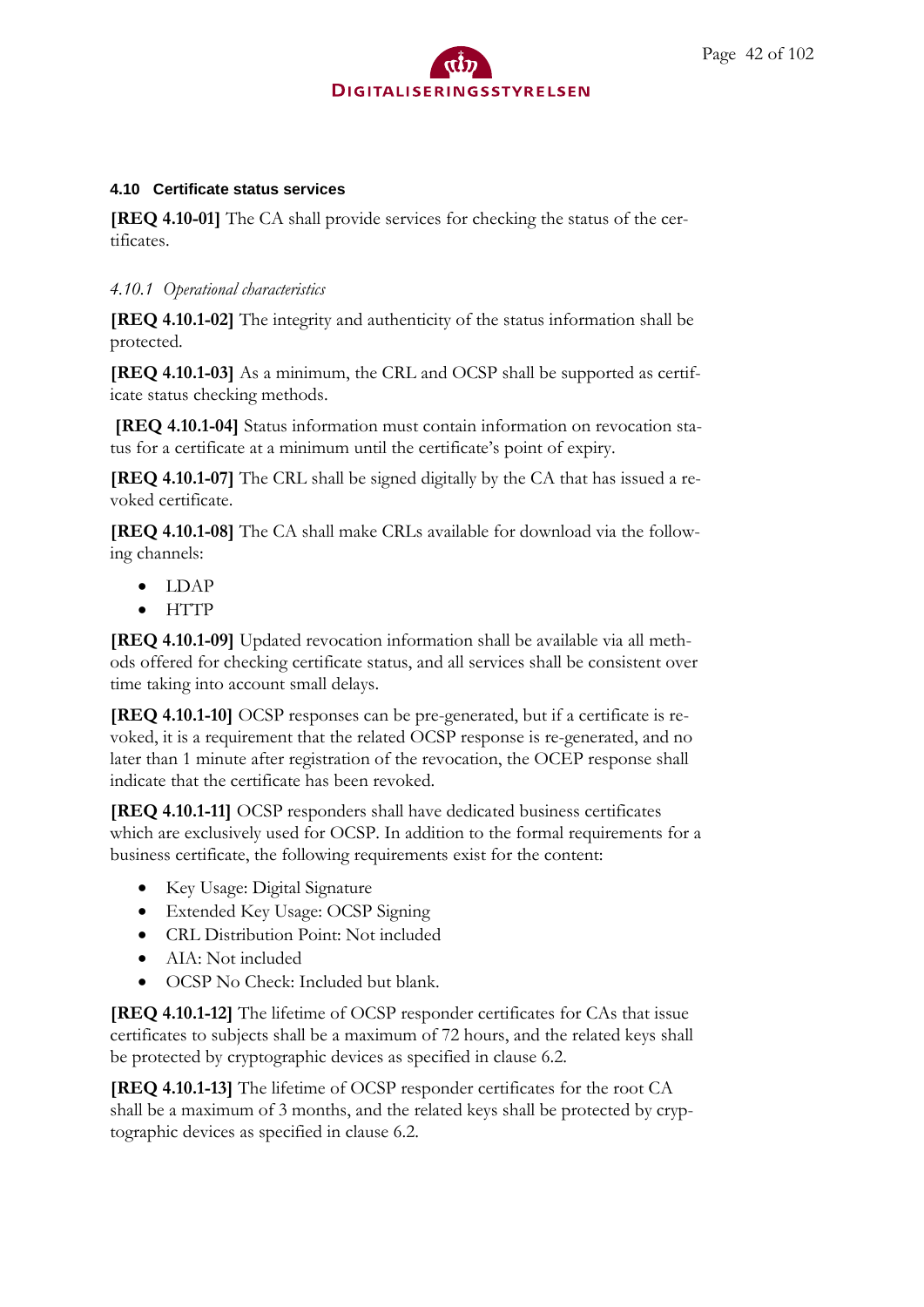### 4.10 Certificate status services

**[REQ 4.10-01]** The CA shall provide services for checking the status of the certificates.

#### *4.10.1 Operational characteristics*

**[REQ 4.10.1-02]** The integrity and authenticity of the status information shall be protected.

**[REQ 4.10.1-03]** As a minimum, the CRL and OCSP shall be supported as certificate status checking methods.

**[REQ 4.10.1-04]** Status information must contain information on revocation status for a certificate at a minimum until the certificate's point of expiry.

**[REQ 4.10.1-07]** The CRL shall be signed digitally by the CA that has issued a revoked certificate.

**[REQ 4.10.1-08]** The CA shall make CRLs available for download via the following channels:

- LDAP
- HTTP

**[REQ 4.10.1-09]** Updated revocation information shall be available via all methods offered for checking certificate status, and all services shall be consistent over time taking into account small delays.

**[REQ 4.10.1-10]** OCSP responses can be pre-generated, but if a certificate is revoked, it is a requirement that the related OCSP response is re-generated, and no later than 1 minute after registration of the revocation, the OCEP response shall indicate that the certificate has been revoked.

**[REQ 4.10.1-11]** OCSP responders shall have dedicated business certificates which are exclusively used for OCSP. In addition to the formal requirements for a business certificate, the following requirements exist for the content:

- Key Usage: Digital Signature
- Extended Key Usage: OCSP Signing
- CRL Distribution Point: Not included
- AIA: Not included
- OCSP No Check: Included but blank.

**[REQ 4.10.1-12]** The lifetime of OCSP responder certificates for CAs that issue certificates to subjects shall be a maximum of 72 hours, and the related keys shall be protected by cryptographic devices as specified in clause 6.2.

**[REQ 4.10.1-13]** The lifetime of OCSP responder certificates for the root CA shall be a maximum of 3 months, and the related keys shall be protected by cryptographic devices as specified in clause 6.2.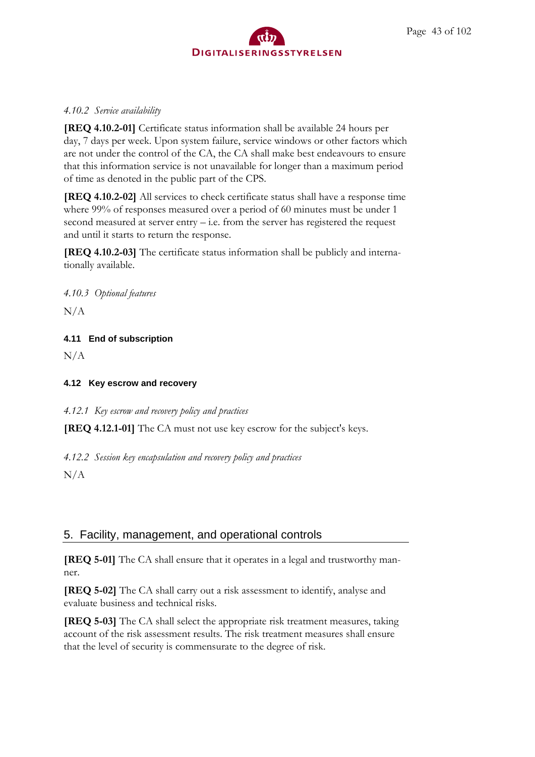#### *4.10.2 Service availability*

**[REQ 4.10.2-01]** Certificate status information shall be available 24 hours per day, 7 days per week. Upon system failure, service windows or other factors which are not under the control of the CA, the CA shall make best endeavours to ensure that this information service is not unavailable for longer than a maximum period of time as denoted in the public part of the CPS.

**[REQ 4.10.2-02]** All services to check certificate status shall have a response time where 99% of responses measured over a period of 60 minutes must be under 1 second measured at server entry – i.e. from the server has registered the request and until it starts to return the response.

**[REQ 4.10.2-03]** The certificate status information shall be publicly and internationally available.

#### *4.10.3 Optional features*

N/A

### 4.11 End of subscription

N/A

### 4.12 Key escrow and recovery

#### *4.12.1 Key escrow and recovery policy and practices*

**[REQ 4.12.1-01]** The CA must not use key escrow for the subject's keys.

#### *4.12.2 Session key encapsulation and recovery policy and practices*

N/A

## 5. Facility, management, and operational controls

**[REQ 5-01]** The CA shall ensure that it operates in a legal and trustworthy manner.

**[REQ 5-02]** The CA shall carry out a risk assessment to identify, analyse and evaluate business and technical risks.

**[REQ 5-03]** The CA shall select the appropriate risk treatment measures, taking account of the risk assessment results. The risk treatment measures shall ensure that the level of security is commensurate to the degree of risk.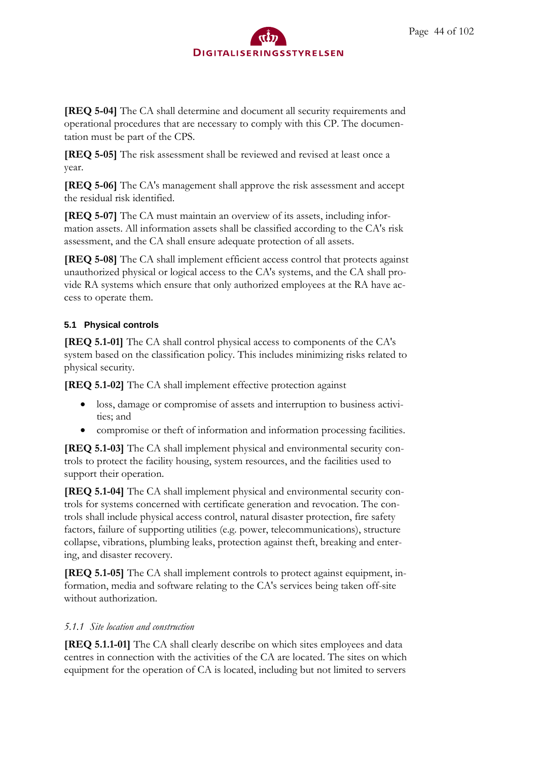**[REQ 5-04]** The CA shall determine and document all security requirements and operational procedures that are necessary to comply with this CP. The documentation must be part of the CPS.

**[REQ 5-05]** The risk assessment shall be reviewed and revised at least once a year.

**[REQ 5-06]** The CA's management shall approve the risk assessment and accept the residual risk identified.

**[REQ 5-07]** The CA must maintain an overview of its assets, including information assets. All information assets shall be classified according to the CA's risk assessment, and the CA shall ensure adequate protection of all assets.

**[REQ 5-08]** The CA shall implement efficient access control that protects against unauthorized physical or logical access to the CA's systems, and the CA shall provide RA systems which ensure that only authorized employees at the RA have access to operate them.

### 5.1 Physical controls

**[REQ 5.1-01]** The CA shall control physical access to components of the CA's system based on the classification policy. This includes minimizing risks related to physical security.

**[REQ 5.1-02]** The CA shall implement effective protection against

- loss, damage or compromise of assets and interruption to business activities; and
- compromise or theft of information and information processing facilities.

**[REQ 5.1-03]** The CA shall implement physical and environmental security controls to protect the facility housing, system resources, and the facilities used to support their operation.

**[REQ 5.1-04]** The CA shall implement physical and environmental security controls for systems concerned with certificate generation and revocation. The controls shall include physical access control, natural disaster protection, fire safety factors, failure of supporting utilities (e.g. power, telecommunications), structure collapse, vibrations, plumbing leaks, protection against theft, breaking and entering, and disaster recovery.

**[REQ 5.1-05]** The CA shall implement controls to protect against equipment, information, media and software relating to the CA's services being taken off-site without authorization.

#### *5.1.1 Site location and construction*

**[REQ 5.1.1-01]** The CA shall clearly describe on which sites employees and data centres in connection with the activities of the CA are located. The sites on which equipment for the operation of CA is located, including but not limited to servers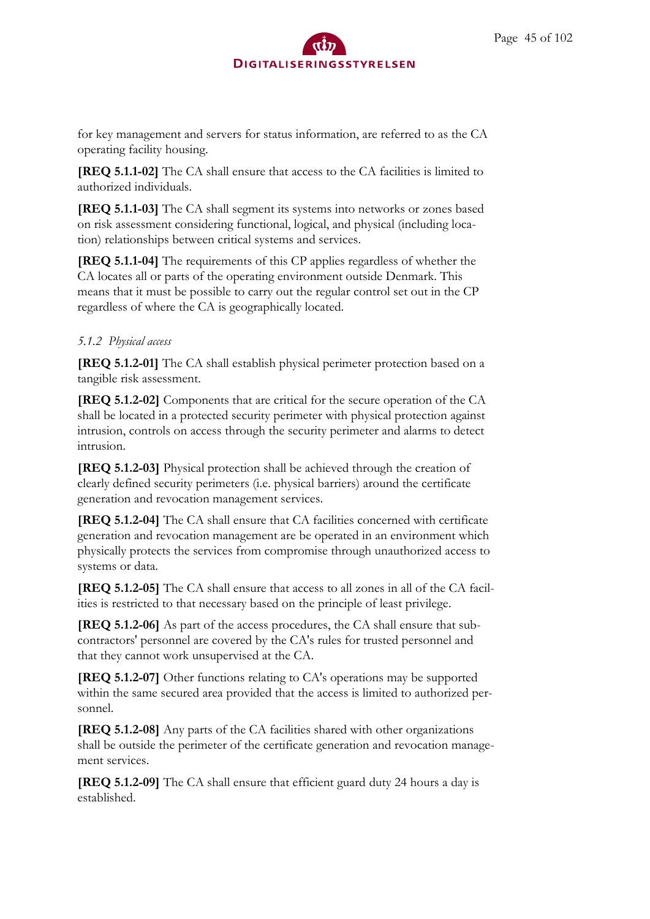for key management and servers for status information, are referred to as the CA operating facility housing.

**[REQ 5.1.1-02]** The CA shall ensure that access to the CA facilities is limited to authorized individuals.

**[REQ 5.1.1-03]** The CA shall segment its systems into networks or zones based on risk assessment considering functional, logical, and physical (including location) relationships between critical systems and services.

**[REQ 5.1.1-04]** The requirements of this CP applies regardless of whether the CA locates all or parts of the operating environment outside Denmark. This means that it must be possible to carry out the regular control set out in the CP regardless of where the CA is geographically located.

### *5.1.2 Physical access*

**[REQ 5.1.2-01]** The CA shall establish physical perimeter protection based on a tangible risk assessment.

**[REQ 5.1.2-02]** Components that are critical for the secure operation of the CA shall be located in a protected security perimeter with physical protection against intrusion, controls on access through the security perimeter and alarms to detect intrusion.

**[REQ 5.1.2-03]** Physical protection shall be achieved through the creation of clearly defined security perimeters (i.e. physical barriers) around the certificate generation and revocation management services.

**[REQ 5.1.2-04]** The CA shall ensure that CA facilities concerned with certificate generation and revocation management are be operated in an environment which physically protects the services from compromise through unauthorized access to systems or data.

**[REQ 5.1.2-05]** The CA shall ensure that access to all zones in all of the CA facilities is restricted to that necessary based on the principle of least privilege.

**[REQ 5.1.2-06]** As part of the access procedures, the CA shall ensure that subcontractors' personnel are covered by the CA's rules for trusted personnel and that they cannot work unsupervised at the CA.

**[REQ 5.1.2-07]** Other functions relating to CA's operations may be supported within the same secured area provided that the access is limited to authorized personnel.

**[REQ 5.1.2-08]** Any parts of the CA facilities shared with other organizations shall be outside the perimeter of the certificate generation and revocation management services.

**[REQ 5.1.2-09]** The CA shall ensure that efficient guard duty 24 hours a day is established.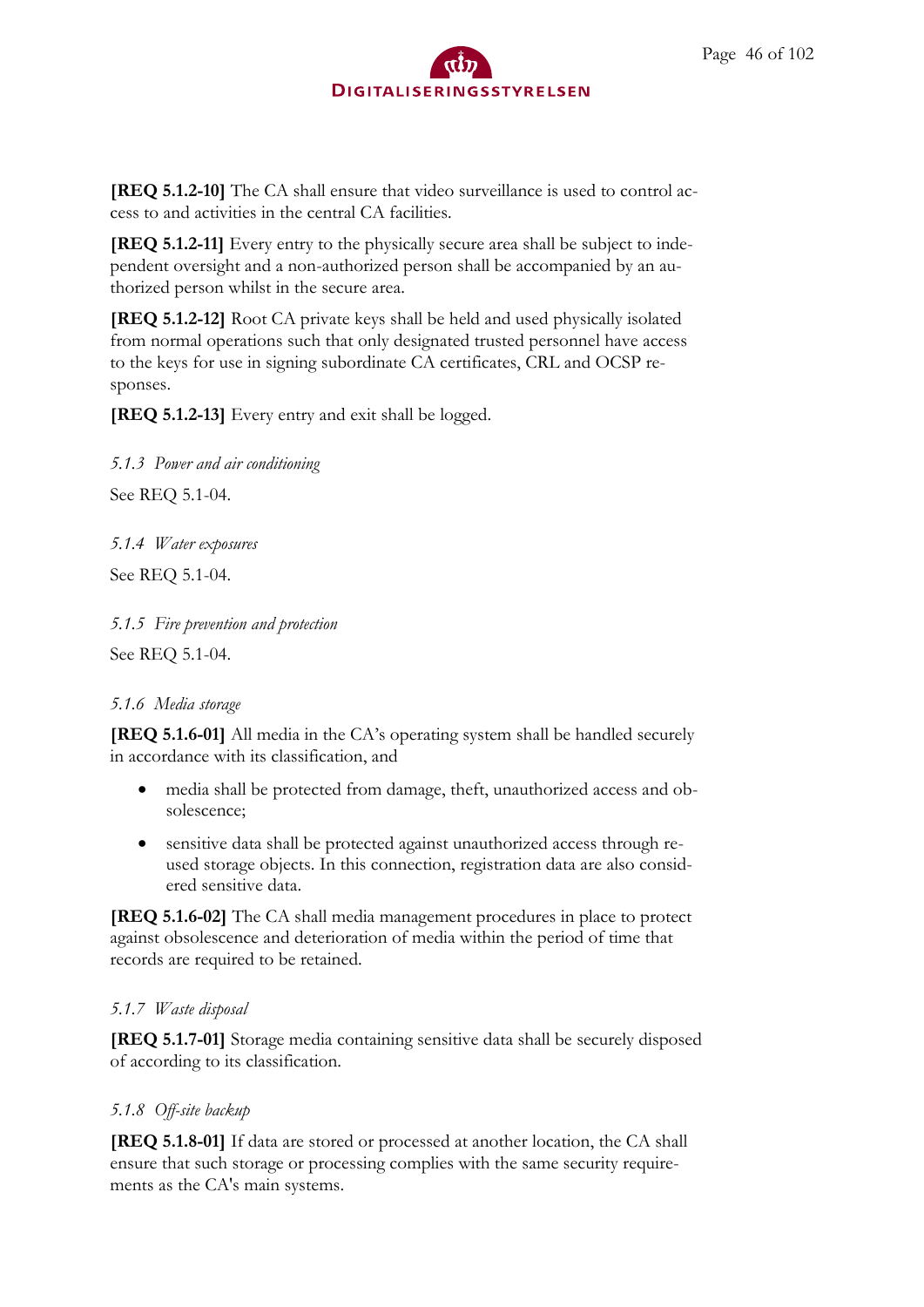**[REQ 5.1.2-10]** The CA shall ensure that video surveillance is used to control access to and activities in the central CA facilities.

**[REQ 5.1.2-11]** Every entry to the physically secure area shall be subject to independent oversight and a non-authorized person shall be accompanied by an authorized person whilst in the secure area.

**[REQ 5.1.2-12]** Root CA private keys shall be held and used physically isolated from normal operations such that only designated trusted personnel have access to the keys for use in signing subordinate CA certificates, CRL and OCSP responses.

**[REQ 5.1.2-13]** Every entry and exit shall be logged.

### *5.1.3 Power and air conditioning*

See REQ 5.1-04.

### *5.1.4 Water exposures*

See REQ 5.1-04.

### *5.1.5 Fire prevention and protection*

See REQ 5.1-04.

### *5.1.6 Media storage*

**[REQ 5.1.6-01]** All media in the CA's operating system shall be handled securely in accordance with its classification, and

- media shall be protected from damage, theft, unauthorized access and obsolescence;
- sensitive data shall be protected against unauthorized access through reused storage objects. In this connection, registration data are also considered sensitive data.

**[REQ 5.1.6-02]** The CA shall media management procedures in place to protect against obsolescence and deterioration of media within the period of time that records are required to be retained.

### *5.1.7 Waste disposal*

**[REQ 5.1.7-01]** Storage media containing sensitive data shall be securely disposed of according to its classification.

### *5.1.8 Off-site backup*

**[REQ 5.1.8-01]** If data are stored or processed at another location, the CA shall ensure that such storage or processing complies with the same security requirements as the CA's main systems.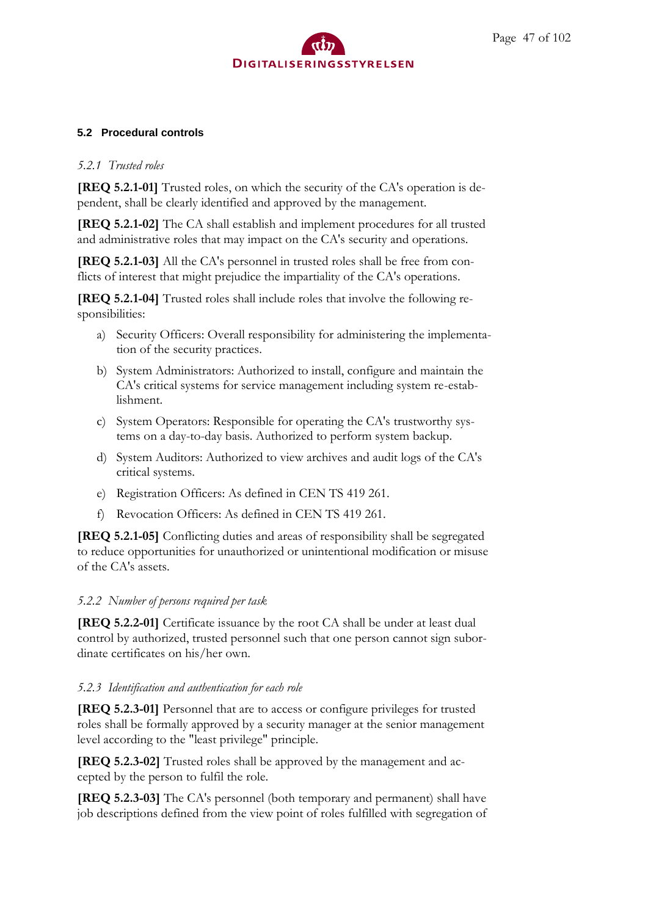## 5.2 Procedural controls

### *5.2.1 Trusted roles*

**[REQ 5.2.1-01]** Trusted roles, on which the security of the CA's operation is dependent, shall be clearly identified and approved by the management.

**[REQ 5.2.1-02]** The CA shall establish and implement procedures for all trusted and administrative roles that may impact on the CA's security and operations.

**[REQ 5.2.1-03]** All the CA's personnel in trusted roles shall be free from conflicts of interest that might prejudice the impartiality of the CA's operations.

**[REQ 5.2.1-04]** Trusted roles shall include roles that involve the following responsibilities:

a) Security Officers: Overall responsibility for administering the implementation of the security practices.

b) System Administrators: Authorized to install, configure and maintain the CA's critical systems for service management including system re-establishment.

c) System Operators: Responsible for operating the CA's trustworthy systems on a day-to-day basis. Authorized to perform system backup.

d) System Auditors: Authorized to view archives and audit logs of the CA's critical systems.

e) Registration Officers: As defined in CEN TS 419 261.

f) Revocation Officers: As defined in CEN TS 419 261.

**[REQ 5.2.1-05]** Conflicting duties and areas of responsibility shall be segregated to reduce opportunities for unauthorized or unintentional modification or misuse of the CA's assets.

### *5.2.2 Number of persons required per task*

**[REQ 5.2.2-01]** Certificate issuance by the root CA shall be under at least dual control by authorized, trusted personnel such that one person cannot sign subordinate certificates on his/her own.

### *5.2.3 Identification and authentication for each role*

**[REQ 5.2.3-01]** Personnel that are to access or configure privileges for trusted roles shall be formally approved by a security manager at the senior management level according to the "least privilege" principle.

**[REQ 5.2.3-02]** Trusted roles shall be approved by the management and accepted by the person to fulfil the role.

**[REQ 5.2.3-03]** The CA's personnel (both temporary and permanent) shall have job descriptions defined from the view point of roles fulfilled with segregation of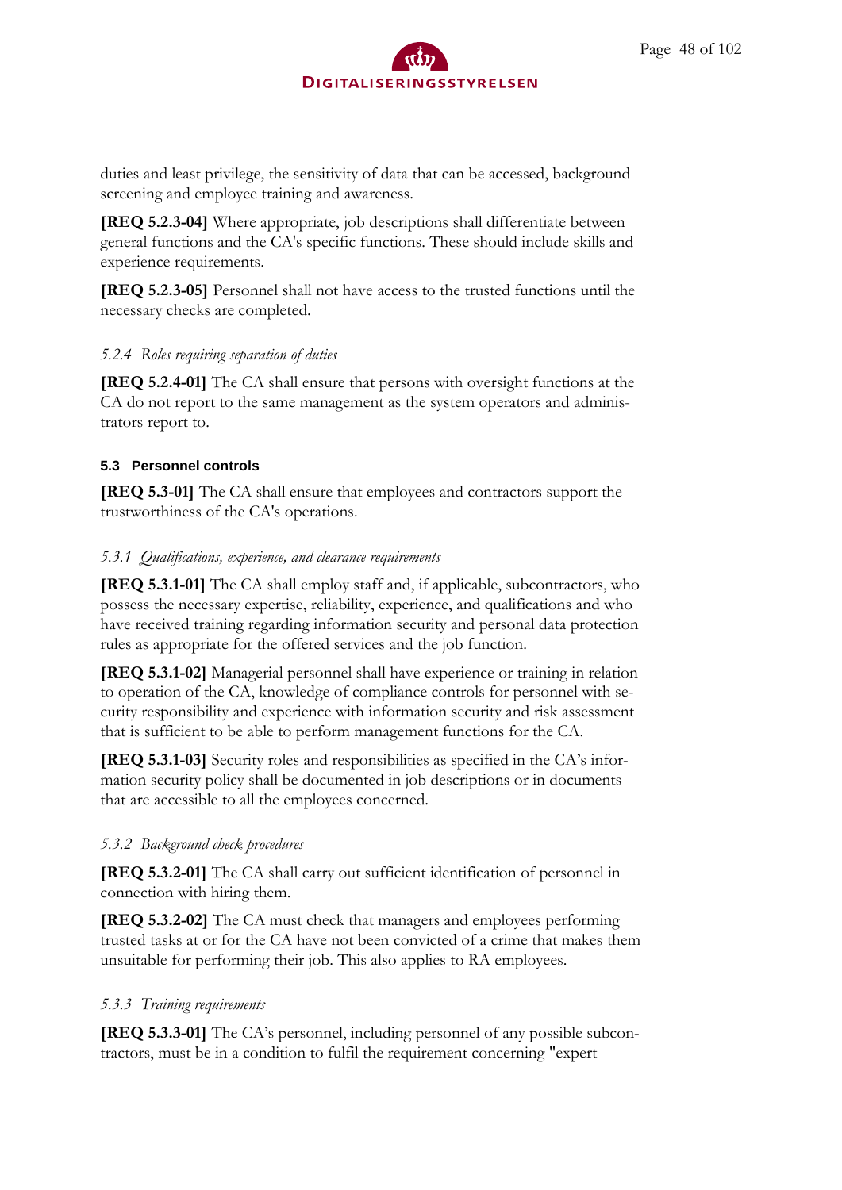duties and least privilege, the sensitivity of data that can be accessed, background screening and employee training and awareness.

**[REQ 5.2.3-04]** Where appropriate, job descriptions shall differentiate between general functions and the CA's specific functions. These should include skills and experience requirements.

**[REQ 5.2.3-05]** Personnel shall not have access to the trusted functions until the necessary checks are completed.

#### *5.2.4 Roles requiring separation of duties*

**[REQ 5.2.4-01]** The CA shall ensure that persons with oversight functions at the CA do not report to the same management as the system operators and administrators report to.

### 5.3 Personnel controls

**[REQ 5.3-01]** The CA shall ensure that employees and contractors support the trustworthiness of the CA's operations.

#### *5.3.1 Qualifications, experience, and clearance requirements*

**[REQ 5.3.1-01]** The CA shall employ staff and, if applicable, subcontractors, who possess the necessary expertise, reliability, experience, and qualifications and who have received training regarding information security and personal data protection rules as appropriate for the offered services and the job function.

**[REQ 5.3.1-02]** Managerial personnel shall have experience or training in relation to operation of the CA, knowledge of compliance controls for personnel with security responsibility and experience with information security and risk assessment that is sufficient to be able to perform management functions for the CA.

**[REQ 5.3.1-03]** Security roles and responsibilities as specified in the CA's information security policy shall be documented in job descriptions or in documents that are accessible to all the employees concerned.

#### *5.3.2 Background check procedures*

**[REQ 5.3.2-01]** The CA shall carry out sufficient identification of personnel in connection with hiring them.

**[REQ 5.3.2-02]** The CA must check that managers and employees performing trusted tasks at or for the CA have not been convicted of a crime that makes them unsuitable for performing their job. This also applies to RA employees.

#### *5.3.3 Training requirements*

**[REQ 5.3.3-01]** The CA's personnel, including personnel of any possible subcontractors, must be in a condition to fulfil the requirement concerning "expert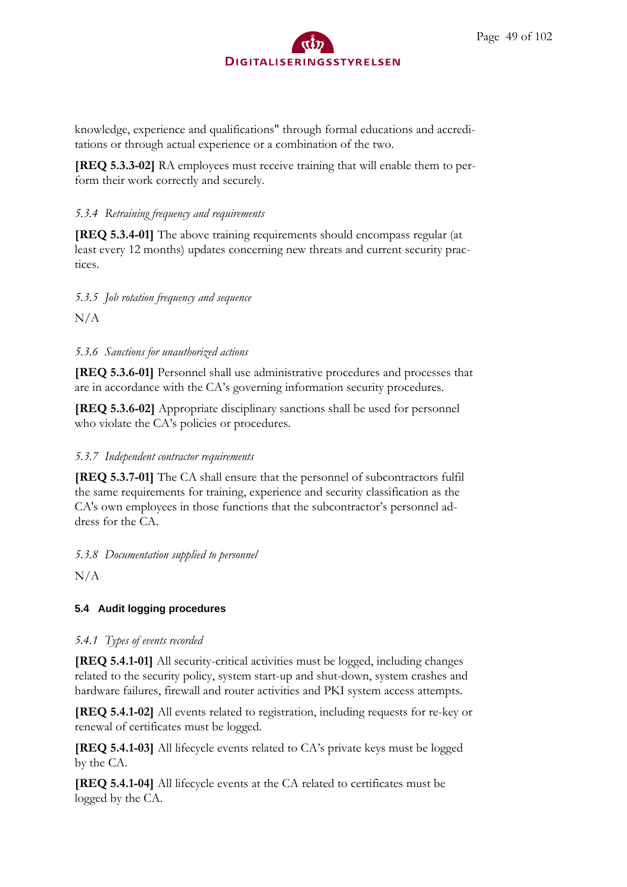knowledge, experience and qualifications" through formal educations and accreditations or through actual experience or a combination of the two.

**[REQ 5.3.3-02]** RA employees must receive training that will enable them to perform their work correctly and securely.

#### *5.3.4 Retraining frequency and requirements*

**[REQ 5.3.4-01]** The above training requirements should encompass regular (at least every 12 months) updates concerning new threats and current security practices.

#### *5.3.5 Job rotation frequency and sequence*

N/A

#### *5.3.6 Sanctions for unauthorized actions*

**[REQ 5.3.6-01]** Personnel shall use administrative procedures and processes that are in accordance with the CA's governing information security procedures.

**[REQ 5.3.6-02]** Appropriate disciplinary sanctions shall be used for personnel who violate the CA's policies or procedures.

#### *5.3.7 Independent contractor requirements*

**[REQ 5.3.7-01]** The CA shall ensure that the personnel of subcontractors fulfil the same requirements for training, experience and security classification as the CA's own employees in those functions that the subcontractor's personnel address for the CA.

#### *5.3.8 Documentation supplied to personnel*

N/A

### 5.4 Audit logging procedures

#### *5.4.1 Types of events recorded*

**[REQ 5.4.1-01]** All security-critical activities must be logged, including changes related to the security policy, system start-up and shut-down, system crashes and hardware failures, firewall and router activities and PKI system access attempts.

**[REQ 5.4.1-02]** All events related to registration, including requests for re-key or renewal of certificates must be logged.

**[REQ 5.4.1-03]** All lifecycle events related to CA's private keys must be logged by the CA.

**[REQ 5.4.1-04]** All lifecycle events at the CA related to certificates must be logged by the CA.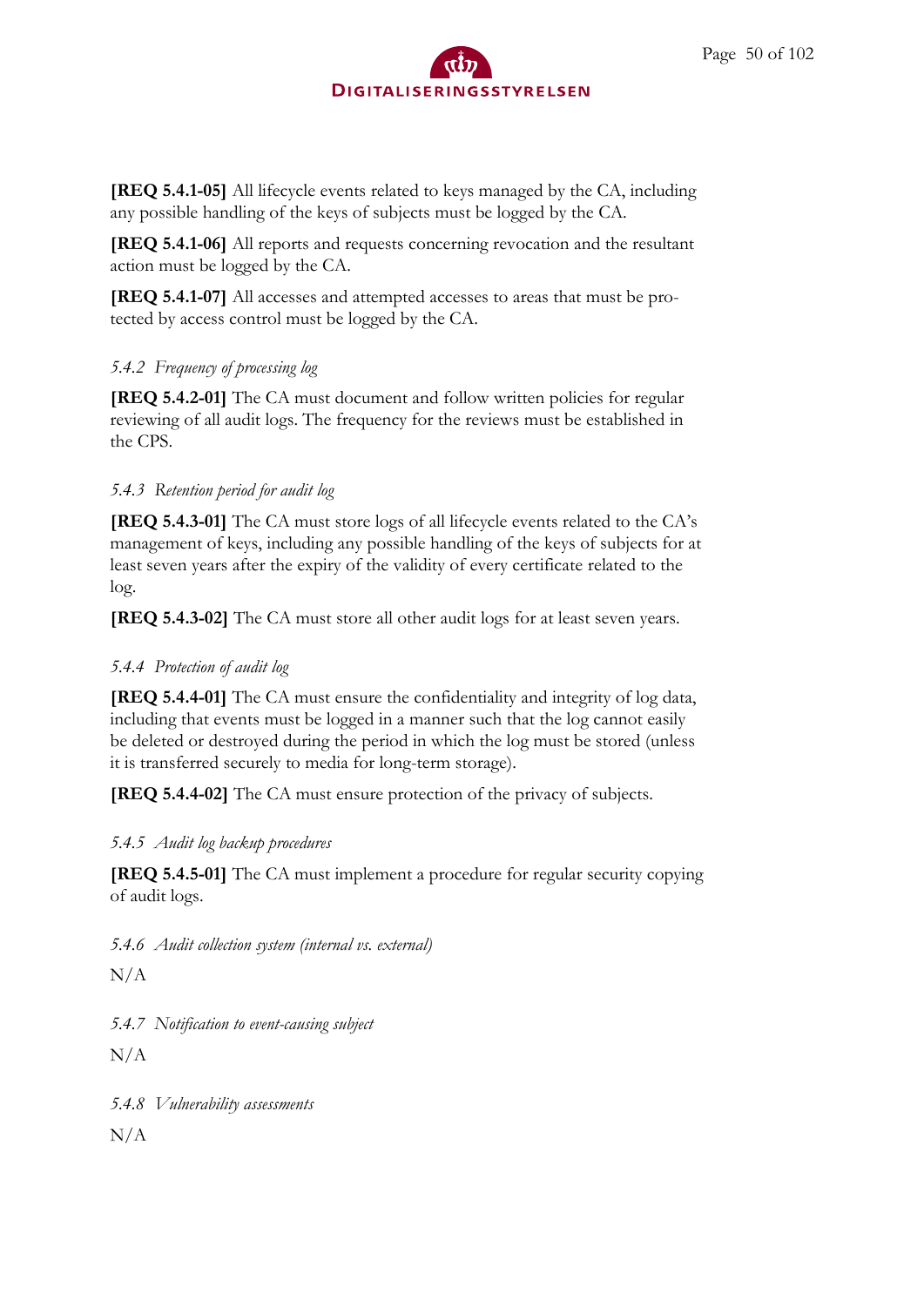**[REQ 5.4.1-05]** All lifecycle events related to keys managed by the CA, including any possible handling of the keys of subjects must be logged by the CA.

**[REQ 5.4.1-06]** All reports and requests concerning revocation and the resultant action must be logged by the CA.

**[REQ 5.4.1-07]** All accesses and attempted accesses to areas that must be protected by access control must be logged by the CA.

### *5.4.2 Frequency of processing log*

**[REQ 5.4.2-01]** The CA must document and follow written policies for regular reviewing of all audit logs. The frequency for the reviews must be established in the CPS.

### *5.4.3 Retention period for audit log*

**[REQ 5.4.3-01]** The CA must store logs of all lifecycle events related to the CA's management of keys, including any possible handling of the keys of subjects for at least seven years after the expiry of the validity of every certificate related to the log.

**[REQ 5.4.3-02]** The CA must store all other audit logs for at least seven years.

### *5.4.4 Protection of audit log*

**[REQ 5.4.4-01]** The CA must ensure the confidentiality and integrity of log data, including that events must be logged in a manner such that the log cannot easily be deleted or destroyed during the period in which the log must be stored (unless it is transferred securely to media for long-term storage).

**[REQ 5.4.4-02]** The CA must ensure protection of the privacy of subjects.

### *5.4.5 Audit log backup procedures*

**[REQ 5.4.5-01]** The CA must implement a procedure for regular security copying of audit logs.

### *5.4.6 Audit collection system (internal vs. external)*

N/A

### *5.4.7 Notification to event-causing subject*

N/A

### *5.4.8 Vulnerability assessments*

N/A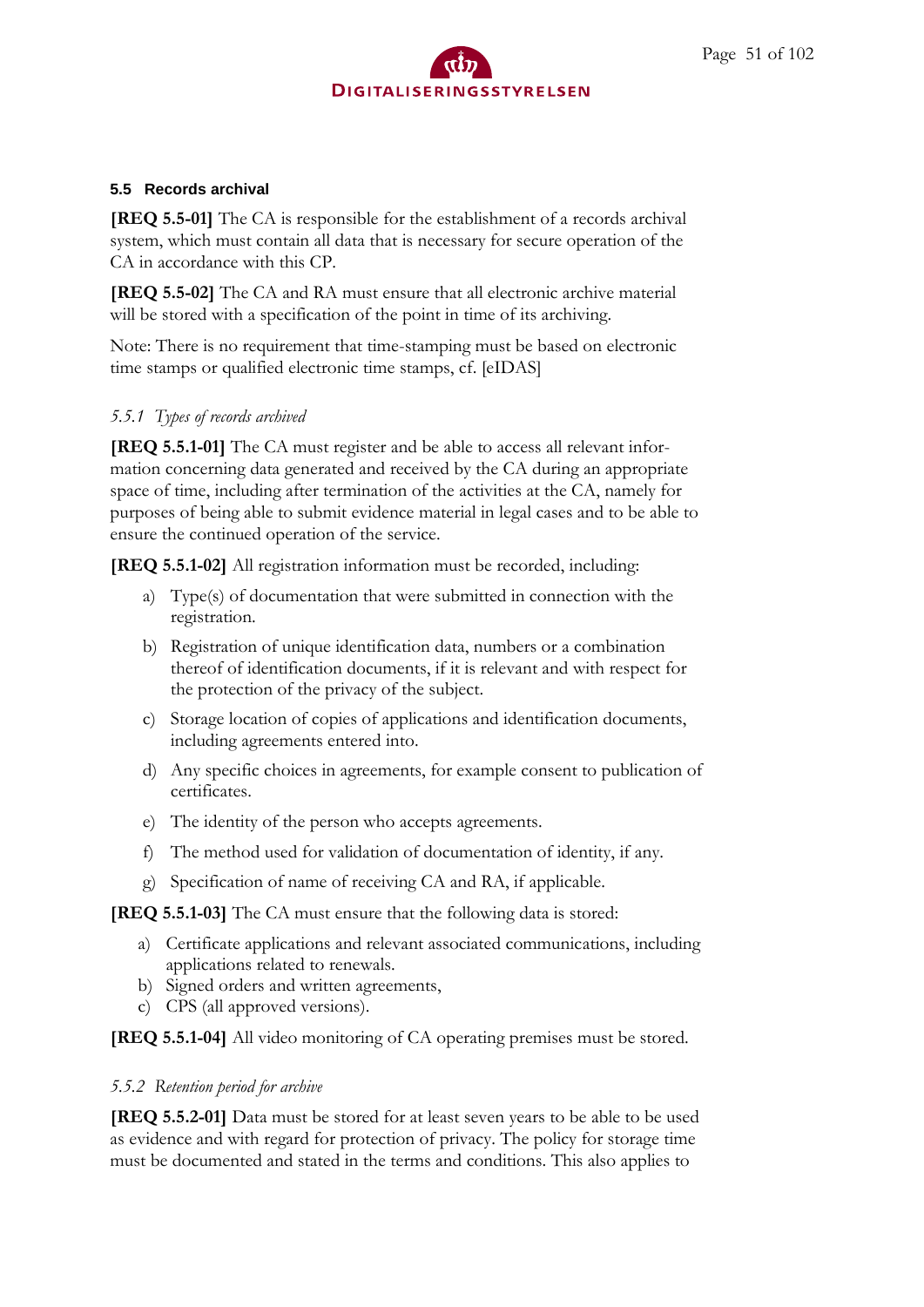## 5.5 Records archival

**[REQ 5.5-01]** The CA is responsible for the establishment of a records archival system, which must contain all data that is necessary for secure operation of the CA in accordance with this CP.

**[REQ 5.5-02]** The CA and RA must ensure that all electronic archive material will be stored with a specification of the point in time of its archiving.

Note: There is no requirement that time-stamping must be based on electronic time stamps or qualified electronic time stamps, cf. [eIDAS]

### *5.5.1 Types of records archived*

**[REQ 5.5.1-01]** The CA must register and be able to access all relevant information concerning data generated and received by the CA during an appropriate space of time, including after termination of the activities at the CA, namely for purposes of being able to submit evidence material in legal cases and to be able to ensure the continued operation of the service.

**[REQ 5.5.1-02]** All registration information must be recorded, including:

a) Type(s) of documentation that were submitted in connection with the registration.
b) Registration of unique identification data, numbers or a combination thereof of identification documents, if it is relevant and with respect for the protection of the privacy of the subject.
c) Storage location of copies of applications and identification documents, including agreements entered into.
d) Any specific choices in agreements, for example consent to publication of certificates.
e) The identity of the person who accepts agreements.
f) The method used for validation of documentation of identity, if any.
g) Specification of name of receiving CA and RA, if applicable.

**[REQ 5.5.1-03]** The CA must ensure that the following data is stored:

a) Certificate applications and relevant associated communications, including applications related to renewals.
b) Signed orders and written agreements,
c) CPS (all approved versions).

**[REQ 5.5.1-04]** All video monitoring of CA operating premises must be stored.

### *5.5.2 Retention period for archive*

**[REQ 5.5.2-01]** Data must be stored for at least seven years to be able to be used as evidence and with regard for protection of privacy. The policy for storage time must be documented and stated in the terms and conditions. This also applies to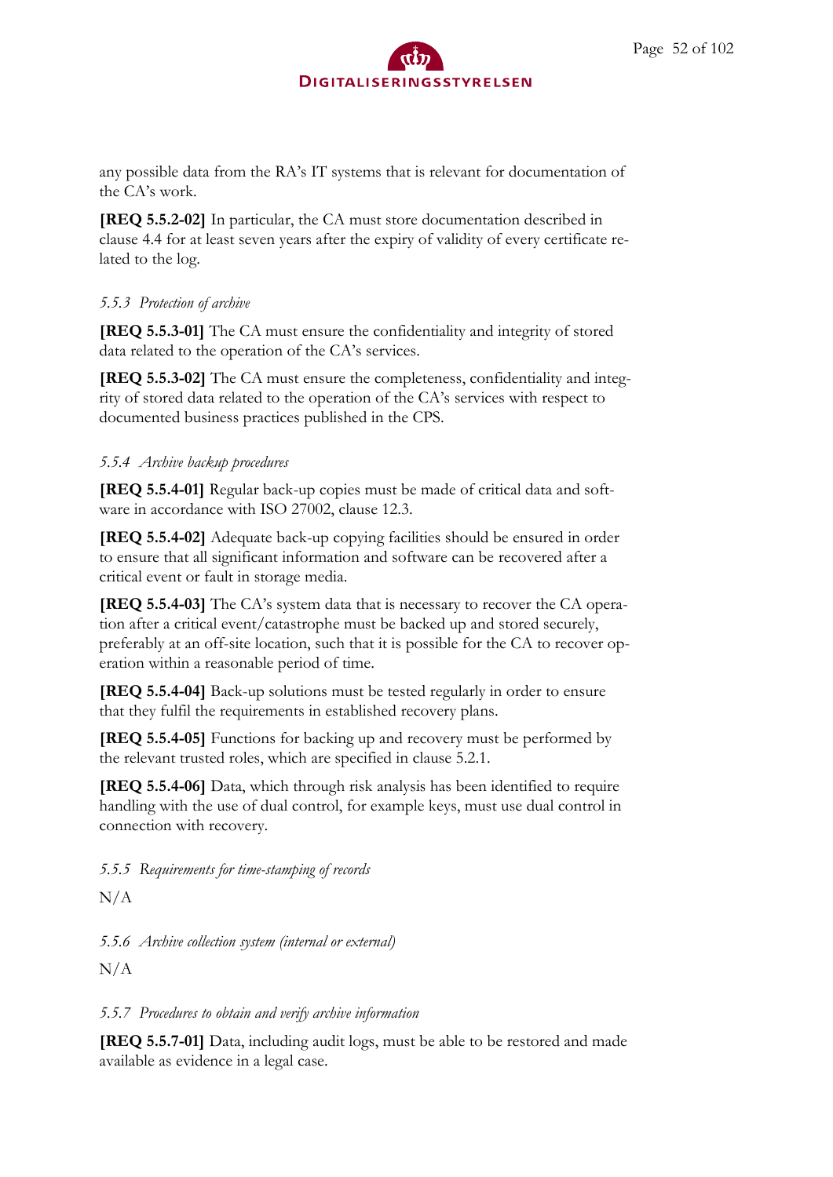any possible data from the RA's IT systems that is relevant for documentation of the CA's work.

**[REQ 5.5.2-02]** In particular, the CA must store documentation described in clause 4.4 for at least seven years after the expiry of validity of every certificate related to the log.

### *5.5.3 Protection of archive*

**[REQ 5.5.3-01]** The CA must ensure the confidentiality and integrity of stored data related to the operation of the CA's services.

**[REQ 5.5.3-02]** The CA must ensure the completeness, confidentiality and integrity of stored data related to the operation of the CA's services with respect to documented business practices published in the CPS.

### *5.5.4 Archive backup procedures*

**[REQ 5.5.4-01]** Regular back-up copies must be made of critical data and software in accordance with ISO 27002, clause 12.3.

**[REQ 5.5.4-02]** Adequate back-up copying facilities should be ensured in order to ensure that all significant information and software can be recovered after a critical event or fault in storage media.

**[REQ 5.5.4-03]** The CA's system data that is necessary to recover the CA operation after a critical event/catastrophe must be backed up and stored securely, preferably at an off-site location, such that it is possible for the CA to recover operation within a reasonable period of time.

**[REQ 5.5.4-04]** Back-up solutions must be tested regularly in order to ensure that they fulfil the requirements in established recovery plans.

**[REQ 5.5.4-05]** Functions for backing up and recovery must be performed by the relevant trusted roles, which are specified in clause 5.2.1.

**[REQ 5.5.4-06]** Data, which through risk analysis has been identified to require handling with the use of dual control, for example keys, must use dual control in connection with recovery.

### *5.5.5 Requirements for time-stamping of records*

N/A

### *5.5.6 Archive collection system (internal or external)*

N/A

### *5.5.7 Procedures to obtain and verify archive information*

**[REQ 5.5.7-01]** Data, including audit logs, must be able to be restored and made available as evidence in a legal case.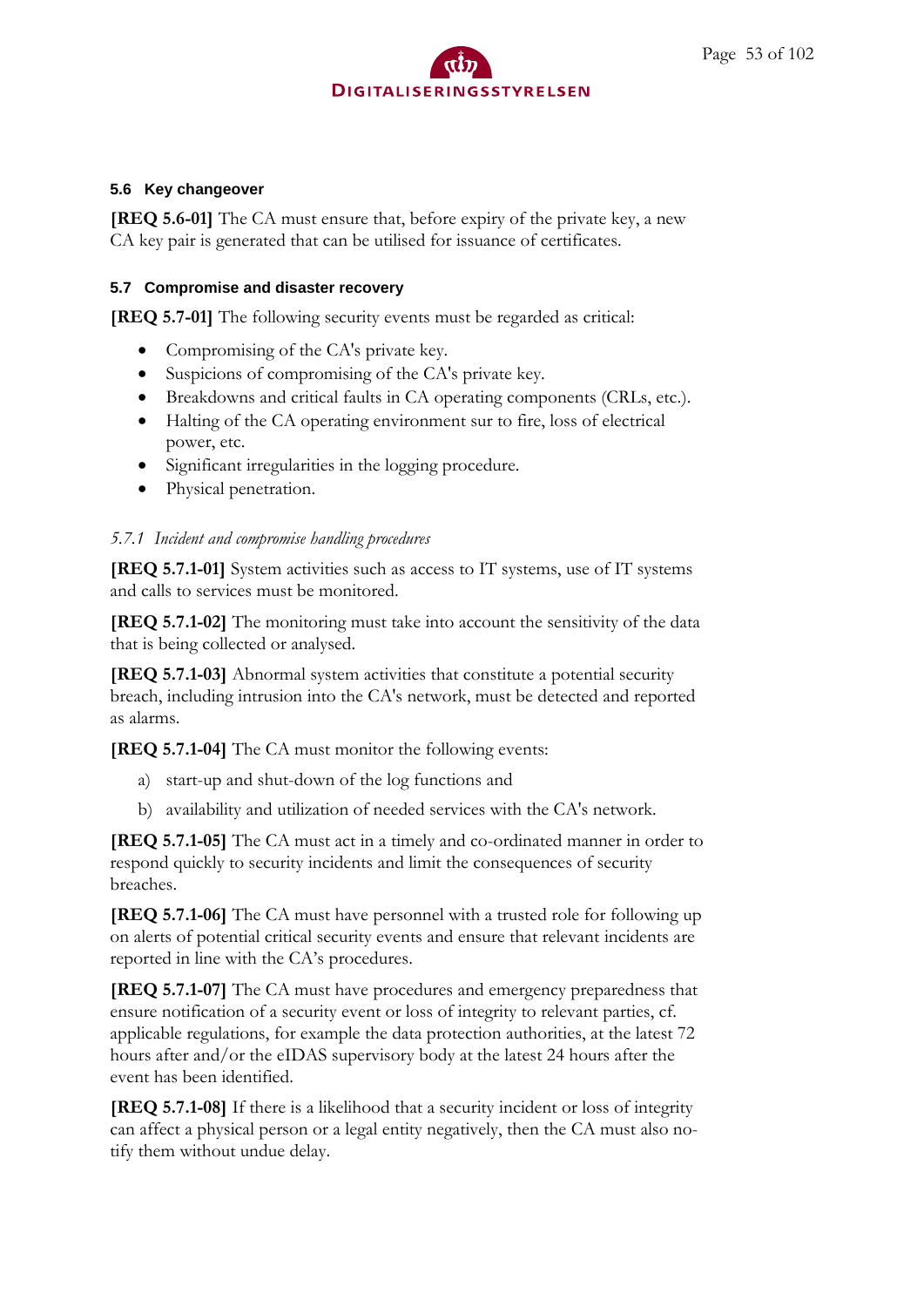### 5.6 Key changeover

**[REQ 5.6-01]** The CA must ensure that, before expiry of the private key, a new CA key pair is generated that can be utilised for issuance of certificates.

### 5.7 Compromise and disaster recovery

**[REQ 5.7-01]** The following security events must be regarded as critical:

- Compromising of the CA's private key.
- Suspicions of compromising of the CA's private key.
- Breakdowns and critical faults in CA operating components (CRLs, etc.).
- Halting of the CA operating environment sur to fire, loss of electrical power, etc.
- Significant irregularities in the logging procedure.
- Physical penetration.

#### *5.7.1 Incident and compromise handling procedures*

**[REQ 5.7.1-01]** System activities such as access to IT systems, use of IT systems and calls to services must be monitored.

**[REQ 5.7.1-02]** The monitoring must take into account the sensitivity of the data that is being collected or analysed.

**[REQ 5.7.1-03]** Abnormal system activities that constitute a potential security breach, including intrusion into the CA's network, must be detected and reported as alarms.

**[REQ 5.7.1-04]** The CA must monitor the following events:

a) start-up and shut-down of the log functions and

b) availability and utilization of needed services with the CA's network.

**[REQ 5.7.1-05]** The CA must act in a timely and co-ordinated manner in order to respond quickly to security incidents and limit the consequences of security breaches.

**[REQ 5.7.1-06]** The CA must have personnel with a trusted role for following up on alerts of potential critical security events and ensure that relevant incidents are reported in line with the CA's procedures.

**[REQ 5.7.1-07]** The CA must have procedures and emergency preparedness that ensure notification of a security event or loss of integrity to relevant parties, cf. applicable regulations, for example the data protection authorities, at the latest 72 hours after and/or the eIDAS supervisory body at the latest 24 hours after the event has been identified.

**[REQ 5.7.1-08]** If there is a likelihood that a security incident or loss of integrity can affect a physical person or a legal entity negatively, then the CA must also notify them without undue delay.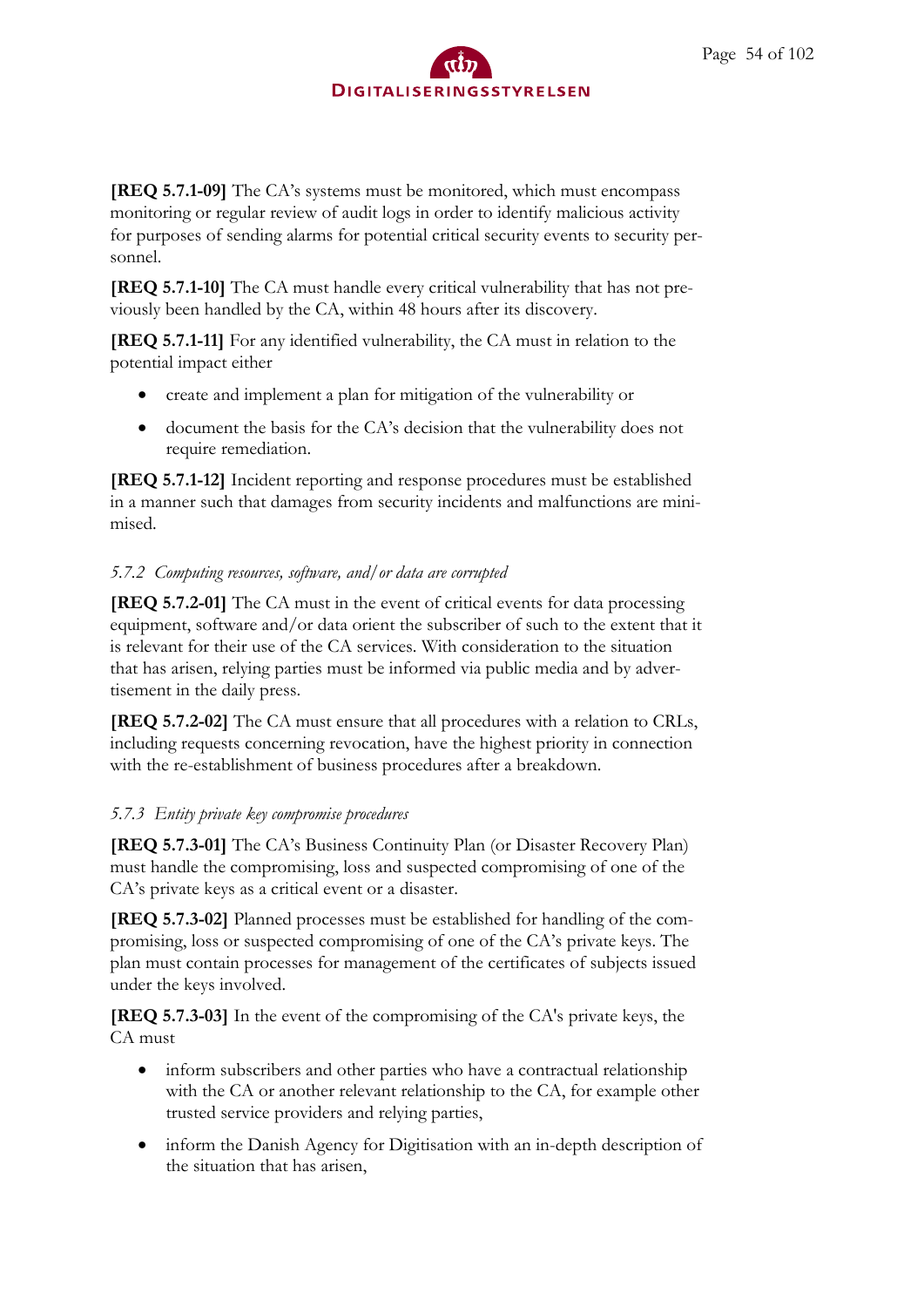**[REQ 5.7.1-09]** The CA's systems must be monitored, which must encompass monitoring or regular review of audit logs in order to identify malicious activity for purposes of sending alarms for potential critical security events to security personnel.

**[REQ 5.7.1-10]** The CA must handle every critical vulnerability that has not previously been handled by the CA, within 48 hours after its discovery.

**[REQ 5.7.1-11]** For any identified vulnerability, the CA must in relation to the potential impact either

- create and implement a plan for mitigation of the vulnerability or
- document the basis for the CA's decision that the vulnerability does not require remediation.

**[REQ 5.7.1-12]** Incident reporting and response procedures must be established in a manner such that damages from security incidents and malfunctions are minimised.

### *5.7.2 Computing resources, software, and/or data are corrupted*

**[REQ 5.7.2-01]** The CA must in the event of critical events for data processing equipment, software and/or data orient the subscriber of such to the extent that it is relevant for their use of the CA services. With consideration to the situation that has arisen, relying parties must be informed via public media and by advertisement in the daily press.

**[REQ 5.7.2-02]** The CA must ensure that all procedures with a relation to CRLs, including requests concerning revocation, have the highest priority in connection with the re-establishment of business procedures after a breakdown.

### *5.7.3 Entity private key compromise procedures*

**[REQ 5.7.3-01]** The CA's Business Continuity Plan (or Disaster Recovery Plan) must handle the compromising, loss and suspected compromising of one of the CA's private keys as a critical event or a disaster.

**[REQ 5.7.3-02]** Planned processes must be established for handling of the compromising, loss or suspected compromising of one of the CA's private keys. The plan must contain processes for management of the certificates of subjects issued under the keys involved.

**[REQ 5.7.3-03]** In the event of the compromising of the CA's private keys, the CA must

- inform subscribers and other parties who have a contractual relationship with the CA or another relevant relationship to the CA, for example other trusted service providers and relying parties,
- inform the Danish Agency for Digitisation with an in-depth description of the situation that has arisen,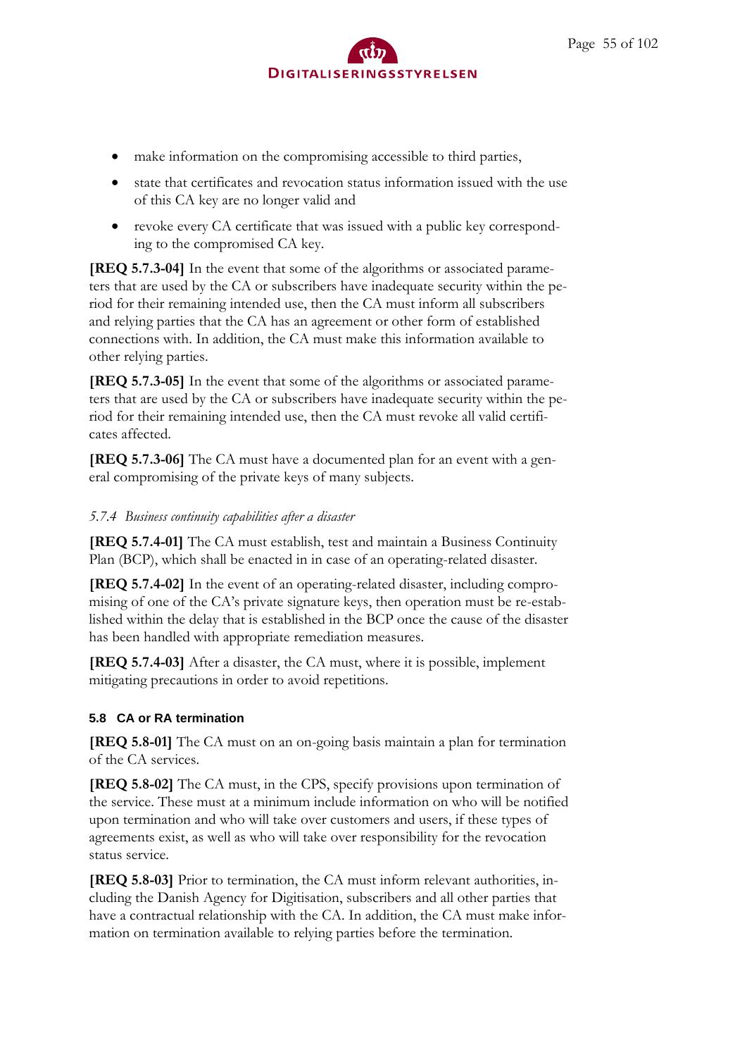- make information on the compromising accessible to third parties,
- state that certificates and revocation status information issued with the use of this CA key are no longer valid and
- revoke every CA certificate that was issued with a public key corresponding to the compromised CA key.

**[REQ 5.7.3-04]** In the event that some of the algorithms or associated parameters that are used by the CA or subscribers have inadequate security within the period for their remaining intended use, then the CA must inform all subscribers and relying parties that the CA has an agreement or other form of established connections with. In addition, the CA must make this information available to other relying parties.

**[REQ 5.7.3-05]** In the event that some of the algorithms or associated parameters that are used by the CA or subscribers have inadequate security within the period for their remaining intended use, then the CA must revoke all valid certificates affected.

**[REQ 5.7.3-06]** The CA must have a documented plan for an event with a general compromising of the private keys of many subjects.

#### *5.7.4 Business continuity capabilities after a disaster*

**[REQ 5.7.4-01]** The CA must establish, test and maintain a Business Continuity Plan (BCP), which shall be enacted in in case of an operating-related disaster.

**[REQ 5.7.4-02]** In the event of an operating-related disaster, including compromising of one of the CA's private signature keys, then operation must be re-established within the delay that is established in the BCP once the cause of the disaster has been handled with appropriate remediation measures.

**[REQ 5.7.4-03]** After a disaster, the CA must, where it is possible, implement mitigating precautions in order to avoid repetitions.

### 5.8 CA or RA termination

**[REQ 5.8-01]** The CA must on an on-going basis maintain a plan for termination of the CA services.

**[REQ 5.8-02]** The CA must, in the CPS, specify provisions upon termination of the service. These must at a minimum include information on who will be notified upon termination and who will take over customers and users, if these types of agreements exist, as well as who will take over responsibility for the revocation status service.

**[REQ 5.8-03]** Prior to termination, the CA must inform relevant authorities, including the Danish Agency for Digitisation, subscribers and all other parties that have a contractual relationship with the CA. In addition, the CA must make information on termination available to relying parties before the termination.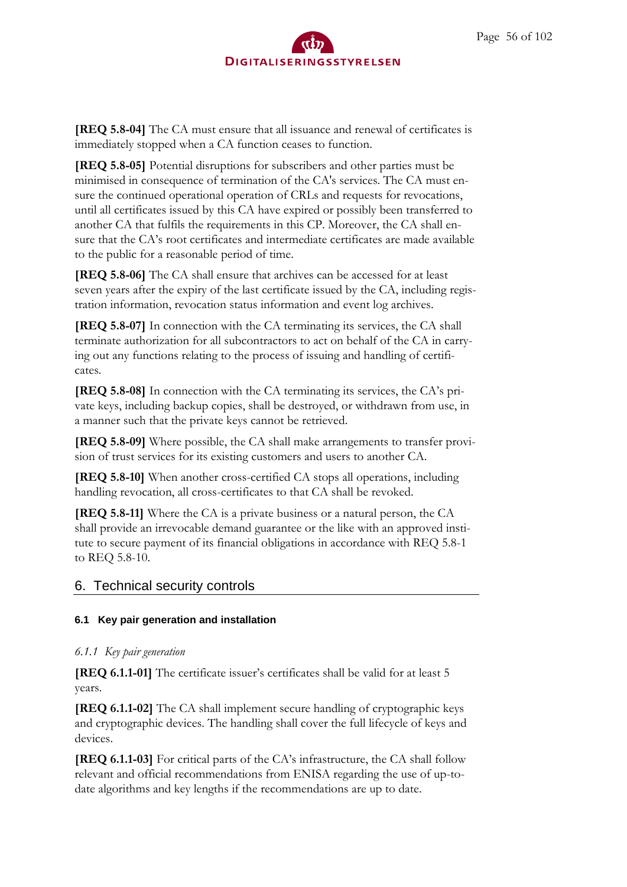**[REQ 5.8-04]** The CA must ensure that all issuance and renewal of certificates is immediately stopped when a CA function ceases to function.

**[REQ 5.8-05]** Potential disruptions for subscribers and other parties must be minimised in consequence of termination of the CA's services. The CA must ensure the continued operational operation of CRLs and requests for revocations, until all certificates issued by this CA have expired or possibly been transferred to another CA that fulfils the requirements in this CP. Moreover, the CA shall ensure that the CA's root certificates and intermediate certificates are made available to the public for a reasonable period of time.

**[REQ 5.8-06]** The CA shall ensure that archives can be accessed for at least seven years after the expiry of the last certificate issued by the CA, including registration information, revocation status information and event log archives.

**[REQ 5.8-07]** In connection with the CA terminating its services, the CA shall terminate authorization for all subcontractors to act on behalf of the CA in carrying out any functions relating to the process of issuing and handling of certificates.

**[REQ 5.8-08]** In connection with the CA terminating its services, the CA's private keys, including backup copies, shall be destroyed, or withdrawn from use, in a manner such that the private keys cannot be retrieved.

**[REQ 5.8-09]** Where possible, the CA shall make arrangements to transfer provision of trust services for its existing customers and users to another CA.

**[REQ 5.8-10]** When another cross-certified CA stops all operations, including handling revocation, all cross-certificates to that CA shall be revoked.

**[REQ 5.8-11]** Where the CA is a private business or a natural person, the CA shall provide an irrevocable demand guarantee or the like with an approved institute to secure payment of its financial obligations in accordance with REQ 5.8-1 to REQ 5.8-10.

# 6. Technical security controls

## 6.1 Key pair generation and installation

### *6.1.1 Key pair generation*

**[REQ 6.1.1-01]** The certificate issuer's certificates shall be valid for at least 5 years.

**[REQ 6.1.1-02]** The CA shall implement secure handling of cryptographic keys and cryptographic devices. The handling shall cover the full lifecycle of keys and devices.

**[REQ 6.1.1-03]** For critical parts of the CA's infrastructure, the CA shall follow relevant and official recommendations from ENISA regarding the use of up-to-date algorithms and key lengths if the recommendations are up to date.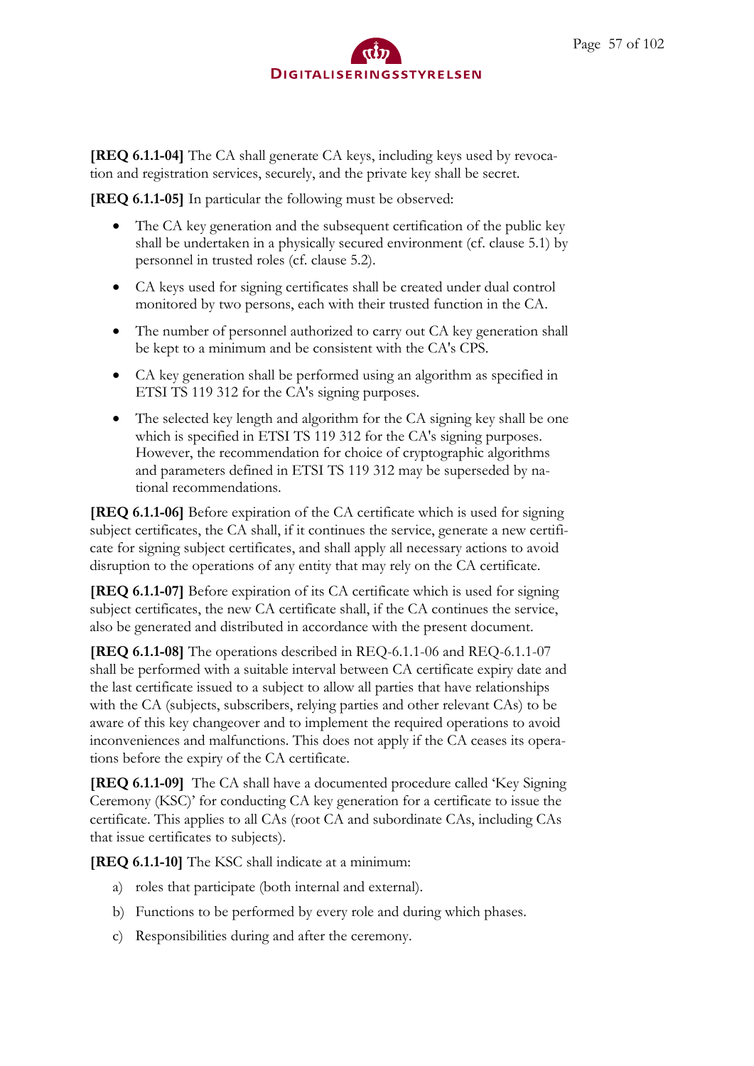**[REQ 6.1.1-04]** The CA shall generate CA keys, including keys used by revocation and registration services, securely, and the private key shall be secret.

**[REQ 6.1.1-05]** In particular the following must be observed:

- The CA key generation and the subsequent certification of the public key shall be undertaken in a physically secured environment (cf. clause 5.1) by personnel in trusted roles (cf. clause 5.2).
- CA keys used for signing certificates shall be created under dual control monitored by two persons, each with their trusted function in the CA.
- The number of personnel authorized to carry out CA key generation shall be kept to a minimum and be consistent with the CA's CPS.
- CA key generation shall be performed using an algorithm as specified in ETSI TS 119 312 for the CA's signing purposes.
- The selected key length and algorithm for the CA signing key shall be one which is specified in ETSI TS 119 312 for the CA's signing purposes. However, the recommendation for choice of cryptographic algorithms and parameters defined in ETSI TS 119 312 may be superseded by national recommendations.

**[REQ 6.1.1-06]** Before expiration of the CA certificate which is used for signing subject certificates, the CA shall, if it continues the service, generate a new certificate for signing subject certificates, and shall apply all necessary actions to avoid disruption to the operations of any entity that may rely on the CA certificate.

**[REQ 6.1.1-07]** Before expiration of its CA certificate which is used for signing subject certificates, the new CA certificate shall, if the CA continues the service, also be generated and distributed in accordance with the present document.

**[REQ 6.1.1-08]** The operations described in REQ-6.1.1-06 and REQ-6.1.1-07 shall be performed with a suitable interval between CA certificate expiry date and the last certificate issued to a subject to allow all parties that have relationships with the CA (subjects, subscribers, relying parties and other relevant CAs) to be aware of this key changeover and to implement the required operations to avoid inconveniences and malfunctions. This does not apply if the CA ceases its operations before the expiry of the CA certificate.

**[REQ 6.1.1-09]** The CA shall have a documented procedure called 'Key Signing Ceremony (KSC)' for conducting CA key generation for a certificate to issue the certificate. This applies to all CAs (root CA and subordinate CAs, including CAs that issue certificates to subjects).

**[REQ 6.1.1-10]** The KSC shall indicate at a minimum:

a) roles that participate (both internal and external).

b) Functions to be performed by every role and during which phases.

c) Responsibilities during and after the ceremony.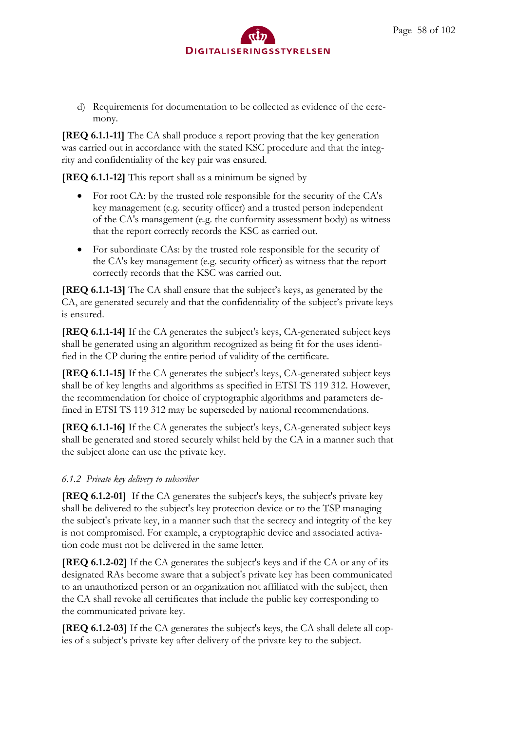d) Requirements for documentation to be collected as evidence of the ceremony.

**[REQ 6.1.1-11]** The CA shall produce a report proving that the key generation was carried out in accordance with the stated KSC procedure and that the integrity and confidentiality of the key pair was ensured.

**[REQ 6.1.1-12]** This report shall as a minimum be signed by

- For root CA: by the trusted role responsible for the security of the CA's key management (e.g. security officer) and a trusted person independent of the CA's management (e.g. the conformity assessment body) as witness that the report correctly records the KSC as carried out.
- For subordinate CAs: by the trusted role responsible for the security of the CA's key management (e.g. security officer) as witness that the report correctly records that the KSC was carried out.

**[REQ 6.1.1-13]** The CA shall ensure that the subject's keys, as generated by the CA, are generated securely and that the confidentiality of the subject's private keys is ensured.

**[REQ 6.1.1-14]** If the CA generates the subject's keys, CA-generated subject keys shall be generated using an algorithm recognized as being fit for the uses identified in the CP during the entire period of validity of the certificate.

**[REQ 6.1.1-15]** If the CA generates the subject's keys, CA-generated subject keys shall be of key lengths and algorithms as specified in ETSI TS 119 312. However, the recommendation for choice of cryptographic algorithms and parameters defined in ETSI TS 119 312 may be superseded by national recommendations.

**[REQ 6.1.1-16]** If the CA generates the subject's keys, CA-generated subject keys shall be generated and stored securely whilst held by the CA in a manner such that the subject alone can use the private key.

### *6.1.2 Private key delivery to subscriber*

**[REQ 6.1.2-01]** If the CA generates the subject's keys, the subject's private key shall be delivered to the subject's key protection device or to the TSP managing the subject's private key, in a manner such that the secrecy and integrity of the key is not compromised. For example, a cryptographic device and associated activation code must not be delivered in the same letter.

**[REQ 6.1.2-02]** If the CA generates the subject's keys and if the CA or any of its designated RAs become aware that a subject's private key has been communicated to an unauthorized person or an organization not affiliated with the subject, then the CA shall revoke all certificates that include the public key corresponding to the communicated private key.

**[REQ 6.1.2-03]** If the CA generates the subject's keys, the CA shall delete all copies of a subject's private key after delivery of the private key to the subject.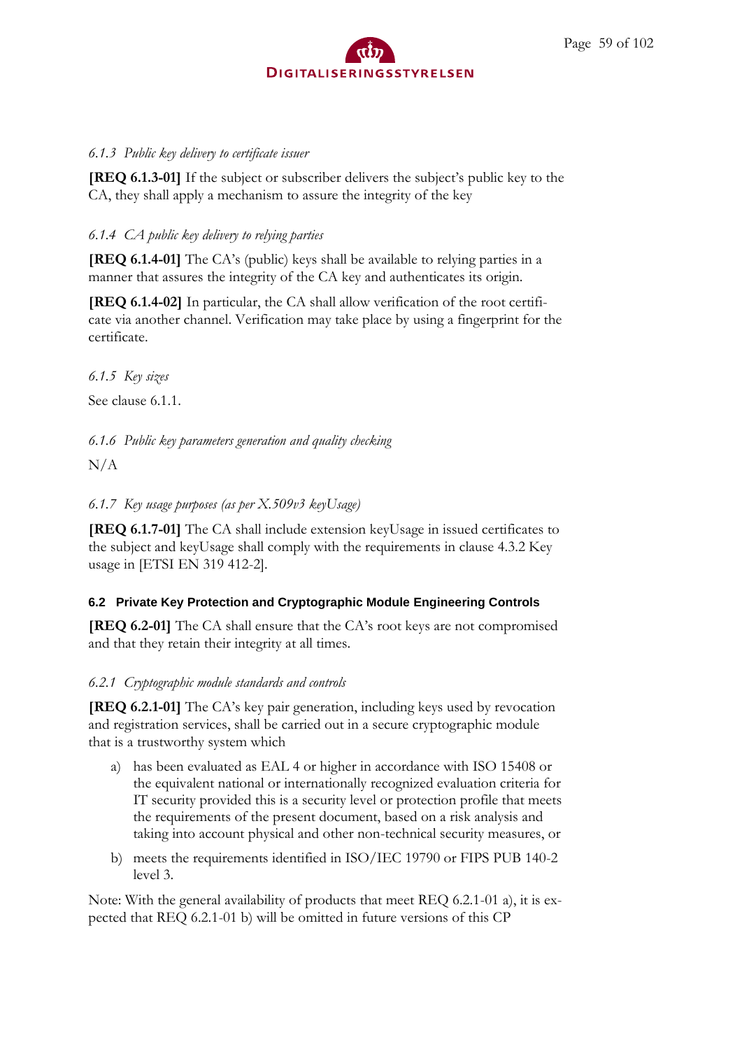### *6.1.3 Public key delivery to certificate issuer*

**[REQ 6.1.3-01]** If the subject or subscriber delivers the subject's public key to the CA, they shall apply a mechanism to assure the integrity of the key

### *6.1.4 CA public key delivery to relying parties*

**[REQ 6.1.4-01]** The CA's (public) keys shall be available to relying parties in a manner that assures the integrity of the CA key and authenticates its origin.

**[REQ 6.1.4-02]** In particular, the CA shall allow verification of the root certificate via another channel. Verification may take place by using a fingerprint for the certificate.

### *6.1.5 Key sizes*

See clause 6.1.1.

### *6.1.6 Public key parameters generation and quality checking*

N/A

### *6.1.7 Key usage purposes (as per X.509v3 keyUsage)*

**[REQ 6.1.7-01]** The CA shall include extension keyUsage in issued certificates to the subject and keyUsage shall comply with the requirements in clause 4.3.2 Key usage in [ETSI EN 319 412-2].

## 6.2 Private Key Protection and Cryptographic Module Engineering Controls

**[REQ 6.2-01]** The CA shall ensure that the CA's root keys are not compromised and that they retain their integrity at all times.

### *6.2.1 Cryptographic module standards and controls*

**[REQ 6.2.1-01]** The CA's key pair generation, including keys used by revocation and registration services, shall be carried out in a secure cryptographic module that is a trustworthy system which

a) has been evaluated as EAL 4 or higher in accordance with ISO 15408 or the equivalent national or internationally recognized evaluation criteria for IT security provided this is a security level or protection profile that meets the requirements of the present document, based on a risk analysis and taking into account physical and other non-technical security measures, or

b) meets the requirements identified in ISO/IEC 19790 or FIPS PUB 140-2 level 3.

Note: With the general availability of products that meet REQ 6.2.1-01 a), it is expected that REQ 6.2.1-01 b) will be omitted in future versions of this CP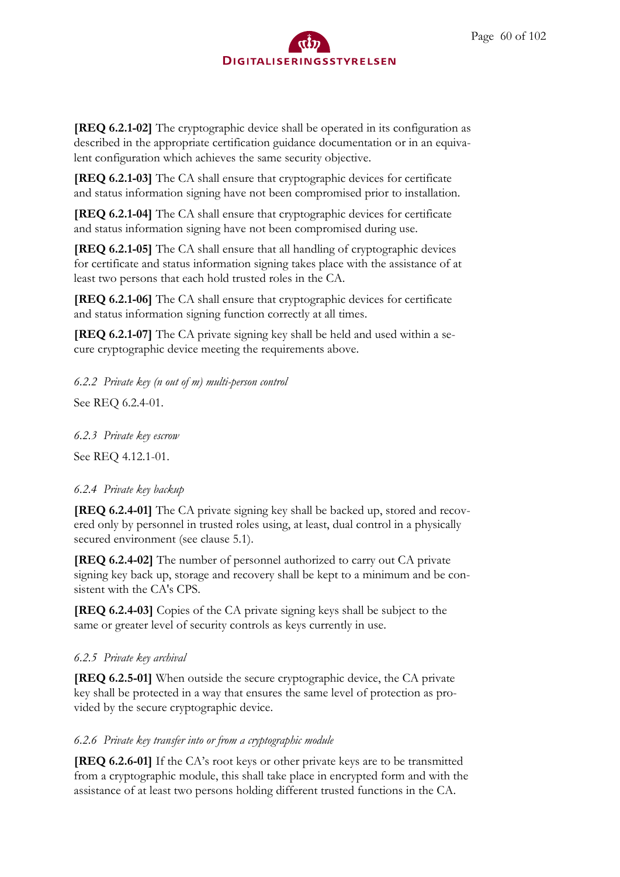**[REQ 6.2.1-02]** The cryptographic device shall be operated in its configuration as described in the appropriate certification guidance documentation or in an equivalent configuration which achieves the same security objective.

**[REQ 6.2.1-03]** The CA shall ensure that cryptographic devices for certificate and status information signing have not been compromised prior to installation.

**[REQ 6.2.1-04]** The CA shall ensure that cryptographic devices for certificate and status information signing have not been compromised during use.

**[REQ 6.2.1-05]** The CA shall ensure that all handling of cryptographic devices for certificate and status information signing takes place with the assistance of at least two persons that each hold trusted roles in the CA.

**[REQ 6.2.1-06]** The CA shall ensure that cryptographic devices for certificate and status information signing function correctly at all times.

**[REQ 6.2.1-07]** The CA private signing key shall be held and used within a secure cryptographic device meeting the requirements above.

### *6.2.2 Private key (n out of m) multi-person control*

See REQ 6.2.4-01.

### *6.2.3 Private key escrow*

See REQ 4.12.1-01.

### *6.2.4 Private key backup*

**[REQ 6.2.4-01]** The CA private signing key shall be backed up, stored and recovered only by personnel in trusted roles using, at least, dual control in a physically secured environment (see clause 5.1).

**[REQ 6.2.4-02]** The number of personnel authorized to carry out CA private signing key back up, storage and recovery shall be kept to a minimum and be consistent with the CA's CPS.

**[REQ 6.2.4-03]** Copies of the CA private signing keys shall be subject to the same or greater level of security controls as keys currently in use.

### *6.2.5 Private key archival*

**[REQ 6.2.5-01]** When outside the secure cryptographic device, the CA private key shall be protected in a way that ensures the same level of protection as provided by the secure cryptographic device.

### *6.2.6 Private key transfer into or from a cryptographic module*

**[REQ 6.2.6-01]** If the CA's root keys or other private keys are to be transmitted from a cryptographic module, this shall take place in encrypted form and with the assistance of at least two persons holding different trusted functions in the CA.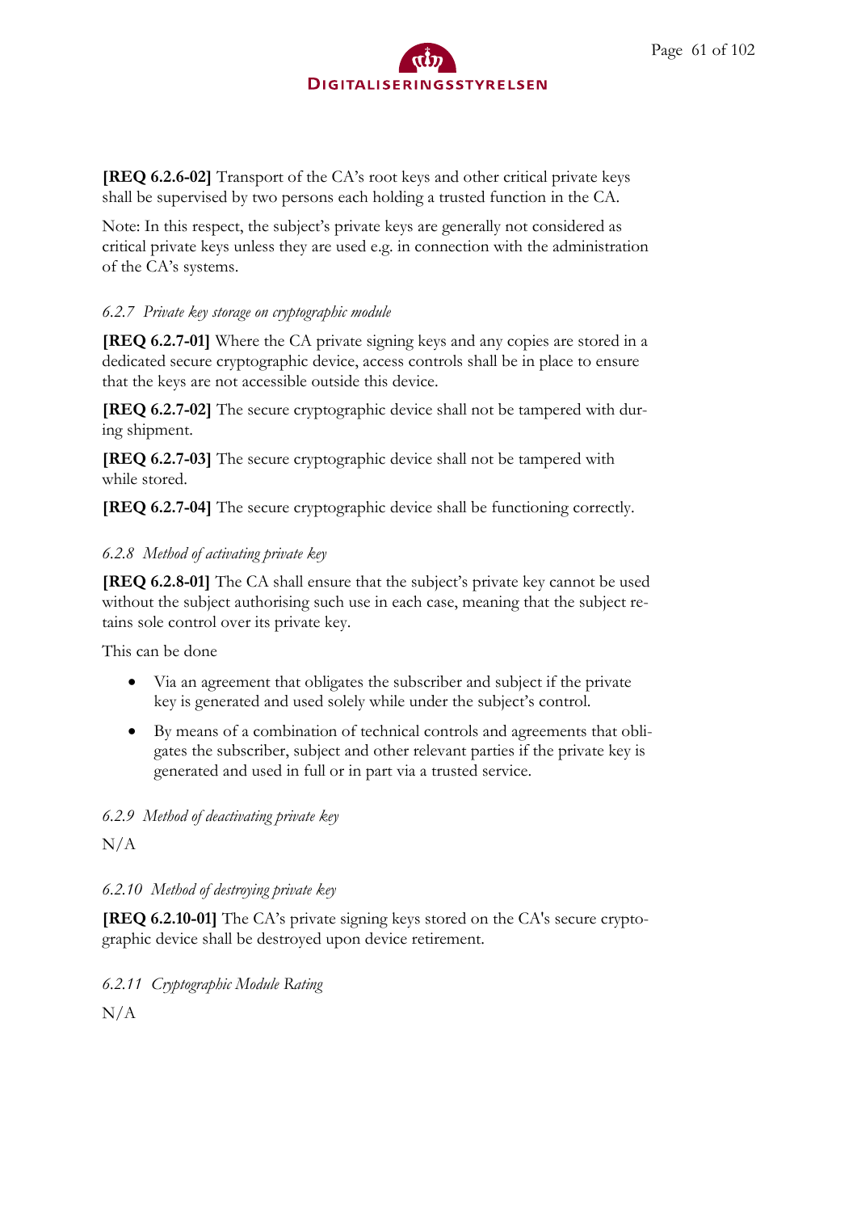**[REQ 6.2.6-02]** Transport of the CA's root keys and other critical private keys shall be supervised by two persons each holding a trusted function in the CA.

Note: In this respect, the subject's private keys are generally not considered as critical private keys unless they are used e.g. in connection with the administration of the CA's systems.

### *6.2.7 Private key storage on cryptographic module*

**[REQ 6.2.7-01]** Where the CA private signing keys and any copies are stored in a dedicated secure cryptographic device, access controls shall be in place to ensure that the keys are not accessible outside this device.

**[REQ 6.2.7-02]** The secure cryptographic device shall not be tampered with during shipment.

**[REQ 6.2.7-03]** The secure cryptographic device shall not be tampered with while stored.

**[REQ 6.2.7-04]** The secure cryptographic device shall be functioning correctly.

### *6.2.8 Method of activating private key*

**[REQ 6.2.8-01]** The CA shall ensure that the subject's private key cannot be used without the subject authorising such use in each case, meaning that the subject retains sole control over its private key.

This can be done

- Via an agreement that obligates the subscriber and subject if the private key is generated and used solely while under the subject's control.
- By means of a combination of technical controls and agreements that obligates the subscriber, subject and other relevant parties if the private key is generated and used in full or in part via a trusted service.

### *6.2.9 Method of deactivating private key*

N/A

### *6.2.10 Method of destroying private key*

**[REQ 6.2.10-01]** The CA's private signing keys stored on the CA's secure cryptographic device shall be destroyed upon device retirement.

### *6.2.11 Cryptographic Module Rating*

N/A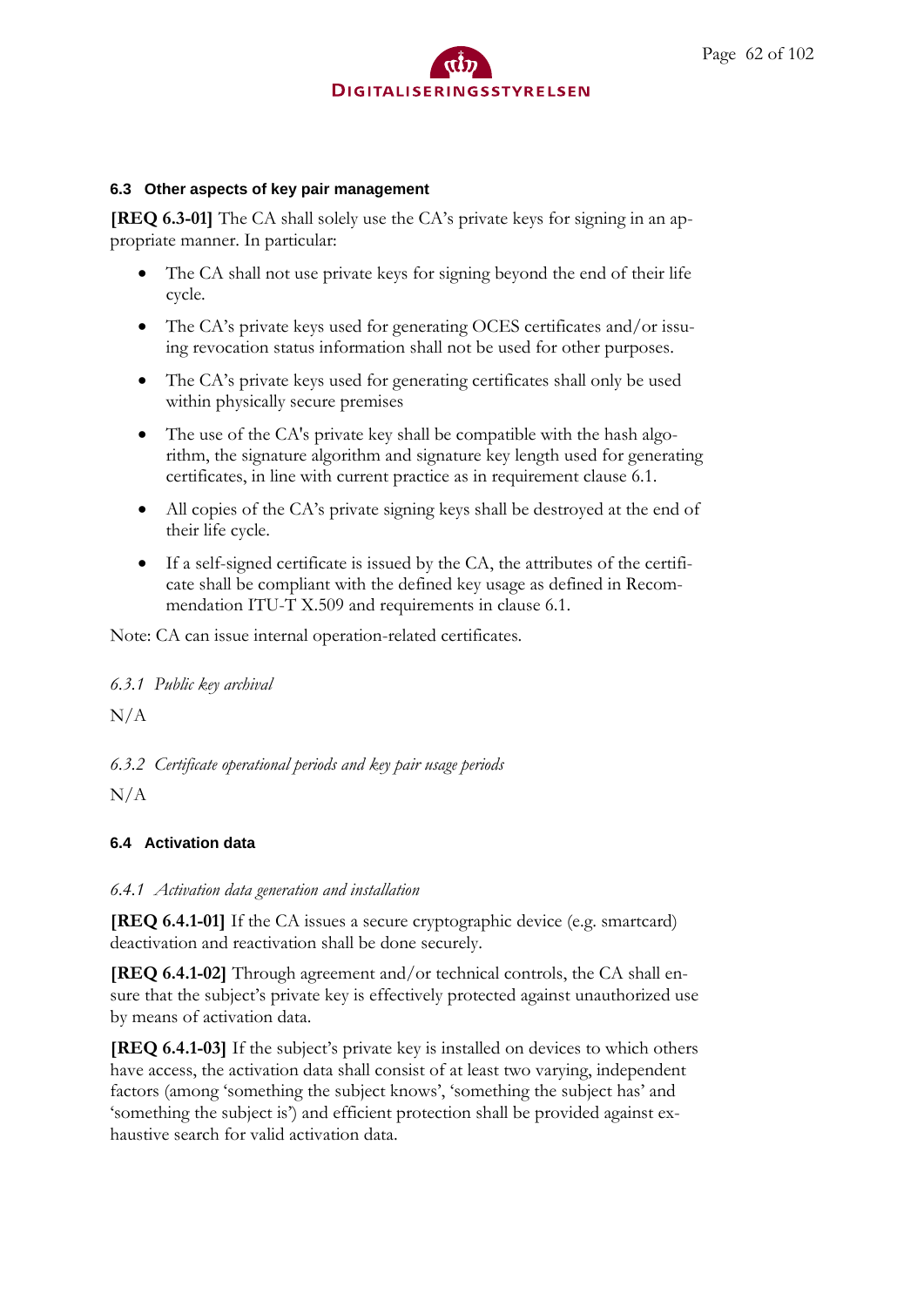### 6.3 Other aspects of key pair management

**[REQ 6.3-01]** The CA shall solely use the CA's private keys for signing in an appropriate manner. In particular:

- The CA shall not use private keys for signing beyond the end of their life cycle.
- The CA's private keys used for generating OCES certificates and/or issuing revocation status information shall not be used for other purposes.
- The CA's private keys used for generating certificates shall only be used within physically secure premises
- The use of the CA's private key shall be compatible with the hash algorithm, the signature algorithm and signature key length used for generating certificates, in line with current practice as in requirement clause 6.1.
- All copies of the CA's private signing keys shall be destroyed at the end of their life cycle.
- If a self-signed certificate is issued by the CA, the attributes of the certificate shall be compliant with the defined key usage as defined in Recommendation ITU-T X.509 and requirements in clause 6.1.

Note: CA can issue internal operation-related certificates.

#### *6.3.1 Public key archival*

N/A

#### *6.3.2 Certificate operational periods and key pair usage periods*

N/A

### 6.4 Activation data

#### *6.4.1 Activation data generation and installation*

**[REQ 6.4.1-01]** If the CA issues a secure cryptographic device (e.g. smartcard) deactivation and reactivation shall be done securely.

**[REQ 6.4.1-02]** Through agreement and/or technical controls, the CA shall ensure that the subject's private key is effectively protected against unauthorized use by means of activation data.

**[REQ 6.4.1-03]** If the subject's private key is installed on devices to which others have access, the activation data shall consist of at least two varying, independent factors (among 'something the subject knows', 'something the subject has' and 'something the subject is') and efficient protection shall be provided against exhaustive search for valid activation data.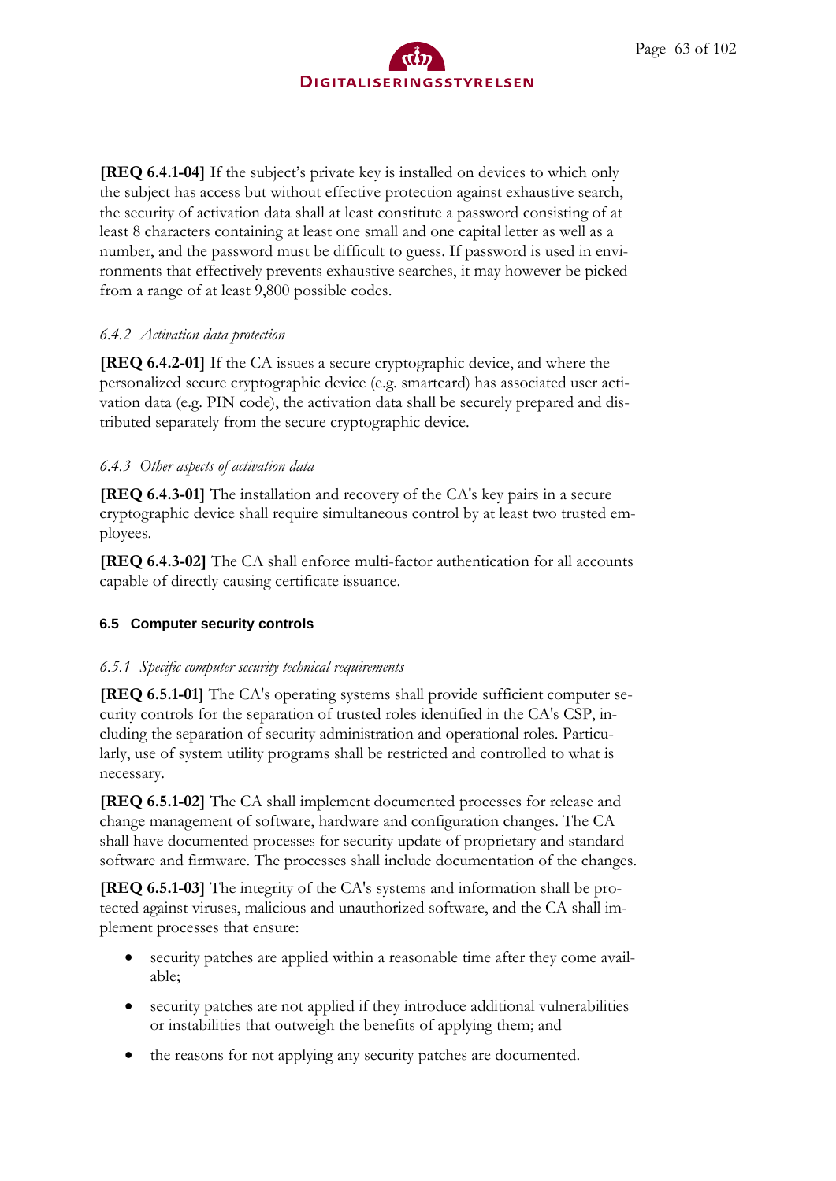**[REQ 6.4.1-04]** If the subject's private key is installed on devices to which only the subject has access but without effective protection against exhaustive search, the security of activation data shall at least constitute a password consisting of at least 8 characters containing at least one small and one capital letter as well as a number, and the password must be difficult to guess. If password is used in environments that effectively prevents exhaustive searches, it may however be picked from a range of at least 9,800 possible codes.

#### *6.4.2 Activation data protection*

**[REQ 6.4.2-01]** If the CA issues a secure cryptographic device, and where the personalized secure cryptographic device (e.g. smartcard) has associated user activation data (e.g. PIN code), the activation data shall be securely prepared and distributed separately from the secure cryptographic device.

#### *6.4.3 Other aspects of activation data*

**[REQ 6.4.3-01]** The installation and recovery of the CA's key pairs in a secure cryptographic device shall require simultaneous control by at least two trusted employees.

**[REQ 6.4.3-02]** The CA shall enforce multi-factor authentication for all accounts capable of directly causing certificate issuance.

### 6.5 Computer security controls

#### *6.5.1 Specific computer security technical requirements*

**[REQ 6.5.1-01]** The CA's operating systems shall provide sufficient computer security controls for the separation of trusted roles identified in the CA's CSP, including the separation of security administration and operational roles. Particularly, use of system utility programs shall be restricted and controlled to what is necessary.

**[REQ 6.5.1-02]** The CA shall implement documented processes for release and change management of software, hardware and configuration changes. The CA shall have documented processes for security update of proprietary and standard software and firmware. The processes shall include documentation of the changes.

**[REQ 6.5.1-03]** The integrity of the CA's systems and information shall be protected against viruses, malicious and unauthorized software, and the CA shall implement processes that ensure:

- security patches are applied within a reasonable time after they come available;
- security patches are not applied if they introduce additional vulnerabilities or instabilities that outweigh the benefits of applying them; and
- the reasons for not applying any security patches are documented.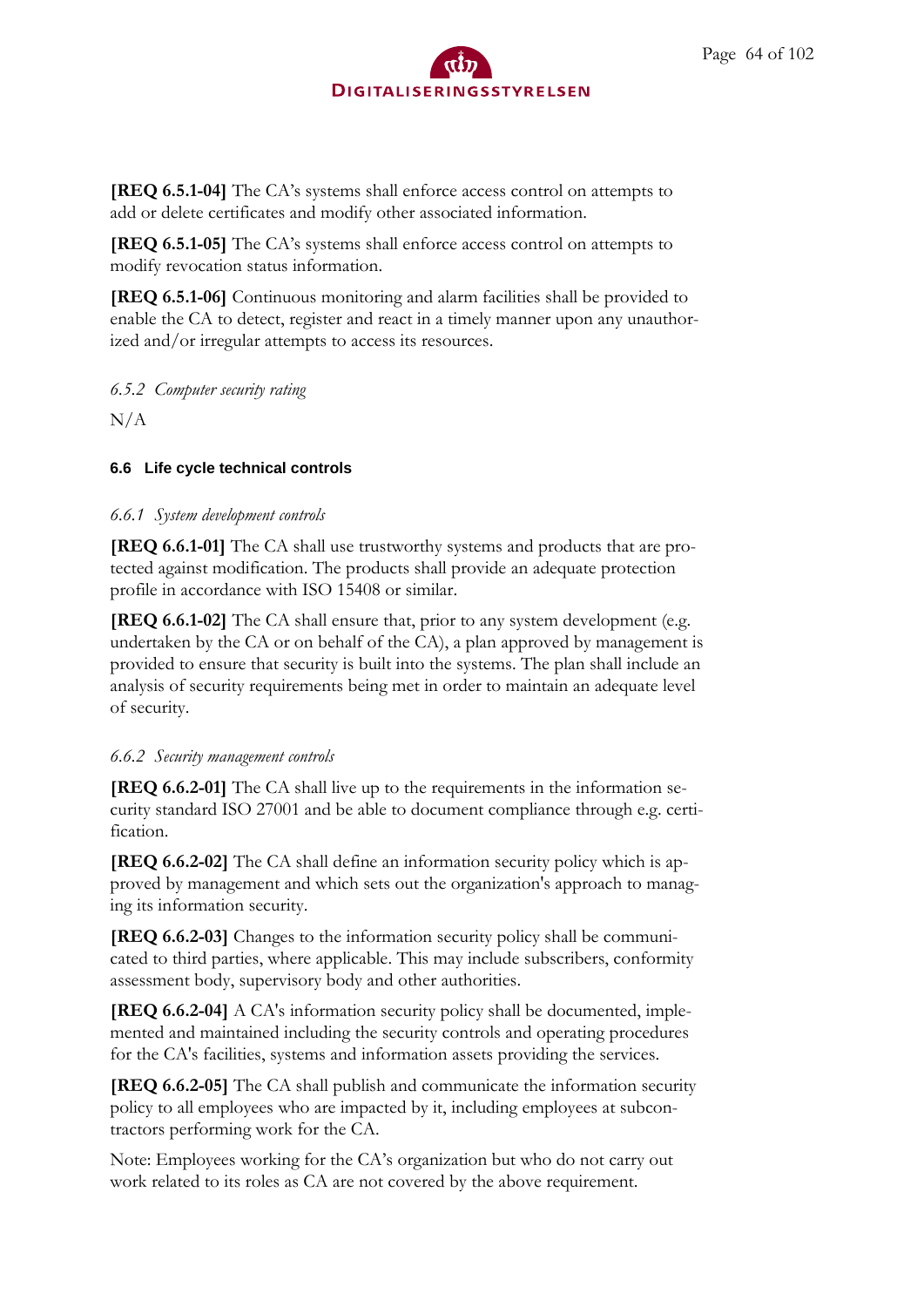**[REQ 6.5.1-04]** The CA's systems shall enforce access control on attempts to add or delete certificates and modify other associated information.

**[REQ 6.5.1-05]** The CA's systems shall enforce access control on attempts to modify revocation status information.

**[REQ 6.5.1-06]** Continuous monitoring and alarm facilities shall be provided to enable the CA to detect, register and react in a timely manner upon any unauthorized and/or irregular attempts to access its resources.

#### *6.5.2 Computer security rating*

N/A

### 6.6 Life cycle technical controls

#### *6.6.1 System development controls*

**[REQ 6.6.1-01]** The CA shall use trustworthy systems and products that are protected against modification. The products shall provide an adequate protection profile in accordance with ISO 15408 or similar.

**[REQ 6.6.1-02]** The CA shall ensure that, prior to any system development (e.g. undertaken by the CA or on behalf of the CA), a plan approved by management is provided to ensure that security is built into the systems. The plan shall include an analysis of security requirements being met in order to maintain an adequate level of security.

#### *6.6.2 Security management controls*

**[REQ 6.6.2-01]** The CA shall live up to the requirements in the information security standard ISO 27001 and be able to document compliance through e.g. certification.

**[REQ 6.6.2-02]** The CA shall define an information security policy which is approved by management and which sets out the organization's approach to managing its information security.

**[REQ 6.6.2-03]** Changes to the information security policy shall be communicated to third parties, where applicable. This may include subscribers, conformity assessment body, supervisory body and other authorities.

**[REQ 6.6.2-04]** A CA's information security policy shall be documented, implemented and maintained including the security controls and operating procedures for the CA's facilities, systems and information assets providing the services.

**[REQ 6.6.2-05]** The CA shall publish and communicate the information security policy to all employees who are impacted by it, including employees at subcontractors performing work for the CA.

Note: Employees working for the CA's organization but who do not carry out work related to its roles as CA are not covered by the above requirement.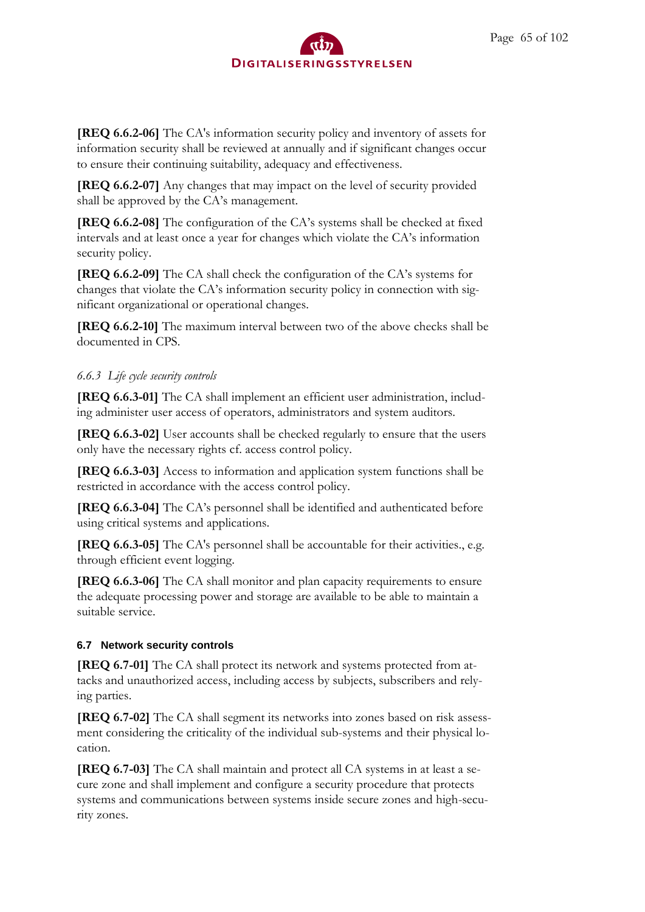**[REQ 6.6.2-06]** The CA's information security policy and inventory of assets for information security shall be reviewed at annually and if significant changes occur to ensure their continuing suitability, adequacy and effectiveness.

**[REQ 6.6.2-07]** Any changes that may impact on the level of security provided shall be approved by the CA's management.

**[REQ 6.6.2-08]** The configuration of the CA's systems shall be checked at fixed intervals and at least once a year for changes which violate the CA's information security policy.

**[REQ 6.6.2-09]** The CA shall check the configuration of the CA's systems for changes that violate the CA's information security policy in connection with significant organizational or operational changes.

**[REQ 6.6.2-10]** The maximum interval between two of the above checks shall be documented in CPS.

### *6.6.3 Life cycle security controls*

**[REQ 6.6.3-01]** The CA shall implement an efficient user administration, including administer user access of operators, administrators and system auditors.

**[REQ 6.6.3-02]** User accounts shall be checked regularly to ensure that the users only have the necessary rights cf. access control policy.

**[REQ 6.6.3-03]** Access to information and application system functions shall be restricted in accordance with the access control policy.

**[REQ 6.6.3-04]** The CA's personnel shall be identified and authenticated before using critical systems and applications.

**[REQ 6.6.3-05]** The CA's personnel shall be accountable for their activities., e.g. through efficient event logging.

**[REQ 6.6.3-06]** The CA shall monitor and plan capacity requirements to ensure the adequate processing power and storage are available to be able to maintain a suitable service.

## 6.7 Network security controls

**[REQ 6.7-01]** The CA shall protect its network and systems protected from attacks and unauthorized access, including access by subjects, subscribers and relying parties.

**[REQ 6.7-02]** The CA shall segment its networks into zones based on risk assessment considering the criticality of the individual sub-systems and their physical location.

**[REQ 6.7-03]** The CA shall maintain and protect all CA systems in at least a secure zone and shall implement and configure a security procedure that protects systems and communications between systems inside secure zones and high-security zones.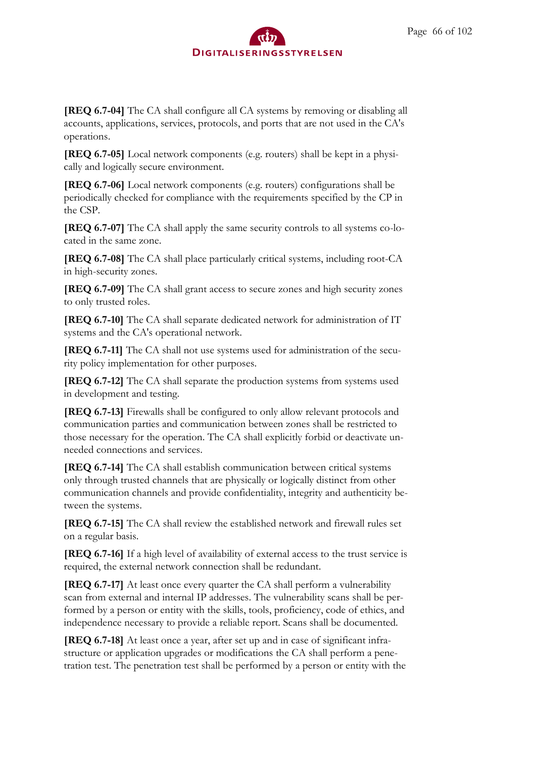**[REQ 6.7-04]** The CA shall configure all CA systems by removing or disabling all accounts, applications, services, protocols, and ports that are not used in the CA's operations.

**[REQ 6.7-05]** Local network components (e.g. routers) shall be kept in a physically and logically secure environment.

**[REQ 6.7-06]** Local network components (e.g. routers) configurations shall be periodically checked for compliance with the requirements specified by the CP in the CSP.

**[REQ 6.7-07]** The CA shall apply the same security controls to all systems co-located in the same zone.

**[REQ 6.7-08]** The CA shall place particularly critical systems, including root-CA in high-security zones.

**[REQ 6.7-09]** The CA shall grant access to secure zones and high security zones to only trusted roles.

**[REQ 6.7-10]** The CA shall separate dedicated network for administration of IT systems and the CA's operational network.

**[REQ 6.7-11]** The CA shall not use systems used for administration of the security policy implementation for other purposes.

**[REQ 6.7-12]** The CA shall separate the production systems from systems used in development and testing.

**[REQ 6.7-13]** Firewalls shall be configured to only allow relevant protocols and communication parties and communication between zones shall be restricted to those necessary for the operation. The CA shall explicitly forbid or deactivate unneeded connections and services.

**[REQ 6.7-14]** The CA shall establish communication between critical systems only through trusted channels that are physically or logically distinct from other communication channels and provide confidentiality, integrity and authenticity between the systems.

**[REQ 6.7-15]** The CA shall review the established network and firewall rules set on a regular basis.

**[REQ 6.7-16]** If a high level of availability of external access to the trust service is required, the external network connection shall be redundant.

**[REQ 6.7-17]** At least once every quarter the CA shall perform a vulnerability scan from external and internal IP addresses. The vulnerability scans shall be performed by a person or entity with the skills, tools, proficiency, code of ethics, and independence necessary to provide a reliable report. Scans shall be documented.

**[REQ 6.7-18]** At least once a year, after set up and in case of significant infrastructure or application upgrades or modifications the CA shall perform a penetration test. The penetration test shall be performed by a person or entity with the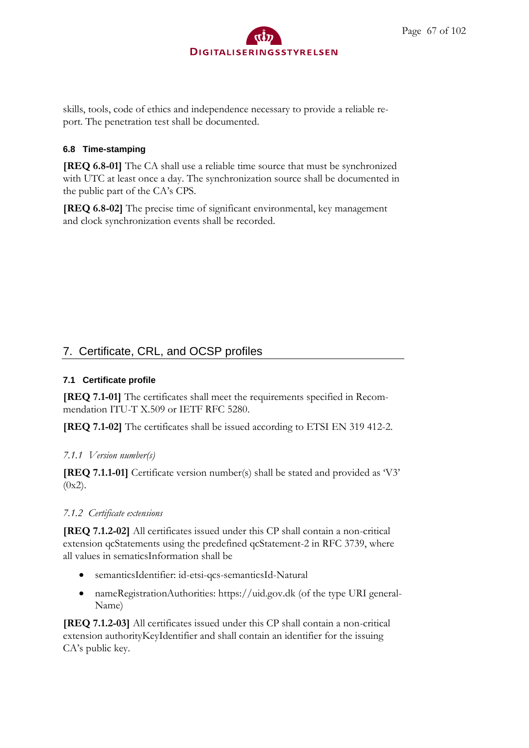skills, tools, code of ethics and independence necessary to provide a reliable report. The penetration test shall be documented.

### 6.8 Time-stamping

**[REQ 6.8-01]** The CA shall use a reliable time source that must be synchronized with UTC at least once a day. The synchronization source shall be documented in the public part of the CA's CPS.

**[REQ 6.8-02]** The precise time of significant environmental, key management and clock synchronization events shall be recorded.

## 7. Certificate, CRL, and OCSP profiles

### 7.1 Certificate profile

**[REQ 7.1-01]** The certificates shall meet the requirements specified in Recommendation ITU-T X.509 or IETF RFC 5280.

**[REQ 7.1-02]** The certificates shall be issued according to ETSI EN 319 412-2.

#### *7.1.1 Version number(s)*

**[REQ 7.1.1-01]** Certificate version number(s) shall be stated and provided as 'V3' (0x2).

#### *7.1.2 Certificate extensions*

**[REQ 7.1.2-02]** All certificates issued under this CP shall contain a non-critical extension qcStatements using the predefined qcStatement-2 in RFC 3739, where all values in sematicsInformation shall be

- semanticsIdentifier: id-etsi-qcs-semanticsId-Natural
- nameRegistrationAuthorities: https://uid.gov.dk (of the type URI generalName)

**[REQ 7.1.2-03]** All certificates issued under this CP shall contain a non-critical extension authorityKeyIdentifier and shall contain an identifier for the issuing CA's public key.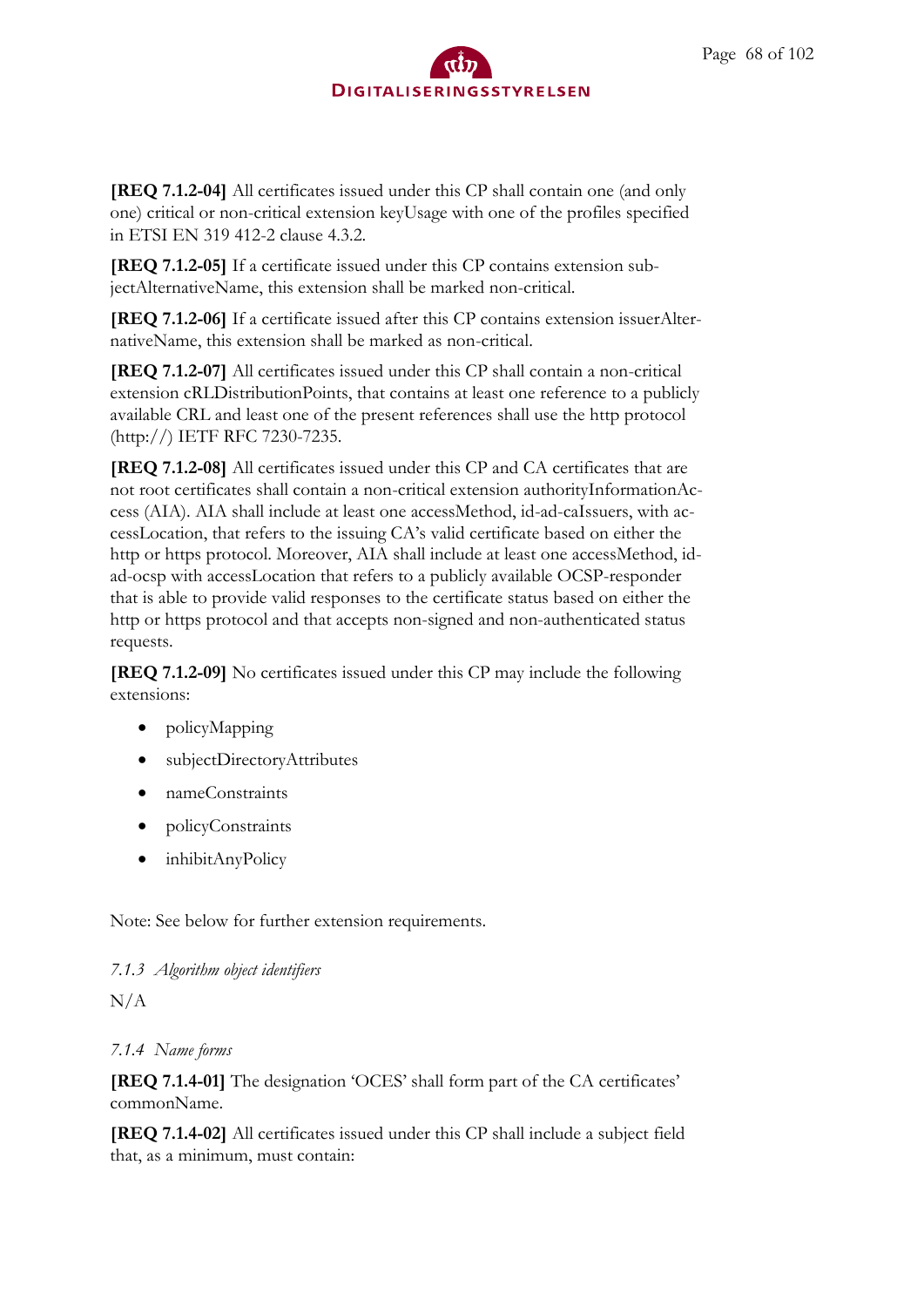**[REQ 7.1.2-04]** All certificates issued under this CP shall contain one (and only one) critical or non-critical extension keyUsage with one of the profiles specified in ETSI EN 319 412-2 clause 4.3.2.

**[REQ 7.1.2-05]** If a certificate issued under this CP contains extension subjectAlternativeName, this extension shall be marked non-critical.

**[REQ 7.1.2-06]** If a certificate issued after this CP contains extension issuerAlternativeName, this extension shall be marked as non-critical.

**[REQ 7.1.2-07]** All certificates issued under this CP shall contain a non-critical extension cRLDistributionPoints, that contains at least one reference to a publicly available CRL and least one of the present references shall use the http protocol (http://) IETF RFC 7230-7235.

**[REQ 7.1.2-08]** All certificates issued under this CP and CA certificates that are not root certificates shall contain a non-critical extension authorityInformationAccess (AIA). AIA shall include at least one accessMethod, id-ad-caIssuers, with accessLocation, that refers to the issuing CA's valid certificate based on either the http or https protocol. Moreover, AIA shall include at least one accessMethod, id-ad-ocsp with accessLocation that refers to a publicly available OCSP-responder that is able to provide valid responses to the certificate status based on either the http or https protocol and that accepts non-signed and non-authenticated status requests.

**[REQ 7.1.2-09]** No certificates issued under this CP may include the following extensions:

- policyMapping
- subjectDirectoryAttributes
- nameConstraints
- policyConstraints
- inhibitAnyPolicy

Note: See below for further extension requirements.

#### *7.1.3 Algorithm object identifiers*

N/A

#### *7.1.4 Name forms*

**[REQ 7.1.4-01]** The designation 'OCES' shall form part of the CA certificates' commonName.

**[REQ 7.1.4-02]** All certificates issued under this CP shall include a subject field that, as a minimum, must contain: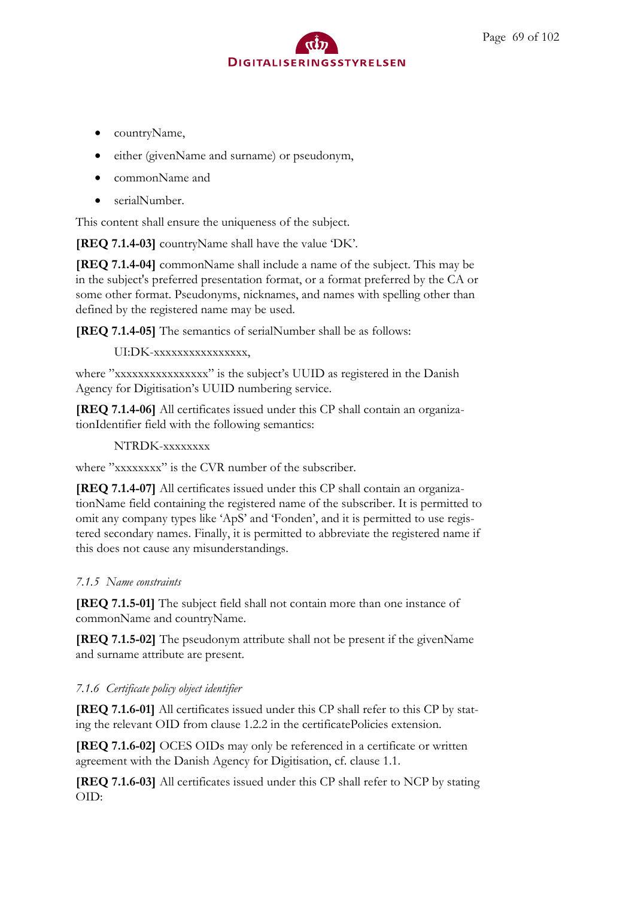- countryName,
- either (givenName and surname) or pseudonym,
- commonName and
- serialNumber.

This content shall ensure the uniqueness of the subject.

**[REQ 7.1.4-03]** countryName shall have the value 'DK'.

**[REQ 7.1.4-04]** commonName shall include a name of the subject. This may be in the subject's preferred presentation format, or a format preferred by the CA or some other format. Pseudonyms, nicknames, and names with spelling other than defined by the registered name may be used.

**[REQ 7.1.4-05]** The semantics of serialNumber shall be as follows:

UI:DK-xxxxxxxxxxxxxxxx,

where "xxxxxxxxxxxxxxxx" is the subject's UUID as registered in the Danish Agency for Digitisation's UUID numbering service.

**[REQ 7.1.4-06]** All certificates issued under this CP shall contain an organizationIdentifier field with the following semantics:

NTRDK-xxxxxxxx

where "xxxxxxxx" is the CVR number of the subscriber.

**[REQ 7.1.4-07]** All certificates issued under this CP shall contain an organizationName field containing the registered name of the subscriber. It is permitted to omit any company types like 'ApS' and 'Fonden', and it is permitted to use registered secondary names. Finally, it is permitted to abbreviate the registered name if this does not cause any misunderstandings.

#### *7.1.5 Name constraints*

**[REQ 7.1.5-01]** The subject field shall not contain more than one instance of commonName and countryName.

**[REQ 7.1.5-02]** The pseudonym attribute shall not be present if the givenName and surname attribute are present.

#### *7.1.6 Certificate policy object identifier*

**[REQ 7.1.6-01]** All certificates issued under this CP shall refer to this CP by stating the relevant OID from clause 1.2.2 in the certificatePolicies extension.

**[REQ 7.1.6-02]** OCES OIDs may only be referenced in a certificate or written agreement with the Danish Agency for Digitisation, cf. clause 1.1.

**[REQ 7.1.6-03]** All certificates issued under this CP shall refer to NCP by stating OID: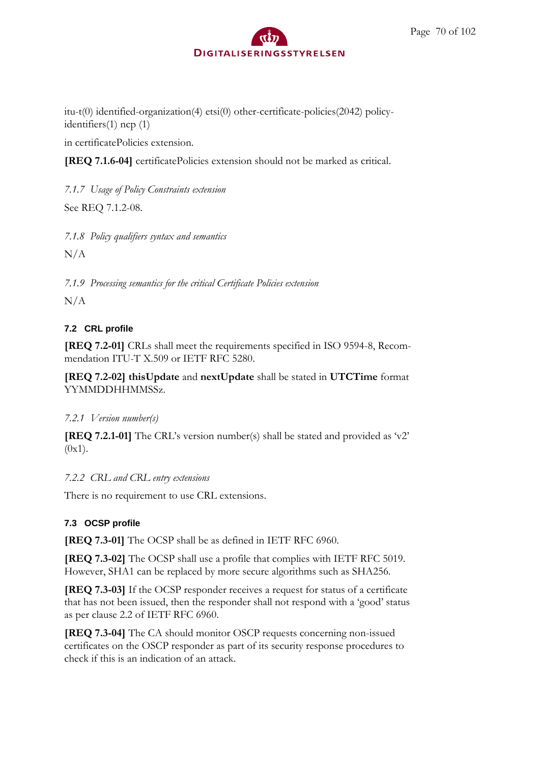itu-t(0) identified-organization(4) etsi(0) other-certificate-policies(2042) policy-identifiers(1) ncp (1)

in certificatePolicies extension.

**[REQ 7.1.6-04]** certificatePolicies extension should not be marked as critical.

#### *7.1.7 Usage of Policy Constraints extension*

See REQ 7.1.2-08.

#### *7.1.8 Policy qualifiers syntax and semantics*

N/A

#### *7.1.9 Processing semantics for the critical Certificate Policies extension*

N/A

### 7.2 CRL profile

**[REQ 7.2-01]** CRLs shall meet the requirements specified in ISO 9594-8, Recommendation ITU-T X.509 or IETF RFC 5280.

**[REQ 7.2-02]** **thisUpdate** and **nextUpdate** shall be stated in **UTCTime** format YYMMDDHHMMSSz.

#### *7.2.1 Version number(s)*

**[REQ 7.2.1-01]** The CRL's version number(s) shall be stated and provided as 'v2' (0x1).

#### *7.2.2 CRL and CRL entry extensions*

There is no requirement to use CRL extensions.

### 7.3 OCSP profile

**[REQ 7.3-01]** The OCSP shall be as defined in IETF RFC 6960.

**[REQ 7.3-02]** The OCSP shall use a profile that complies with IETF RFC 5019. However, SHA1 can be replaced by more secure algorithms such as SHA256.

**[REQ 7.3-03]** If the OCSP responder receives a request for status of a certificate that has not been issued, then the responder shall not respond with a 'good' status as per clause 2.2 of IETF RFC 6960.

**[REQ 7.3-04]** The CA should monitor OSCP requests concerning non-issued certificates on the OSCP responder as part of its security response procedures to check if this is an indication of an attack.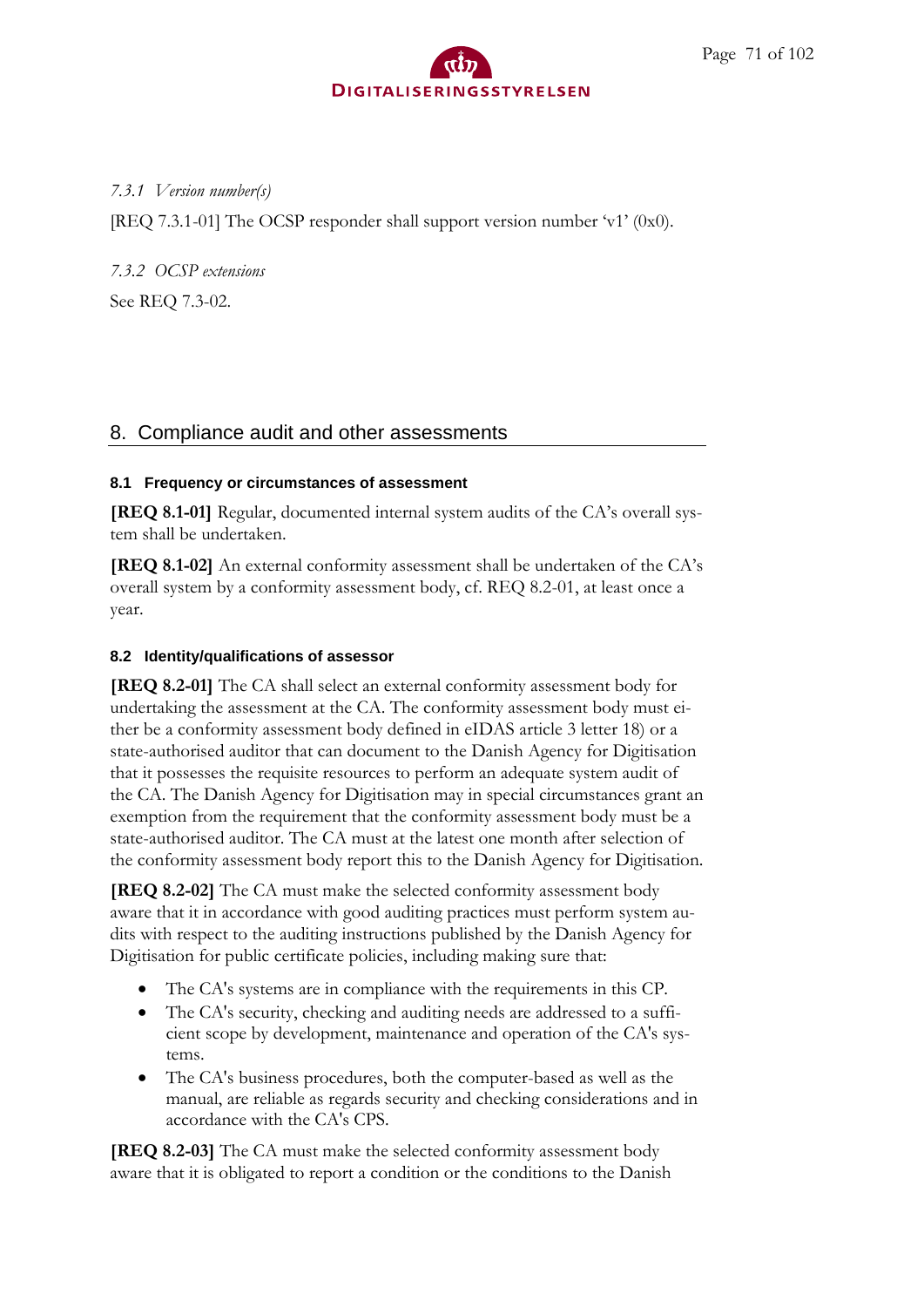#### *7.3.1 Version number(s)*

[REQ 7.3.1-01] The OCSP responder shall support version number 'v1' (0x0).

#### *7.3.2 OCSP extensions*

See REQ 7.3-02.

# 8. Compliance audit and other assessments

## 8.1 Frequency or circumstances of assessment

**[REQ 8.1-01]** Regular, documented internal system audits of the CA's overall system shall be undertaken.

**[REQ 8.1-02]** An external conformity assessment shall be undertaken of the CA's overall system by a conformity assessment body, cf. REQ 8.2-01, at least once a year.

## 8.2 Identity/qualifications of assessor

**[REQ 8.2-01]** The CA shall select an external conformity assessment body for undertaking the assessment at the CA. The conformity assessment body must either be a conformity assessment body defined in eIDAS article 3 letter 18) or a state-authorised auditor that can document to the Danish Agency for Digitisation that it possesses the requisite resources to perform an adequate system audit of the CA. The Danish Agency for Digitisation may in special circumstances grant an exemption from the requirement that the conformity assessment body must be a state-authorised auditor. The CA must at the latest one month after selection of the conformity assessment body report this to the Danish Agency for Digitisation.

**[REQ 8.2-02]** The CA must make the selected conformity assessment body aware that it in accordance with good auditing practices must perform system audits with respect to the auditing instructions published by the Danish Agency for Digitisation for public certificate policies, including making sure that:

- The CA's systems are in compliance with the requirements in this CP.
- The CA's security, checking and auditing needs are addressed to a sufficient scope by development, maintenance and operation of the CA's systems.
- The CA's business procedures, both the computer-based as well as the manual, are reliable as regards security and checking considerations and in accordance with the CA's CPS.

**[REQ 8.2-03]** The CA must make the selected conformity assessment body aware that it is obligated to report a condition or the conditions to the Danish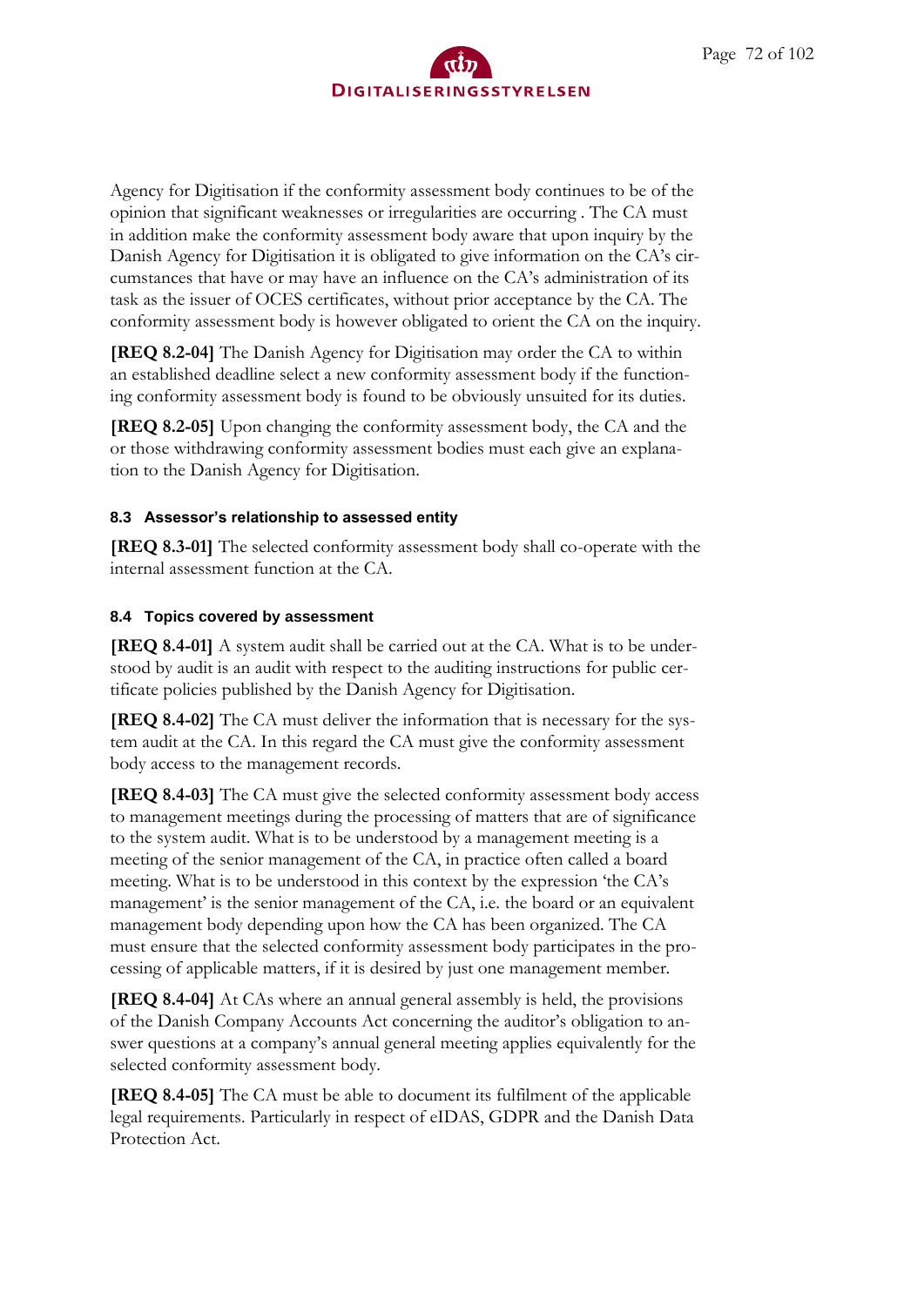Agency for Digitisation if the conformity assessment body continues to be of the opinion that significant weaknesses or irregularities are occurring . The CA must in addition make the conformity assessment body aware that upon inquiry by the Danish Agency for Digitisation it is obligated to give information on the CA's circumstances that have or may have an influence on the CA's administration of its task as the issuer of OCES certificates, without prior acceptance by the CA. The conformity assessment body is however obligated to orient the CA on the inquiry.

**[REQ 8.2-04]** The Danish Agency for Digitisation may order the CA to within an established deadline select a new conformity assessment body if the functioning conformity assessment body is found to be obviously unsuited for its duties.

**[REQ 8.2-05]** Upon changing the conformity assessment body, the CA and the or those withdrawing conformity assessment bodies must each give an explanation to the Danish Agency for Digitisation.

### 8.3 Assessor's relationship to assessed entity

**[REQ 8.3-01]** The selected conformity assessment body shall co-operate with the internal assessment function at the CA.

### 8.4 Topics covered by assessment

**[REQ 8.4-01]** A system audit shall be carried out at the CA. What is to be understood by audit is an audit with respect to the auditing instructions for public certificate policies published by the Danish Agency for Digitisation.

**[REQ 8.4-02]** The CA must deliver the information that is necessary for the system audit at the CA. In this regard the CA must give the conformity assessment body access to the management records.

**[REQ 8.4-03]** The CA must give the selected conformity assessment body access to management meetings during the processing of matters that are of significance to the system audit. What is to be understood by a management meeting is a meeting of the senior management of the CA, in practice often called a board meeting. What is to be understood in this context by the expression 'the CA's management' is the senior management of the CA, i.e. the board or an equivalent management body depending upon how the CA has been organized. The CA must ensure that the selected conformity assessment body participates in the processing of applicable matters, if it is desired by just one management member.

**[REQ 8.4-04]** At CAs where an annual general assembly is held, the provisions of the Danish Company Accounts Act concerning the auditor's obligation to answer questions at a company's annual general meeting applies equivalently for the selected conformity assessment body.

**[REQ 8.4-05]** The CA must be able to document its fulfilment of the applicable legal requirements. Particularly in respect of eIDAS, GDPR and the Danish Data Protection Act.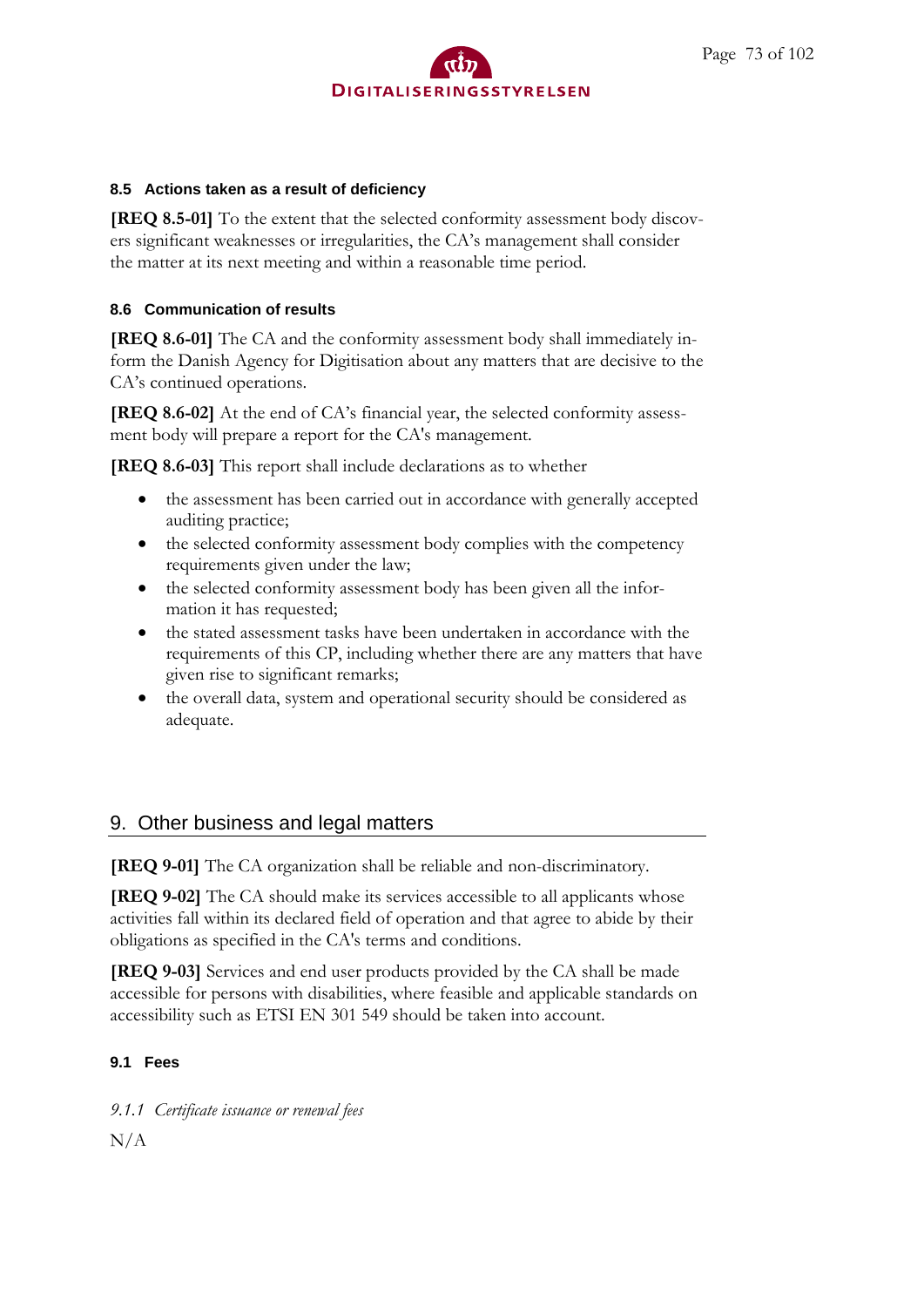### 8.5 Actions taken as a result of deficiency

**[REQ 8.5-01]** To the extent that the selected conformity assessment body discovers significant weaknesses or irregularities, the CA's management shall consider the matter at its next meeting and within a reasonable time period.

### 8.6 Communication of results

**[REQ 8.6-01]** The CA and the conformity assessment body shall immediately inform the Danish Agency for Digitisation about any matters that are decisive to the CA's continued operations.

**[REQ 8.6-02]** At the end of CA's financial year, the selected conformity assessment body will prepare a report for the CA's management.

**[REQ 8.6-03]** This report shall include declarations as to whether

- the assessment has been carried out in accordance with generally accepted auditing practice;
- the selected conformity assessment body complies with the competency requirements given under the law;
- the selected conformity assessment body has been given all the information it has requested;
- the stated assessment tasks have been undertaken in accordance with the requirements of this CP, including whether there are any matters that have given rise to significant remarks;
- the overall data, system and operational security should be considered as adequate.

## 9. Other business and legal matters

**[REQ 9-01]** The CA organization shall be reliable and non-discriminatory.

**[REQ 9-02]** The CA should make its services accessible to all applicants whose activities fall within its declared field of operation and that agree to abide by their obligations as specified in the CA's terms and conditions.

**[REQ 9-03]** Services and end user products provided by the CA shall be made accessible for persons with disabilities, where feasible and applicable standards on accessibility such as ETSI EN 301 549 should be taken into account.

### 9.1 Fees

#### *9.1.1 Certificate issuance or renewal fees*

N/A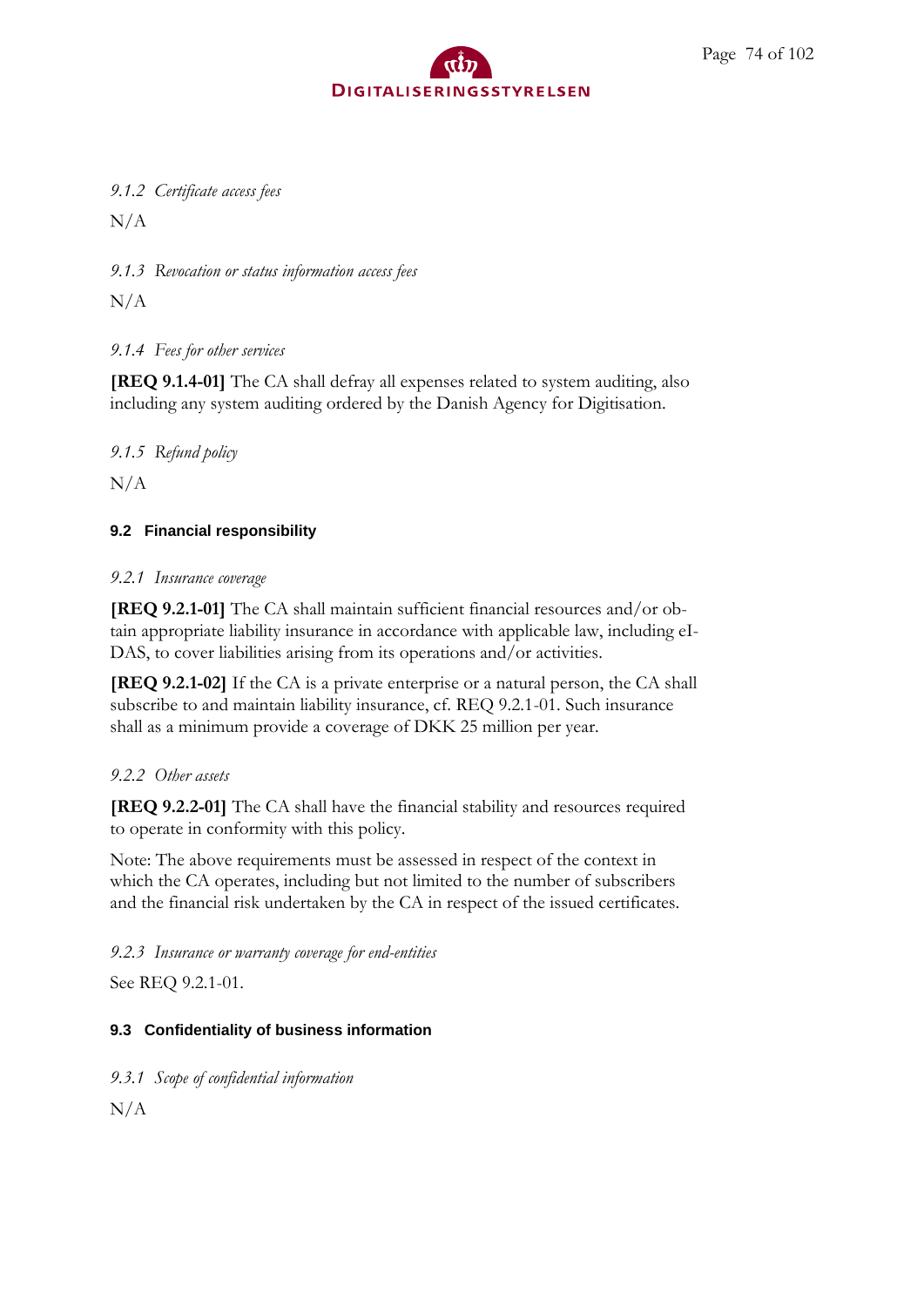*9.1.2 Certificate access fees*

N/A

*9.1.3 Revocation or status information access fees*

N/A

*9.1.4 Fees for other services*

**[REQ 9.1.4-01]** The CA shall defray all expenses related to system auditing, also including any system auditing ordered by the Danish Agency for Digitisation.

*9.1.5 Refund policy*

N/A

### 9.2 Financial responsibility

*9.2.1 Insurance coverage*

**[REQ 9.2.1-01]** The CA shall maintain sufficient financial resources and/or obtain appropriate liability insurance in accordance with applicable law, including eIDAS, to cover liabilities arising from its operations and/or activities.

**[REQ 9.2.1-02]** If the CA is a private enterprise or a natural person, the CA shall subscribe to and maintain liability insurance, cf. REQ 9.2.1-01. Such insurance shall as a minimum provide a coverage of DKK 25 million per year.

*9.2.2 Other assets*

**[REQ 9.2.2-01]** The CA shall have the financial stability and resources required to operate in conformity with this policy.

Note: The above requirements must be assessed in respect of the context in which the CA operates, including but not limited to the number of subscribers and the financial risk undertaken by the CA in respect of the issued certificates.

*9.2.3 Insurance or warranty coverage for end-entities*

See REQ 9.2.1-01.

### 9.3 Confidentiality of business information

*9.3.1 Scope of confidential information*

N/A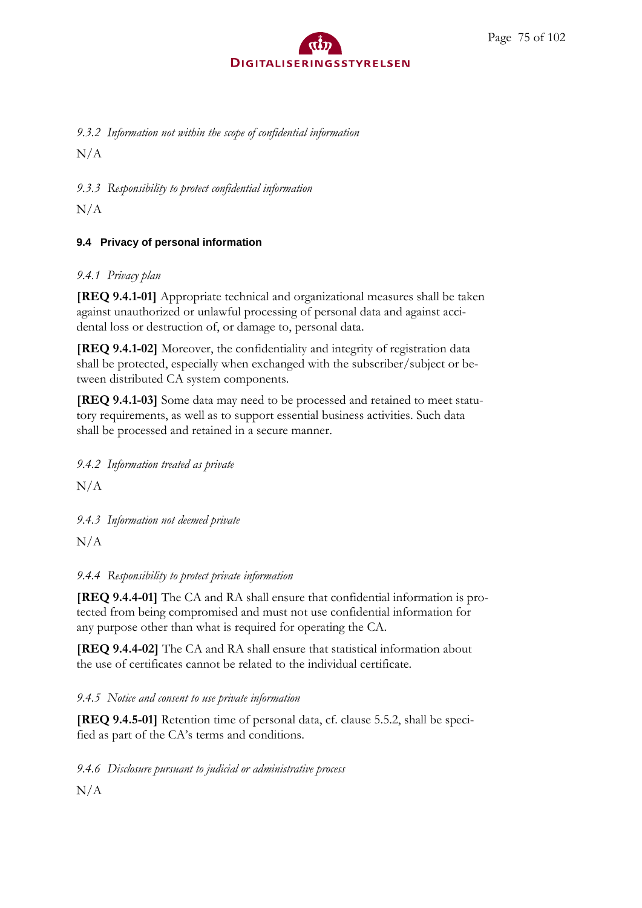*9.3.2 Information not within the scope of confidential information*

N/A

*9.3.3 Responsibility to protect confidential information*

N/A

### 9.4 Privacy of personal information

*9.4.1 Privacy plan*

**[REQ 9.4.1-01]** Appropriate technical and organizational measures shall be taken against unauthorized or unlawful processing of personal data and against accidental loss or destruction of, or damage to, personal data.

**[REQ 9.4.1-02]** Moreover, the confidentiality and integrity of registration data shall be protected, especially when exchanged with the subscriber/subject or between distributed CA system components.

**[REQ 9.4.1-03]** Some data may need to be processed and retained to meet statutory requirements, as well as to support essential business activities. Such data shall be processed and retained in a secure manner.

*9.4.2 Information treated as private*

N/A

*9.4.3 Information not deemed private*

N/A

*9.4.4 Responsibility to protect private information*

**[REQ 9.4.4-01]** The CA and RA shall ensure that confidential information is protected from being compromised and must not use confidential information for any purpose other than what is required for operating the CA.

**[REQ 9.4.4-02]** The CA and RA shall ensure that statistical information about the use of certificates cannot be related to the individual certificate.

*9.4.5 Notice and consent to use private information*

**[REQ 9.4.5-01]** Retention time of personal data, cf. clause 5.5.2, shall be specified as part of the CA's terms and conditions.

*9.4.6 Disclosure pursuant to judicial or administrative process*

N/A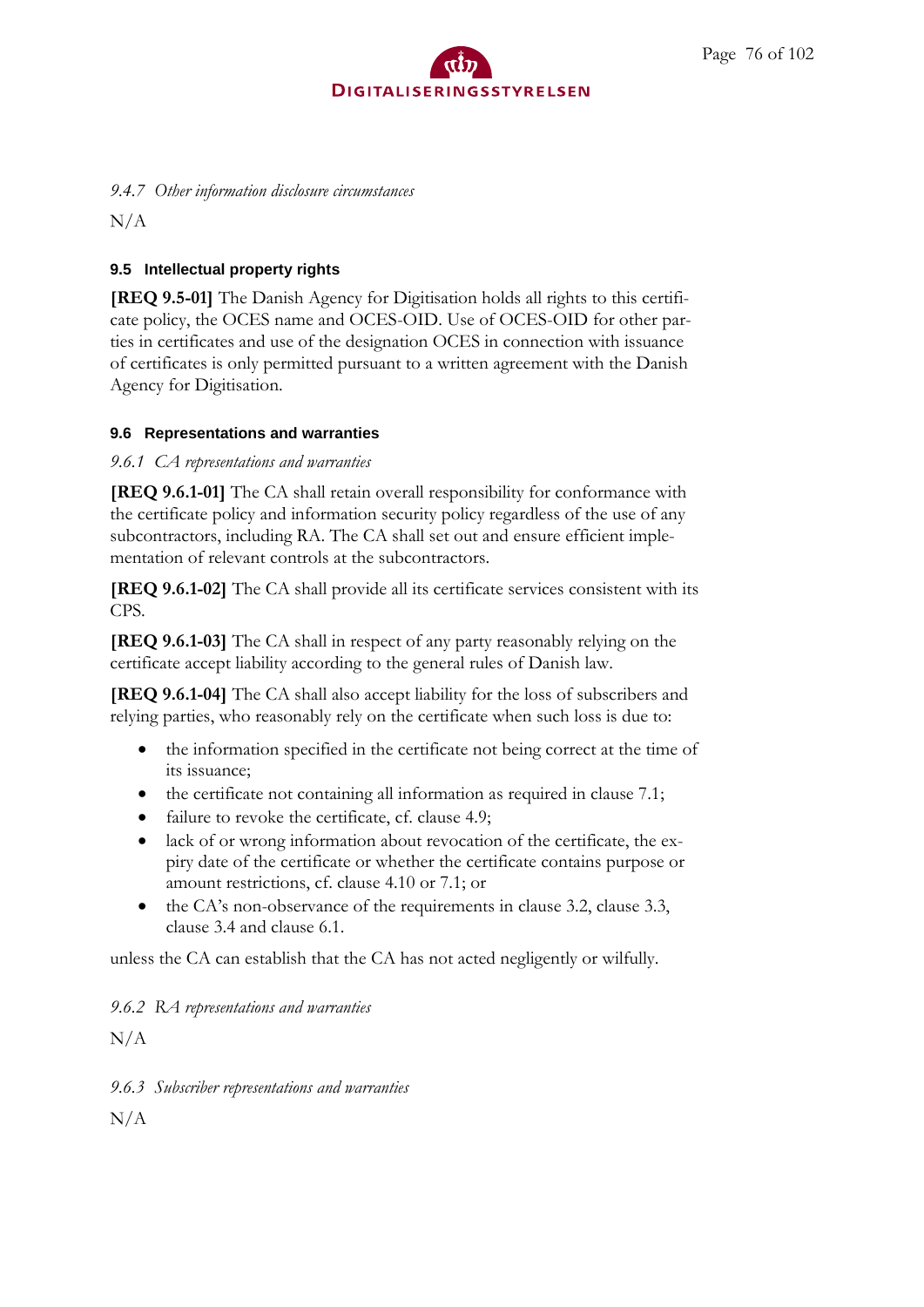*9.4.7 Other information disclosure circumstances*

N/A

## 9.5 Intellectual property rights

**[REQ 9.5-01]** The Danish Agency for Digitisation holds all rights to this certificate policy, the OCES name and OCES-OID. Use of OCES-OID for other parties in certificates and use of the designation OCES in connection with issuance of certificates is only permitted pursuant to a written agreement with the Danish Agency for Digitisation.

## 9.6 Representations and warranties

*9.6.1 CA representations and warranties*

**[REQ 9.6.1-01]** The CA shall retain overall responsibility for conformance with the certificate policy and information security policy regardless of the use of any subcontractors, including RA. The CA shall set out and ensure efficient implementation of relevant controls at the subcontractors.

**[REQ 9.6.1-02]** The CA shall provide all its certificate services consistent with its CPS.

**[REQ 9.6.1-03]** The CA shall in respect of any party reasonably relying on the certificate accept liability according to the general rules of Danish law.

**[REQ 9.6.1-04]** The CA shall also accept liability for the loss of subscribers and relying parties, who reasonably rely on the certificate when such loss is due to:

- the information specified in the certificate not being correct at the time of its issuance;
- the certificate not containing all information as required in clause 7.1;
- failure to revoke the certificate, cf. clause 4.9;
- lack of or wrong information about revocation of the certificate, the expiry date of the certificate or whether the certificate contains purpose or amount restrictions, cf. clause 4.10 or 7.1; or
- the CA's non-observance of the requirements in clause 3.2, clause 3.3, clause 3.4 and clause 6.1.

unless the CA can establish that the CA has not acted negligently or wilfully.

*9.6.2 RA representations and warranties*

N/A

*9.6.3 Subscriber representations and warranties*

N/A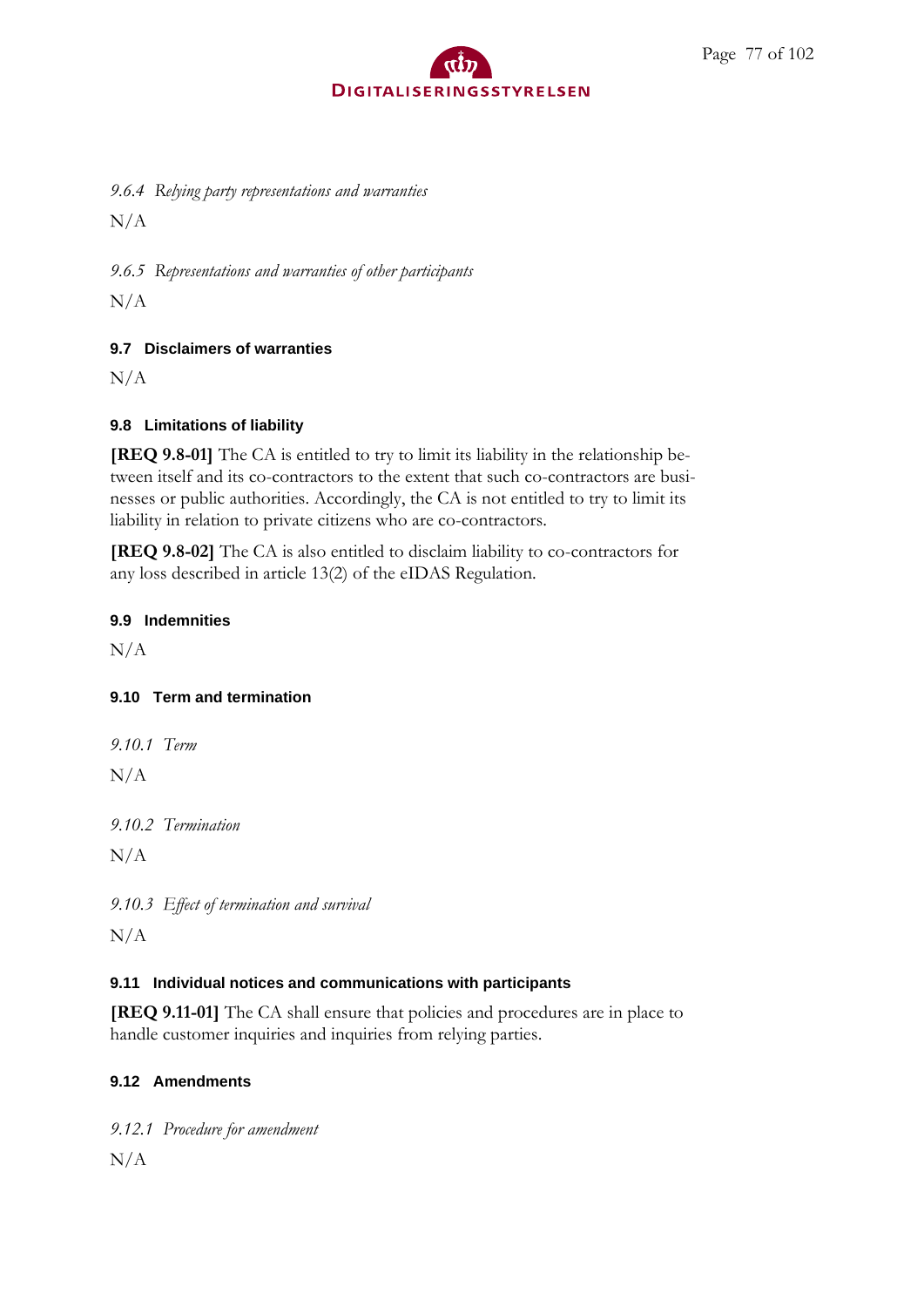#### *9.6.4 Relying party representations and warranties*

N/A

#### *9.6.5 Representations and warranties of other participants*

N/A

### 9.7 Disclaimers of warranties

N/A

### 9.8 Limitations of liability

**[REQ 9.8-01]** The CA is entitled to try to limit its liability in the relationship between itself and its co-contractors to the extent that such co-contractors are businesses or public authorities. Accordingly, the CA is not entitled to try to limit its liability in relation to private citizens who are co-contractors.

**[REQ 9.8-02]** The CA is also entitled to disclaim liability to co-contractors for any loss described in article 13(2) of the eIDAS Regulation.

### 9.9 Indemnities

N/A

### 9.10 Term and termination

#### *9.10.1 Term*

N/A

#### *9.10.2 Termination*

N/A

#### *9.10.3 Effect of termination and survival*

N/A

### 9.11 Individual notices and communications with participants

**[REQ 9.11-01]** The CA shall ensure that policies and procedures are in place to handle customer inquiries and inquiries from relying parties.

### 9.12 Amendments

#### *9.12.1 Procedure for amendment*

N/A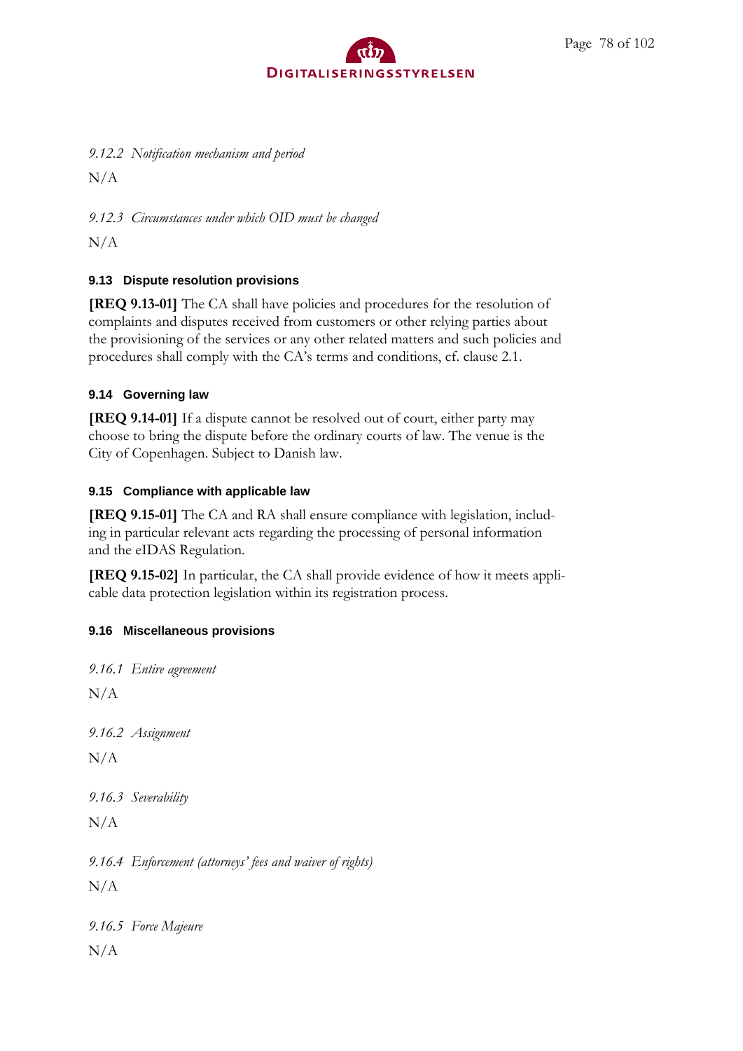#### *9.12.2 Notification mechanism and period*

N/A

#### *9.12.3 Circumstances under which OID must be changed*

N/A

### 9.13 Dispute resolution provisions

**[REQ 9.13-01]** The CA shall have policies and procedures for the resolution of complaints and disputes received from customers or other relying parties about the provisioning of the services or any other related matters and such policies and procedures shall comply with the CA's terms and conditions, cf. clause 2.1.

### 9.14 Governing law

**[REQ 9.14-01]** If a dispute cannot be resolved out of court, either party may choose to bring the dispute before the ordinary courts of law. The venue is the City of Copenhagen. Subject to Danish law.

### 9.15 Compliance with applicable law

**[REQ 9.15-01]** The CA and RA shall ensure compliance with legislation, including in particular relevant acts regarding the processing of personal information and the eIDAS Regulation.

**[REQ 9.15-02]** In particular, the CA shall provide evidence of how it meets applicable data protection legislation within its registration process.

### 9.16 Miscellaneous provisions

#### *9.16.1 Entire agreement*

N/A

#### *9.16.2 Assignment*

N/A

#### *9.16.3 Severability*

N/A

#### *9.16.4 Enforcement (attorneys' fees and waiver of rights)*

N/A

#### *9.16.5 Force Majeure*

N/A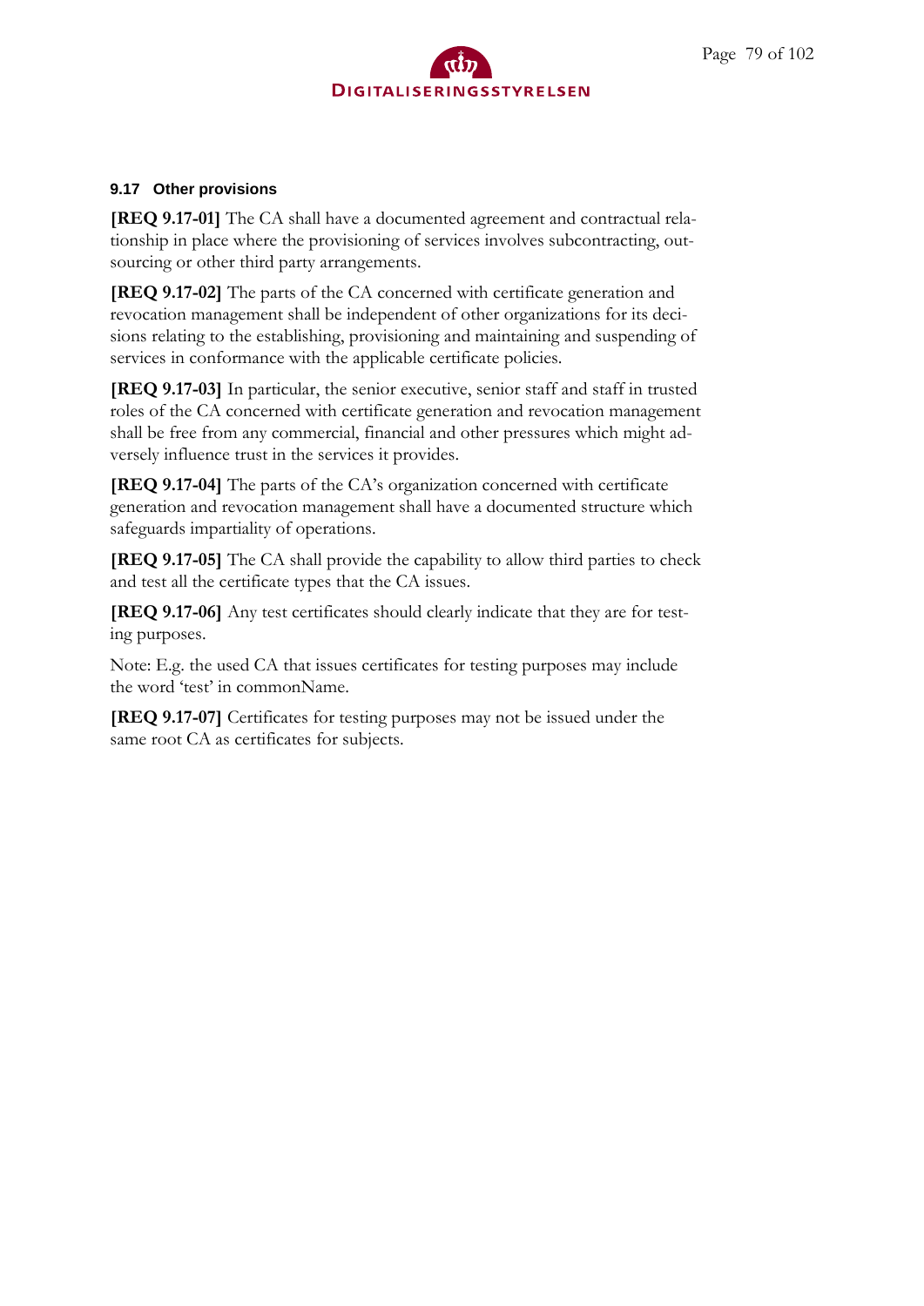### 9.17 Other provisions

**[REQ 9.17-01]** The CA shall have a documented agreement and contractual relationship in place where the provisioning of services involves subcontracting, outsourcing or other third party arrangements.

**[REQ 9.17-02]** The parts of the CA concerned with certificate generation and revocation management shall be independent of other organizations for its decisions relating to the establishing, provisioning and maintaining and suspending of services in conformance with the applicable certificate policies.

**[REQ 9.17-03]** In particular, the senior executive, senior staff and staff in trusted roles of the CA concerned with certificate generation and revocation management shall be free from any commercial, financial and other pressures which might adversely influence trust in the services it provides.

**[REQ 9.17-04]** The parts of the CA's organization concerned with certificate generation and revocation management shall have a documented structure which safeguards impartiality of operations.

**[REQ 9.17-05]** The CA shall provide the capability to allow third parties to check and test all the certificate types that the CA issues.

**[REQ 9.17-06]** Any test certificates should clearly indicate that they are for testing purposes.

Note: E.g. the used CA that issues certificates for testing purposes may include the word 'test' in commonName.

**[REQ 9.17-07]** Certificates for testing purposes may not be issued under the same root CA as certificates for subjects.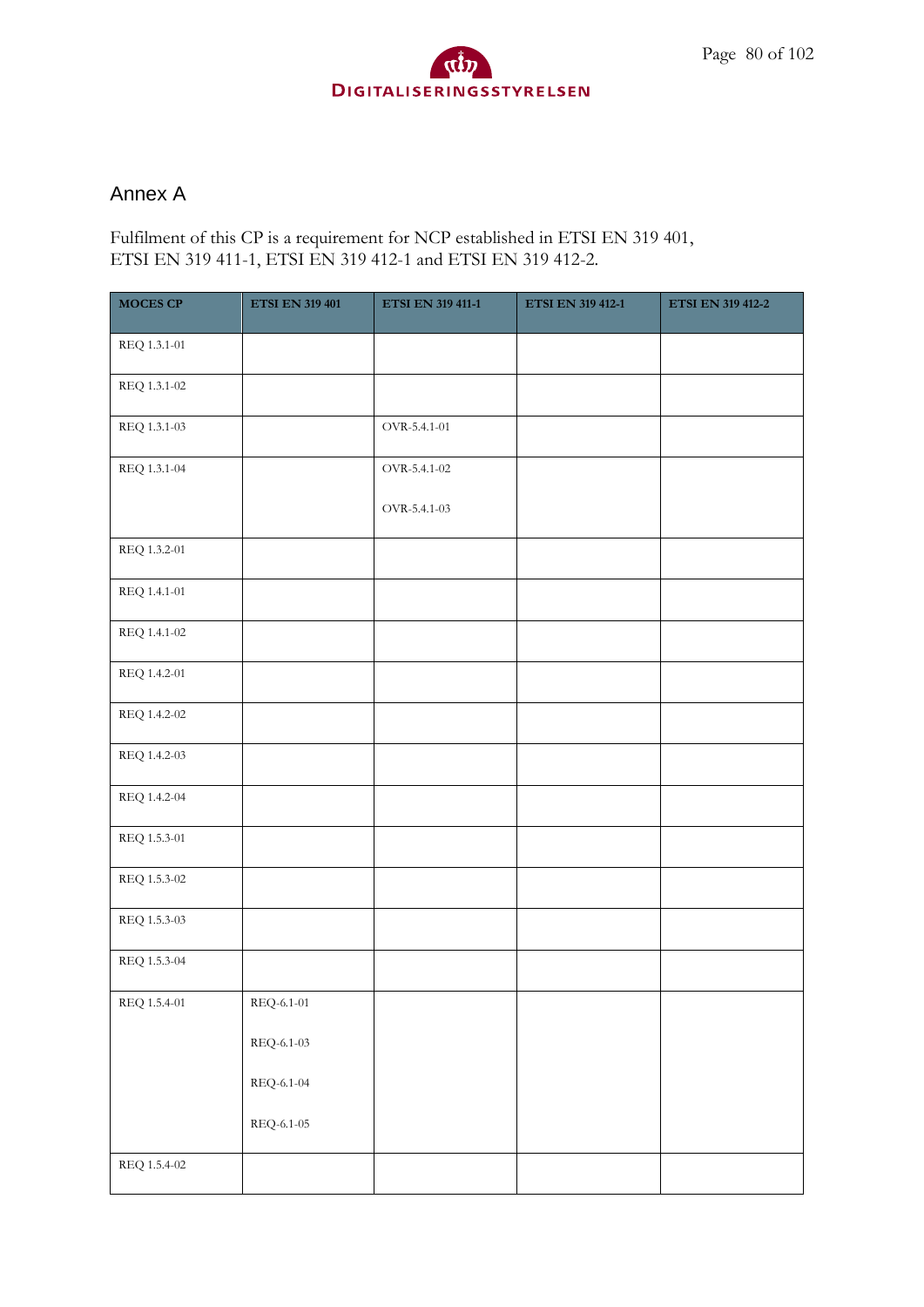## Annex A

Fulfilment of this CP is a requirement for NCP established in ETSI EN 319 401, ETSI EN 319 411-1, ETSI EN 319 412-1 and ETSI EN 319 412-2.

| MOCES CP | ETSI EN 319 401 | ETSI EN 319 411-1 | ETSI EN 319 412-1 | ETSI EN 319 412-2 |
|---|---|---|---|---|
| REQ 1.3.1-01 | | | | |
| REQ 1.3.1-02 | | | | |
| REQ 1.3.1-03 | | OVR-5.4.1-01 | | |
| REQ 1.3.1-04 | | OVR-5.4.1-02<br><br>OVR-5.4.1-03 | | |
| REQ 1.3.2-01 | | | | |
| REQ 1.4.1-01 | | | | |
| REQ 1.4.1-02 | | | | |
| REQ 1.4.2-01 | | | | |
| REQ 1.4.2-02 | | | | |
| REQ 1.4.2-03 | | | | |
| REQ 1.4.2-04 | | | | |
| REQ 1.5.3-01 | | | | |
| REQ 1.5.3-02 | | | | |
| REQ 1.5.3-03 | | | | |
| REQ 1.5.3-04 | | | | |
| REQ 1.5.4-01 | REQ-6.1-01<br><br>REQ-6.1-03<br><br>REQ-6.1-04<br><br>REQ-6.1-05 | | | |
| REQ 1.5.4-02 | | | | |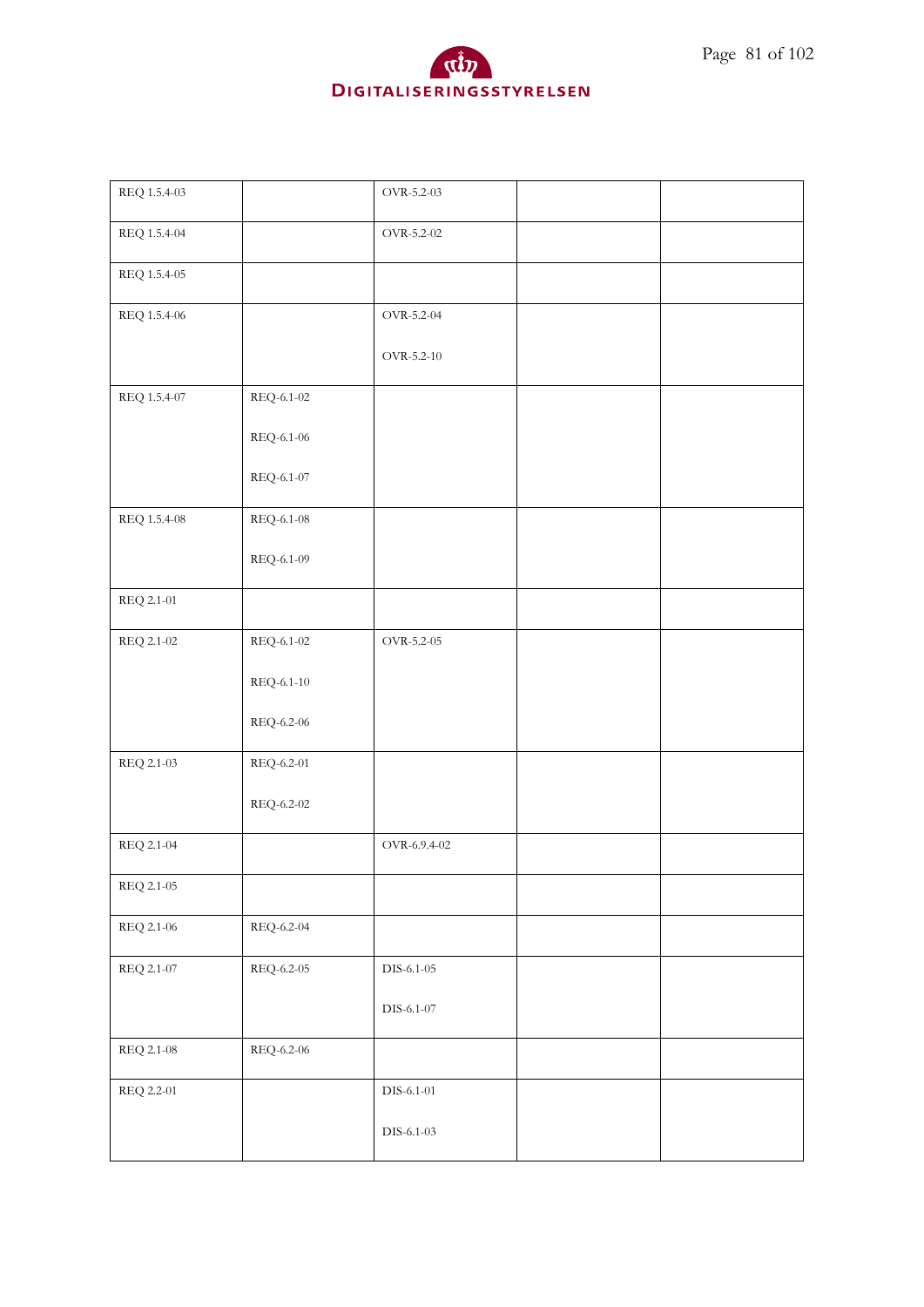| | | | | |
|---|---|---|---|---|
| REQ 1.5.4-03 | | OVR-5.2-03 | | |
| REQ 1.5.4-04 | | OVR-5.2-02 | | |
| REQ 1.5.4-05 | | | | |
| REQ 1.5.4-06 | | OVR-5.2-04<br><br>OVR-5.2-10 | | |
| REQ 1.5.4-07 | REQ-6.1-02<br><br>REQ-6.1-06<br><br>REQ-6.1-07 | | | |
| REQ 1.5.4-08 | REQ-6.1-08<br><br>REQ-6.1-09 | | | |
| REQ 2.1-01 | | | | |
| REQ 2.1-02 | REQ-6.1-02<br><br>REQ-6.1-10<br><br>REQ-6.2-06 | OVR-5.2-05 | | |
| REQ 2.1-03 | REQ-6.2-01<br><br>REQ-6.2-02 | | | |
| REQ 2.1-04 | | OVR-6.9.4-02 | | |
| REQ 2.1-05 | | | | |
| REQ 2.1-06 | REQ-6.2-04 | | | |
| REQ 2.1-07 | REQ-6.2-05 | DIS-6.1-05<br><br>DIS-6.1-07 | | |
| REQ 2.1-08 | REQ-6.2-06 | | | |
| REQ 2.2-01 | | DIS-6.1-01<br><br>DIS-6.1-03 | | |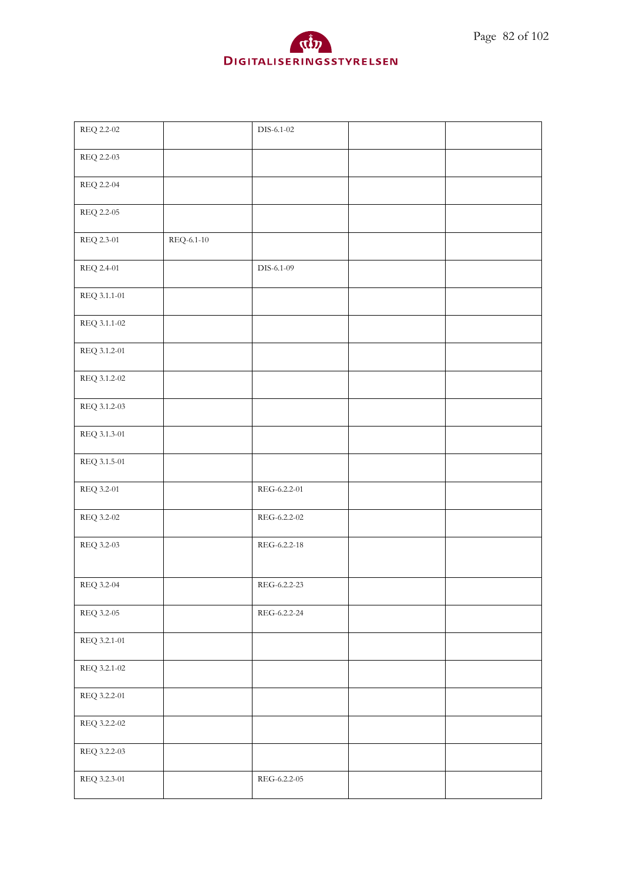| | | | | |
|---|---|---|---|---|
| REQ 2.2-02 | | DIS-6.1-02 | | |
| REQ 2.2-03 | | | | |
| REQ 2.2-04 | | | | |
| REQ 2.2-05 | | | | |
| REQ 2.3-01 | REQ-6.1-10 | | | |
| REQ 2.4-01 | | DIS-6.1-09 | | |
| REQ 3.1.1-01 | | | | |
| REQ 3.1.1-02 | | | | |
| REQ 3.1.2-01 | | | | |
| REQ 3.1.2-02 | | | | |
| REQ 3.1.2-03 | | | | |
| REQ 3.1.3-01 | | | | |
| REQ 3.1.5-01 | | | | |
| REQ 3.2-01 | | REG-6.2.2-01 | | |
| REQ 3.2-02 | | REG-6.2.2-02 | | |
| REQ 3.2-03 | | REG-6.2.2-18 | | |
| REQ 3.2-04 | | REG-6.2.2-23 | | |
| REQ 3.2-05 | | REG-6.2.2-24 | | |
| REQ 3.2.1-01 | | | | |
| REQ 3.2.1-02 | | | | |
| REQ 3.2.2-01 | | | | |
| REQ 3.2.2-02 | | | | |
| REQ 3.2.2-03 | | | | |
| REQ 3.2.3-01 | | REG-6.2.2-05 | | |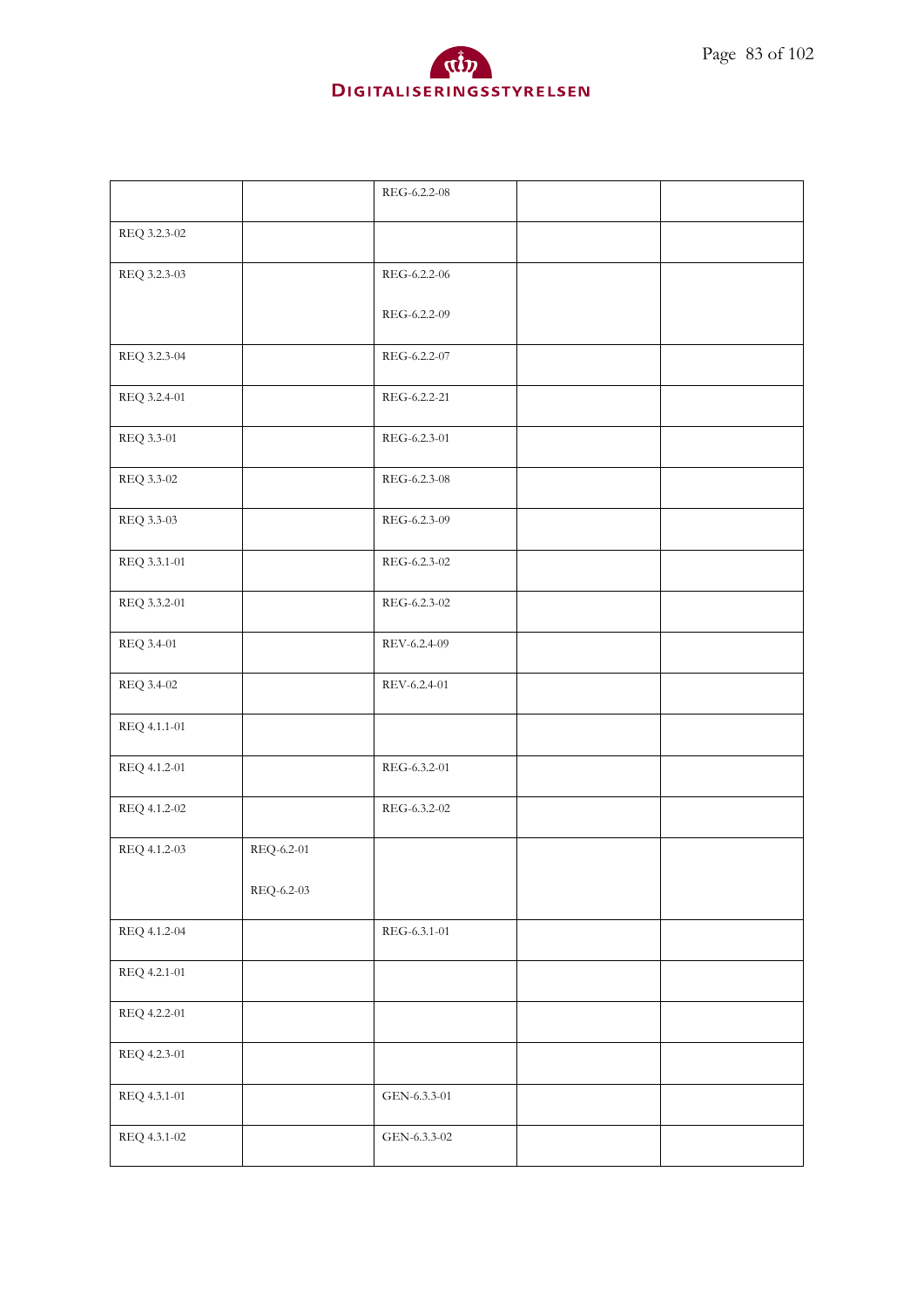| | | | | |
|---|---|---|---|---|
| | | REG-6.2.2-08 | | |
| REQ 3.2.3-02 | | | | |
| REQ 3.2.3-03 | | REG-6.2.2-06<br><br>REG-6.2.2-09 | | |
| REQ 3.2.3-04 | | REG-6.2.2-07 | | |
| REQ 3.2.4-01 | | REG-6.2.2-21 | | |
| REQ 3.3-01 | | REG-6.2.3-01 | | |
| REQ 3.3-02 | | REG-6.2.3-08 | | |
| REQ 3.3-03 | | REG-6.2.3-09 | | |
| REQ 3.3.1-01 | | REG-6.2.3-02 | | |
| REQ 3.3.2-01 | | REG-6.2.3-02 | | |
| REQ 3.4-01 | | REV-6.2.4-09 | | |
| REQ 3.4-02 | | REV-6.2.4-01 | | |
| REQ 4.1.1-01 | | | | |
| REQ 4.1.2-01 | | REG-6.3.2-01 | | |
| REQ 4.1.2-02 | | REG-6.3.2-02 | | |
| REQ 4.1.2-03 | REQ-6.2-01<br><br>REQ-6.2-03 | | | |
| REQ 4.1.2-04 | | REG-6.3.1-01 | | |
| REQ 4.2.1-01 | | | | |
| REQ 4.2.2-01 | | | | |
| REQ 4.2.3-01 | | | | |
| REQ 4.3.1-01 | | GEN-6.3.3-01 | | |
| REQ 4.3.1-02 | | GEN-6.3.3-02 | | |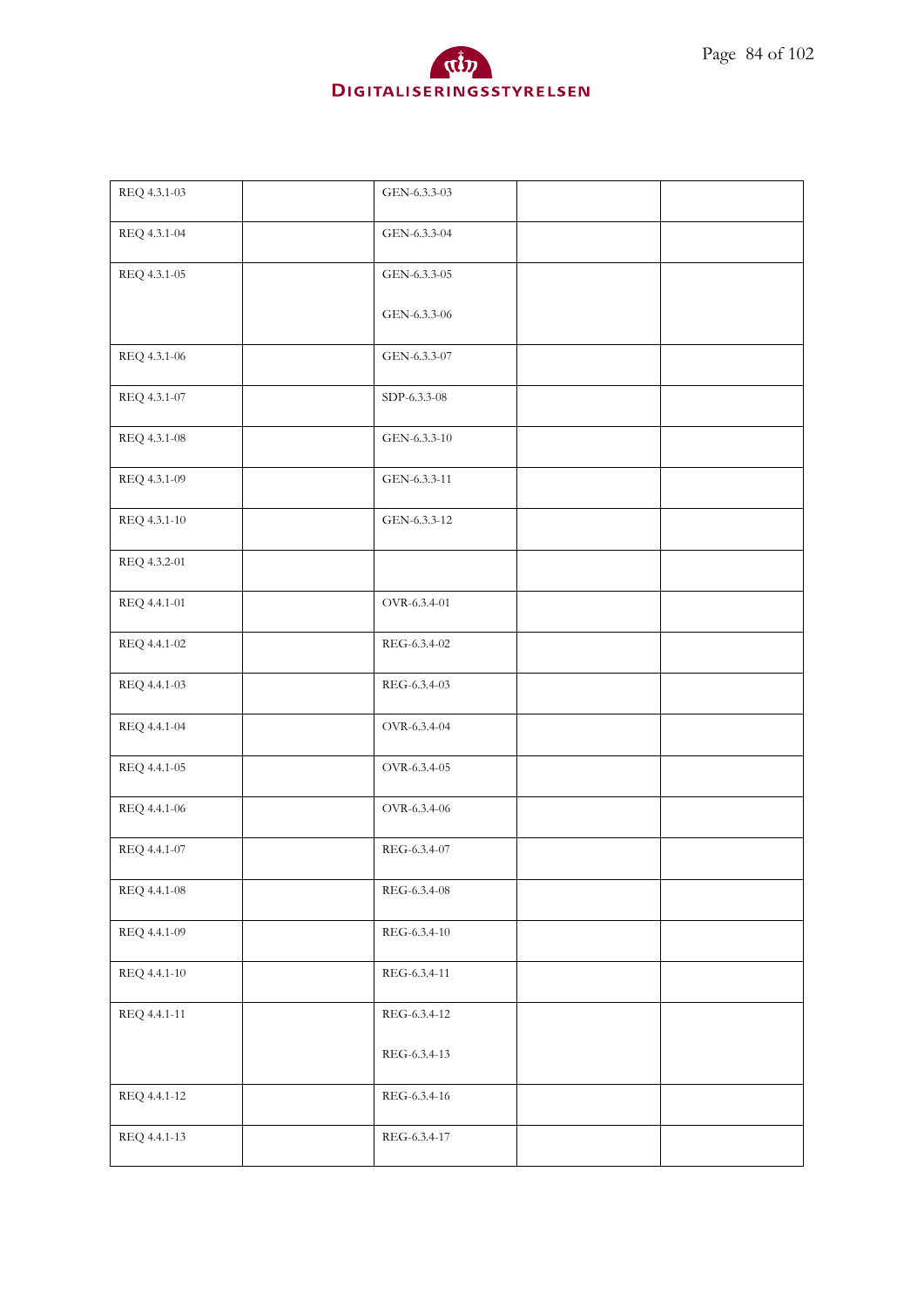| | | | | |
|---|---|---|---|---|
| REQ 4.3.1-03 | | GEN-6.3.3-03 | | |
| REQ 4.3.1-04 | | GEN-6.3.3-04 | | |
| REQ 4.3.1-05 | | GEN-6.3.3-05<br><br>GEN-6.3.3-06 | | |
| REQ 4.3.1-06 | | GEN-6.3.3-07 | | |
| REQ 4.3.1-07 | | SDP-6.3.3-08 | | |
| REQ 4.3.1-08 | | GEN-6.3.3-10 | | |
| REQ 4.3.1-09 | | GEN-6.3.3-11 | | |
| REQ 4.3.1-10 | | GEN-6.3.3-12 | | |
| REQ 4.3.2-01 | | | | |
| REQ 4.4.1-01 | | OVR-6.3.4-01 | | |
| REQ 4.4.1-02 | | REG-6.3.4-02 | | |
| REQ 4.4.1-03 | | REG-6.3.4-03 | | |
| REQ 4.4.1-04 | | OVR-6.3.4-04 | | |
| REQ 4.4.1-05 | | OVR-6.3.4-05 | | |
| REQ 4.4.1-06 | | OVR-6.3.4-06 | | |
| REQ 4.4.1-07 | | REG-6.3.4-07 | | |
| REQ 4.4.1-08 | | REG-6.3.4-08 | | |
| REQ 4.4.1-09 | | REG-6.3.4-10 | | |
| REQ 4.4.1-10 | | REG-6.3.4-11 | | |
| REQ 4.4.1-11 | | REG-6.3.4-12<br><br>REG-6.3.4-13 | | |
| REQ 4.4.1-12 | | REG-6.3.4-16 | | |
| REQ 4.4.1-13 | | REG-6.3.4-17 | | |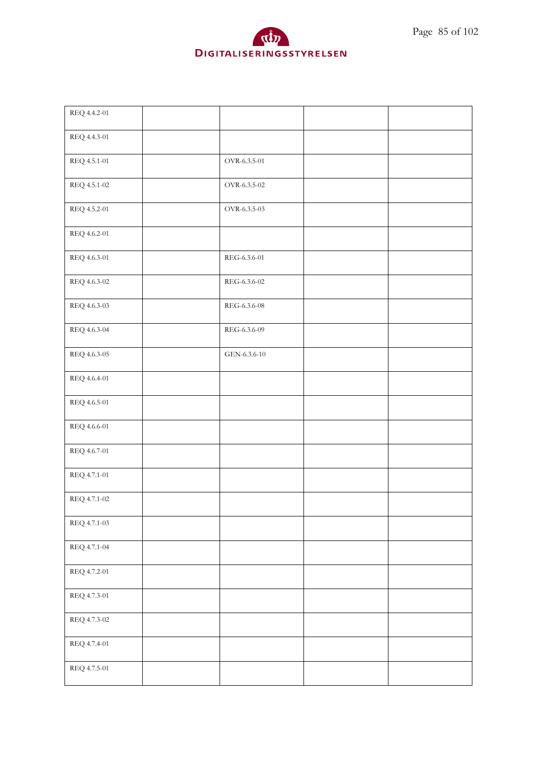| | | | | |
|---|---|---|---|---|
| REQ 4.4.2-01 | | | | |
| REQ 4.4.3-01 | | | | |
| REQ 4.5.1-01 | | OVR-6.3.5-01 | | |
| REQ 4.5.1-02 | | OVR-6.3.5-02 | | |
| REQ 4.5.2-01 | | OVR-6.3.5-03 | | |
| REQ 4.6.2-01 | | | | |
| REQ 4.6.3-01 | | REG-6.3.6-01 | | |
| REQ 4.6.3-02 | | REG-6.3.6-02 | | |
| REQ 4.6.3-03 | | REG-6.3.6-08 | | |
| REQ 4.6.3-04 | | REG-6.3.6-09 | | |
| REQ 4.6.3-05 | | GEN-6.3.6-10 | | |
| REQ 4.6.4-01 | | | | |
| REQ 4.6.5-01 | | | | |
| REQ 4.6.6-01 | | | | |
| REQ 4.6.7-01 | | | | |
| REQ 4.7.1-01 | | | | |
| REQ 4.7.1-02 | | | | |
| REQ 4.7.1-03 | | | | |
| REQ 4.7.1-04 | | | | |
| REQ 4.7.2-01 | | | | |
| REQ 4.7.3-01 | | | | |
| REQ 4.7.3-02 | | | | |
| REQ 4.7.4-01 | | | | |
| REQ 4.7.5-01 | | | | |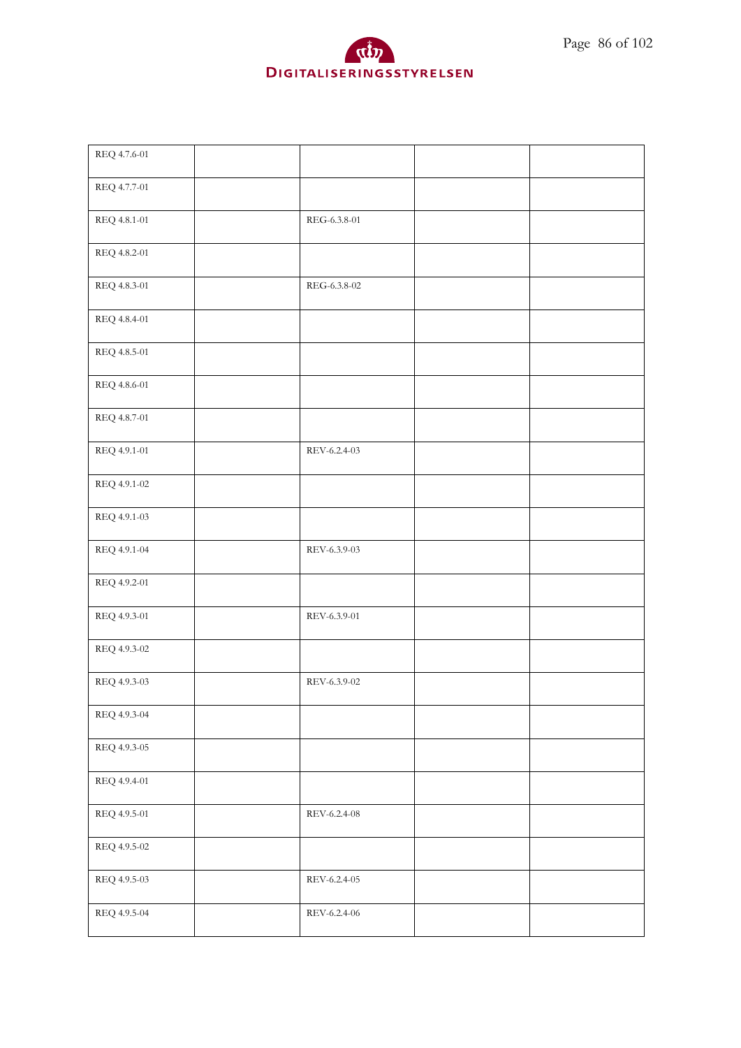| | | | | |
|---|---|---|---|---|
| REQ 4.7.6-01 | | | | |
| REQ 4.7.7-01 | | | | |
| REQ 4.8.1-01 | | REG-6.3.8-01 | | |
| REQ 4.8.2-01 | | | | |
| REQ 4.8.3-01 | | REG-6.3.8-02 | | |
| REQ 4.8.4-01 | | | | |
| REQ 4.8.5-01 | | | | |
| REQ 4.8.6-01 | | | | |
| REQ 4.8.7-01 | | | | |
| REQ 4.9.1-01 | | REV-6.2.4-03 | | |
| REQ 4.9.1-02 | | | | |
| REQ 4.9.1-03 | | | | |
| REQ 4.9.1-04 | | REV-6.3.9-03 | | |
| REQ 4.9.2-01 | | | | |
| REQ 4.9.3-01 | | REV-6.3.9-01 | | |
| REQ 4.9.3-02 | | | | |
| REQ 4.9.3-03 | | REV-6.3.9-02 | | |
| REQ 4.9.3-04 | | | | |
| REQ 4.9.3-05 | | | | |
| REQ 4.9.4-01 | | | | |
| REQ 4.9.5-01 | | REV-6.2.4-08 | | |
| REQ 4.9.5-02 | | | | |
| REQ 4.9.5-03 | | REV-6.2.4-05 | | |
| REQ 4.9.5-04 | | REV-6.2.4-06 | | |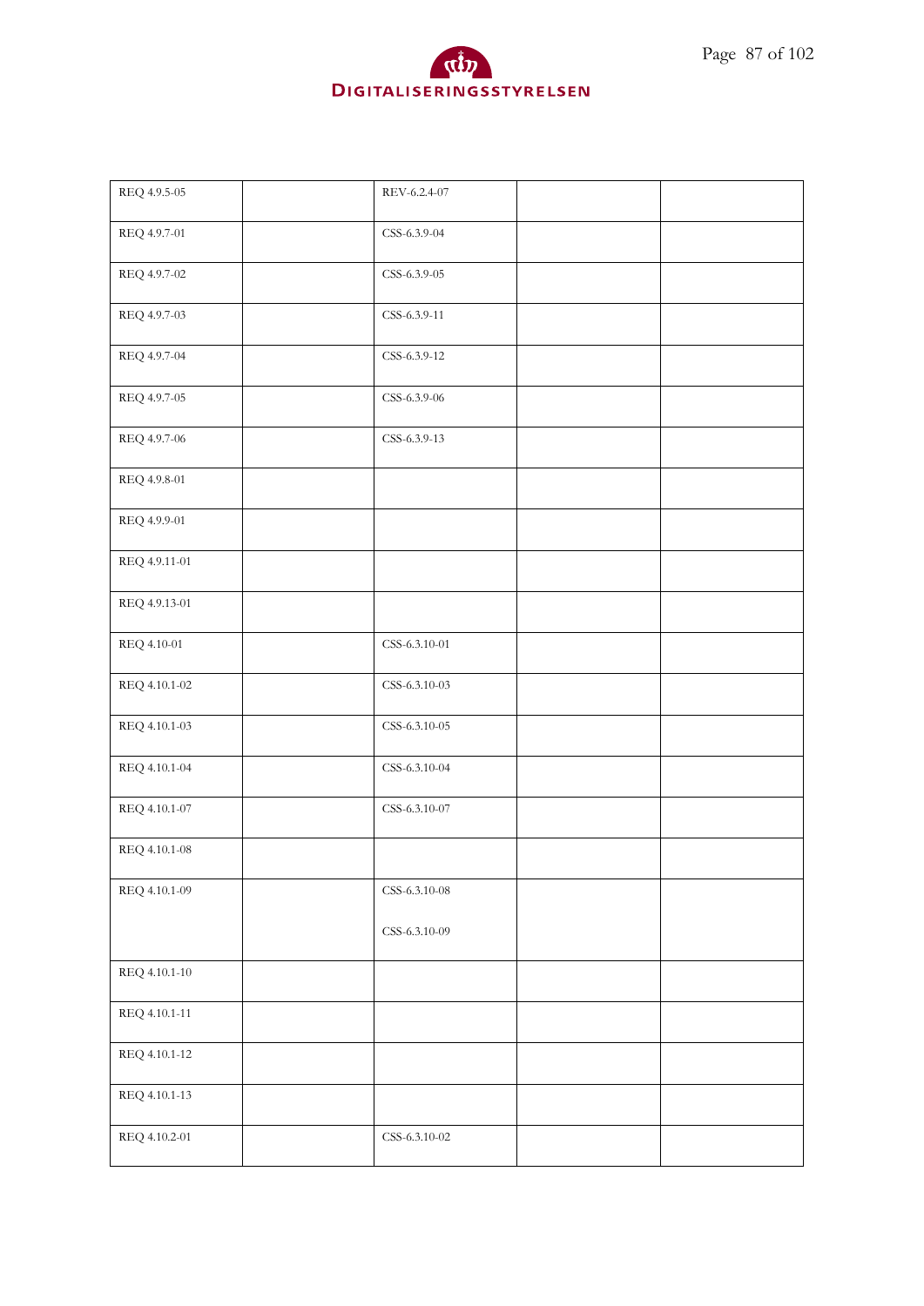| | | | | |
|---|---|---|---|---|
| REQ 4.9.5-05 | | REV-6.2.4-07 | | |
| REQ 4.9.7-01 | | CSS-6.3.9-04 | | |
| REQ 4.9.7-02 | | CSS-6.3.9-05 | | |
| REQ 4.9.7-03 | | CSS-6.3.9-11 | | |
| REQ 4.9.7-04 | | CSS-6.3.9-12 | | |
| REQ 4.9.7-05 | | CSS-6.3.9-06 | | |
| REQ 4.9.7-06 | | CSS-6.3.9-13 | | |
| REQ 4.9.8-01 | | | | |
| REQ 4.9.9-01 | | | | |
| REQ 4.9.11-01 | | | | |
| REQ 4.9.13-01 | | | | |
| REQ 4.10-01 | | CSS-6.3.10-01 | | |
| REQ 4.10.1-02 | | CSS-6.3.10-03 | | |
| REQ 4.10.1-03 | | CSS-6.3.10-05 | | |
| REQ 4.10.1-04 | | CSS-6.3.10-04 | | |
| REQ 4.10.1-07 | | CSS-6.3.10-07 | | |
| REQ 4.10.1-08 | | | | |
| REQ 4.10.1-09 | | CSS-6.3.10-08<br><br>CSS-6.3.10-09 | | |
| REQ 4.10.1-10 | | | | |
| REQ 4.10.1-11 | | | | |
| REQ 4.10.1-12 | | | | |
| REQ 4.10.1-13 | | | | |
| REQ 4.10.2-01 | | CSS-6.3.10-02 | | |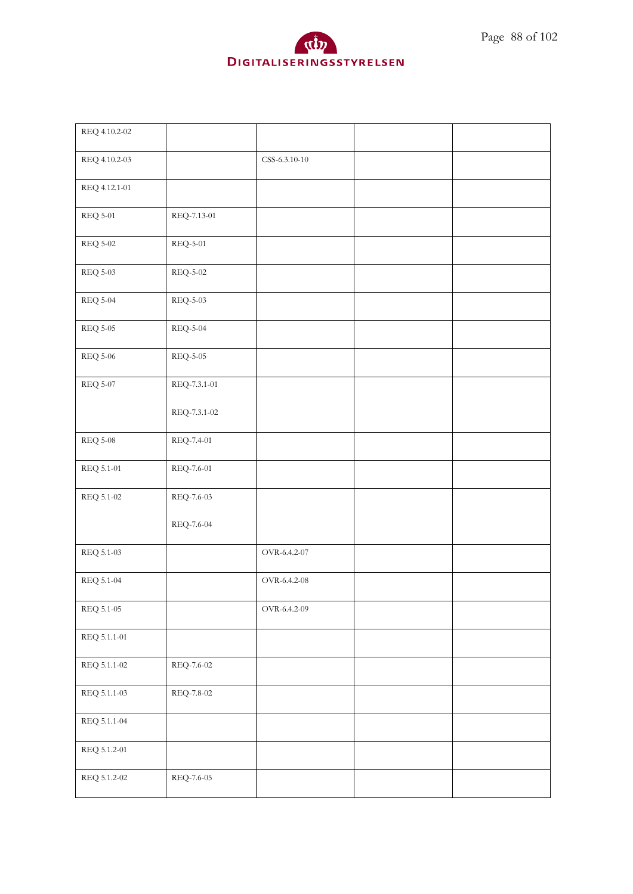| | | | | |
|---|---|---|---|---|
| REQ 4.10.2-02 | | | | |
| REQ 4.10.2-03 | | CSS-6.3.10-10 | | |
| REQ 4.12.1-01 | | | | |
| REQ 5-01 | REQ-7.13-01 | | | |
| REQ 5-02 | REQ-5-01 | | | |
| REQ 5-03 | REQ-5-02 | | | |
| REQ 5-04 | REQ-5-03 | | | |
| REQ 5-05 | REQ-5-04 | | | |
| REQ 5-06 | REQ-5-05 | | | |
| REQ 5-07 | REQ-7.3.1-01<br><br>REQ-7.3.1-02 | | | |
| REQ 5-08 | REQ-7.4-01 | | | |
| REQ 5.1-01 | REQ-7.6-01 | | | |
| REQ 5.1-02 | REQ-7.6-03<br><br>REQ-7.6-04 | | | |
| REQ 5.1-03 | | OVR-6.4.2-07 | | |
| REQ 5.1-04 | | OVR-6.4.2-08 | | |
| REQ 5.1-05 | | OVR-6.4.2-09 | | |
| REQ 5.1.1-01 | | | | |
| REQ 5.1.1-02 | REQ-7.6-02 | | | |
| REQ 5.1.1-03 | REQ-7.8-02 | | | |
| REQ 5.1.1-04 | | | | |
| REQ 5.1.2-01 | | | | |
| REQ 5.1.2-02 | REQ-7.6-05 | | | |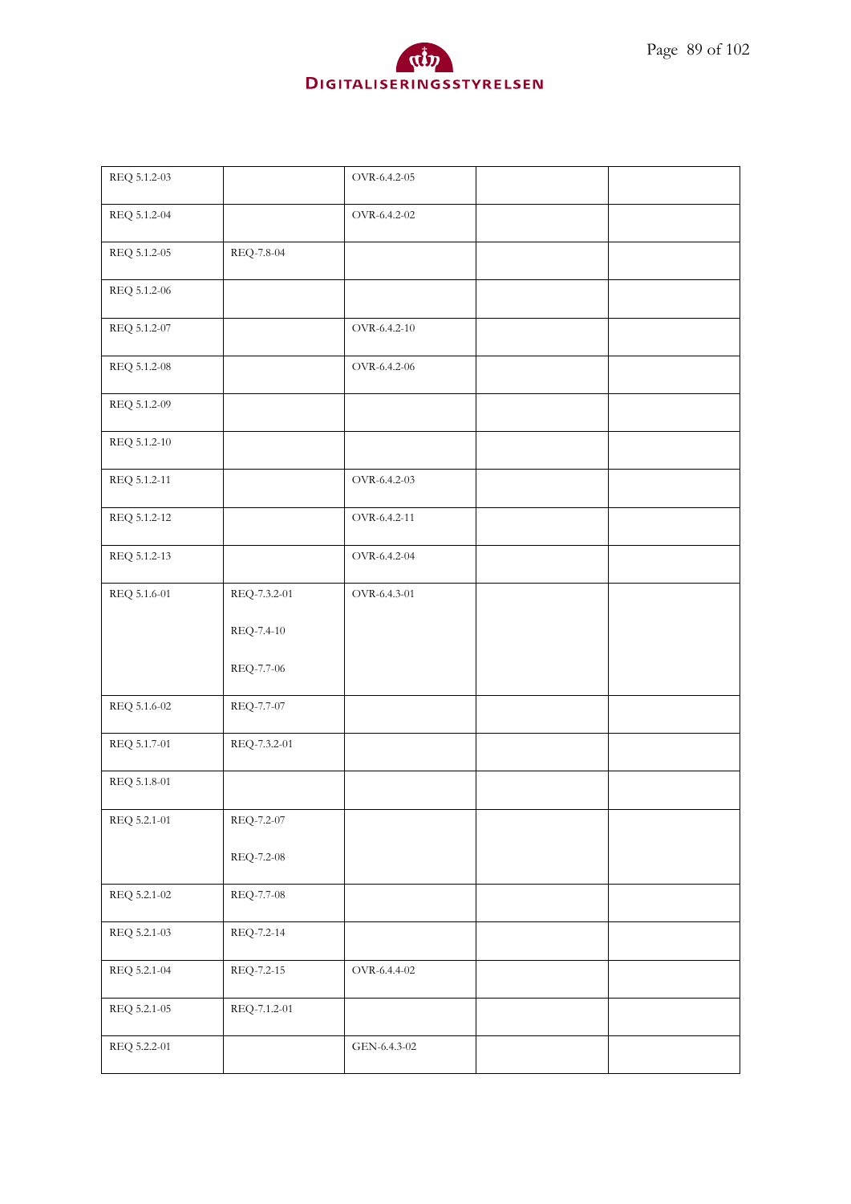| | | | | |
|---|---|---|---|---|
| REQ 5.1.2-03 | | OVR-6.4.2-05 | | |
| REQ 5.1.2-04 | | OVR-6.4.2-02 | | |
| REQ 5.1.2-05 | REQ-7.8-04 | | | |
| REQ 5.1.2-06 | | | | |
| REQ 5.1.2-07 | | OVR-6.4.2-10 | | |
| REQ 5.1.2-08 | | OVR-6.4.2-06 | | |
| REQ 5.1.2-09 | | | | |
| REQ 5.1.2-10 | | | | |
| REQ 5.1.2-11 | | OVR-6.4.2-03 | | |
| REQ 5.1.2-12 | | OVR-6.4.2-11 | | |
| REQ 5.1.2-13 | | OVR-6.4.2-04 | | |
| REQ 5.1.6-01 | REQ-7.3.2-01<br><br>REQ-7.4-10<br><br>REQ-7.7-06 | OVR-6.4.3-01 | | |
| REQ 5.1.6-02 | REQ-7.7-07 | | | |
| REQ 5.1.7-01 | REQ-7.3.2-01 | | | |
| REQ 5.1.8-01 | | | | |
| REQ 5.2.1-01 | REQ-7.2-07<br><br>REQ-7.2-08 | | | |
| REQ 5.2.1-02 | REQ-7.7-08 | | | |
| REQ 5.2.1-03 | REQ-7.2-14 | | | |
| REQ 5.2.1-04 | REQ-7.2-15 | OVR-6.4.4-02 | | |
| REQ 5.2.1-05 | REQ-7.1.2-01 | | | |
| REQ 5.2.2-01 | | GEN-6.4.3-02 | | |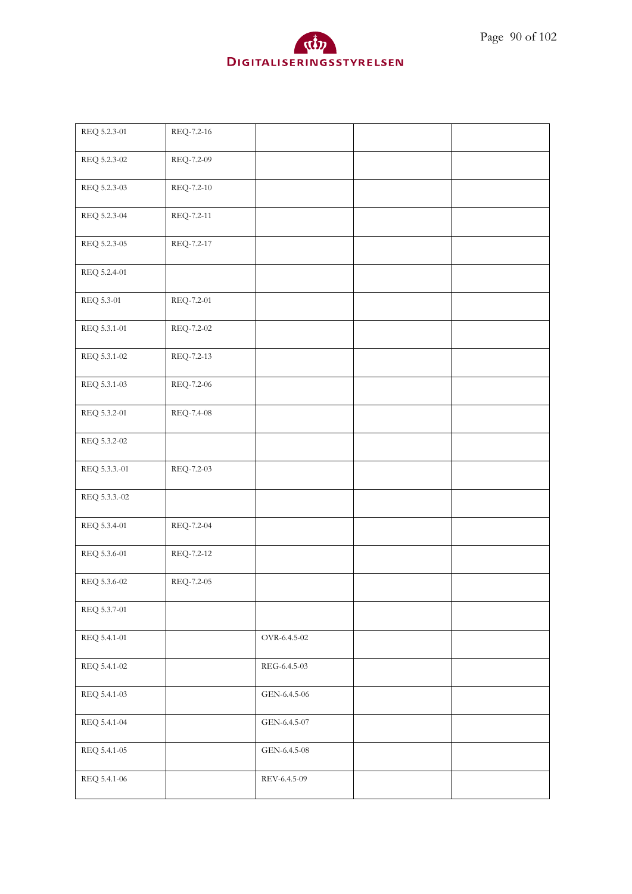| | | | | |
|---|---|---|---|---|
| REQ 5.2.3-01 | REQ-7.2-16 | | | |
| REQ 5.2.3-02 | REQ-7.2-09 | | | |
| REQ 5.2.3-03 | REQ-7.2-10 | | | |
| REQ 5.2.3-04 | REQ-7.2-11 | | | |
| REQ 5.2.3-05 | REQ-7.2-17 | | | |
| REQ 5.2.4-01 | | | | |
| REQ 5.3-01 | REQ-7.2-01 | | | |
| REQ 5.3.1-01 | REQ-7.2-02 | | | |
| REQ 5.3.1-02 | REQ-7.2-13 | | | |
| REQ 5.3.1-03 | REQ-7.2-06 | | | |
| REQ 5.3.2-01 | REQ-7.4-08 | | | |
| REQ 5.3.2-02 | | | | |
| REQ 5.3.3.-01 | REQ-7.2-03 | | | |
| REQ 5.3.3.-02 | | | | |
| REQ 5.3.4-01 | REQ-7.2-04 | | | |
| REQ 5.3.6-01 | REQ-7.2-12 | | | |
| REQ 5.3.6-02 | REQ-7.2-05 | | | |
| REQ 5.3.7-01 | | | | |
| REQ 5.4.1-01 | | OVR-6.4.5-02 | | |
| REQ 5.4.1-02 | | REG-6.4.5-03 | | |
| REQ 5.4.1-03 | | GEN-6.4.5-06 | | |
| REQ 5.4.1-04 | | GEN-6.4.5-07 | | |
| REQ 5.4.1-05 | | GEN-6.4.5-08 | | |
| REQ 5.4.1-06 | | REV-6.4.5-09 | | |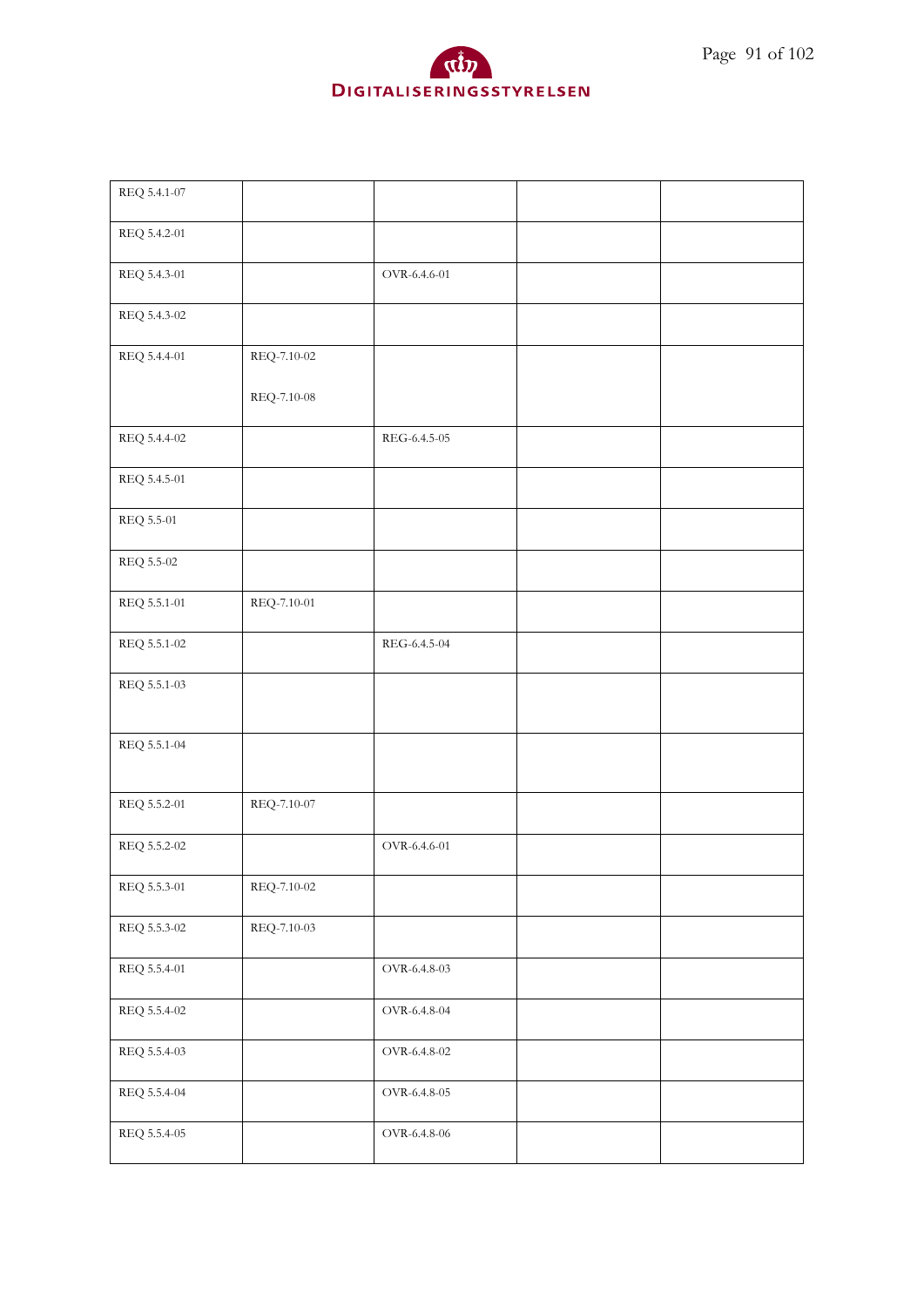| | | | | |
|---|---|---|---|---|
| REQ 5.4.1-07 | | | | |
| REQ 5.4.2-01 | | | | |
| REQ 5.4.3-01 | | OVR-6.4.6-01 | | |
| REQ 5.4.3-02 | | | | |
| REQ 5.4.4-01 | REQ-7.10-02<br><br>REQ-7.10-08 | | | |
| REQ 5.4.4-02 | | REG-6.4.5-05 | | |
| REQ 5.4.5-01 | | | | |
| REQ 5.5-01 | | | | |
| REQ 5.5-02 | | | | |
| REQ 5.5.1-01 | REQ-7.10-01 | | | |
| REQ 5.5.1-02 | | REG-6.4.5-04 | | |
| REQ 5.5.1-03 | | | | |
| REQ 5.5.1-04 | | | | |
| REQ 5.5.2-01 | REQ-7.10-07 | | | |
| REQ 5.5.2-02 | | OVR-6.4.6-01 | | |
| REQ 5.5.3-01 | REQ-7.10-02 | | | |
| REQ 5.5.3-02 | REQ-7.10-03 | | | |
| REQ 5.5.4-01 | | OVR-6.4.8-03 | | |
| REQ 5.5.4-02 | | OVR-6.4.8-04 | | |
| REQ 5.5.4-03 | | OVR-6.4.8-02 | | |
| REQ 5.5.4-04 | | OVR-6.4.8-05 | | |
| REQ 5.5.4-05 | | OVR-6.4.8-06 | | |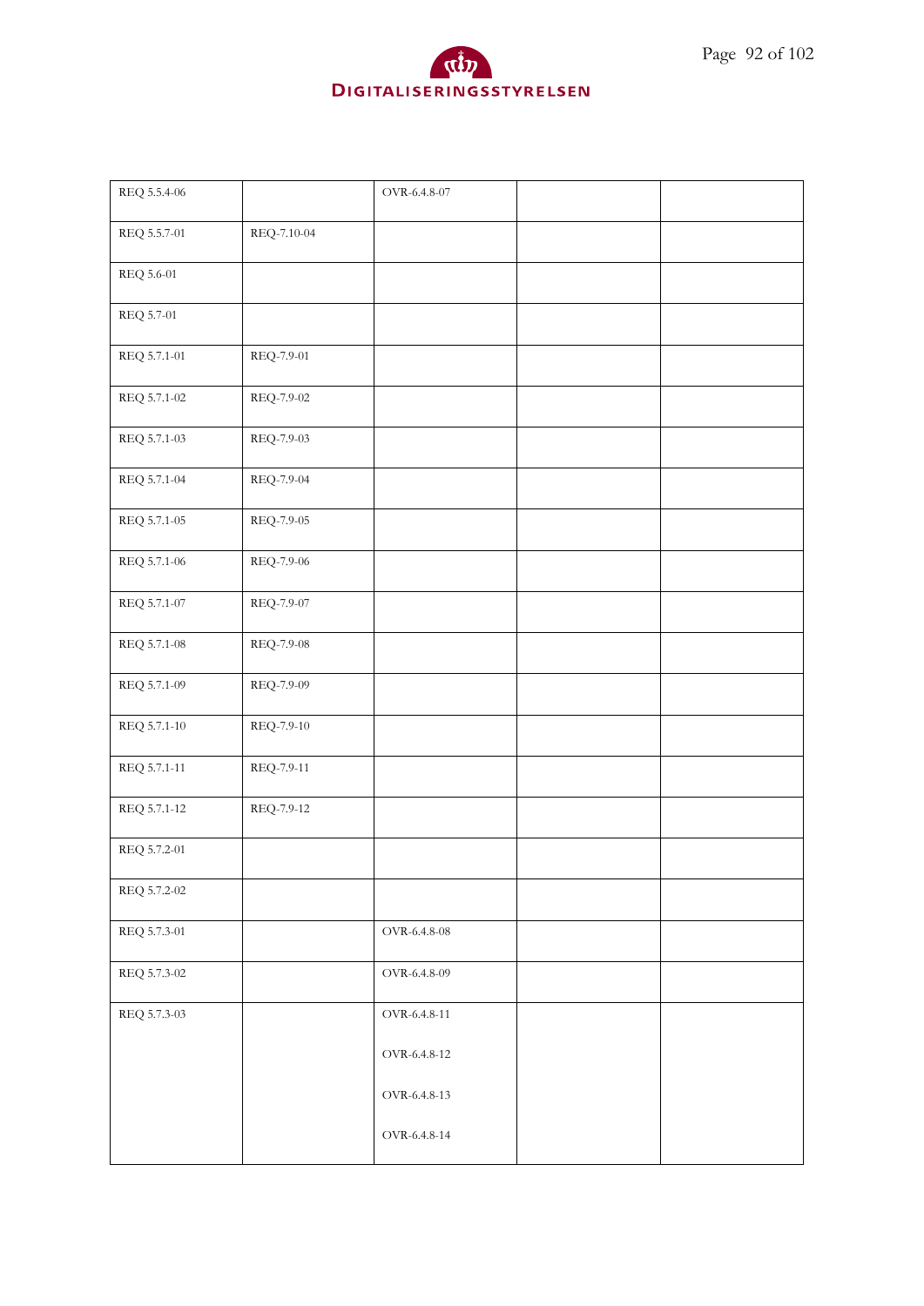| | | | | |
|---|---|---|---|---|
| REQ 5.5.4-06 | | OVR-6.4.8-07 | | |
| REQ 5.5.7-01 | REQ-7.10-04 | | | |
| REQ 5.6-01 | | | | |
| REQ 5.7-01 | | | | |
| REQ 5.7.1-01 | REQ-7.9-01 | | | |
| REQ 5.7.1-02 | REQ-7.9-02 | | | |
| REQ 5.7.1-03 | REQ-7.9-03 | | | |
| REQ 5.7.1-04 | REQ-7.9-04 | | | |
| REQ 5.7.1-05 | REQ-7.9-05 | | | |
| REQ 5.7.1-06 | REQ-7.9-06 | | | |
| REQ 5.7.1-07 | REQ-7.9-07 | | | |
| REQ 5.7.1-08 | REQ-7.9-08 | | | |
| REQ 5.7.1-09 | REQ-7.9-09 | | | |
| REQ 5.7.1-10 | REQ-7.9-10 | | | |
| REQ 5.7.1-11 | REQ-7.9-11 | | | |
| REQ 5.7.1-12 | REQ-7.9-12 | | | |
| REQ 5.7.2-01 | | | | |
| REQ 5.7.2-02 | | | | |
| REQ 5.7.3-01 | | OVR-6.4.8-08 | | |
| REQ 5.7.3-02 | | OVR-6.4.8-09 | | |
| REQ 5.7.3-03 | | OVR-6.4.8-11<br>OVR-6.4.8-12<br>OVR-6.4.8-13<br>OVR-6.4.8-14 | | |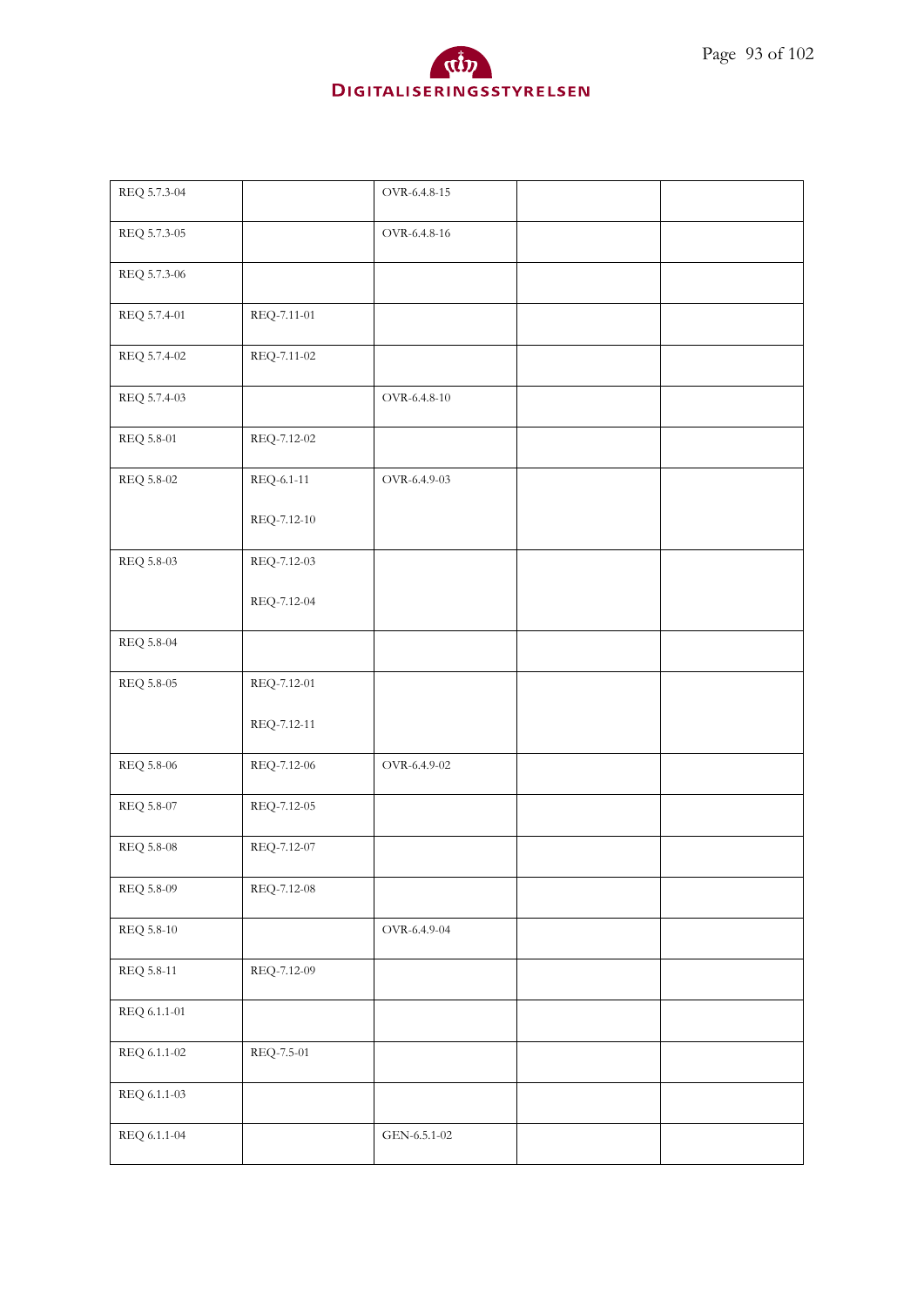| | | | | |
|---|---|---|---|---|
| REQ 5.7.3-04 | | OVR-6.4.8-15 | | |
| REQ 5.7.3-05 | | OVR-6.4.8-16 | | |
| REQ 5.7.3-06 | | | | |
| REQ 5.7.4-01 | REQ-7.11-01 | | | |
| REQ 5.7.4-02 | REQ-7.11-02 | | | |
| REQ 5.7.4-03 | | OVR-6.4.8-10 | | |
| REQ 5.8-01 | REQ-7.12-02 | | | |
| REQ 5.8-02 | REQ-6.1-11<br><br>REQ-7.12-10 | OVR-6.4.9-03 | | |
| REQ 5.8-03 | REQ-7.12-03<br><br>REQ-7.12-04 | | | |
| REQ 5.8-04 | | | | |
| REQ 5.8-05 | REQ-7.12-01<br><br>REQ-7.12-11 | | | |
| REQ 5.8-06 | REQ-7.12-06 | OVR-6.4.9-02 | | |
| REQ 5.8-07 | REQ-7.12-05 | | | |
| REQ 5.8-08 | REQ-7.12-07 | | | |
| REQ 5.8-09 | REQ-7.12-08 | | | |
| REQ 5.8-10 | | OVR-6.4.9-04 | | |
| REQ 5.8-11 | REQ-7.12-09 | | | |
| REQ 6.1.1-01 | | | | |
| REQ 6.1.1-02 | REQ-7.5-01 | | | |
| REQ 6.1.1-03 | | | | |
| REQ 6.1.1-04 | | GEN-6.5.1-02 | | |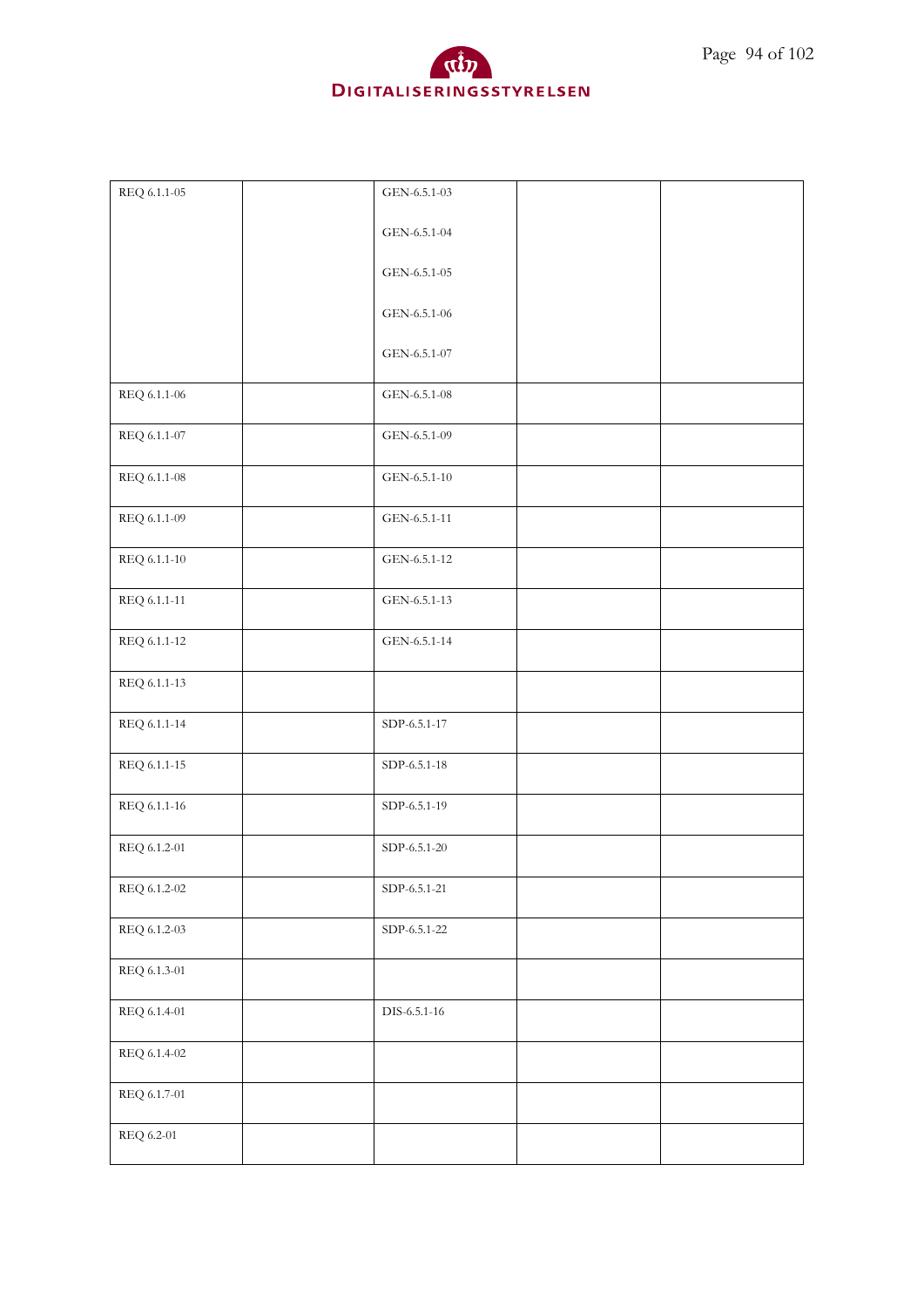| | | | | |
|---|---|---|---|---|
| REQ 6.1.1-05 | | GEN-6.5.1-03<br><br>GEN-6.5.1-04<br><br>GEN-6.5.1-05<br><br>GEN-6.5.1-06<br><br>GEN-6.5.1-07 | | |
| REQ 6.1.1-06 | | GEN-6.5.1-08 | | |
| REQ 6.1.1-07 | | GEN-6.5.1-09 | | |
| REQ 6.1.1-08 | | GEN-6.5.1-10 | | |
| REQ 6.1.1-09 | | GEN-6.5.1-11 | | |
| REQ 6.1.1-10 | | GEN-6.5.1-12 | | |
| REQ 6.1.1-11 | | GEN-6.5.1-13 | | |
| REQ 6.1.1-12 | | GEN-6.5.1-14 | | |
| REQ 6.1.1-13 | | | | |
| REQ 6.1.1-14 | | SDP-6.5.1-17 | | |
| REQ 6.1.1-15 | | SDP-6.5.1-18 | | |
| REQ 6.1.1-16 | | SDP-6.5.1-19 | | |
| REQ 6.1.2-01 | | SDP-6.5.1-20 | | |
| REQ 6.1.2-02 | | SDP-6.5.1-21 | | |
| REQ 6.1.2-03 | | SDP-6.5.1-22 | | |
| REQ 6.1.3-01 | | | | |
| REQ 6.1.4-01 | | DIS-6.5.1-16 | | |
| REQ 6.1.4-02 | | | | |
| REQ 6.1.7-01 | | | | |
| REQ 6.2-01 | | | | |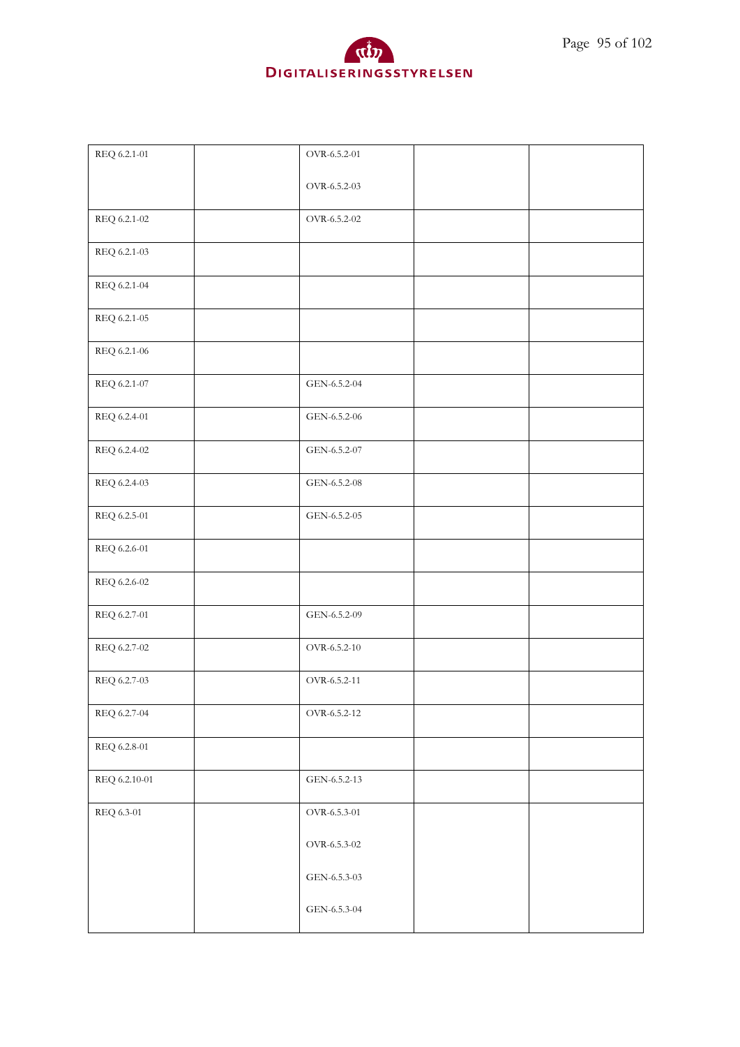| | | | | |
|---|---|---|---|---|
| REQ 6.2.1-01 | | OVR-6.5.2-01<br><br>OVR-6.5.2-03 | | |
| REQ 6.2.1-02 | | OVR-6.5.2-02 | | |
| REQ 6.2.1-03 | | | | |
| REQ 6.2.1-04 | | | | |
| REQ 6.2.1-05 | | | | |
| REQ 6.2.1-06 | | | | |
| REQ 6.2.1-07 | | GEN-6.5.2-04 | | |
| REQ 6.2.4-01 | | GEN-6.5.2-06 | | |
| REQ 6.2.4-02 | | GEN-6.5.2-07 | | |
| REQ 6.2.4-03 | | GEN-6.5.2-08 | | |
| REQ 6.2.5-01 | | GEN-6.5.2-05 | | |
| REQ 6.2.6-01 | | | | |
| REQ 6.2.6-02 | | | | |
| REQ 6.2.7-01 | | GEN-6.5.2-09 | | |
| REQ 6.2.7-02 | | OVR-6.5.2-10 | | |
| REQ 6.2.7-03 | | OVR-6.5.2-11 | | |
| REQ 6.2.7-04 | | OVR-6.5.2-12 | | |
| REQ 6.2.8-01 | | | | |
| REQ 6.2.10-01 | | GEN-6.5.2-13 | | |
| REQ 6.3-01 | | OVR-6.5.3-01<br><br>OVR-6.5.3-02<br><br>GEN-6.5.3-03<br><br>GEN-6.5.3-04 | | |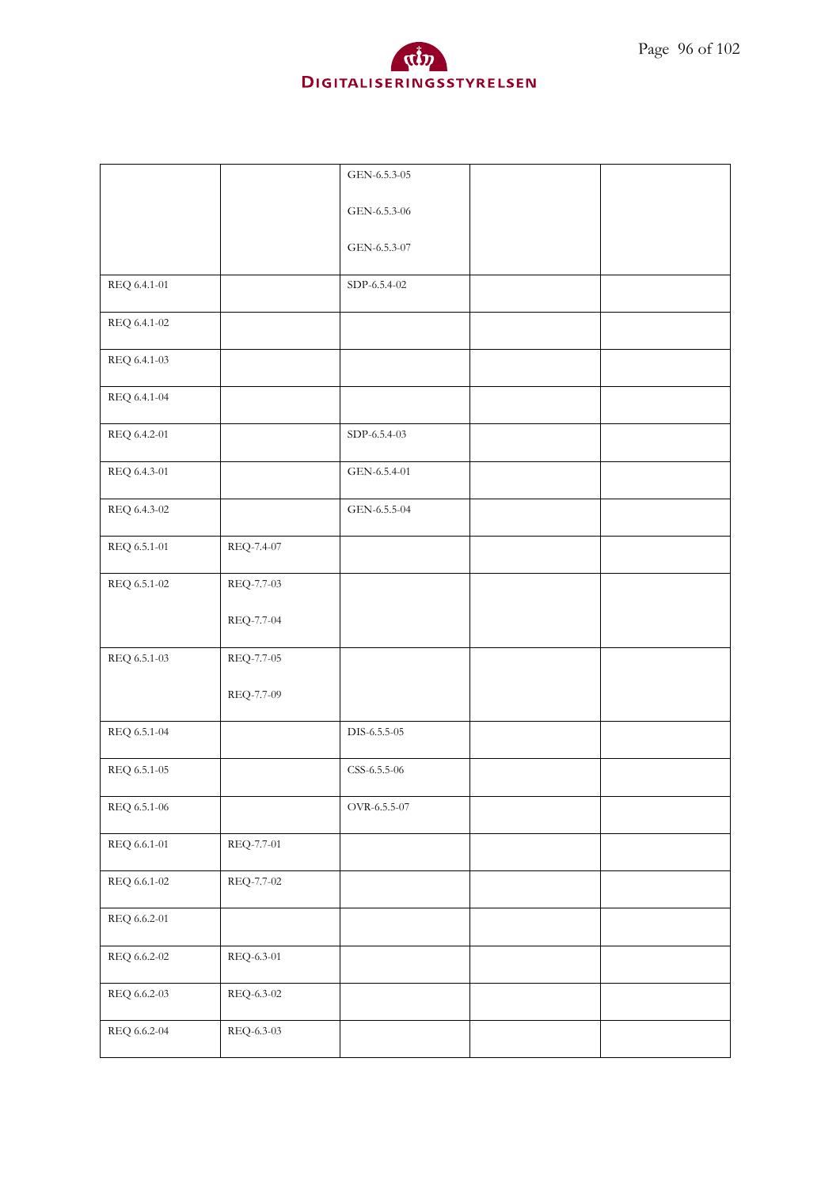| | | | | |
|---|---|---|---|---|
| | | GEN-6.5.3-05<br><br>GEN-6.5.3-06<br><br>GEN-6.5.3-07 | | |
| REQ 6.4.1-01 | | SDP-6.5.4-02 | | |
| REQ 6.4.1-02 | | | | |
| REQ 6.4.1-03 | | | | |
| REQ 6.4.1-04 | | | | |
| REQ 6.4.2-01 | | SDP-6.5.4-03 | | |
| REQ 6.4.3-01 | | GEN-6.5.4-01 | | |
| REQ 6.4.3-02 | | GEN-6.5.5-04 | | |
| REQ 6.5.1-01 | REQ-7.4-07 | | | |
| REQ 6.5.1-02 | REQ-7.7-03<br><br>REQ-7.7-04 | | | |
| REQ 6.5.1-03 | REQ-7.7-05<br><br>REQ-7.7-09 | | | |
| REQ 6.5.1-04 | | DIS-6.5.5-05 | | |
| REQ 6.5.1-05 | | CSS-6.5.5-06 | | |
| REQ 6.5.1-06 | | OVR-6.5.5-07 | | |
| REQ 6.6.1-01 | REQ-7.7-01 | | | |
| REQ 6.6.1-02 | REQ-7.7-02 | | | |
| REQ 6.6.2-01 | | | | |
| REQ 6.6.2-02 | REQ-6.3-01 | | | |
| REQ 6.6.2-03 | REQ-6.3-02 | | | |
| REQ 6.6.2-04 | REQ-6.3-03 | | | |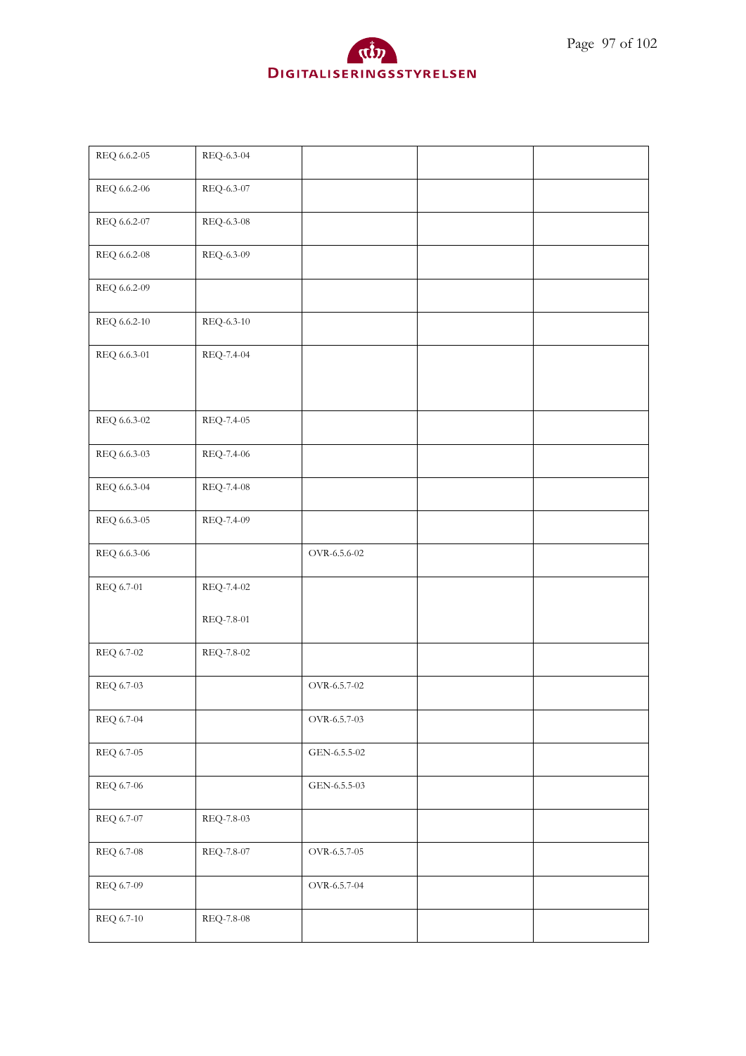| | | | | |
|---|---|---|---|---|
| REQ 6.6.2-05 | REQ-6.3-04 | | | |
| REQ 6.6.2-06 | REQ-6.3-07 | | | |
| REQ 6.6.2-07 | REQ-6.3-08 | | | |
| REQ 6.6.2-08 | REQ-6.3-09 | | | |
| REQ 6.6.2-09 | | | | |
| REQ 6.6.2-10 | REQ-6.3-10 | | | |
| REQ 6.6.3-01 | REQ-7.4-04 | | | |
| REQ 6.6.3-02 | REQ-7.4-05 | | | |
| REQ 6.6.3-03 | REQ-7.4-06 | | | |
| REQ 6.6.3-04 | REQ-7.4-08 | | | |
| REQ 6.6.3-05 | REQ-7.4-09 | | | |
| REQ 6.6.3-06 | | OVR-6.5.6-02 | | |
| REQ 6.7-01 | REQ-7.4-02<br><br>REQ-7.8-01 | | | |
| REQ 6.7-02 | REQ-7.8-02 | | | |
| REQ 6.7-03 | | OVR-6.5.7-02 | | |
| REQ 6.7-04 | | OVR-6.5.7-03 | | |
| REQ 6.7-05 | | GEN-6.5.5-02 | | |
| REQ 6.7-06 | | GEN-6.5.5-03 | | |
| REQ 6.7-07 | REQ-7.8-03 | | | |
| REQ 6.7-08 | REQ-7.8-07 | OVR-6.5.7-05 | | |
| REQ 6.7-09 | | OVR-6.5.7-04 | | |
| REQ 6.7-10 | REQ-7.8-08 | | | |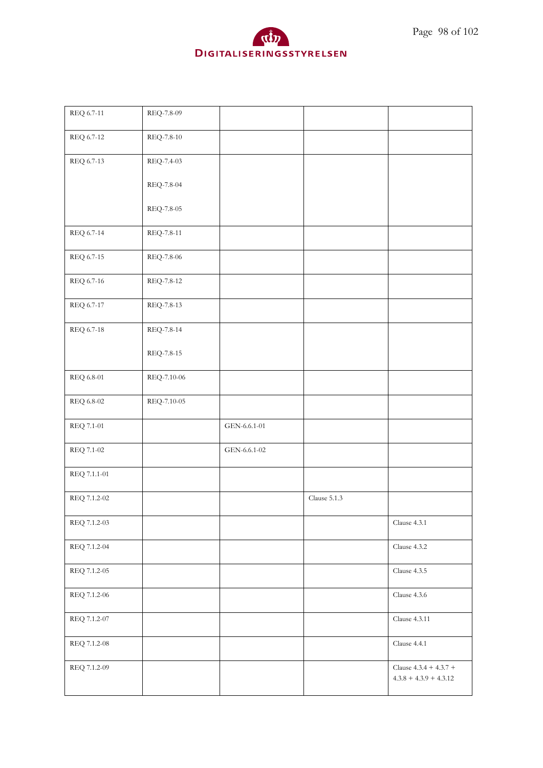| | | | | |
|---|---|---|---|---|
| REQ 6.7-11 | REQ-7.8-09 | | | |
| REQ 6.7-12 | REQ-7.8-10 | | | |
| REQ 6.7-13 | REQ-7.4-03<br><br>REQ-7.8-04<br><br>REQ-7.8-05 | | | |
| REQ 6.7-14 | REQ-7.8-11 | | | |
| REQ 6.7-15 | REQ-7.8-06 | | | |
| REQ 6.7-16 | REQ-7.8-12 | | | |
| REQ 6.7-17 | REQ-7.8-13 | | | |
| REQ 6.7-18 | REQ-7.8-14<br><br>REQ-7.8-15 | | | |
| REQ 6.8-01 | REQ-7.10-06 | | | |
| REQ 6.8-02 | REQ-7.10-05 | | | |
| REQ 7.1-01 | | GEN-6.6.1-01 | | |
| REQ 7.1-02 | | GEN-6.6.1-02 | | |
| REQ 7.1.1-01 | | | | |
| REQ 7.1.2-02 | | | Clause 5.1.3 | |
| REQ 7.1.2-03 | | | | Clause 4.3.1 |
| REQ 7.1.2-04 | | | | Clause 4.3.2 |
| REQ 7.1.2-05 | | | | Clause 4.3.5 |
| REQ 7.1.2-06 | | | | Clause 4.3.6 |
| REQ 7.1.2-07 | | | | Clause 4.3.11 |
| REQ 7.1.2-08 | | | | Clause 4.4.1 |
| REQ 7.1.2-09 | | | | Clause 4.3.4 + 4.3.7 + 4.3.8 + 4.3.9 + 4.3.12 |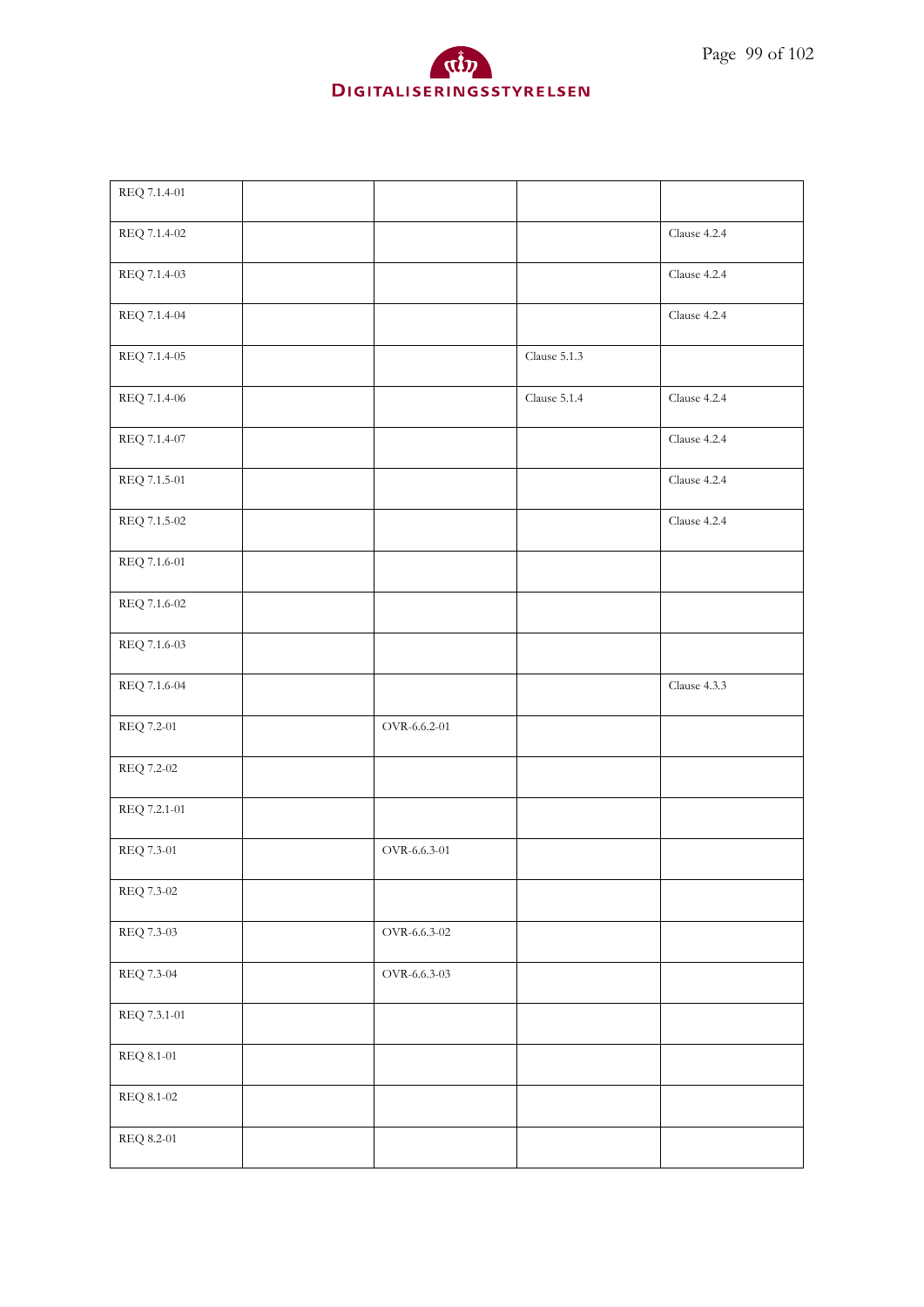| | | | | |
|---|---|---|---|---|
| REQ 7.1.4-01 | | | | |
| REQ 7.1.4-02 | | | | Clause 4.2.4 |
| REQ 7.1.4-03 | | | | Clause 4.2.4 |
| REQ 7.1.4-04 | | | | Clause 4.2.4 |
| REQ 7.1.4-05 | | | Clause 5.1.3 | |
| REQ 7.1.4-06 | | | Clause 5.1.4 | Clause 4.2.4 |
| REQ 7.1.4-07 | | | | Clause 4.2.4 |
| REQ 7.1.5-01 | | | | Clause 4.2.4 |
| REQ 7.1.5-02 | | | | Clause 4.2.4 |
| REQ 7.1.6-01 | | | | |
| REQ 7.1.6-02 | | | | |
| REQ 7.1.6-03 | | | | |
| REQ 7.1.6-04 | | | | Clause 4.3.3 |
| REQ 7.2-01 | | OVR-6.6.2-01 | | |
| REQ 7.2-02 | | | | |
| REQ 7.2.1-01 | | | | |
| REQ 7.3-01 | | OVR-6.6.3-01 | | |
| REQ 7.3-02 | | | | |
| REQ 7.3-03 | | OVR-6.6.3-02 | | |
| REQ 7.3-04 | | OVR-6.6.3-03 | | |
| REQ 7.3.1-01 | | | | |
| REQ 8.1-01 | | | | |
| REQ 8.1-02 | | | | |
| REQ 8.2-01 | | | | |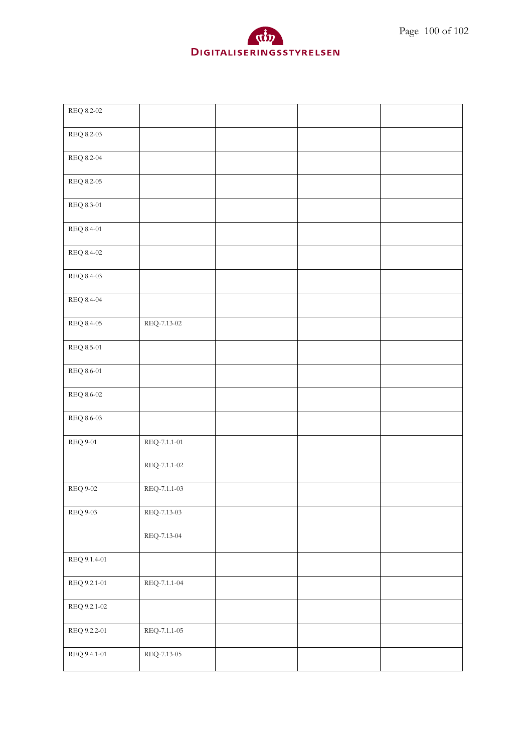| | | | | |
|---|---|---|---|---|
| REQ 8.2-02 | | | | |
| REQ 8.2-03 | | | | |
| REQ 8.2-04 | | | | |
| REQ 8.2-05 | | | | |
| REQ 8.3-01 | | | | |
| REQ 8.4-01 | | | | |
| REQ 8.4-02 | | | | |
| REQ 8.4-03 | | | | |
| REQ 8.4-04 | | | | |
| REQ 8.4-05 | REQ-7.13-02 | | | |
| REQ 8.5-01 | | | | |
| REQ 8.6-01 | | | | |
| REQ 8.6-02 | | | | |
| REQ 8.6-03 | | | | |
| REQ 9-01 | REQ-7.1.1-01<br><br>REQ-7.1.1-02 | | | |
| REQ 9-02 | REQ-7.1.1-03 | | | |
| REQ 9-03 | REQ-7.13-03<br><br>REQ-7.13-04 | | | |
| REQ 9.1.4-01 | | | | |
| REQ 9.2.1-01 | REQ-7.1.1-04 | | | |
| REQ 9.2.1-02 | | | | |
| REQ 9.2.2-01 | REQ-7.1.1-05 | | | |
| REQ 9.4.1-01 | REQ-7.13-05 | | | |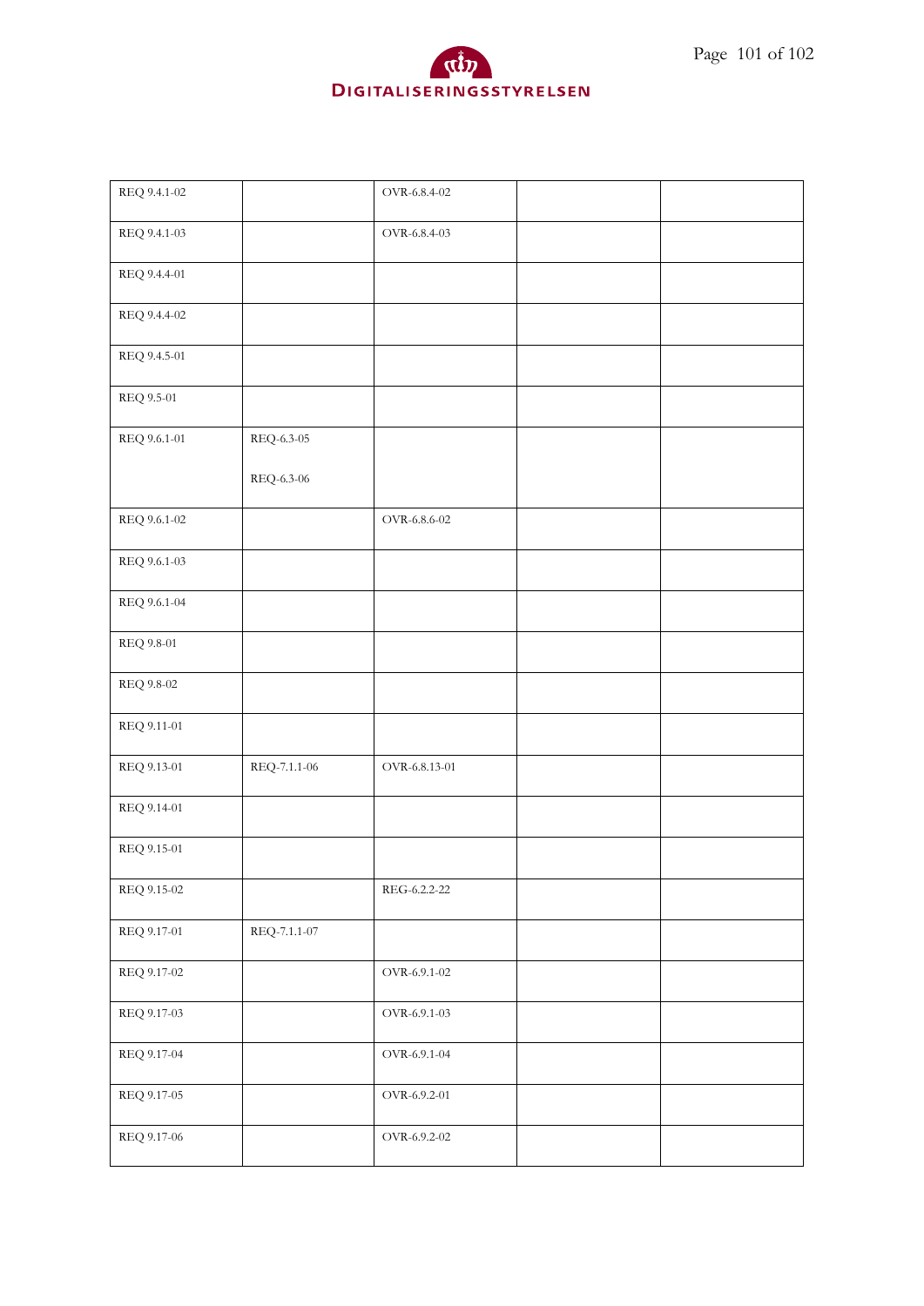| | | | | |
|---|---|---|---|---|
| REQ 9.4.1-02 | | OVR-6.8.4-02 | | |
| REQ 9.4.1-03 | | OVR-6.8.4-03 | | |
| REQ 9.4.4-01 | | | | |
| REQ 9.4.4-02 | | | | |
| REQ 9.4.5-01 | | | | |
| REQ 9.5-01 | | | | |
| REQ 9.6.1-01 | REQ-6.3-05<br><br>REQ-6.3-06 | | | |
| REQ 9.6.1-02 | | OVR-6.8.6-02 | | |
| REQ 9.6.1-03 | | | | |
| REQ 9.6.1-04 | | | | |
| REQ 9.8-01 | | | | |
| REQ 9.8-02 | | | | |
| REQ 9.11-01 | | | | |
| REQ 9.13-01 | REQ-7.1.1-06 | OVR-6.8.13-01 | | |
| REQ 9.14-01 | | | | |
| REQ 9.15-01 | | | | |
| REQ 9.15-02 | | REG-6.2.2-22 | | |
| REQ 9.17-01 | REQ-7.1.1-07 | | | |
| REQ 9.17-02 | | OVR-6.9.1-02 | | |
| REQ 9.17-03 | | OVR-6.9.1-03 | | |
| REQ 9.17-04 | | OVR-6.9.1-04 | | |
| REQ 9.17-05 | | OVR-6.9.2-01 | | |
| REQ 9.17-06 | | OVR-6.9.2-02 | | |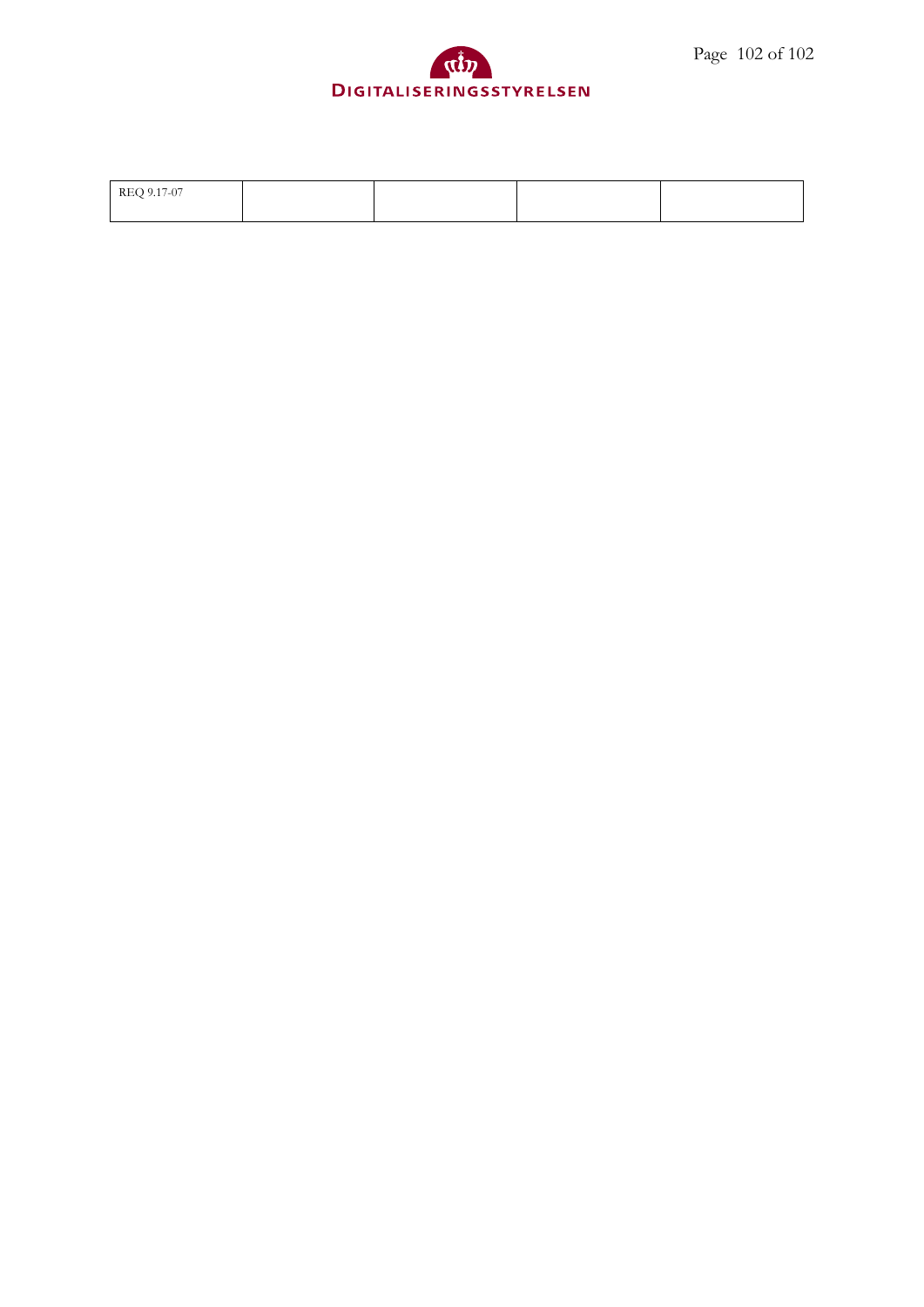| | | | | |
|---|---|---|---|---|
| REQ 9.17-07 | | | | |